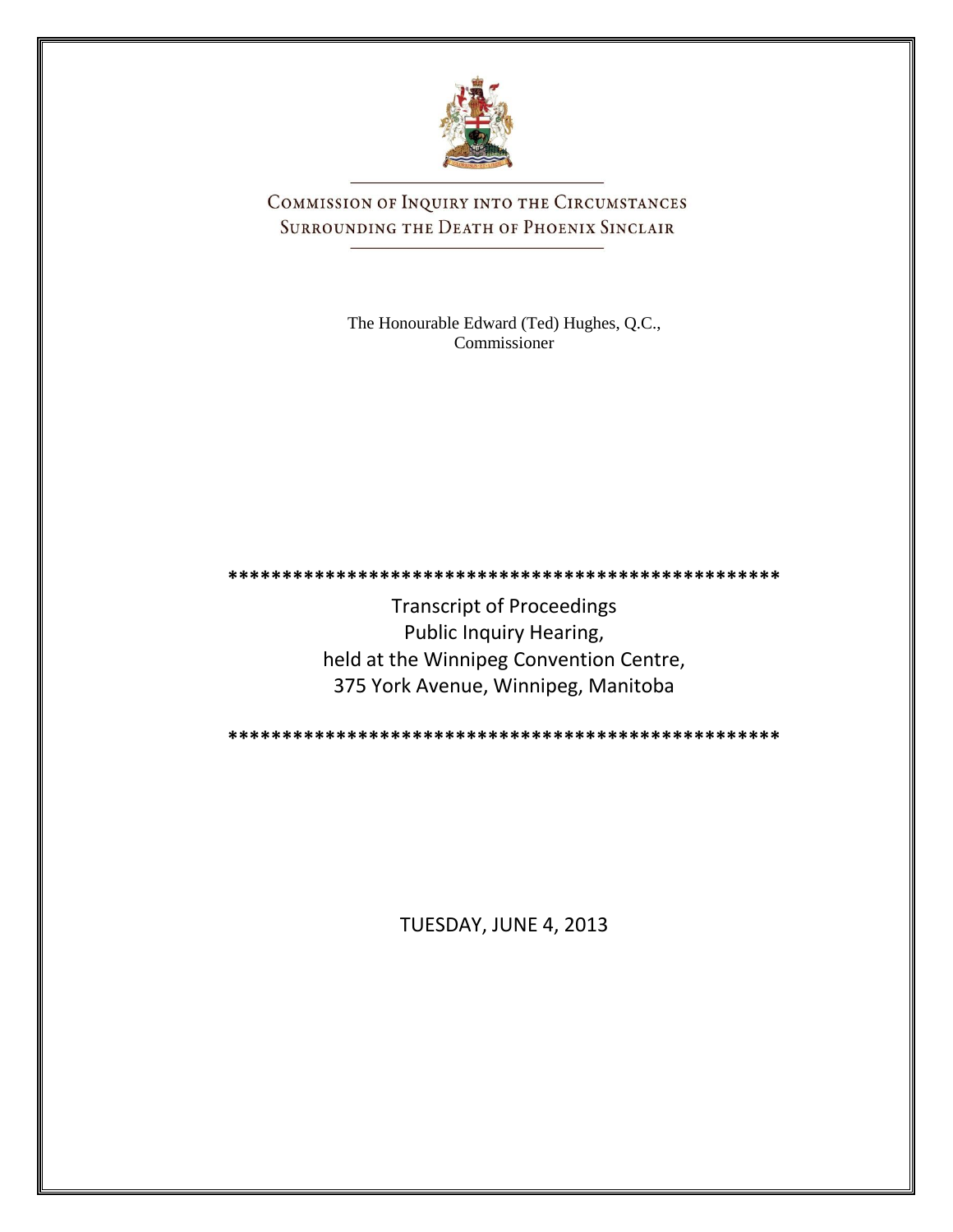# Commission of Inquiry into the Circumstances Surrounding the Death of Phoenix Sinclair

The Honourable Edward (Ted) Hughes, Q.C.,
Commissioner

**************************************************

Transcript of Proceedings
Public Inquiry Hearing,
held at the Winnipeg Convention Centre,
375 York Avenue, Winnipeg, Manitoba

**************************************************

TUESDAY, JUNE 4, 2013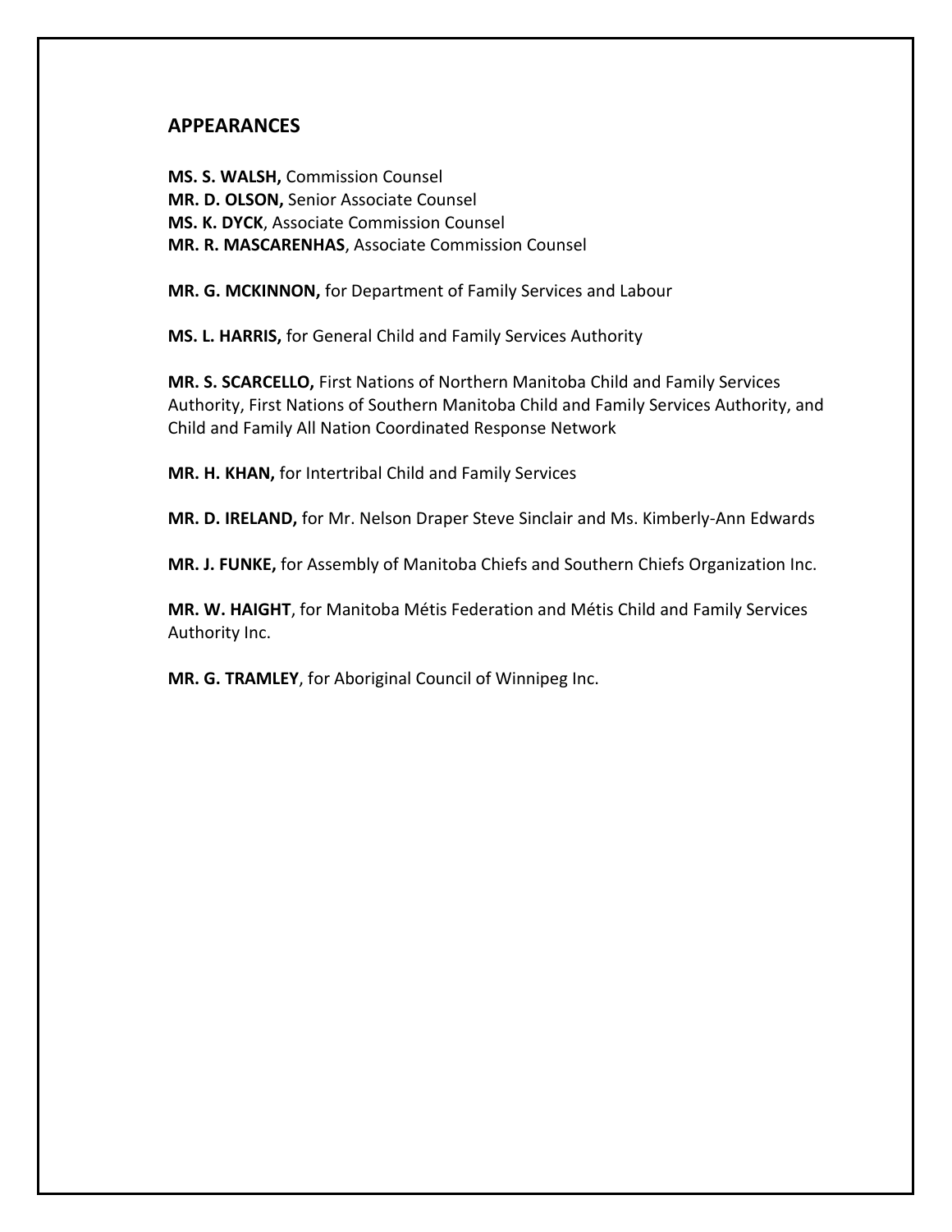## APPEARANCES

**MS. S. WALSH,** Commission Counsel
**MR. D. OLSON,** Senior Associate Counsel
**MS. K. DYCK**, Associate Commission Counsel
**MR. R. MASCARENHAS**, Associate Commission Counsel

**MR. G. MCKINNON,** for Department of Family Services and Labour

**MS. L. HARRIS,** for General Child and Family Services Authority

**MR. S. SCARCELLO,** First Nations of Northern Manitoba Child and Family Services Authority, First Nations of Southern Manitoba Child and Family Services Authority, and Child and Family All Nation Coordinated Response Network

**MR. H. KHAN,** for Intertribal Child and Family Services

**MR. D. IRELAND,** for Mr. Nelson Draper Steve Sinclair and Ms. Kimberly-Ann Edwards

**MR. J. FUNKE,** for Assembly of Manitoba Chiefs and Southern Chiefs Organization Inc.

**MR. W. HAIGHT**, for Manitoba Métis Federation and Métis Child and Family Services Authority Inc.

**MR. G. TRAMLEY**, for Aboriginal Council of Winnipeg Inc.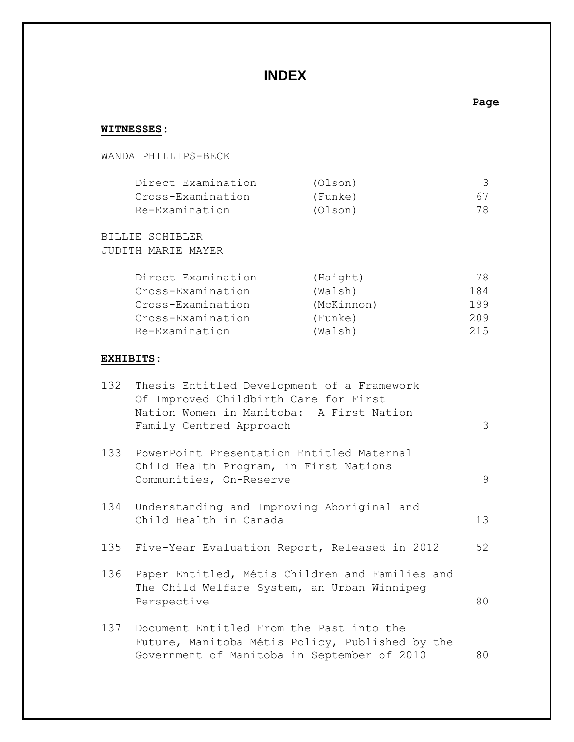# INDEX

**WITNESSES**:

| | | Page |
|---|---|---|
| WANDA PHILLIPS-BECK | | |
| Direct Examination | (Olson) | 3 |
| Cross-Examination | (Funke) | 67 |
| Re-Examination | (Olson) | 78 |
| BILLIE SCHIBLER<br>JUDITH MARIE MAYER | | |
| Direct Examination | (Haight) | 78 |
| Cross-Examination | (Walsh) | 184 |
| Cross-Examination | (McKinnon) | 199 |
| Cross-Examination | (Funke) | 209 |
| Re-Examination | (Walsh) | 215 |

**EXHIBITS**:

| | | Page |
|---|---|---|
| 132 | Thesis Entitled Development of a Framework Of Improved Childbirth Care for First Nation Women in Manitoba: A First Nation Family Centred Approach | 3 |
| 133 | PowerPoint Presentation Entitled Maternal Child Health Program, in First Nations Communities, On-Reserve | 9 |
| 134 | Understanding and Improving Aboriginal and Child Health in Canada | 13 |
| 135 | Five-Year Evaluation Report, Released in 2012 | 52 |
| 136 | Paper Entitled, Métis Children and Families and The Child Welfare System, an Urban Winnipeg Perspective | 80 |
| 137 | Document Entitled From the Past into the Future, Manitoba Métis Policy, Published by the Government of Manitoba in September of 2010 | 80 |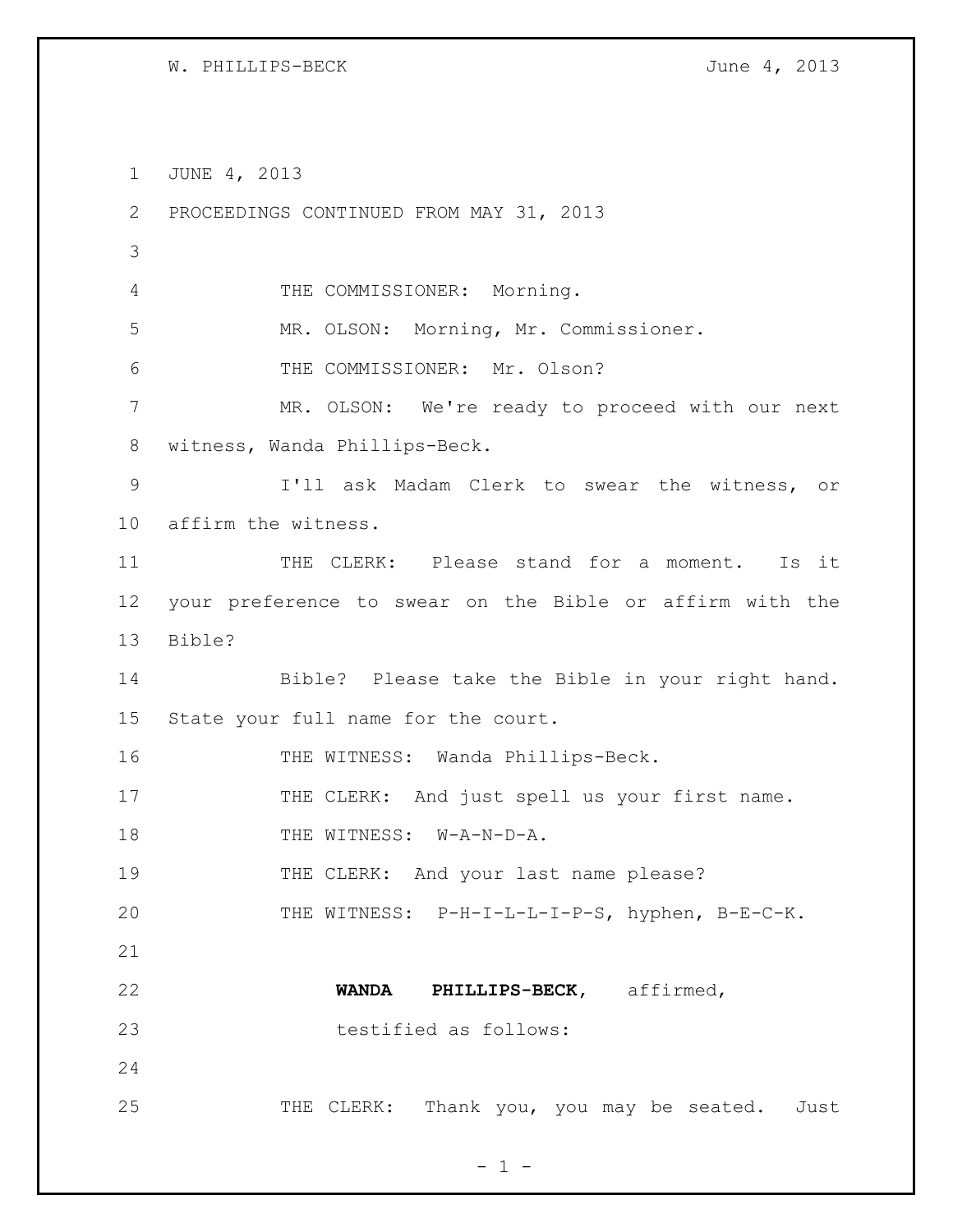JUNE 4, 2013

PROCEEDINGS CONTINUED FROM MAY 31, 2013

THE COMMISSIONER: Morning.

MR. OLSON: Morning, Mr. Commissioner.

THE COMMISSIONER: Mr. Olson?

MR. OLSON: We're ready to proceed with our next witness, Wanda Phillips-Beck.

I'll ask Madam Clerk to swear the witness, or affirm the witness.

THE CLERK: Please stand for a moment. Is it your preference to swear on the Bible or affirm with the Bible?

Bible? Please take the Bible in your right hand. State your full name for the court.

THE WITNESS: Wanda Phillips-Beck.

THE CLERK: And just spell us your first name.

THE WITNESS: W-A-N-D-A.

THE CLERK: And your last name please?

THE WITNESS: P-H-I-L-L-I-P-S, hyphen, B-E-C-K.

**WANDA PHILLIPS-BECK**, affirmed, testified as follows:

THE CLERK: Thank you, you may be seated. Just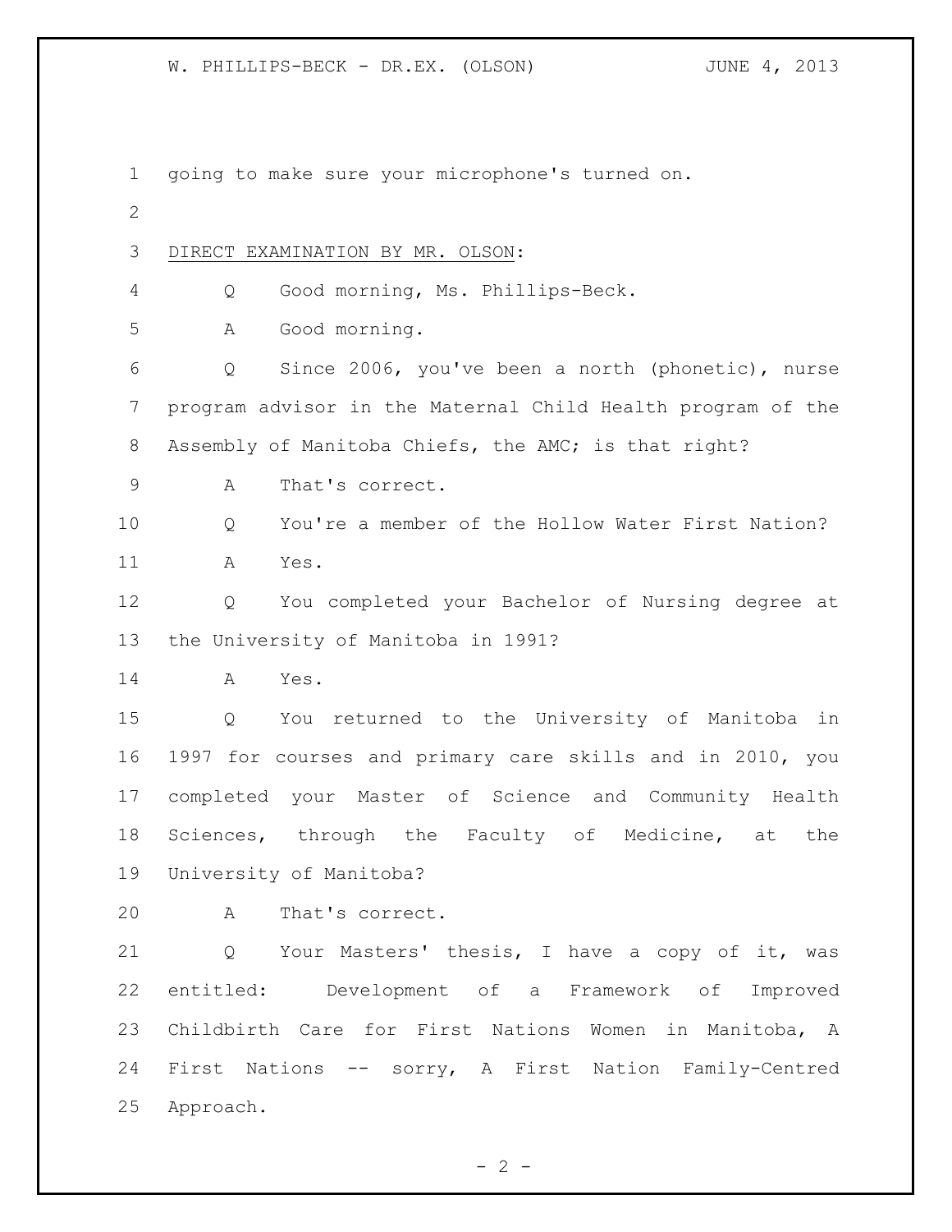going to make sure your microphone's turned on.

DIRECT EXAMINATION BY MR. OLSON:

Q Good morning, Ms. Phillips-Beck.

A Good morning.

Q Since 2006, you've been a north (phonetic), nurse program advisor in the Maternal Child Health program of the Assembly of Manitoba Chiefs, the AMC; is that right?

A That's correct.

Q You're a member of the Hollow Water First Nation?

A Yes.

Q You completed your Bachelor of Nursing degree at the University of Manitoba in 1991?

A Yes.

Q You returned to the University of Manitoba in 1997 for courses and primary care skills and in 2010, you completed your Master of Science and Community Health Sciences, through the Faculty of Medicine, at the University of Manitoba?

A That's correct.

Q Your Masters' thesis, I have a copy of it, was entitled: Development of a Framework of Improved Childbirth Care for First Nations Women in Manitoba, A First Nations -- sorry, A First Nation Family-Centred Approach.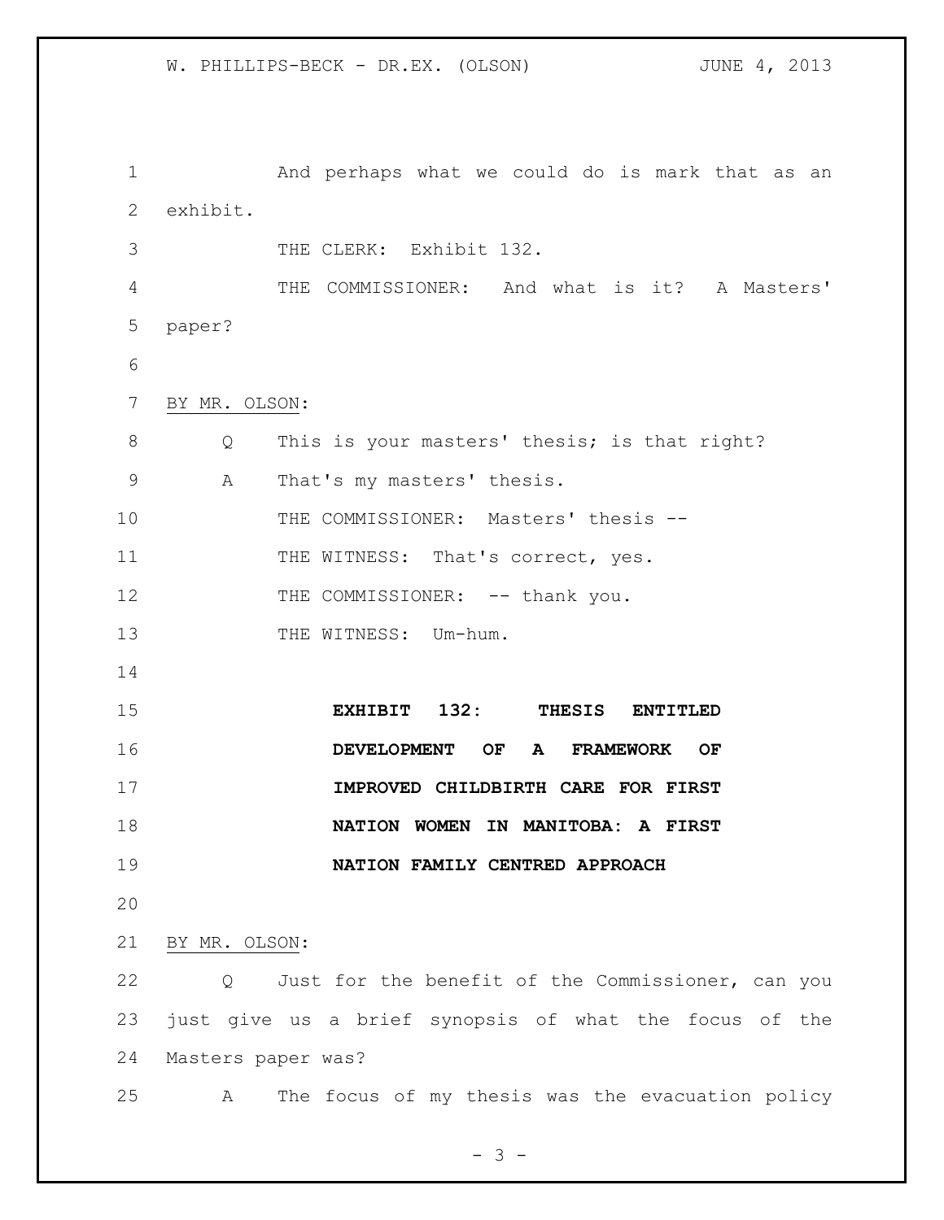And perhaps what we could do is mark that as an exhibit.

THE CLERK: Exhibit 132.

THE COMMISSIONER: And what is it? A Masters' paper?

BY MR. OLSON:

Q This is your masters' thesis; is that right?

A That's my masters' thesis.

THE COMMISSIONER: Masters' thesis --

THE WITNESS: That's correct, yes.

THE COMMISSIONER: -- thank you.

THE WITNESS: Um-hum.

**EXHIBIT 132: THESIS ENTITLED DEVELOPMENT OF A FRAMEWORK OF IMPROVED CHILDBIRTH CARE FOR FIRST NATION WOMEN IN MANITOBA: A FIRST NATION FAMILY CENTRED APPROACH**

BY MR. OLSON:

Q Just for the benefit of the Commissioner, can you just give us a brief synopsis of what the focus of the Masters paper was?

A The focus of my thesis was the evacuation policy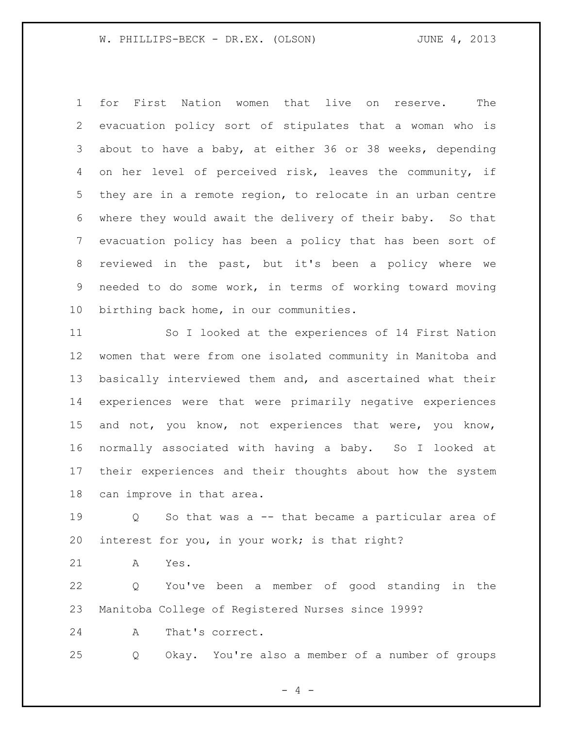for First Nation women that live on reserve. The evacuation policy sort of stipulates that a woman who is about to have a baby, at either 36 or 38 weeks, depending on her level of perceived risk, leaves the community, if they are in a remote region, to relocate in an urban centre where they would await the delivery of their baby. So that evacuation policy has been a policy that has been sort of reviewed in the past, but it's been a policy where we needed to do some work, in terms of working toward moving birthing back home, in our communities.

So I looked at the experiences of 14 First Nation women that were from one isolated community in Manitoba and basically interviewed them and, and ascertained what their experiences were that were primarily negative experiences and not, you know, not experiences that were, you know, normally associated with having a baby. So I looked at their experiences and their thoughts about how the system can improve in that area.

Q So that was a -- that became a particular area of interest for you, in your work; is that right?

A Yes.

Q You've been a member of good standing in the Manitoba College of Registered Nurses since 1999?

A That's correct.

Q Okay. You're also a member of a number of groups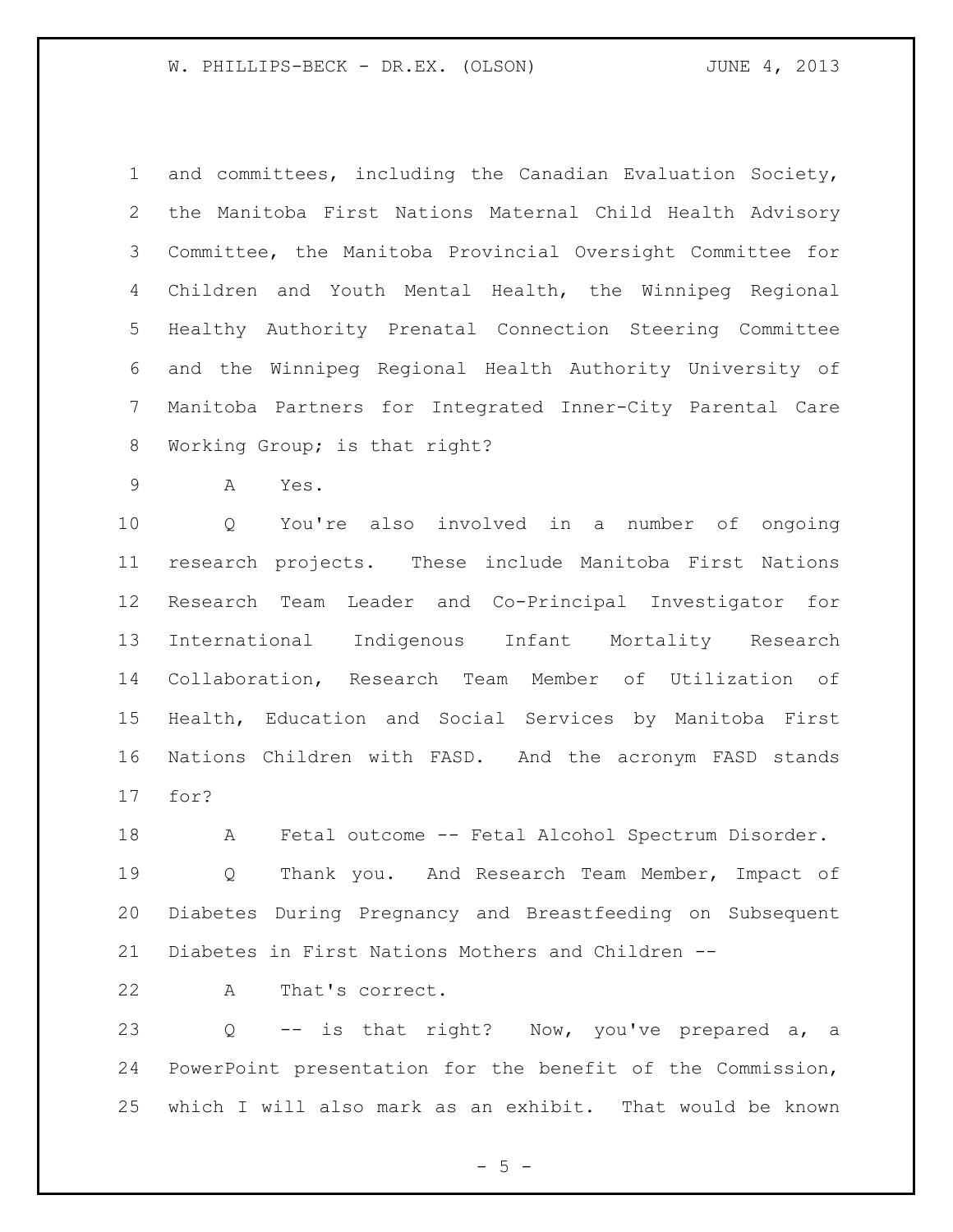and committees, including the Canadian Evaluation Society, the Manitoba First Nations Maternal Child Health Advisory Committee, the Manitoba Provincial Oversight Committee for Children and Youth Mental Health, the Winnipeg Regional Healthy Authority Prenatal Connection Steering Committee and the Winnipeg Regional Health Authority University of Manitoba Partners for Integrated Inner-City Parental Care Working Group; is that right?

A Yes.

Q You're also involved in a number of ongoing research projects. These include Manitoba First Nations Research Team Leader and Co-Principal Investigator for International Indigenous Infant Mortality Research Collaboration, Research Team Member of Utilization of Health, Education and Social Services by Manitoba First Nations Children with FASD. And the acronym FASD stands for?

A Fetal outcome -- Fetal Alcohol Spectrum Disorder.

Q Thank you. And Research Team Member, Impact of Diabetes During Pregnancy and Breastfeeding on Subsequent Diabetes in First Nations Mothers and Children --

A That's correct.

Q -- is that right? Now, you've prepared a, a PowerPoint presentation for the benefit of the Commission, which I will also mark as an exhibit. That would be known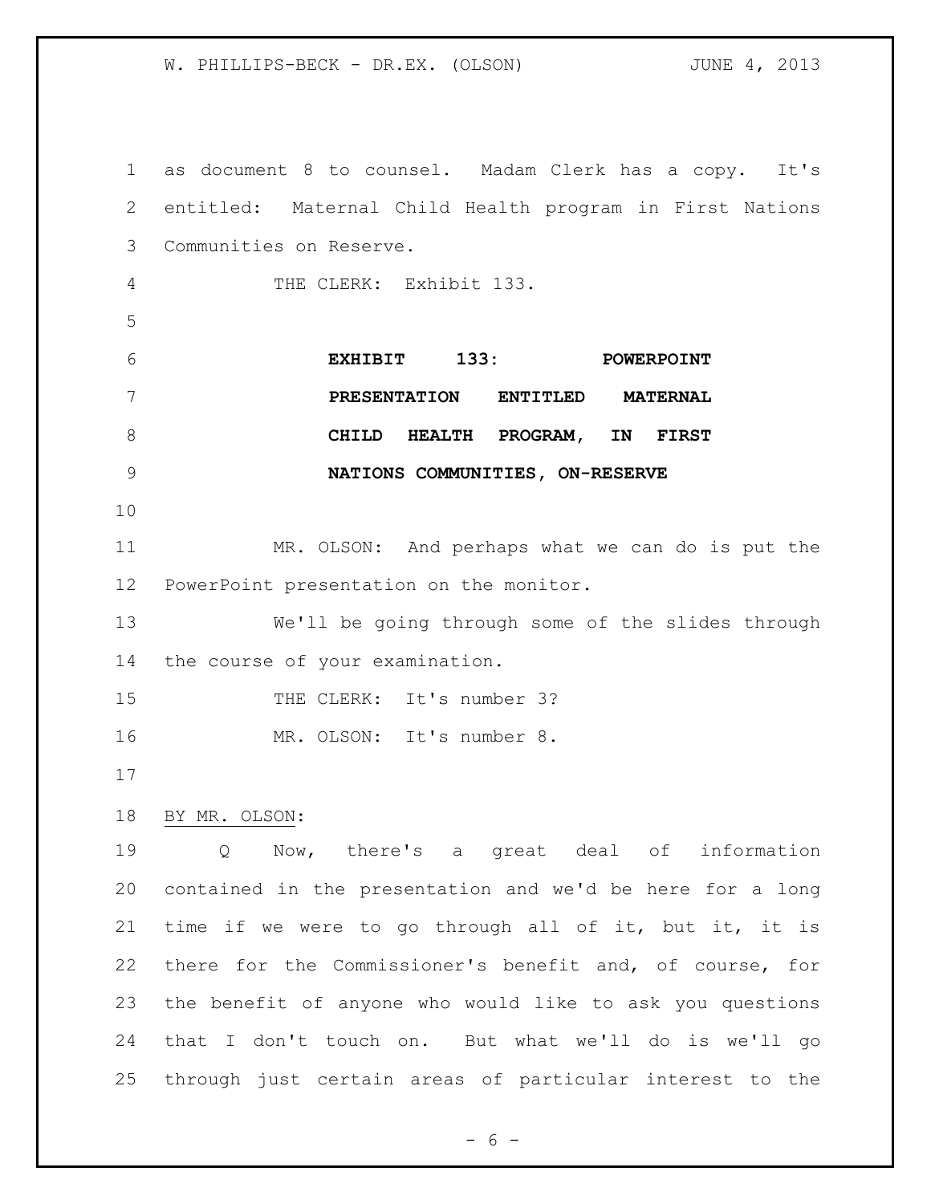as document 8 to counsel. Madam Clerk has a copy. It's entitled: Maternal Child Health program in First Nations Communities on Reserve.

THE CLERK: Exhibit 133.

**EXHIBIT 133: POWERPOINT PRESENTATION ENTITLED MATERNAL CHILD HEALTH PROGRAM, IN FIRST NATIONS COMMUNITIES, ON-RESERVE**

MR. OLSON: And perhaps what we can do is put the PowerPoint presentation on the monitor.

We'll be going through some of the slides through the course of your examination.

THE CLERK: It's number 3?

MR. OLSON: It's number 8.

BY MR. OLSON:

Q Now, there's a great deal of information contained in the presentation and we'd be here for a long time if we were to go through all of it, but it, it is there for the Commissioner's benefit and, of course, for the benefit of anyone who would like to ask you questions that I don't touch on. But what we'll do is we'll go through just certain areas of particular interest to the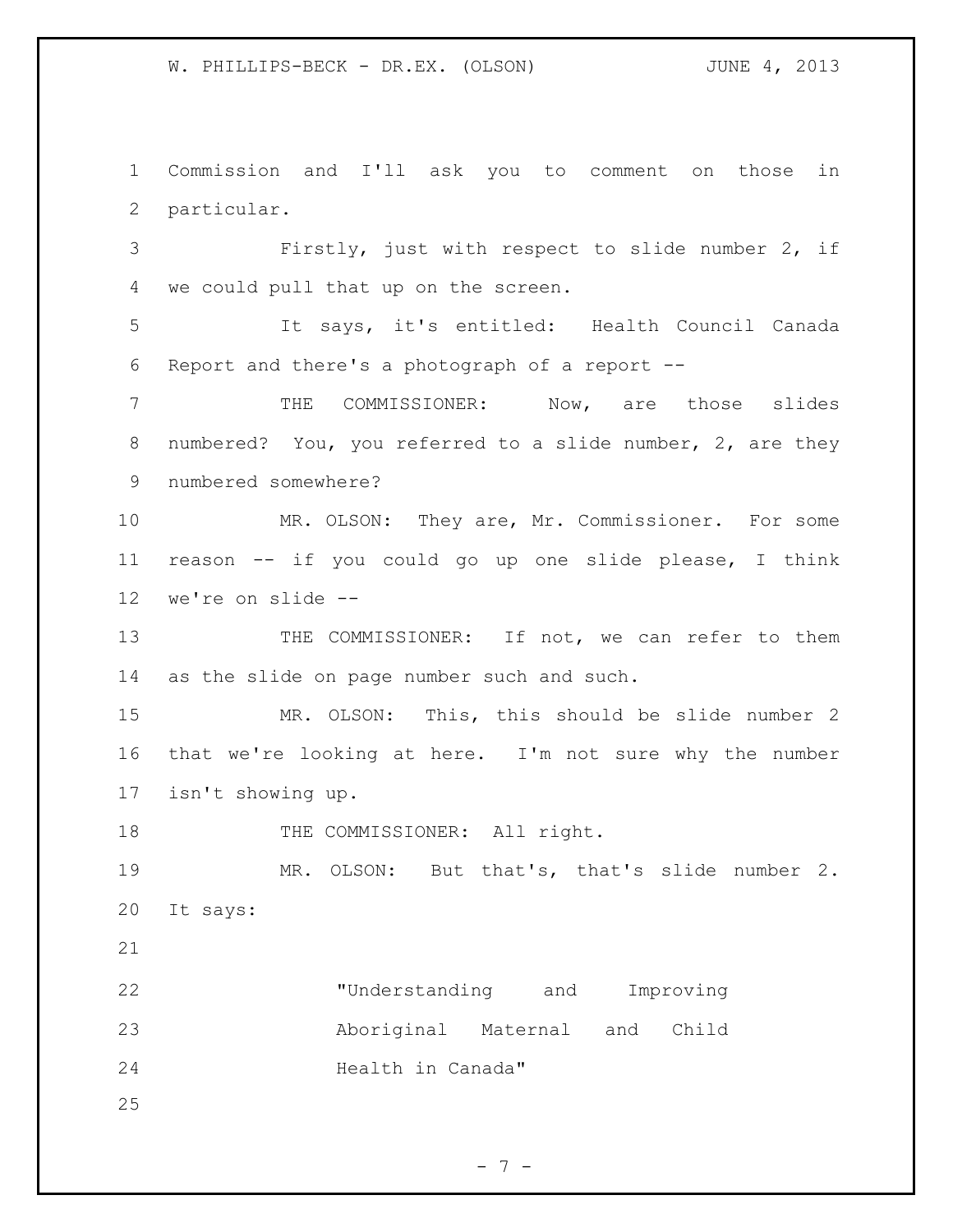Commission and I'll ask you to comment on those in particular.

Firstly, just with respect to slide number 2, if we could pull that up on the screen.

It says, it's entitled: Health Council Canada Report and there's a photograph of a report --

THE COMMISSIONER: Now, are those slides numbered? You, you referred to a slide number, 2, are they numbered somewhere?

MR. OLSON: They are, Mr. Commissioner. For some reason -- if you could go up one slide please, I think we're on slide --

THE COMMISSIONER: If not, we can refer to them as the slide on page number such and such.

MR. OLSON: This, this should be slide number 2 that we're looking at here. I'm not sure why the number isn't showing up.

THE COMMISSIONER: All right.

MR. OLSON: But that's, that's slide number 2. It says:

> "Understanding and Improving Aboriginal Maternal and Child Health in Canada"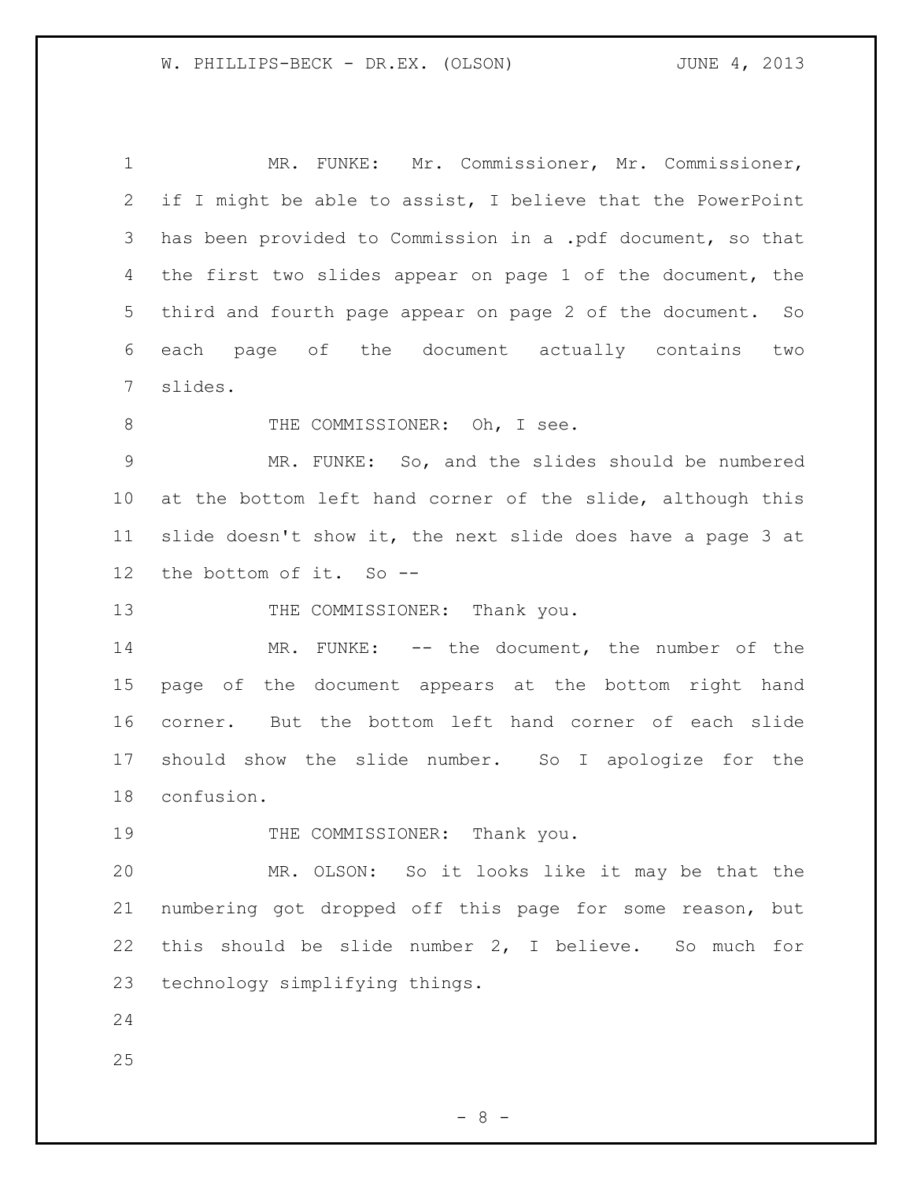MR. FUNKE: Mr. Commissioner, Mr. Commissioner, if I might be able to assist, I believe that the PowerPoint has been provided to Commission in a .pdf document, so that the first two slides appear on page 1 of the document, the third and fourth page appear on page 2 of the document. So each page of the document actually contains two slides.

THE COMMISSIONER: Oh, I see.

MR. FUNKE: So, and the slides should be numbered at the bottom left hand corner of the slide, although this slide doesn't show it, the next slide does have a page 3 at the bottom of it. So --

THE COMMISSIONER: Thank you.

MR. FUNKE: -- the document, the number of the page of the document appears at the bottom right hand corner. But the bottom left hand corner of each slide should show the slide number. So I apologize for the confusion.

THE COMMISSIONER: Thank you.

MR. OLSON: So it looks like it may be that the numbering got dropped off this page for some reason, but this should be slide number 2, I believe. So much for technology simplifying things.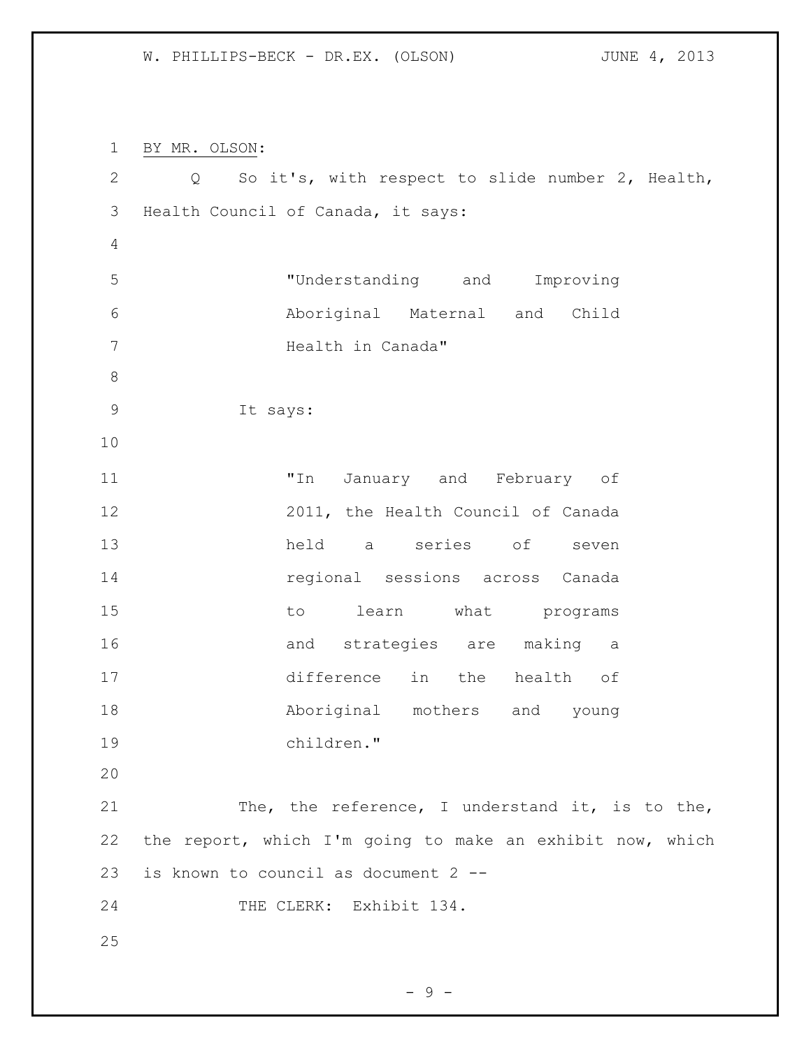BY MR. OLSON:

Q So it's, with respect to slide number 2, Health, Health Council of Canada, it says:

> "Understanding and Improving Aboriginal Maternal and Child Health in Canada"

It says:

> "In January and February of 2011, the Health Council of Canada held a series of seven regional sessions across Canada to learn what programs and strategies are making a difference in the health of Aboriginal mothers and young children."

The, the reference, I understand it, is to the, the report, which I'm going to make an exhibit now, which is known to council as document 2 --

THE CLERK: Exhibit 134.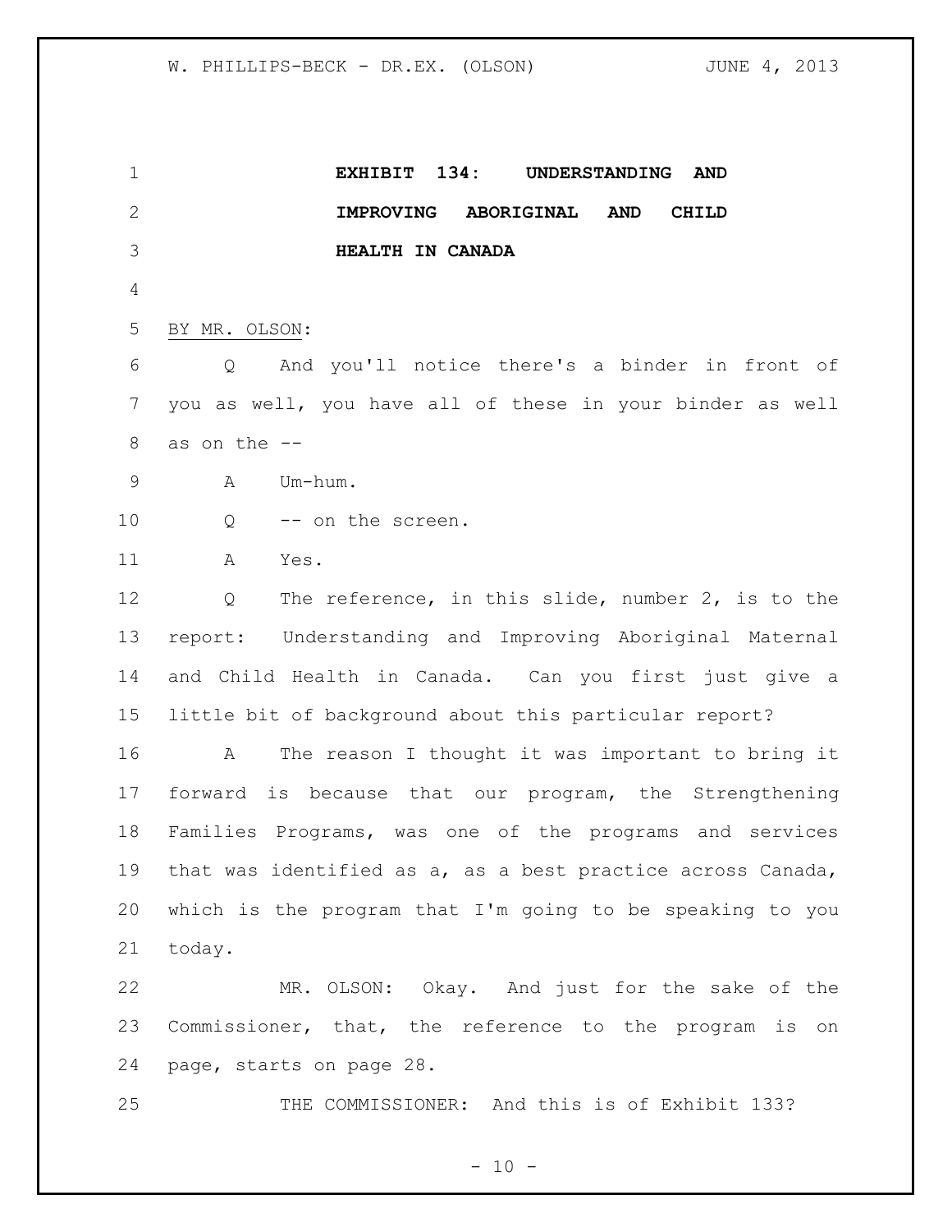**EXHIBIT 134: UNDERSTANDING AND IMPROVING ABORIGINAL AND CHILD HEALTH IN CANADA**

BY MR. OLSON:

Q And you'll notice there's a binder in front of you as well, you have all of these in your binder as well as on the --

A Um-hum.

Q -- on the screen.

A Yes.

Q The reference, in this slide, number 2, is to the report: Understanding and Improving Aboriginal Maternal and Child Health in Canada. Can you first just give a little bit of background about this particular report?

A The reason I thought it was important to bring it forward is because that our program, the Strengthening Families Programs, was one of the programs and services that was identified as a, as a best practice across Canada, which is the program that I'm going to be speaking to you today.

MR. OLSON: Okay. And just for the sake of the Commissioner, that, the reference to the program is on page, starts on page 28.

THE COMMISSIONER: And this is of Exhibit 133?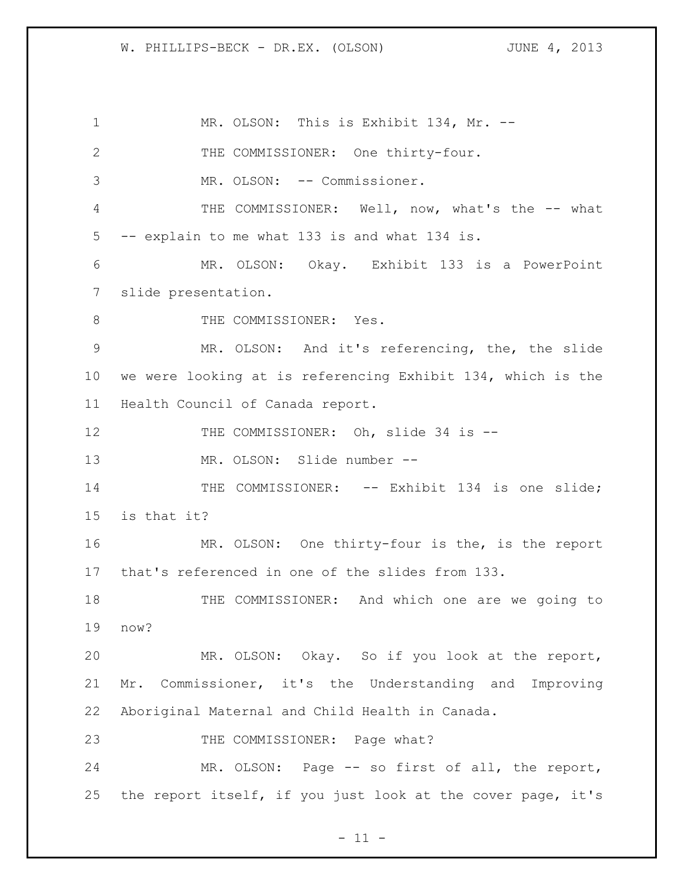MR. OLSON: This is Exhibit 134, Mr. --

THE COMMISSIONER: One thirty-four.

MR. OLSON: -- Commissioner.

THE COMMISSIONER: Well, now, what's the -- what -- explain to me what 133 is and what 134 is.

MR. OLSON: Okay. Exhibit 133 is a PowerPoint slide presentation.

THE COMMISSIONER: Yes.

MR. OLSON: And it's referencing, the, the slide we were looking at is referencing Exhibit 134, which is the Health Council of Canada report.

THE COMMISSIONER: Oh, slide 34 is --

MR. OLSON: Slide number --

THE COMMISSIONER: -- Exhibit 134 is one slide; is that it?

MR. OLSON: One thirty-four is the, is the report that's referenced in one of the slides from 133.

THE COMMISSIONER: And which one are we going to now?

MR. OLSON: Okay. So if you look at the report, Mr. Commissioner, it's the Understanding and Improving Aboriginal Maternal and Child Health in Canada.

THE COMMISSIONER: Page what?

MR. OLSON: Page -- so first of all, the report, the report itself, if you just look at the cover page, it's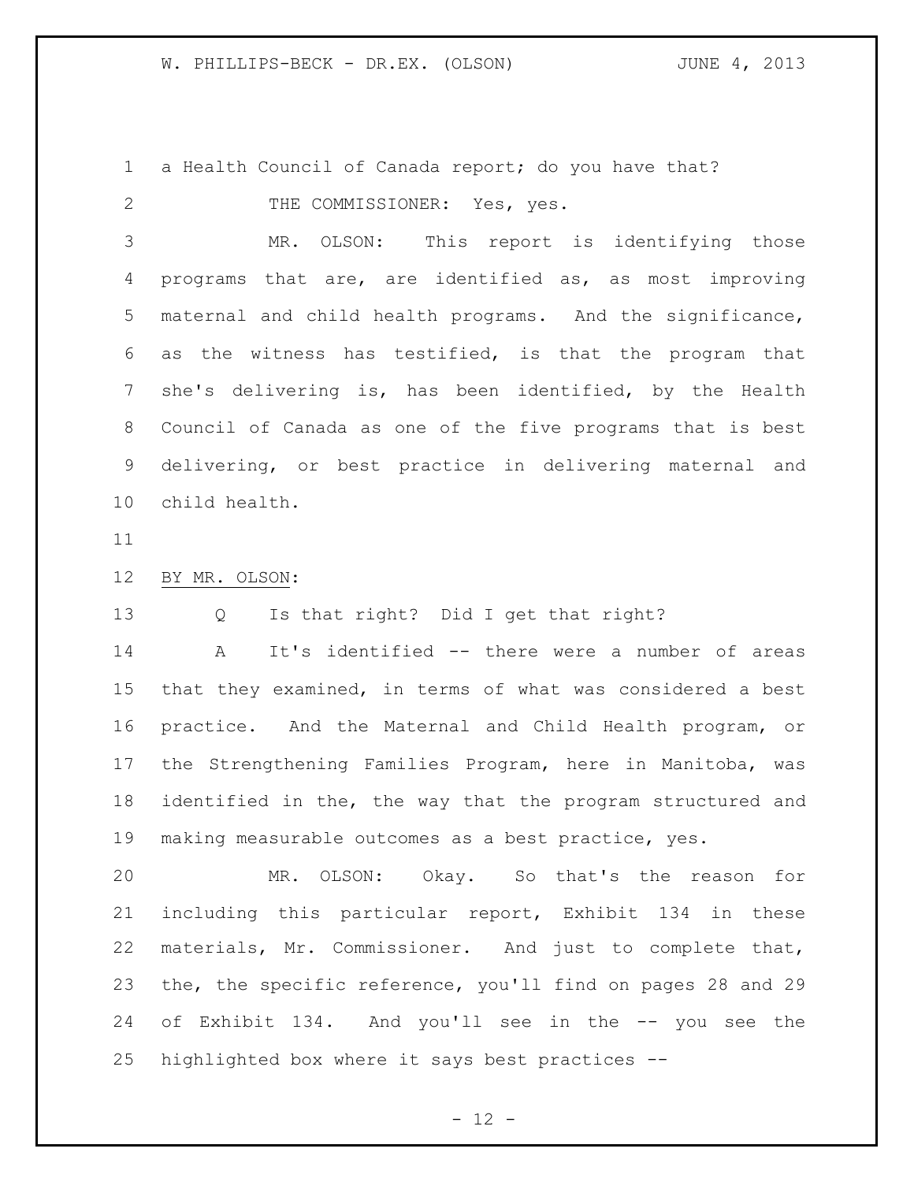a Health Council of Canada report; do you have that?

THE COMMISSIONER: Yes, yes.

MR. OLSON: This report is identifying those programs that are, are identified as, as most improving maternal and child health programs. And the significance, as the witness has testified, is that the program that she's delivering is, has been identified, by the Health Council of Canada as one of the five programs that is best delivering, or best practice in delivering maternal and child health.

BY MR. OLSON:

Q Is that right? Did I get that right?

A It's identified -- there were a number of areas that they examined, in terms of what was considered a best practice. And the Maternal and Child Health program, or the Strengthening Families Program, here in Manitoba, was identified in the, the way that the program structured and making measurable outcomes as a best practice, yes.

MR. OLSON: Okay. So that's the reason for including this particular report, Exhibit 134 in these materials, Mr. Commissioner. And just to complete that, the, the specific reference, you'll find on pages 28 and 29 of Exhibit 134. And you'll see in the -- you see the highlighted box where it says best practices --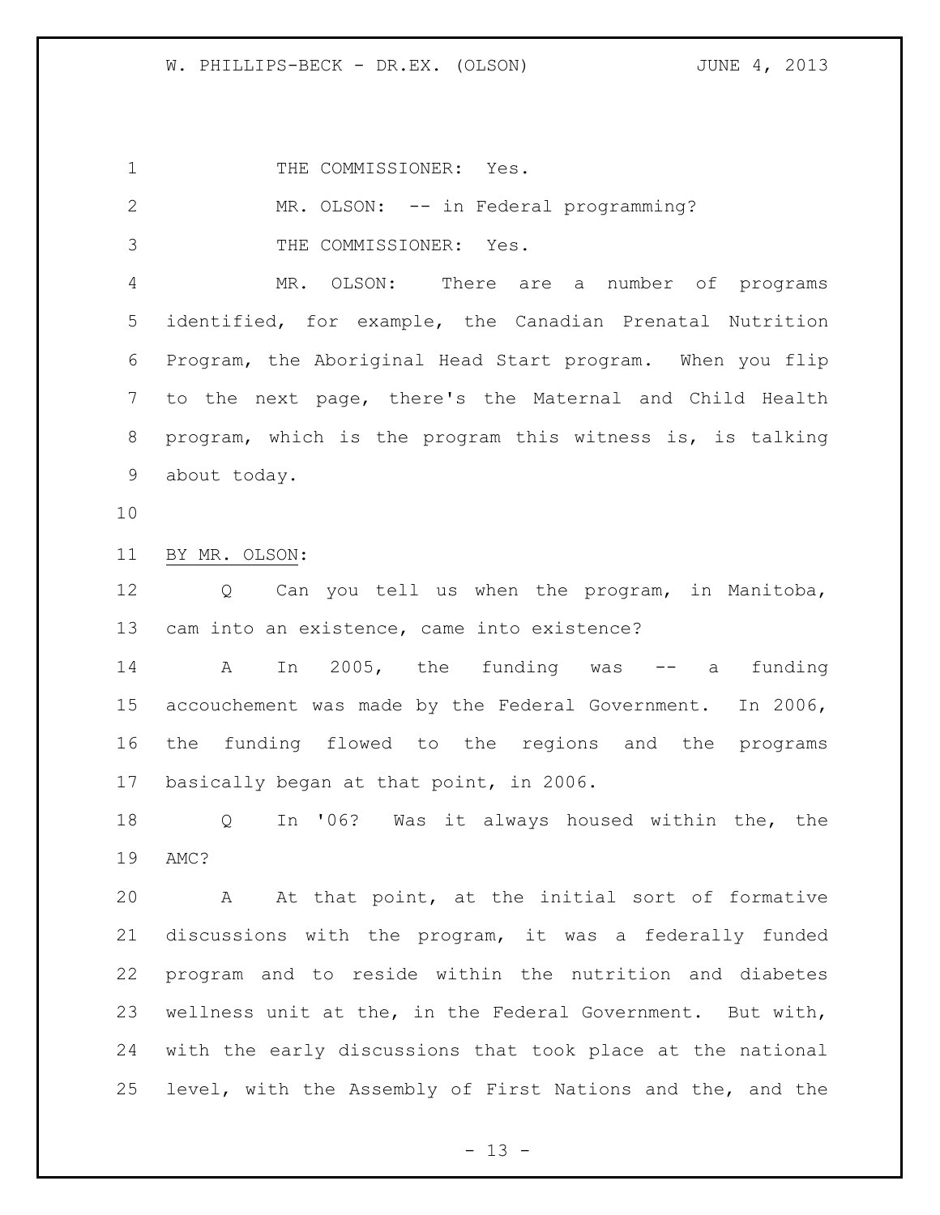THE COMMISSIONER: Yes.

MR. OLSON: -- in Federal programming?

THE COMMISSIONER: Yes.

MR. OLSON: There are a number of programs identified, for example, the Canadian Prenatal Nutrition Program, the Aboriginal Head Start program. When you flip to the next page, there's the Maternal and Child Health program, which is the program this witness is, is talking about today.

BY MR. OLSON:

Q Can you tell us when the program, in Manitoba, cam into an existence, came into existence?

A In 2005, the funding was -- a funding accouchement was made by the Federal Government. In 2006, the funding flowed to the regions and the programs basically began at that point, in 2006.

Q In '06? Was it always housed within the, the AMC?

A At that point, at the initial sort of formative discussions with the program, it was a federally funded program and to reside within the nutrition and diabetes wellness unit at the, in the Federal Government. But with, with the early discussions that took place at the national level, with the Assembly of First Nations and the, and the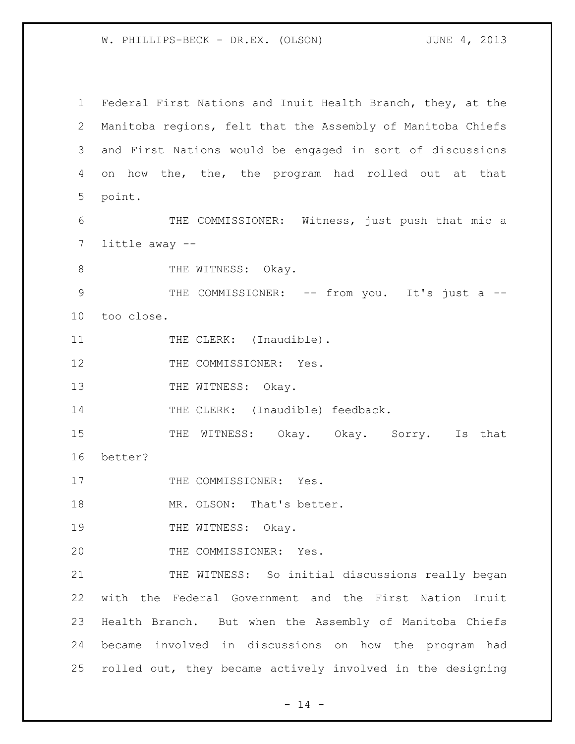Federal First Nations and Inuit Health Branch, they, at the Manitoba regions, felt that the Assembly of Manitoba Chiefs and First Nations would be engaged in sort of discussions on how the, the, the program had rolled out at that point.

THE COMMISSIONER: Witness, just push that mic a little away --

THE WITNESS: Okay.

THE COMMISSIONER: -- from you. It's just a -- too close.

THE CLERK: (Inaudible).

THE COMMISSIONER: Yes.

THE WITNESS: Okay.

THE CLERK: (Inaudible) feedback.

THE WITNESS: Okay. Okay. Sorry. Is that better?

THE COMMISSIONER: Yes.

MR. OLSON: That's better.

THE WITNESS: Okay.

THE COMMISSIONER: Yes.

THE WITNESS: So initial discussions really began with the Federal Government and the First Nation Inuit Health Branch. But when the Assembly of Manitoba Chiefs became involved in discussions on how the program had rolled out, they became actively involved in the designing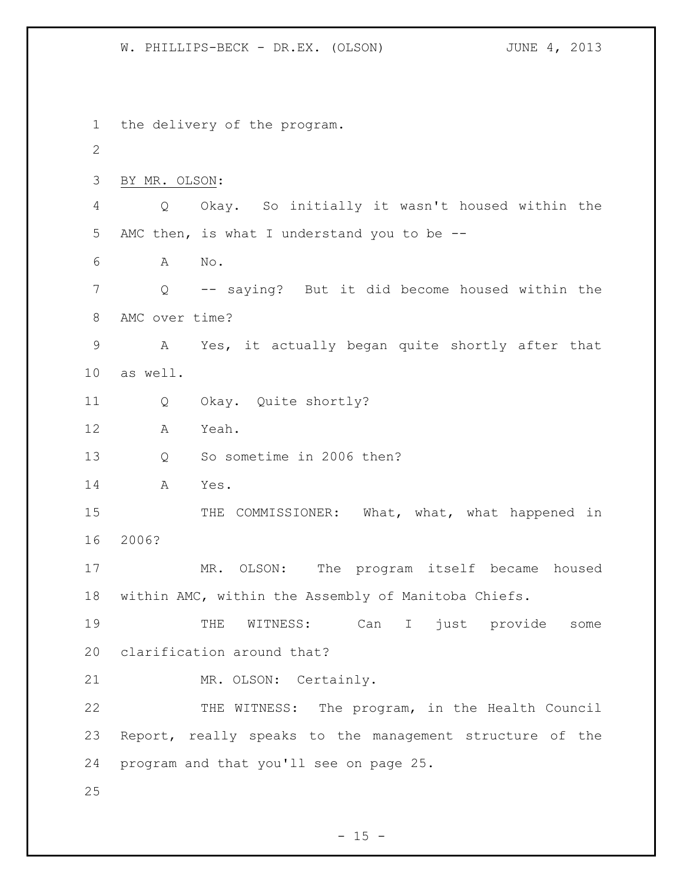the delivery of the program.

BY MR. OLSON:

Q Okay. So initially it wasn't housed within the AMC then, is what I understand you to be --

A No.

Q -- saying? But it did become housed within the AMC over time?

A Yes, it actually began quite shortly after that as well.

Q Okay. Quite shortly?

A Yeah.

Q So sometime in 2006 then?

A Yes.

THE COMMISSIONER: What, what, what happened in 2006?

MR. OLSON: The program itself became housed within AMC, within the Assembly of Manitoba Chiefs.

THE WITNESS: Can I just provide some clarification around that?

MR. OLSON: Certainly.

THE WITNESS: The program, in the Health Council Report, really speaks to the management structure of the program and that you'll see on page 25.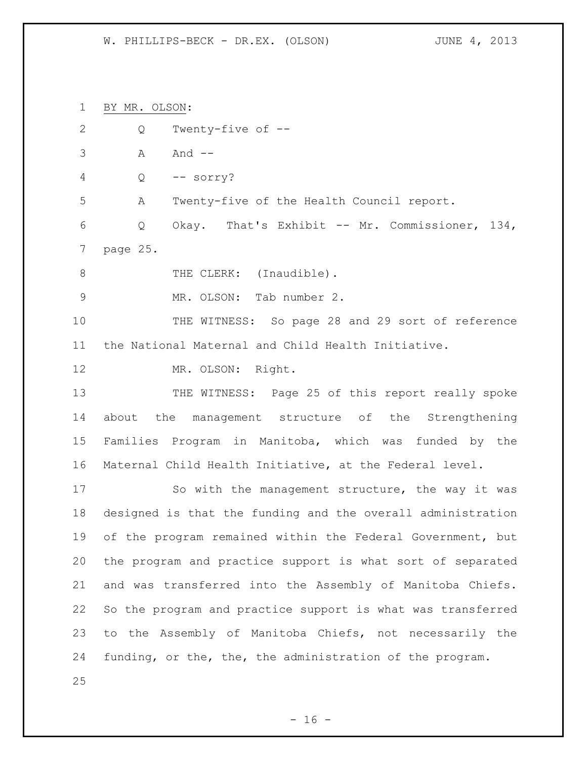BY MR. OLSON:

Q Twenty-five of --

A And --

Q -- sorry?

A Twenty-five of the Health Council report.

Q Okay. That's Exhibit -- Mr. Commissioner, 134, page 25.

THE CLERK: (Inaudible).

MR. OLSON: Tab number 2.

THE WITNESS: So page 28 and 29 sort of reference the National Maternal and Child Health Initiative.

MR. OLSON: Right.

THE WITNESS: Page 25 of this report really spoke about the management structure of the Strengthening Families Program in Manitoba, which was funded by the Maternal Child Health Initiative, at the Federal level.

So with the management structure, the way it was designed is that the funding and the overall administration of the program remained within the Federal Government, but the program and practice support is what sort of separated and was transferred into the Assembly of Manitoba Chiefs. So the program and practice support is what was transferred to the Assembly of Manitoba Chiefs, not necessarily the funding, or the, the, the administration of the program.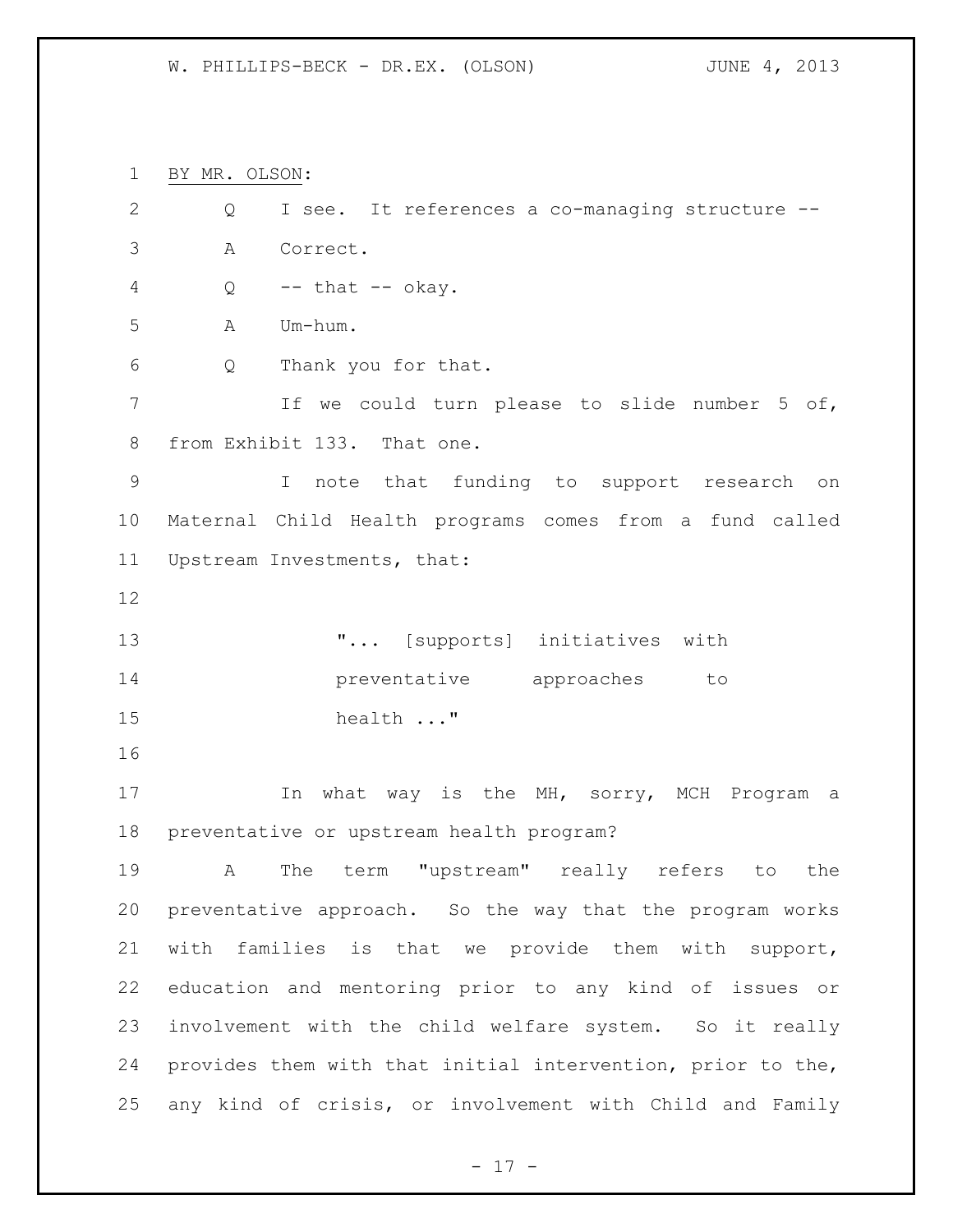BY MR. OLSON:

Q I see. It references a co-managing structure --

A Correct.

Q -- that -- okay.

A Um-hum.

Q Thank you for that.

If we could turn please to slide number 5 of, from Exhibit 133. That one.

I note that funding to support research on Maternal Child Health programs comes from a fund called Upstream Investments, that:

> "... [supports] initiatives with preventative approaches to health ..."

In what way is the MH, sorry, MCH Program a preventative or upstream health program?

A The term "upstream" really refers to the preventative approach. So the way that the program works with families is that we provide them with support, education and mentoring prior to any kind of issues or involvement with the child welfare system. So it really provides them with that initial intervention, prior to the, any kind of crisis, or involvement with Child and Family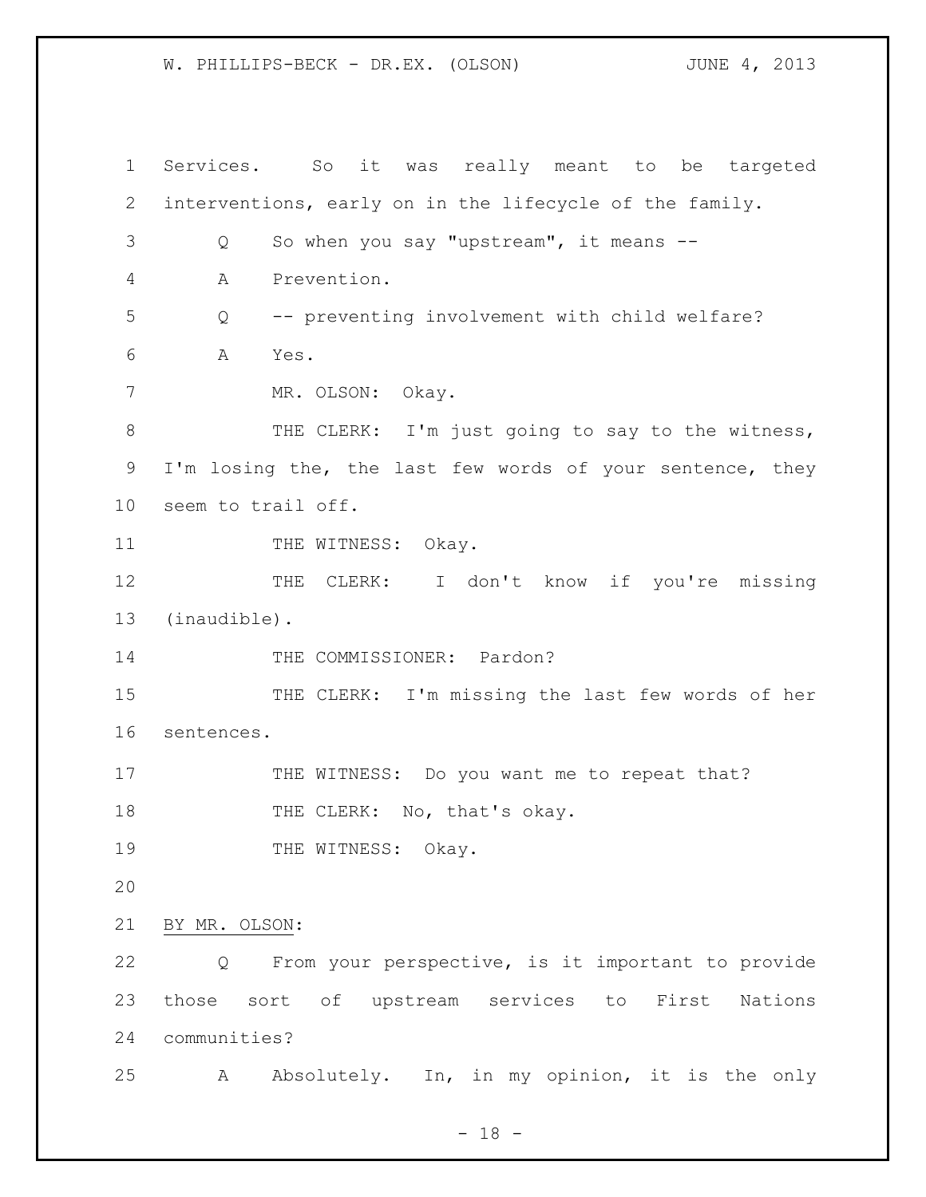Services. So it was really meant to be targeted interventions, early on in the lifecycle of the family.

Q So when you say "upstream", it means --

A Prevention.

Q -- preventing involvement with child welfare?

A Yes.

MR. OLSON: Okay.

THE CLERK: I'm just going to say to the witness, I'm losing the, the last few words of your sentence, they seem to trail off.

THE WITNESS: Okay.

THE CLERK: I don't know if you're missing (inaudible).

THE COMMISSIONER: Pardon?

THE CLERK: I'm missing the last few words of her sentences.

THE WITNESS: Do you want me to repeat that?

THE CLERK: No, that's okay.

THE WITNESS: Okay.

BY MR. OLSON:

Q From your perspective, is it important to provide those sort of upstream services to First Nations communities?

A Absolutely. In, in my opinion, it is the only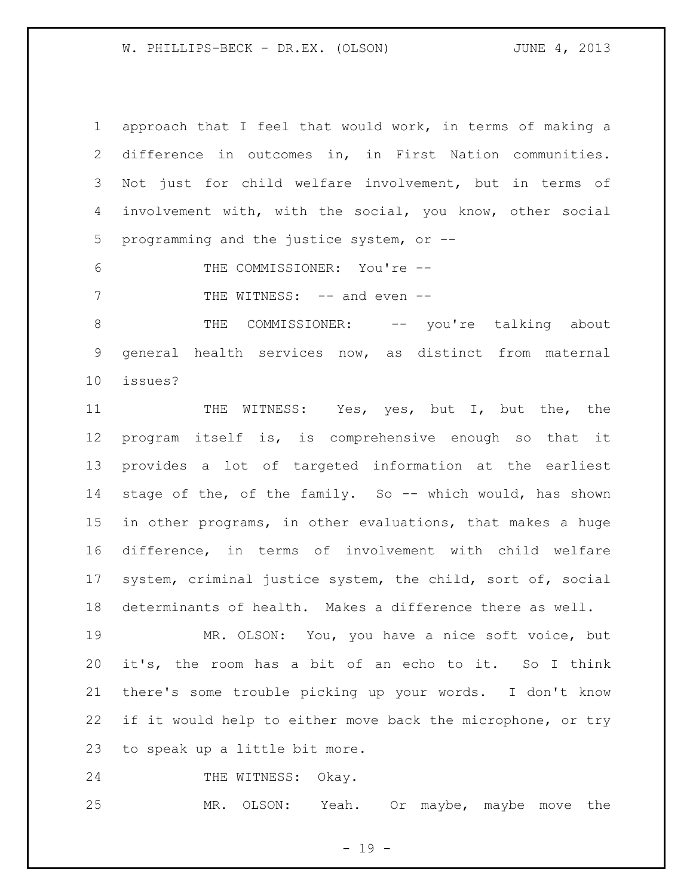approach that I feel that would work, in terms of making a difference in outcomes in, in First Nation communities. Not just for child welfare involvement, but in terms of involvement with, with the social, you know, other social programming and the justice system, or --

THE COMMISSIONER: You're --

THE WITNESS: -- and even --

THE COMMISSIONER: -- you're talking about general health services now, as distinct from maternal issues?

THE WITNESS: Yes, yes, but I, but the, the program itself is, is comprehensive enough so that it provides a lot of targeted information at the earliest stage of the, of the family. So -- which would, has shown in other programs, in other evaluations, that makes a huge difference, in terms of involvement with child welfare system, criminal justice system, the child, sort of, social determinants of health. Makes a difference there as well.

MR. OLSON: You, you have a nice soft voice, but it's, the room has a bit of an echo to it. So I think there's some trouble picking up your words. I don't know if it would help to either move back the microphone, or try to speak up a little bit more.

THE WITNESS: Okay.

MR. OLSON: Yeah. Or maybe, maybe move the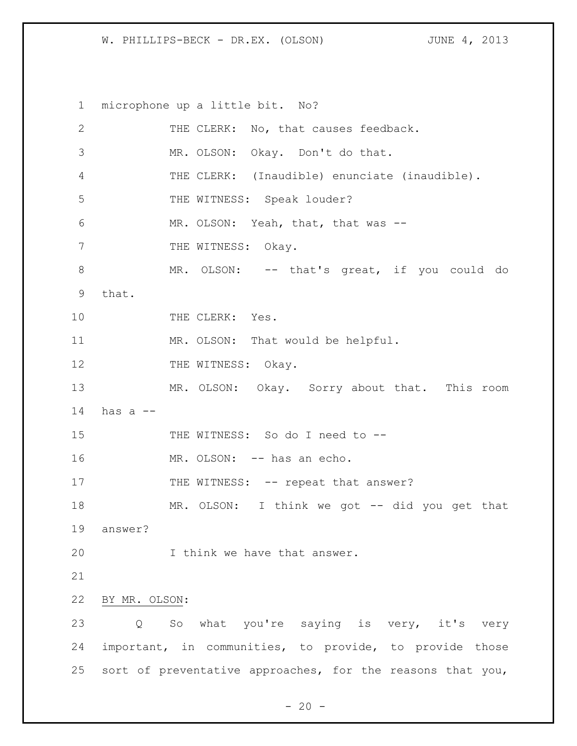microphone up a little bit. No?

THE CLERK: No, that causes feedback.

MR. OLSON: Okay. Don't do that.

THE CLERK: (Inaudible) enunciate (inaudible).

THE WITNESS: Speak louder?

MR. OLSON: Yeah, that, that was --

THE WITNESS: Okay.

MR. OLSON: -- that's great, if you could do that.

THE CLERK: Yes.

MR. OLSON: That would be helpful.

THE WITNESS: Okay.

MR. OLSON: Okay. Sorry about that. This room has a --

THE WITNESS: So do I need to --

MR. OLSON: -- has an echo.

THE WITNESS: -- repeat that answer?

MR. OLSON: I think we got -- did you get that answer?

I think we have that answer.

BY MR. OLSON:

Q So what you're saying is very, it's very important, in communities, to provide, to provide those sort of preventative approaches, for the reasons that you,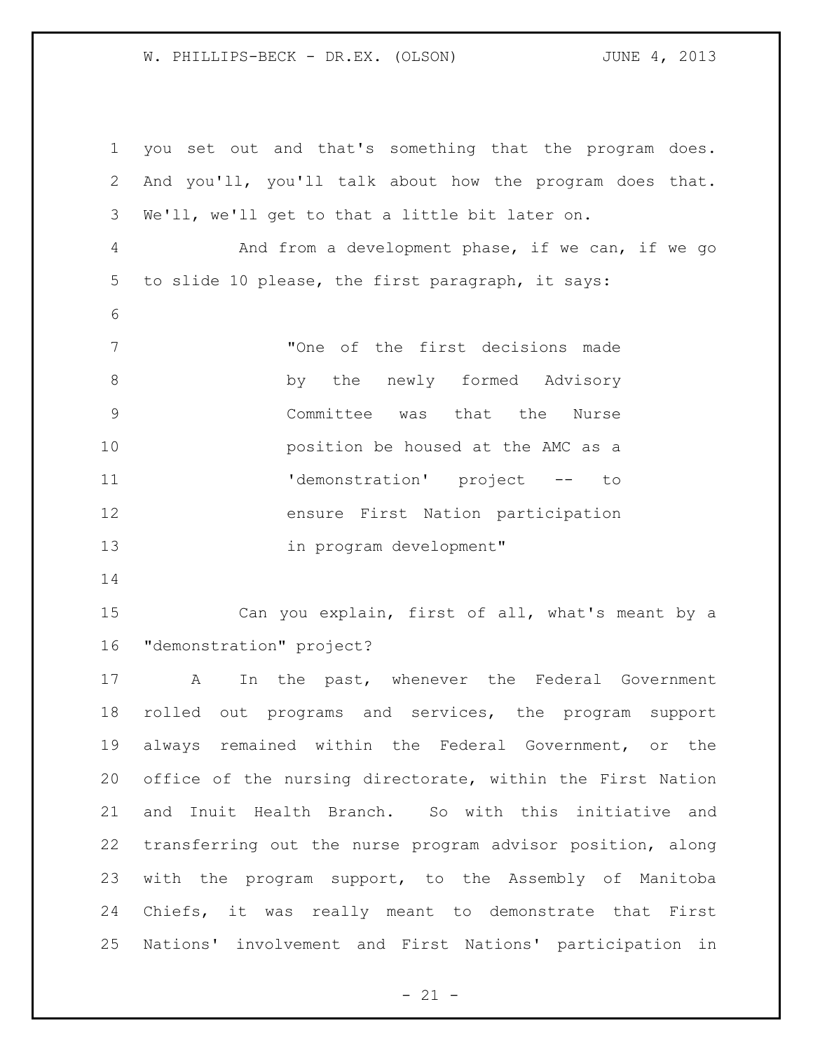you set out and that's something that the program does. And you'll, you'll talk about how the program does that. We'll, we'll get to that a little bit later on.

And from a development phase, if we can, if we go to slide 10 please, the first paragraph, it says:

> "One of the first decisions made by the newly formed Advisory Committee was that the Nurse position be housed at the AMC as a 'demonstration' project -- to ensure First Nation participation in program development"

Can you explain, first of all, what's meant by a "demonstration" project?

A In the past, whenever the Federal Government rolled out programs and services, the program support always remained within the Federal Government, or the office of the nursing directorate, within the First Nation and Inuit Health Branch. So with this initiative and transferring out the nurse program advisor position, along with the program support, to the Assembly of Manitoba Chiefs, it was really meant to demonstrate that First Nations' involvement and First Nations' participation in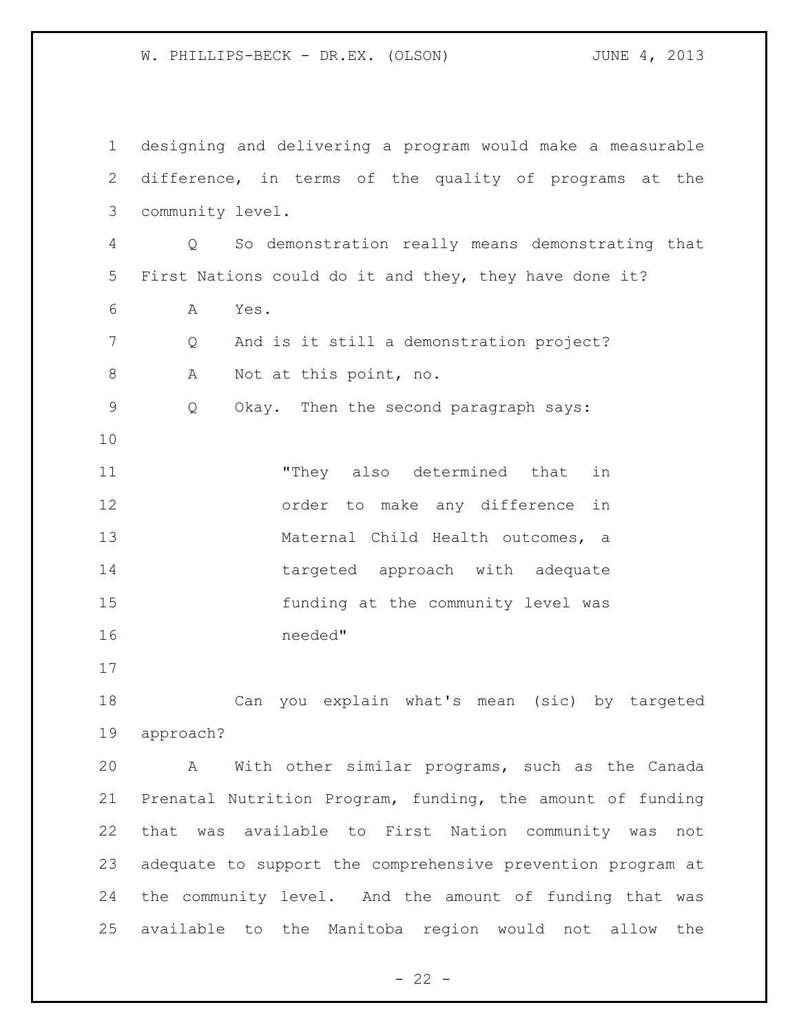designing and delivering a program would make a measurable difference, in terms of the quality of programs at the community level.

Q So demonstration really means demonstrating that First Nations could do it and they, they have done it?

A Yes.

Q And is it still a demonstration project?

A Not at this point, no.

Q Okay. Then the second paragraph says:

> "They also determined that in order to make any difference in Maternal Child Health outcomes, a targeted approach with adequate funding at the community level was needed"

Can you explain what's mean (sic) by targeted approach?

A With other similar programs, such as the Canada Prenatal Nutrition Program, funding, the amount of funding that was available to First Nation community was not adequate to support the comprehensive prevention program at the community level. And the amount of funding that was available to the Manitoba region would not allow the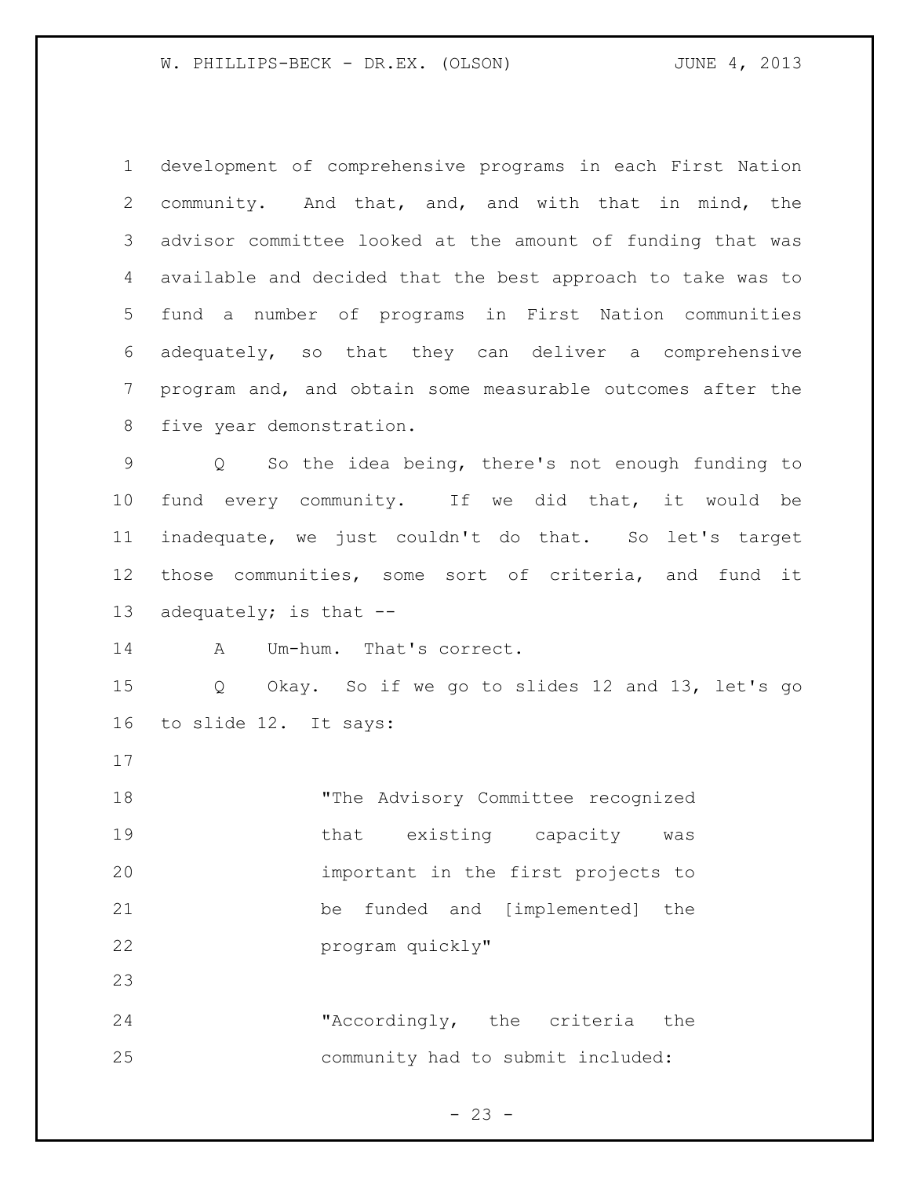development of comprehensive programs in each First Nation community. And that, and, and with that in mind, the advisor committee looked at the amount of funding that was available and decided that the best approach to take was to fund a number of programs in First Nation communities adequately, so that they can deliver a comprehensive program and, and obtain some measurable outcomes after the five year demonstration.

Q So the idea being, there's not enough funding to fund every community. If we did that, it would be inadequate, we just couldn't do that. So let's target those communities, some sort of criteria, and fund it adequately; is that --

A Um-hum. That's correct.

Q Okay. So if we go to slides 12 and 13, let's go to slide 12. It says:

> "The Advisory Committee recognized that existing capacity was important in the first projects to be funded and [implemented] the program quickly"

> "Accordingly, the criteria the community had to submit included: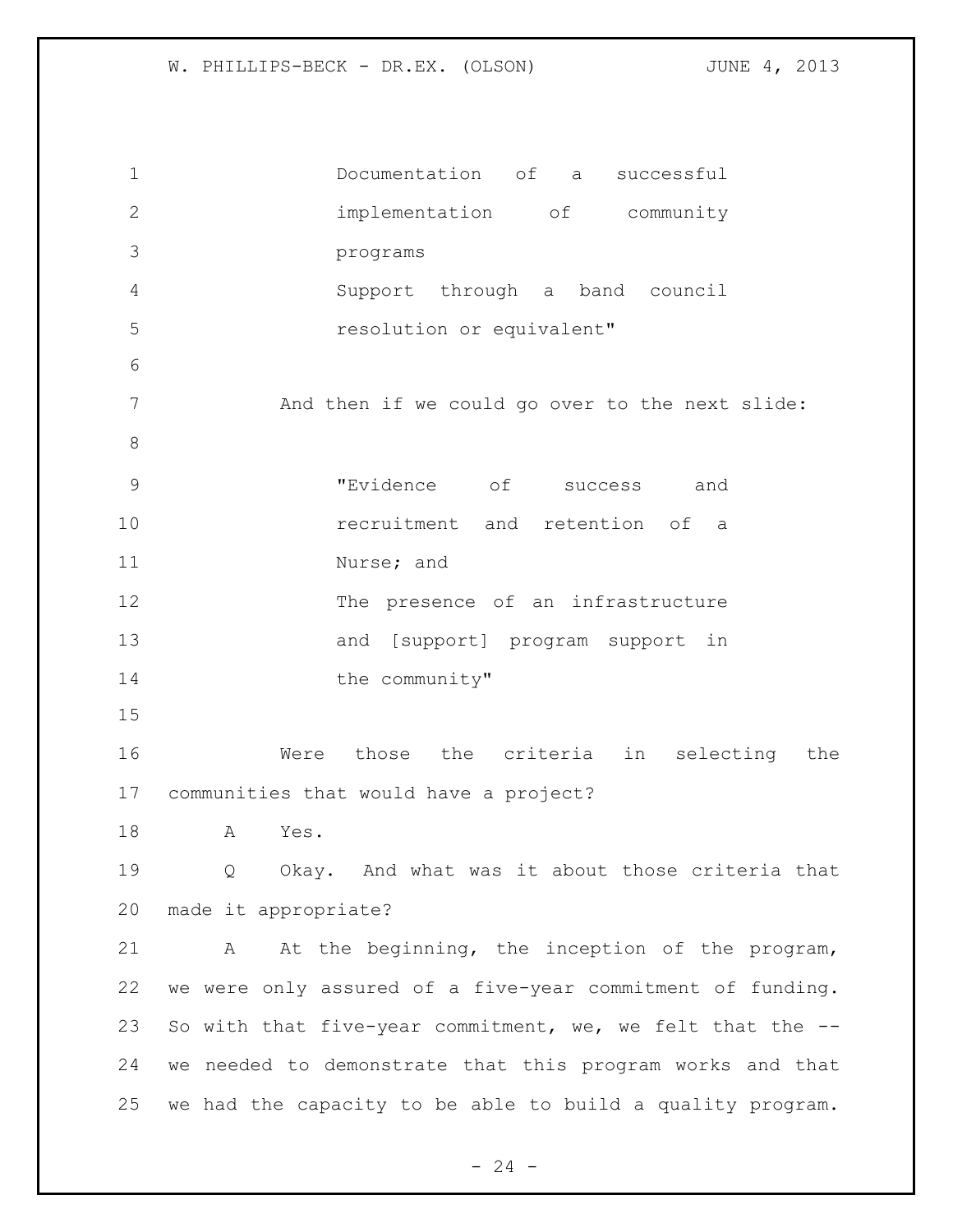Documentation of a successful implementation of community programs

Support through a band council resolution or equivalent"

And then if we could go over to the next slide:

"Evidence of success and recruitment and retention of a Nurse; and

The presence of an infrastructure and [support] program support in the community"

Were those the criteria in selecting the communities that would have a project?

A Yes.

Q Okay. And what was it about those criteria that made it appropriate?

A At the beginning, the inception of the program, we were only assured of a five-year commitment of funding. So with that five-year commitment, we, we felt that the -- we needed to demonstrate that this program works and that we had the capacity to be able to build a quality program.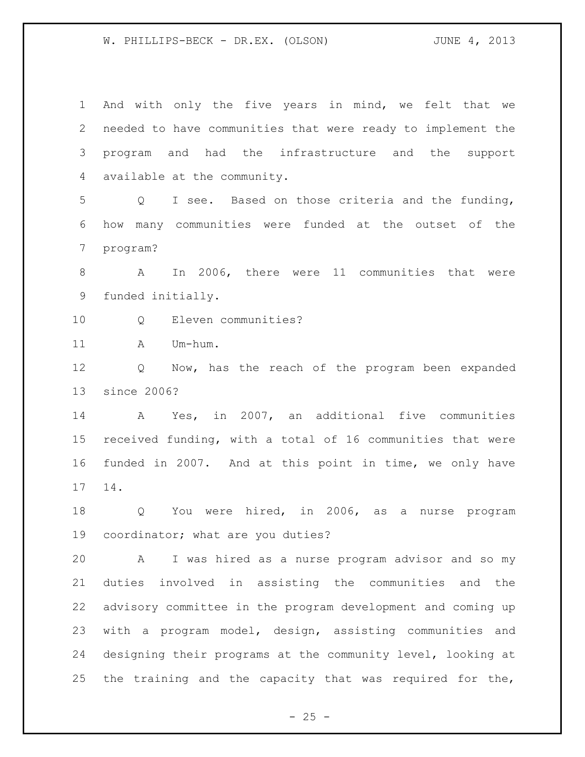And with only the five years in mind, we felt that we needed to have communities that were ready to implement the program and had the infrastructure and the support available at the community.

Q I see. Based on those criteria and the funding, how many communities were funded at the outset of the program?

A In 2006, there were 11 communities that were funded initially.

Q Eleven communities?

A Um-hum.

Q Now, has the reach of the program been expanded since 2006?

A Yes, in 2007, an additional five communities received funding, with a total of 16 communities that were funded in 2007. And at this point in time, we only have 14.

Q You were hired, in 2006, as a nurse program coordinator; what are you duties?

A I was hired as a nurse program advisor and so my duties involved in assisting the communities and the advisory committee in the program development and coming up with a program model, design, assisting communities and designing their programs at the community level, looking at the training and the capacity that was required for the,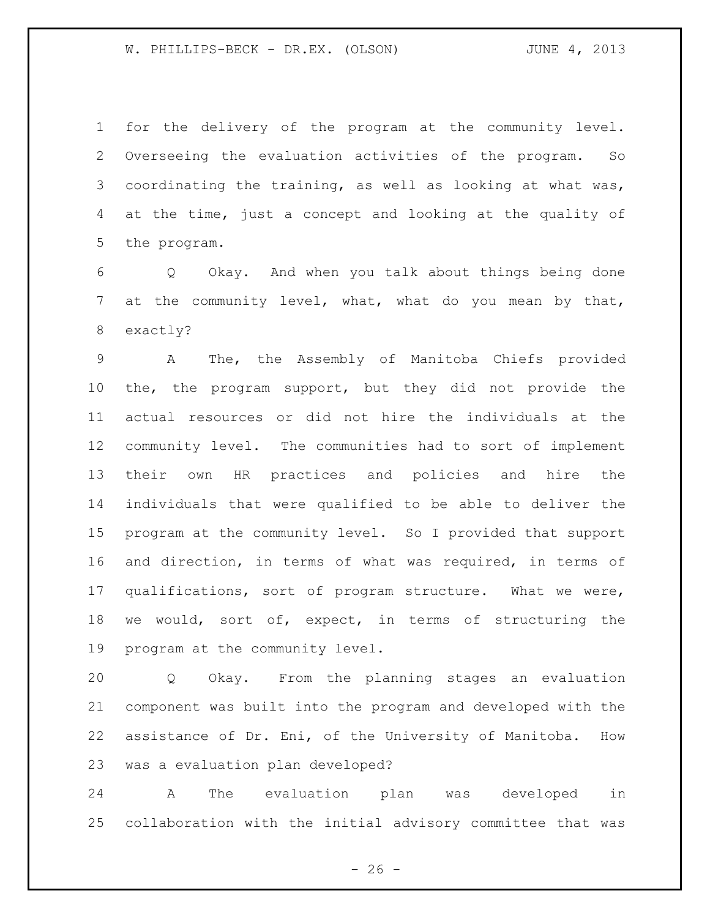for the delivery of the program at the community level. Overseeing the evaluation activities of the program. So coordinating the training, as well as looking at what was, at the time, just a concept and looking at the quality of the program.

Q Okay. And when you talk about things being done at the community level, what, what do you mean by that, exactly?

A The, the Assembly of Manitoba Chiefs provided the, the program support, but they did not provide the actual resources or did not hire the individuals at the community level. The communities had to sort of implement their own HR practices and policies and hire the individuals that were qualified to be able to deliver the program at the community level. So I provided that support and direction, in terms of what was required, in terms of qualifications, sort of program structure. What we were, we would, sort of, expect, in terms of structuring the program at the community level.

Q Okay. From the planning stages an evaluation component was built into the program and developed with the assistance of Dr. Eni, of the University of Manitoba. How was a evaluation plan developed?

A The evaluation plan was developed in collaboration with the initial advisory committee that was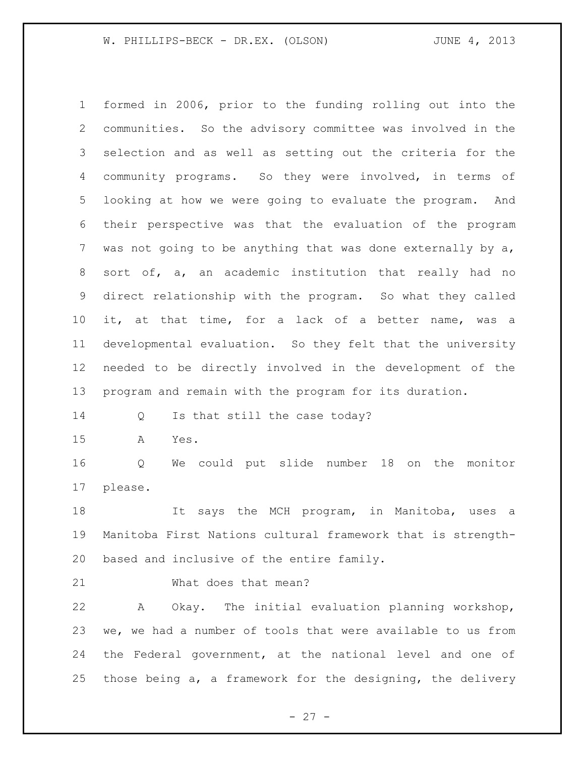formed in 2006, prior to the funding rolling out into the communities. So the advisory committee was involved in the selection and as well as setting out the criteria for the community programs. So they were involved, in terms of looking at how we were going to evaluate the program. And their perspective was that the evaluation of the program was not going to be anything that was done externally by a, sort of, a, an academic institution that really had no direct relationship with the program. So what they called it, at that time, for a lack of a better name, was a developmental evaluation. So they felt that the university needed to be directly involved in the development of the program and remain with the program for its duration.

Q Is that still the case today?

A Yes.

Q We could put slide number 18 on the monitor please.

It says the MCH program, in Manitoba, uses a Manitoba First Nations cultural framework that is strength-based and inclusive of the entire family.

What does that mean?

A Okay. The initial evaluation planning workshop, we, we had a number of tools that were available to us from the Federal government, at the national level and one of those being a, a framework for the designing, the delivery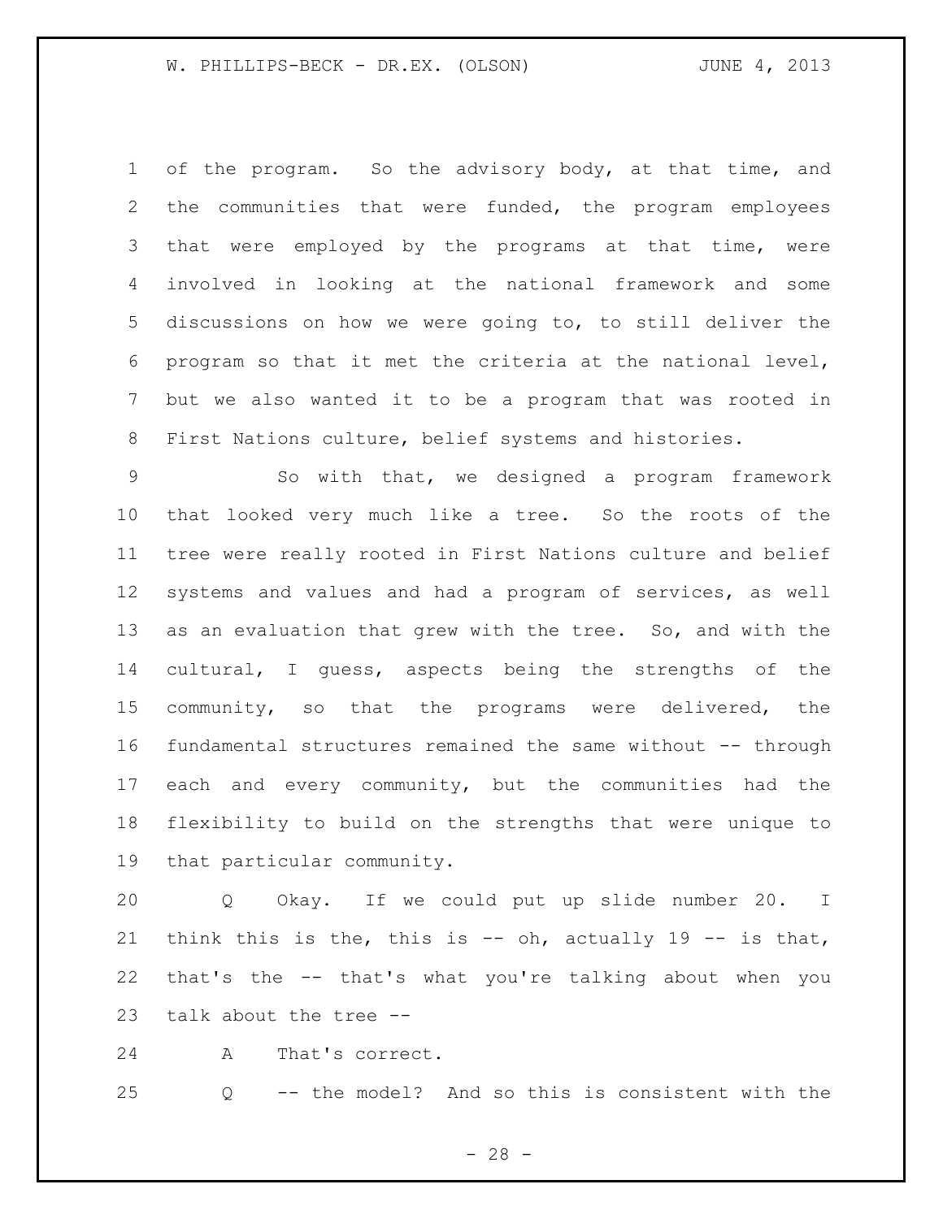of the program. So the advisory body, at that time, and the communities that were funded, the program employees that were employed by the programs at that time, were involved in looking at the national framework and some discussions on how we were going to, to still deliver the program so that it met the criteria at the national level, but we also wanted it to be a program that was rooted in First Nations culture, belief systems and histories.

So with that, we designed a program framework that looked very much like a tree. So the roots of the tree were really rooted in First Nations culture and belief systems and values and had a program of services, as well as an evaluation that grew with the tree. So, and with the cultural, I guess, aspects being the strengths of the community, so that the programs were delivered, the fundamental structures remained the same without -- through each and every community, but the communities had the flexibility to build on the strengths that were unique to that particular community.

Q Okay. If we could put up slide number 20. I think this is the, this is -- oh, actually 19 -- is that, that's the -- that's what you're talking about when you talk about the tree --

A That's correct.

Q -- the model? And so this is consistent with the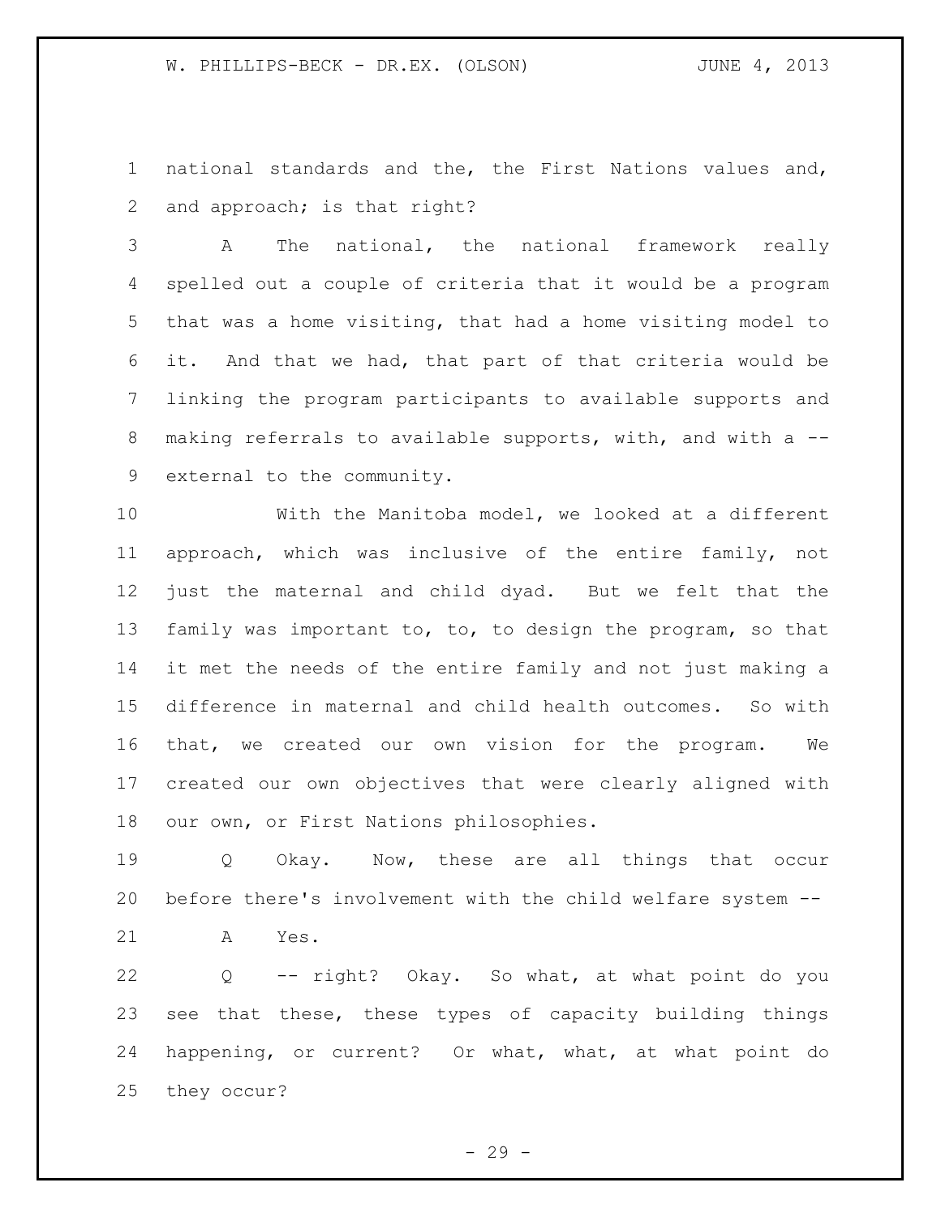national standards and the, the First Nations values and, and approach; is that right?

A The national, the national framework really spelled out a couple of criteria that it would be a program that was a home visiting, that had a home visiting model to it. And that we had, that part of that criteria would be linking the program participants to available supports and making referrals to available supports, with, and with a -- external to the community.

With the Manitoba model, we looked at a different approach, which was inclusive of the entire family, not just the maternal and child dyad. But we felt that the family was important to, to, to design the program, so that it met the needs of the entire family and not just making a difference in maternal and child health outcomes. So with that, we created our own vision for the program. We created our own objectives that were clearly aligned with our own, or First Nations philosophies.

Q Okay. Now, these are all things that occur before there's involvement with the child welfare system --

A Yes.

Q -- right? Okay. So what, at what point do you see that these, these types of capacity building things happening, or current? Or what, what, at what point do they occur?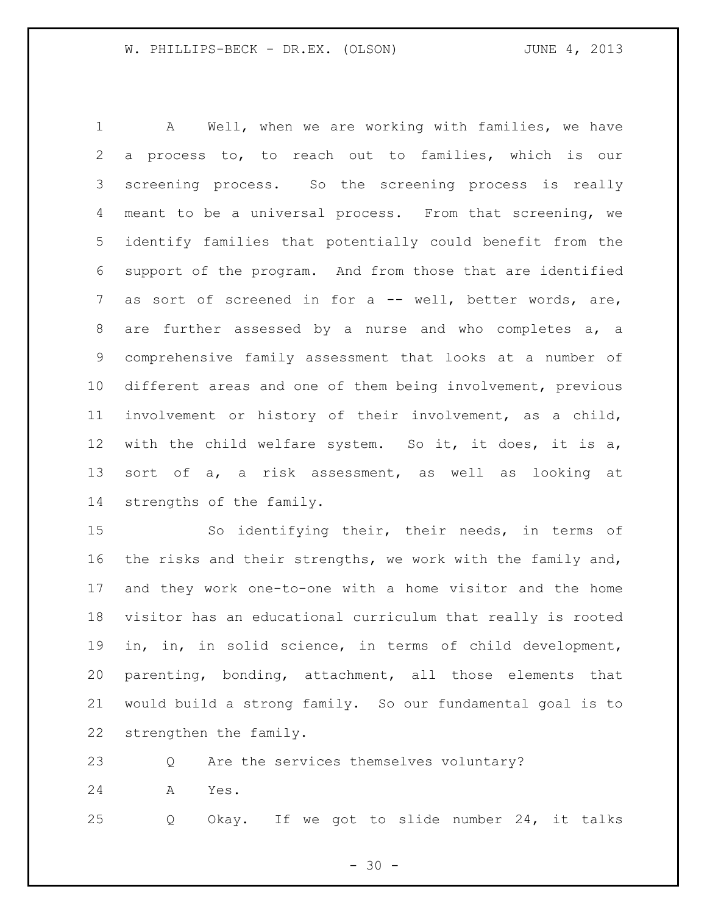A Well, when we are working with families, we have a process to, to reach out to families, which is our screening process. So the screening process is really meant to be a universal process. From that screening, we identify families that potentially could benefit from the support of the program. And from those that are identified as sort of screened in for a -- well, better words, are, are further assessed by a nurse and who completes a, a comprehensive family assessment that looks at a number of different areas and one of them being involvement, previous involvement or history of their involvement, as a child, with the child welfare system. So it, it does, it is a, sort of a, a risk assessment, as well as looking at strengths of the family.

So identifying their, their needs, in terms of the risks and their strengths, we work with the family and, and they work one-to-one with a home visitor and the home visitor has an educational curriculum that really is rooted in, in, in solid science, in terms of child development, parenting, bonding, attachment, all those elements that would build a strong family. So our fundamental goal is to strengthen the family.

Q Are the services themselves voluntary?

A Yes.

Q Okay. If we got to slide number 24, it talks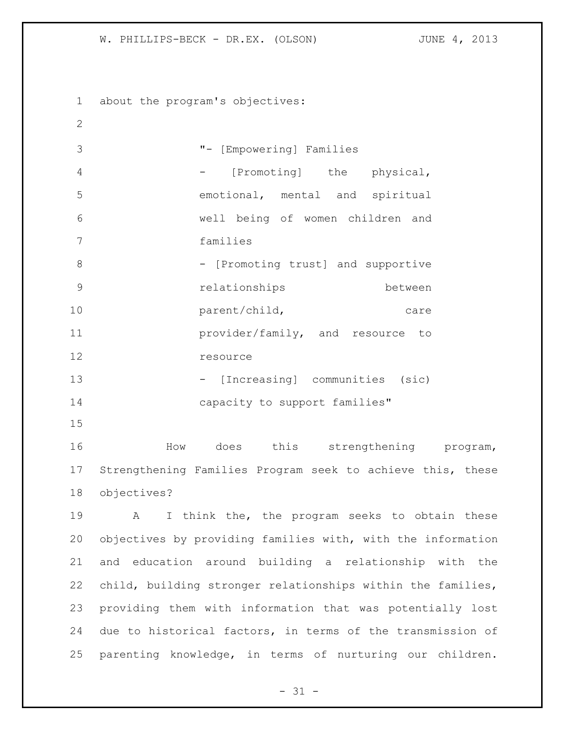about the program's objectives:

> "- [Empowering] Families
> - [Promoting] the physical, emotional, mental and spiritual well being of women children and families
> - [Promoting trust] and supportive relationships between parent/child, care provider/family, and resource to resource
> - [Increasing] communities (sic) capacity to support families"

How does this strengthening program, Strengthening Families Program seek to achieve this, these objectives?

A I think the, the program seeks to obtain these objectives by providing families with, with the information and education around building a relationship with the child, building stronger relationships within the families, providing them with information that was potentially lost due to historical factors, in terms of the transmission of parenting knowledge, in terms of nurturing our children.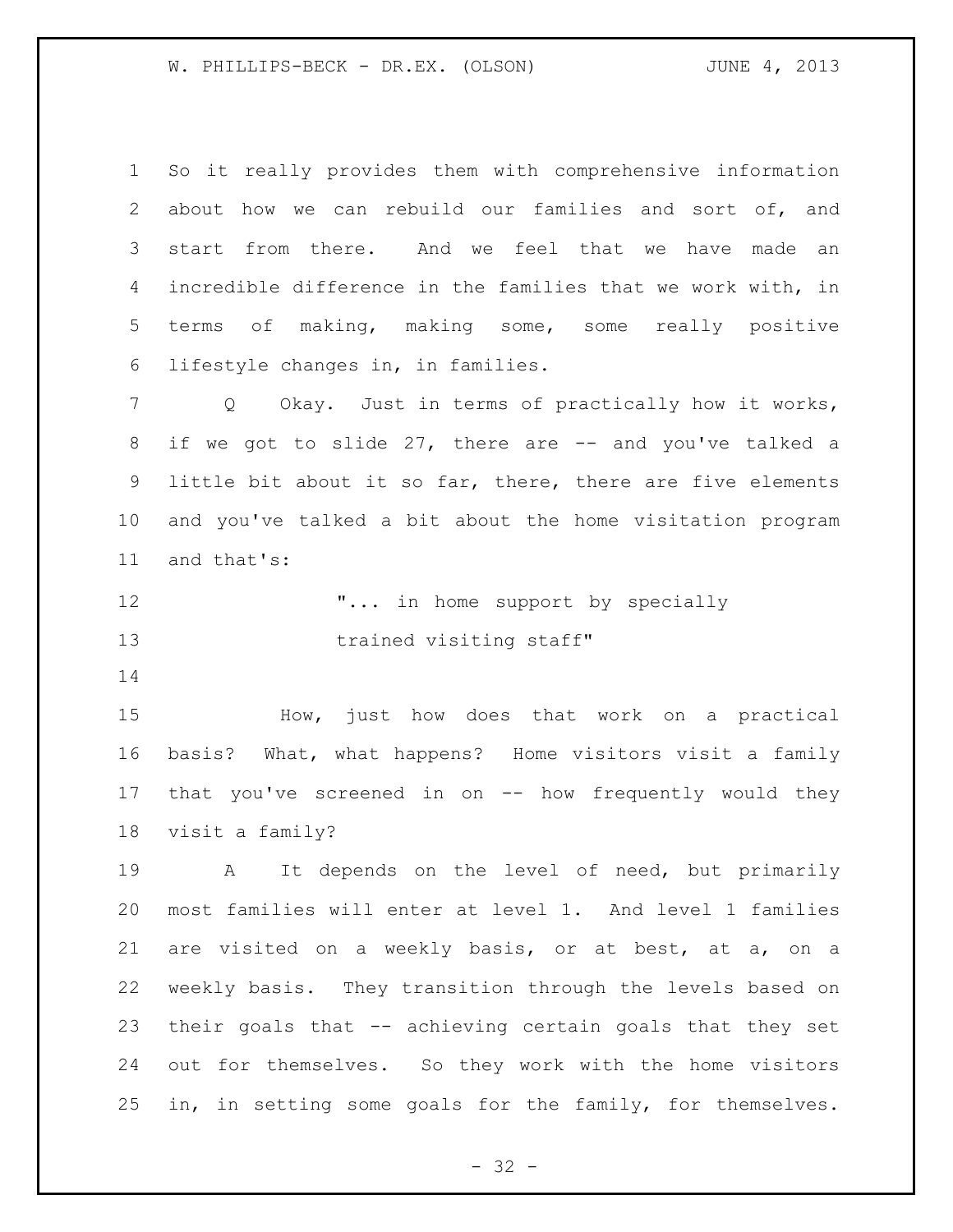So it really provides them with comprehensive information about how we can rebuild our families and sort of, and start from there. And we feel that we have made an incredible difference in the families that we work with, in terms of making, making some, some really positive lifestyle changes in, in families.

Q Okay. Just in terms of practically how it works, if we got to slide 27, there are -- and you've talked a little bit about it so far, there, there are five elements and you've talked a bit about the home visitation program and that's:

> "... in home support by specially trained visiting staff"

How, just how does that work on a practical basis? What, what happens? Home visitors visit a family that you've screened in on -- how frequently would they visit a family?

A It depends on the level of need, but primarily most families will enter at level 1. And level 1 families are visited on a weekly basis, or at best, at a, on a weekly basis. They transition through the levels based on their goals that -- achieving certain goals that they set out for themselves. So they work with the home visitors in, in setting some goals for the family, for themselves.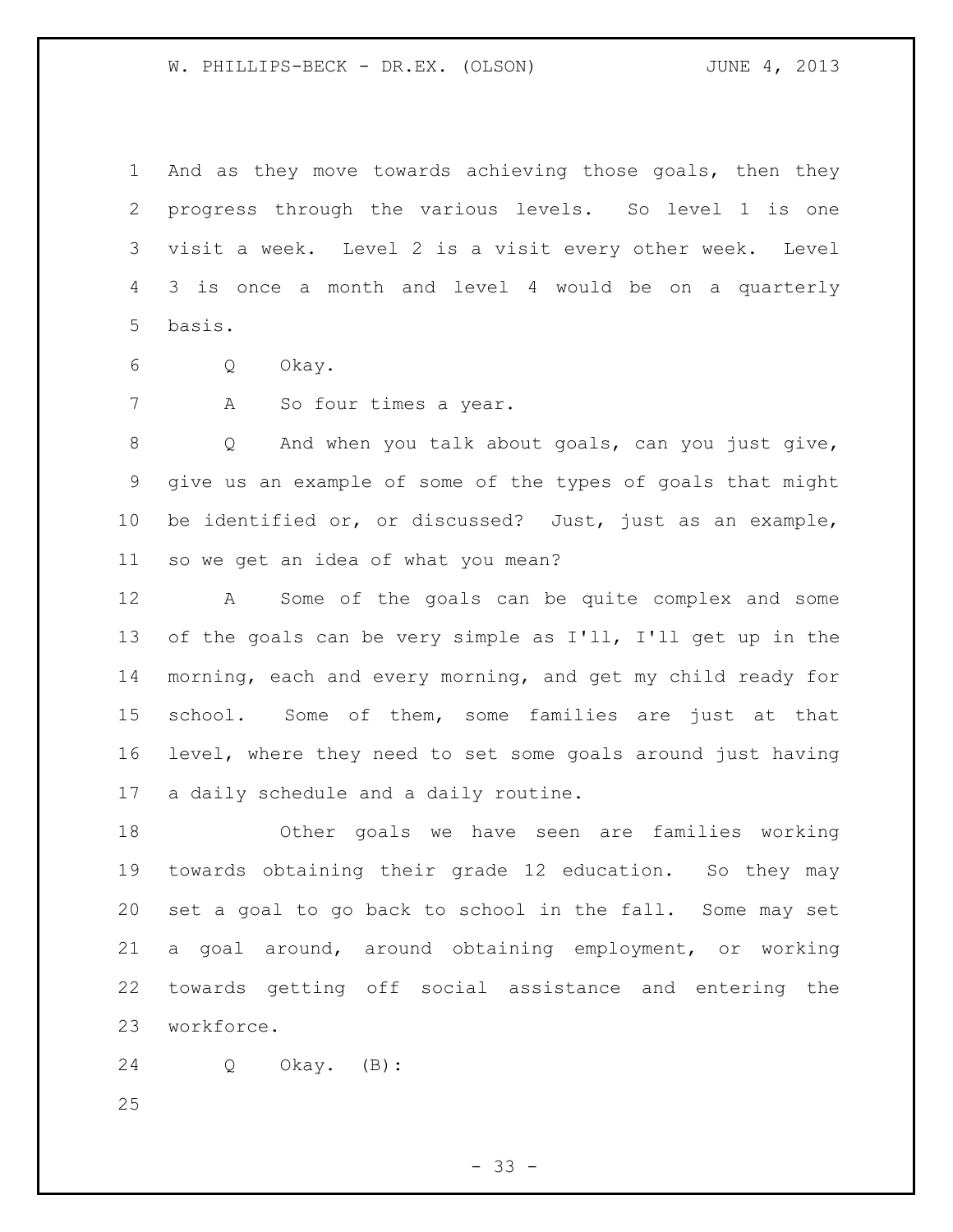And as they move towards achieving those goals, then they progress through the various levels. So level 1 is one visit a week. Level 2 is a visit every other week. Level 3 is once a month and level 4 would be on a quarterly basis.

Q Okay.

A So four times a year.

Q And when you talk about goals, can you just give, give us an example of some of the types of goals that might be identified or, or discussed? Just, just as an example, so we get an idea of what you mean?

A Some of the goals can be quite complex and some of the goals can be very simple as I'll, I'll get up in the morning, each and every morning, and get my child ready for school. Some of them, some families are just at that level, where they need to set some goals around just having a daily schedule and a daily routine.

Other goals we have seen are families working towards obtaining their grade 12 education. So they may set a goal to go back to school in the fall. Some may set a goal around, around obtaining employment, or working towards getting off social assistance and entering the workforce.

Q Okay. (B):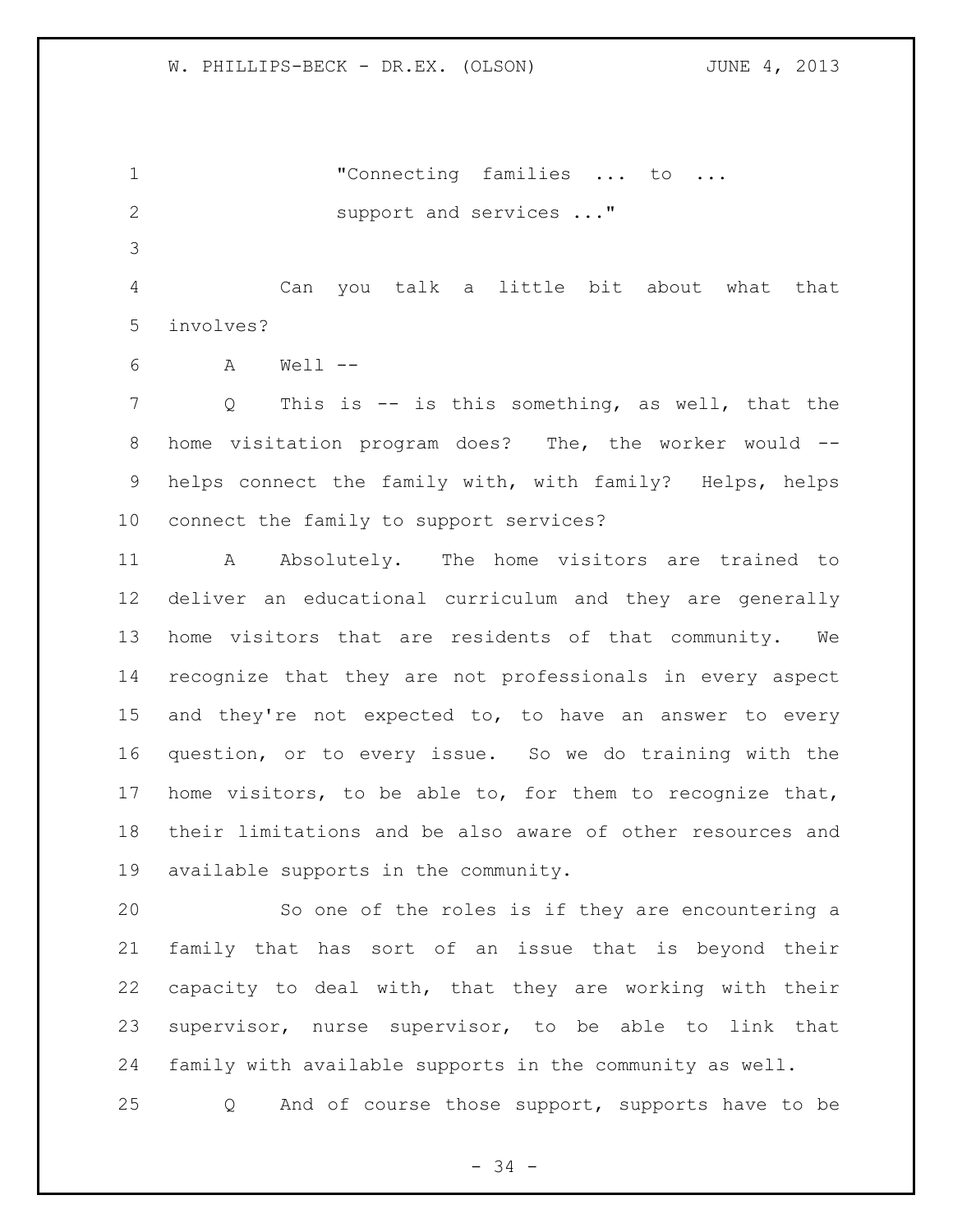"Connecting families ... to ... support and services ..."

Can you talk a little bit about what that involves?

A Well --

Q This is -- is this something, as well, that the home visitation program does? The, the worker would -- helps connect the family with, with family? Helps, helps connect the family to support services?

A Absolutely. The home visitors are trained to deliver an educational curriculum and they are generally home visitors that are residents of that community. We recognize that they are not professionals in every aspect and they're not expected to, to have an answer to every question, or to every issue. So we do training with the home visitors, to be able to, for them to recognize that, their limitations and be also aware of other resources and available supports in the community.

So one of the roles is if they are encountering a family that has sort of an issue that is beyond their capacity to deal with, that they are working with their supervisor, nurse supervisor, to be able to link that family with available supports in the community as well.

Q And of course those support, supports have to be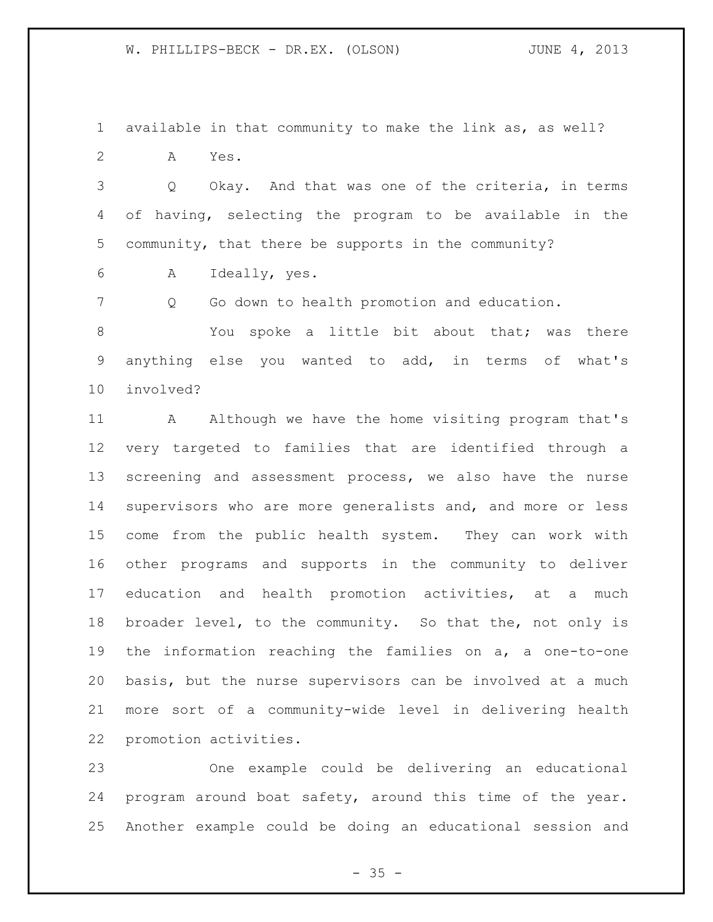available in that community to make the link as, as well?

A Yes.

Q Okay. And that was one of the criteria, in terms of having, selecting the program to be available in the community, that there be supports in the community?

A Ideally, yes.

Q Go down to health promotion and education.

You spoke a little bit about that; was there anything else you wanted to add, in terms of what's involved?

A Although we have the home visiting program that's very targeted to families that are identified through a screening and assessment process, we also have the nurse supervisors who are more generalists and, and more or less come from the public health system. They can work with other programs and supports in the community to deliver education and health promotion activities, at a much broader level, to the community. So that the, not only is the information reaching the families on a, a one-to-one basis, but the nurse supervisors can be involved at a much more sort of a community-wide level in delivering health promotion activities.

One example could be delivering an educational program around boat safety, around this time of the year. Another example could be doing an educational session and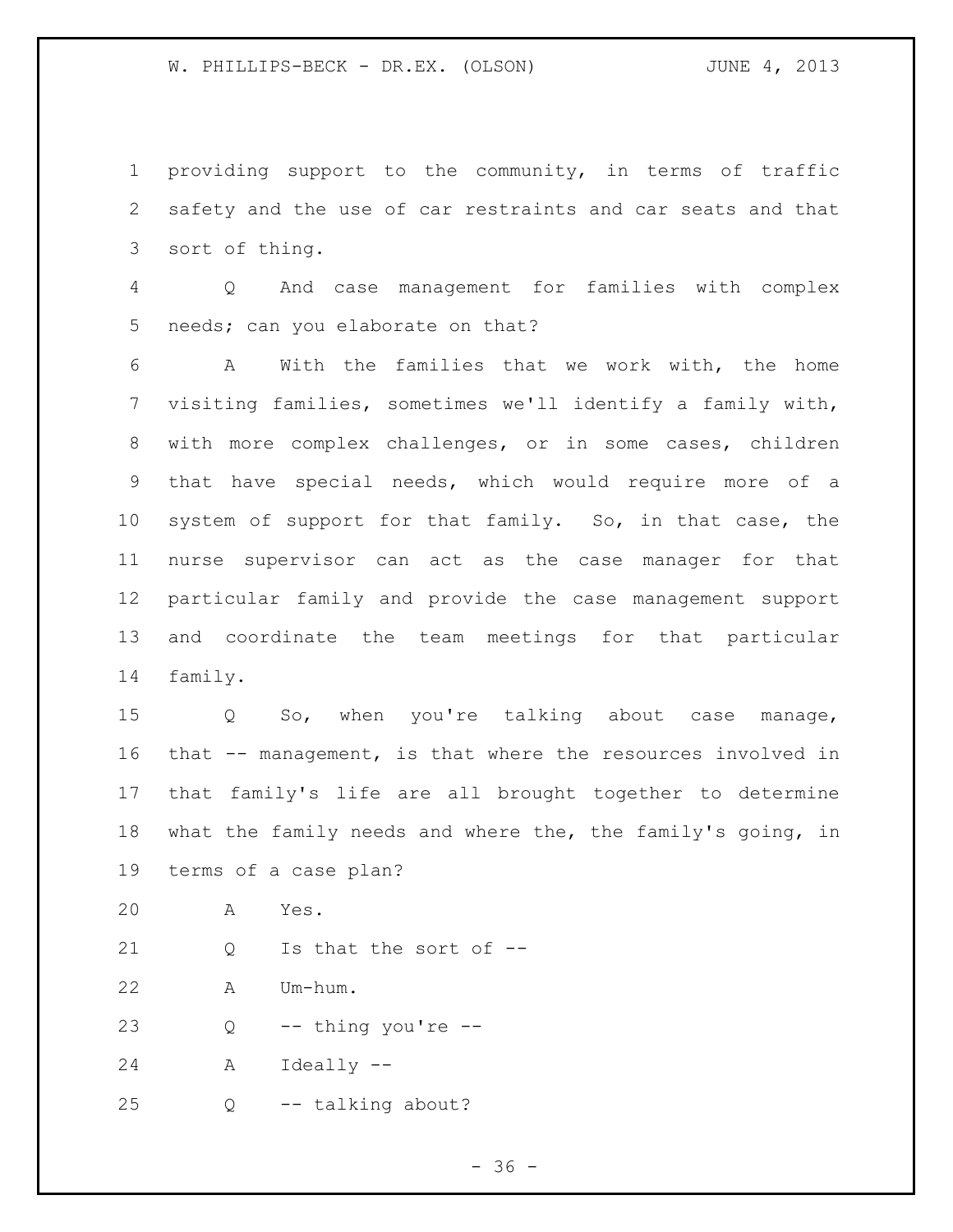providing support to the community, in terms of traffic safety and the use of car restraints and car seats and that sort of thing.

Q And case management for families with complex needs; can you elaborate on that?

A With the families that we work with, the home visiting families, sometimes we'll identify a family with, with more complex challenges, or in some cases, children that have special needs, which would require more of a system of support for that family. So, in that case, the nurse supervisor can act as the case manager for that particular family and provide the case management support and coordinate the team meetings for that particular family.

Q So, when you're talking about case manage, that -- management, is that where the resources involved in that family's life are all brought together to determine what the family needs and where the, the family's going, in terms of a case plan?

A Yes.

Q Is that the sort of --

A Um-hum.

Q -- thing you're --

A Ideally --

Q -- talking about?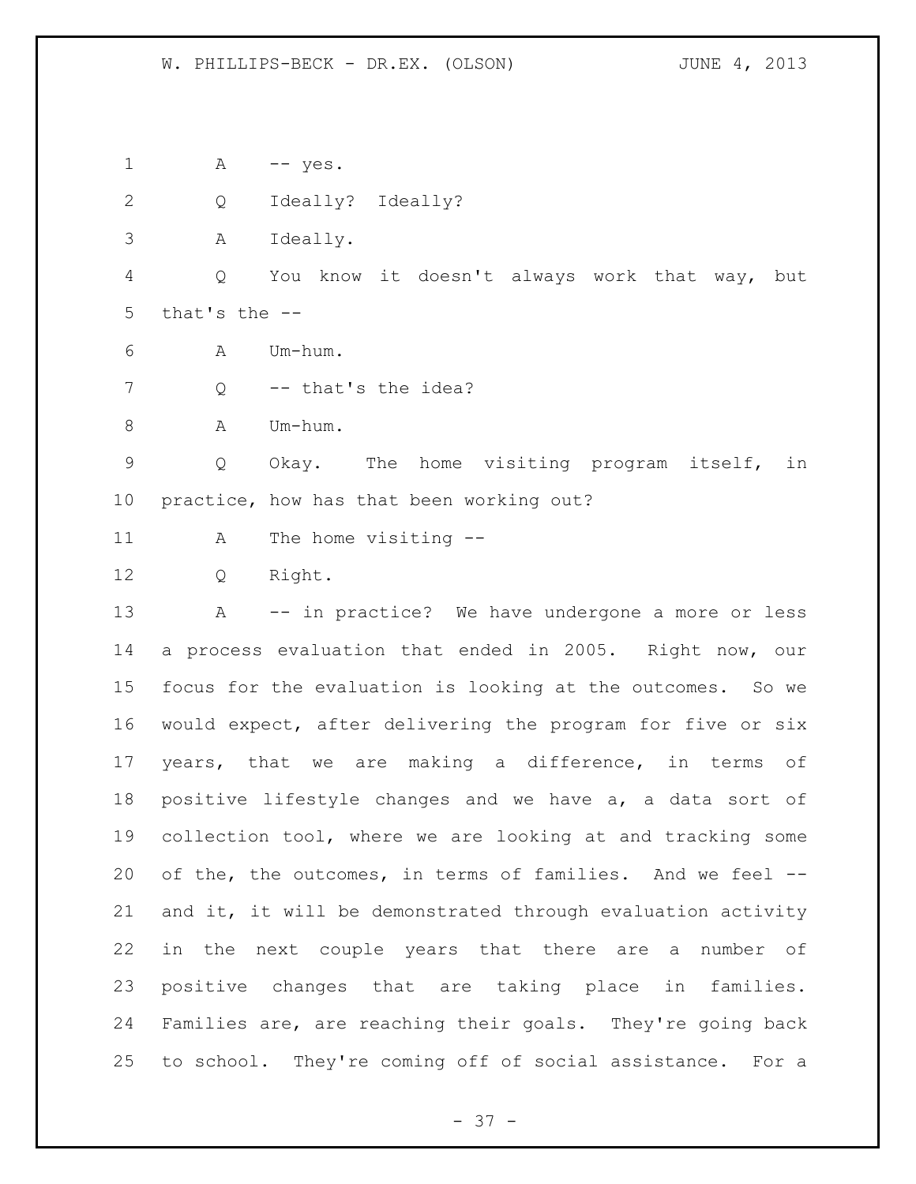A -- yes.

Q Ideally? Ideally?

A Ideally.

Q You know it doesn't always work that way, but that's the --

A Um-hum.

Q -- that's the idea?

A Um-hum.

Q Okay. The home visiting program itself, in practice, how has that been working out?

A The home visiting --

Q Right.

A -- in practice? We have undergone a more or less a process evaluation that ended in 2005. Right now, our focus for the evaluation is looking at the outcomes. So we would expect, after delivering the program for five or six years, that we are making a difference, in terms of positive lifestyle changes and we have a, a data sort of collection tool, where we are looking at and tracking some of the, the outcomes, in terms of families. And we feel -- and it, it will be demonstrated through evaluation activity in the next couple years that there are a number of positive changes that are taking place in families. Families are, are reaching their goals. They're going back to school. They're coming off of social assistance. For a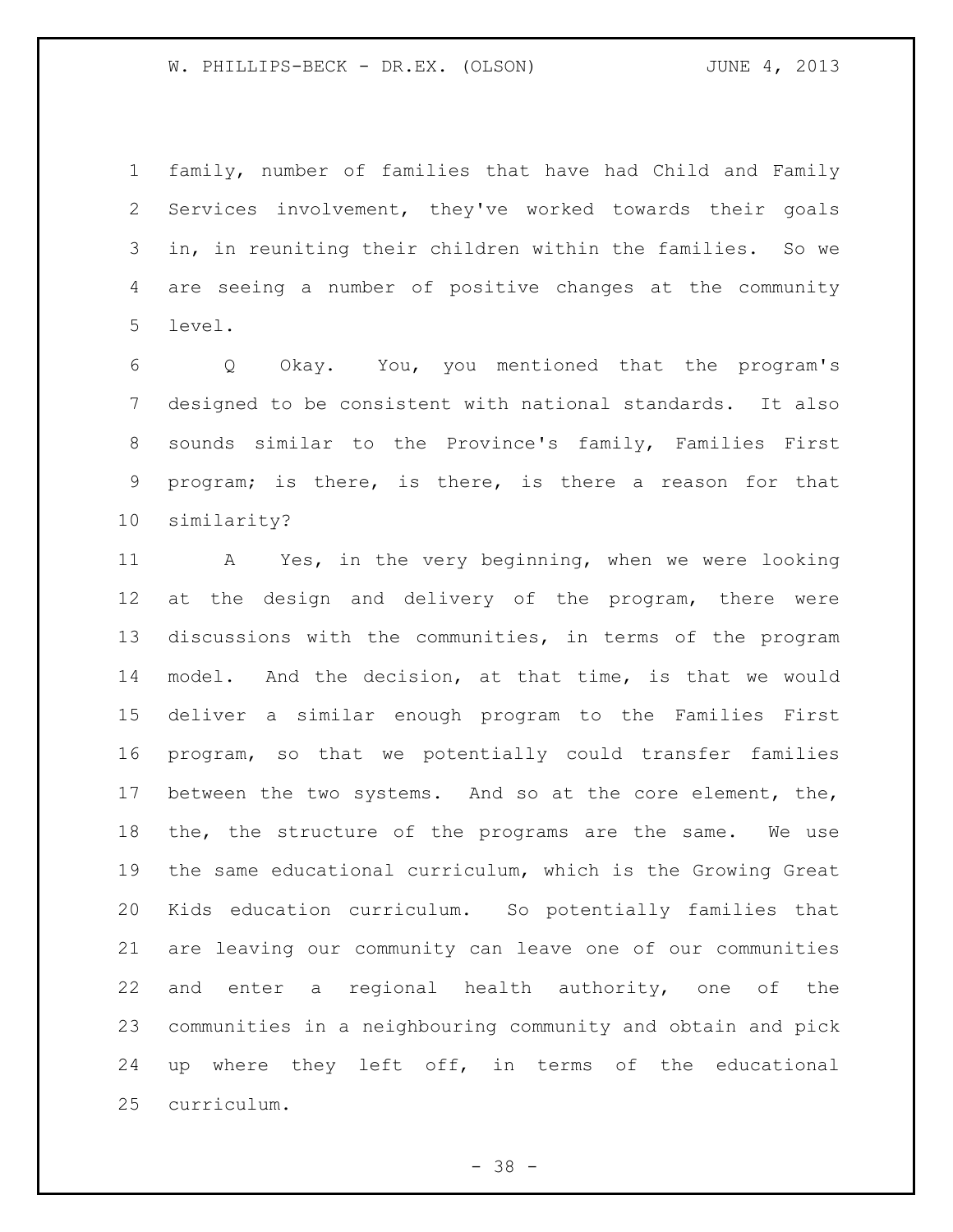family, number of families that have had Child and Family Services involvement, they've worked towards their goals in, in reuniting their children within the families. So we are seeing a number of positive changes at the community level.

Q Okay. You, you mentioned that the program's designed to be consistent with national standards. It also sounds similar to the Province's family, Families First program; is there, is there, is there a reason for that similarity?

A Yes, in the very beginning, when we were looking at the design and delivery of the program, there were discussions with the communities, in terms of the program model. And the decision, at that time, is that we would deliver a similar enough program to the Families First program, so that we potentially could transfer families between the two systems. And so at the core element, the, the, the structure of the programs are the same. We use the same educational curriculum, which is the Growing Great Kids education curriculum. So potentially families that are leaving our community can leave one of our communities and enter a regional health authority, one of the communities in a neighbouring community and obtain and pick up where they left off, in terms of the educational curriculum.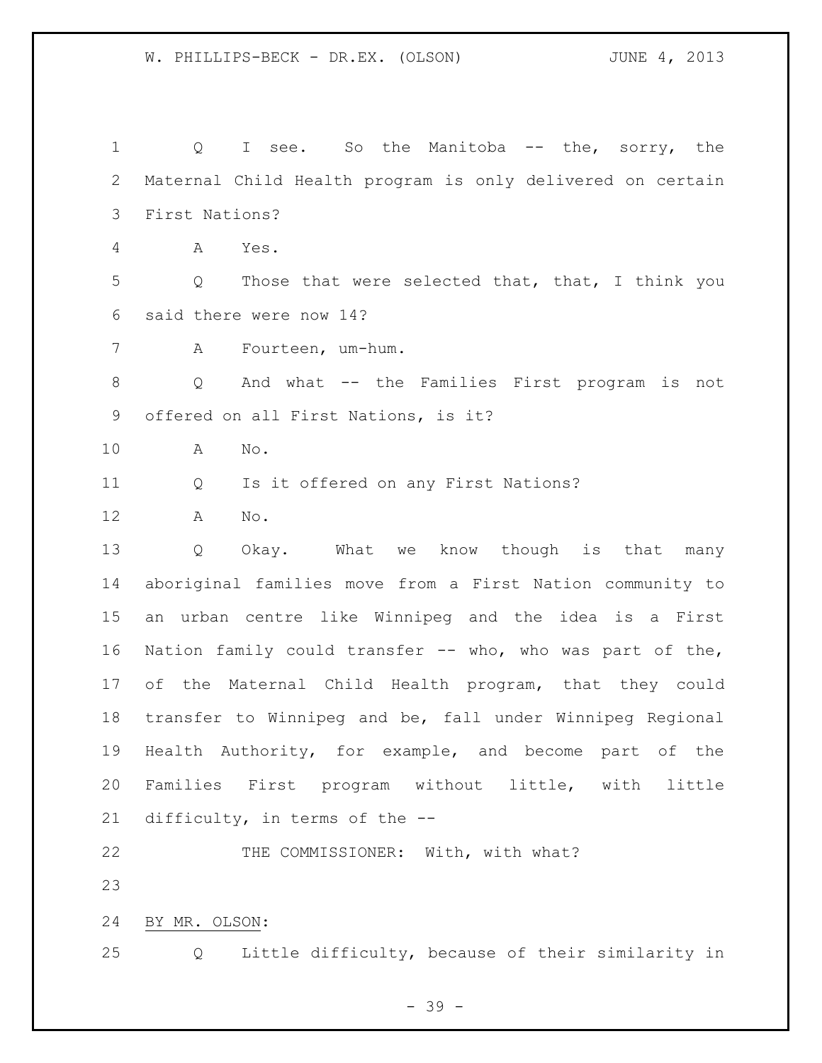Q I see. So the Manitoba -- the, sorry, the Maternal Child Health program is only delivered on certain First Nations?

A Yes.

Q Those that were selected that, that, I think you said there were now 14?

A Fourteen, um-hum.

Q And what -- the Families First program is not offered on all First Nations, is it?

A No.

Q Is it offered on any First Nations?

A No.

Q Okay. What we know though is that many aboriginal families move from a First Nation community to an urban centre like Winnipeg and the idea is a First Nation family could transfer -- who, who was part of the, of the Maternal Child Health program, that they could transfer to Winnipeg and be, fall under Winnipeg Regional Health Authority, for example, and become part of the Families First program without little, with little difficulty, in terms of the --

THE COMMISSIONER: With, with what?

BY MR. OLSON:

Q Little difficulty, because of their similarity in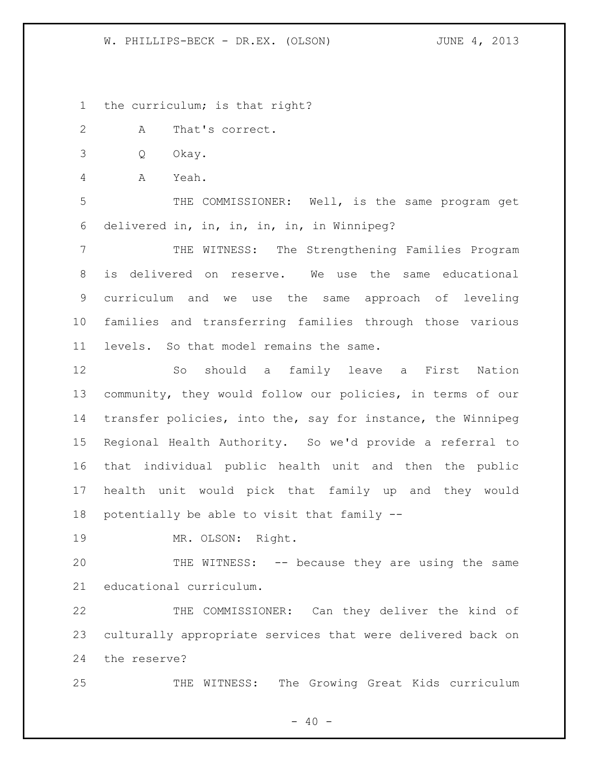the curriculum; is that right?

A That's correct.

Q Okay.

A Yeah.

THE COMMISSIONER: Well, is the same program get delivered in, in, in, in, in, in Winnipeg?

THE WITNESS: The Strengthening Families Program is delivered on reserve. We use the same educational curriculum and we use the same approach of leveling families and transferring families through those various levels. So that model remains the same.

So should a family leave a First Nation community, they would follow our policies, in terms of our transfer policies, into the, say for instance, the Winnipeg Regional Health Authority. So we'd provide a referral to that individual public health unit and then the public health unit would pick that family up and they would potentially be able to visit that family --

MR. OLSON: Right.

THE WITNESS: -- because they are using the same educational curriculum.

THE COMMISSIONER: Can they deliver the kind of culturally appropriate services that were delivered back on the reserve?

THE WITNESS: The Growing Great Kids curriculum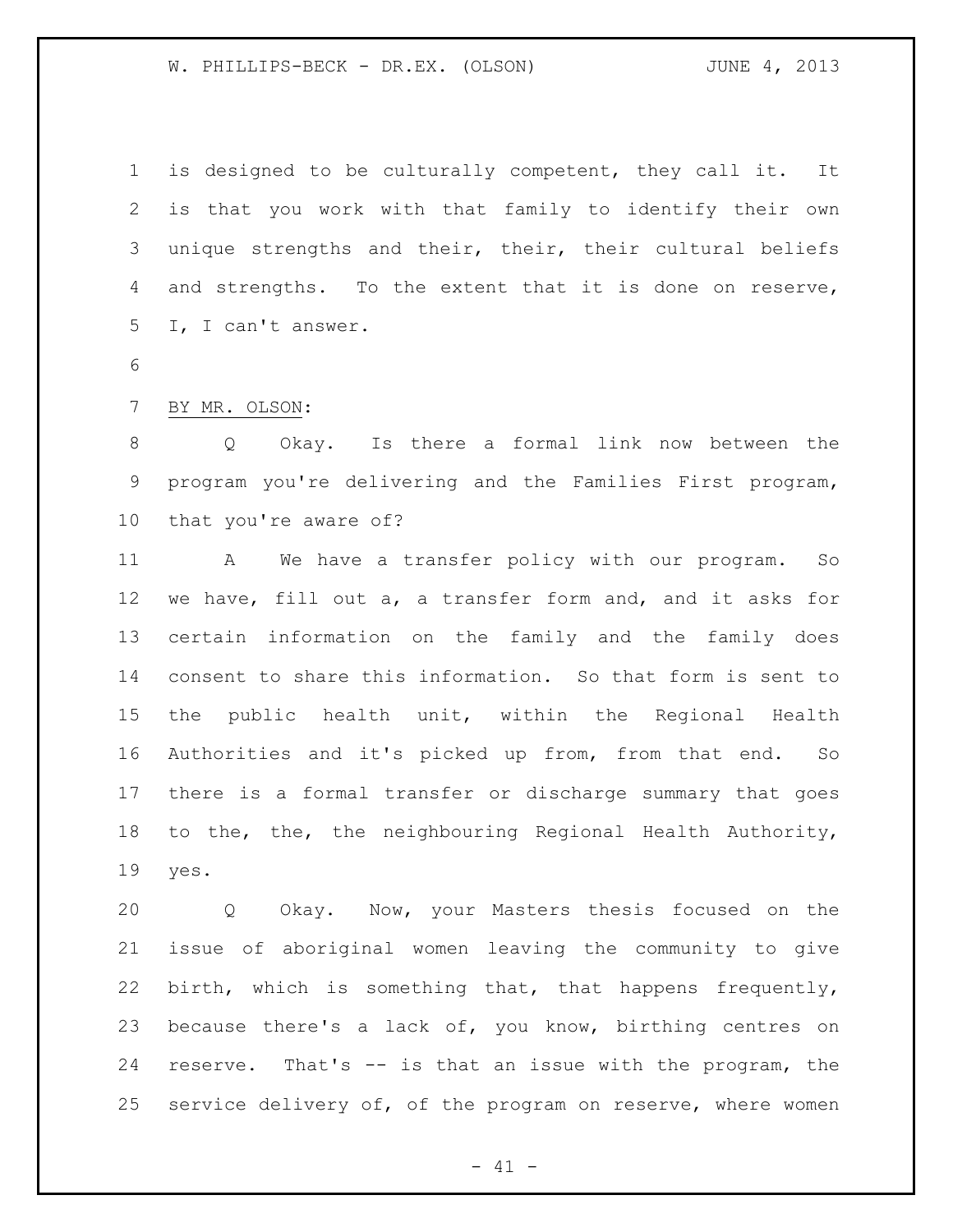is designed to be culturally competent, they call it. It is that you work with that family to identify their own unique strengths and their, their, their cultural beliefs and strengths. To the extent that it is done on reserve, I, I can't answer.

BY MR. OLSON:

Q Okay. Is there a formal link now between the program you're delivering and the Families First program, that you're aware of?

A We have a transfer policy with our program. So we have, fill out a, a transfer form and, and it asks for certain information on the family and the family does consent to share this information. So that form is sent to the public health unit, within the Regional Health Authorities and it's picked up from, from that end. So there is a formal transfer or discharge summary that goes to the, the, the neighbouring Regional Health Authority, yes.

Q Okay. Now, your Masters thesis focused on the issue of aboriginal women leaving the community to give birth, which is something that, that happens frequently, because there's a lack of, you know, birthing centres on reserve. That's -- is that an issue with the program, the service delivery of, of the program on reserve, where women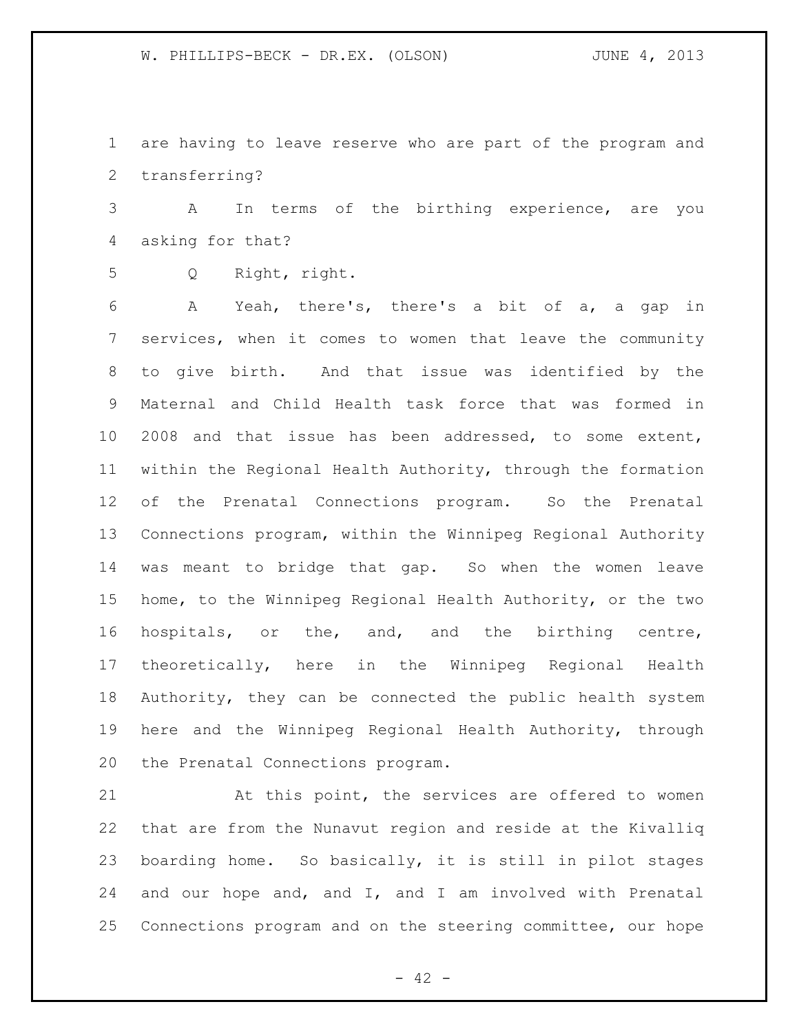are having to leave reserve who are part of the program and transferring?

A In terms of the birthing experience, are you asking for that?

Q Right, right.

A Yeah, there's, there's a bit of a, a gap in services, when it comes to women that leave the community to give birth. And that issue was identified by the Maternal and Child Health task force that was formed in 2008 and that issue has been addressed, to some extent, within the Regional Health Authority, through the formation of the Prenatal Connections program. So the Prenatal Connections program, within the Winnipeg Regional Authority was meant to bridge that gap. So when the women leave home, to the Winnipeg Regional Health Authority, or the two hospitals, or the, and, and the birthing centre, theoretically, here in the Winnipeg Regional Health Authority, they can be connected the public health system here and the Winnipeg Regional Health Authority, through the Prenatal Connections program.

At this point, the services are offered to women that are from the Nunavut region and reside at the Kivalliq boarding home. So basically, it is still in pilot stages and our hope and, and I, and I am involved with Prenatal Connections program and on the steering committee, our hope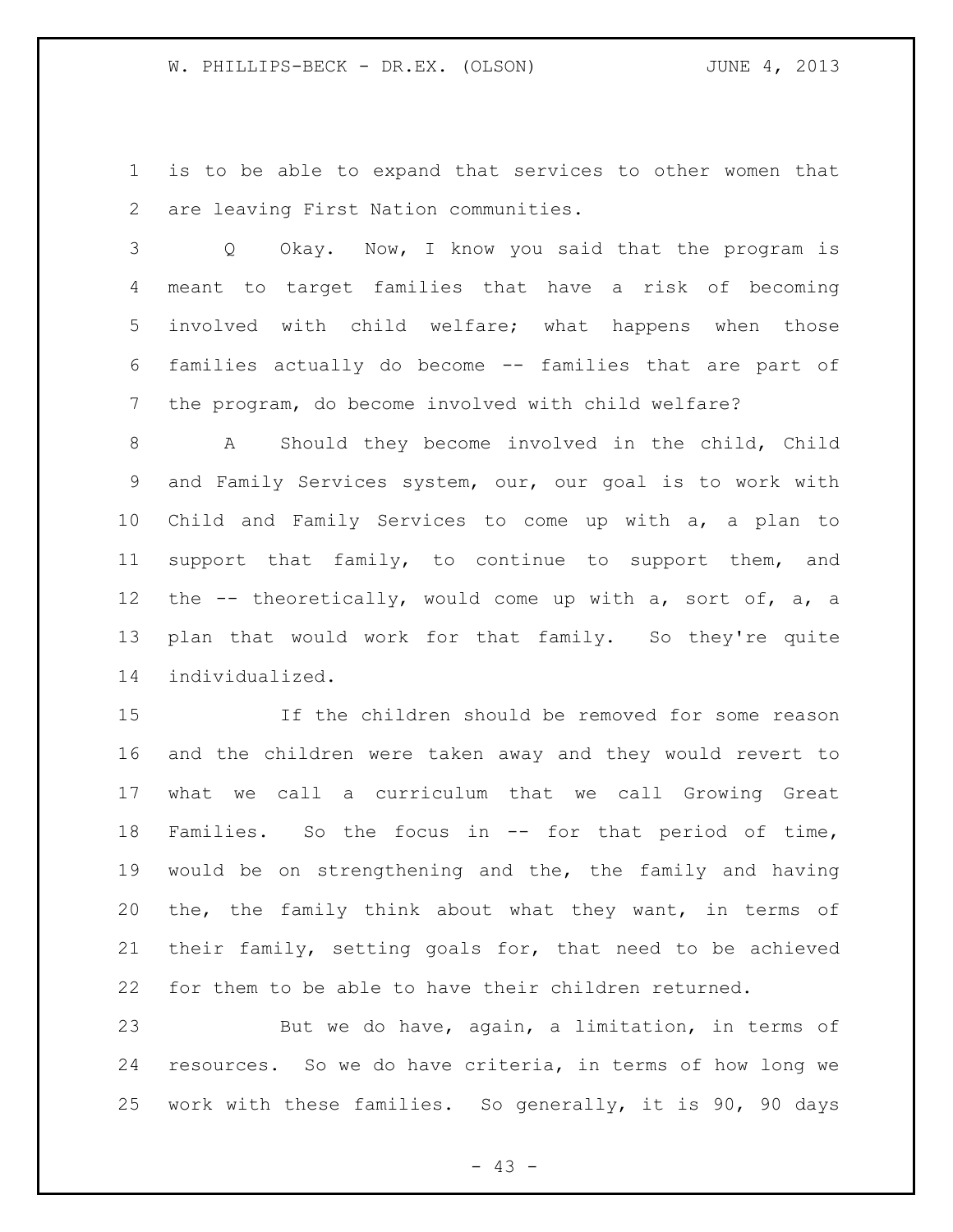is to be able to expand that services to other women that are leaving First Nation communities.

Q Okay. Now, I know you said that the program is meant to target families that have a risk of becoming involved with child welfare; what happens when those families actually do become -- families that are part of the program, do become involved with child welfare?

A Should they become involved in the child, Child and Family Services system, our, our goal is to work with Child and Family Services to come up with a, a plan to support that family, to continue to support them, and the -- theoretically, would come up with a, sort of, a, a plan that would work for that family. So they're quite individualized.

If the children should be removed for some reason and the children were taken away and they would revert to what we call a curriculum that we call Growing Great Families. So the focus in -- for that period of time, would be on strengthening and the, the family and having the, the family think about what they want, in terms of their family, setting goals for, that need to be achieved for them to be able to have their children returned.

But we do have, again, a limitation, in terms of resources. So we do have criteria, in terms of how long we work with these families. So generally, it is 90, 90 days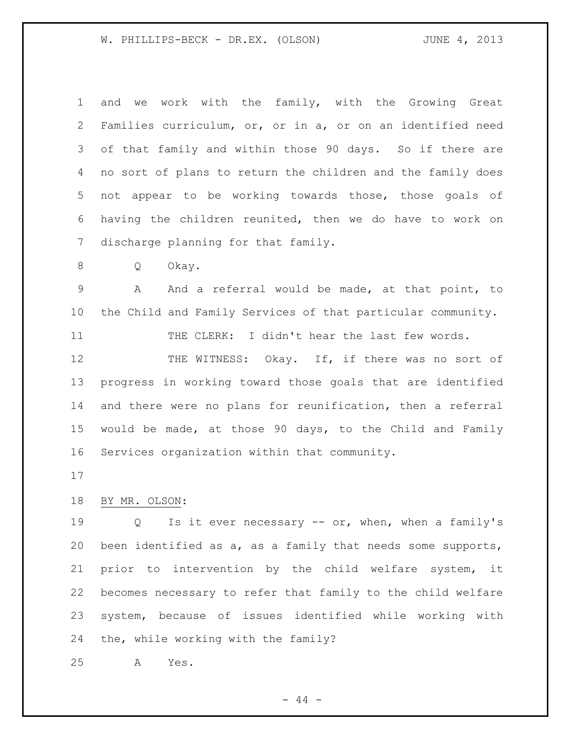and we work with the family, with the Growing Great Families curriculum, or, or in a, or on an identified need of that family and within those 90 days. So if there are no sort of plans to return the children and the family does not appear to be working towards those, those goals of having the children reunited, then we do have to work on discharge planning for that family.

Q Okay.

A And a referral would be made, at that point, to the Child and Family Services of that particular community.

THE CLERK: I didn't hear the last few words.

THE WITNESS: Okay. If, if there was no sort of progress in working toward those goals that are identified and there were no plans for reunification, then a referral would be made, at those 90 days, to the Child and Family Services organization within that community.

BY MR. OLSON:

Q Is it ever necessary -- or, when, when a family's been identified as a, as a family that needs some supports, prior to intervention by the child welfare system, it becomes necessary to refer that family to the child welfare system, because of issues identified while working with the, while working with the family?

A Yes.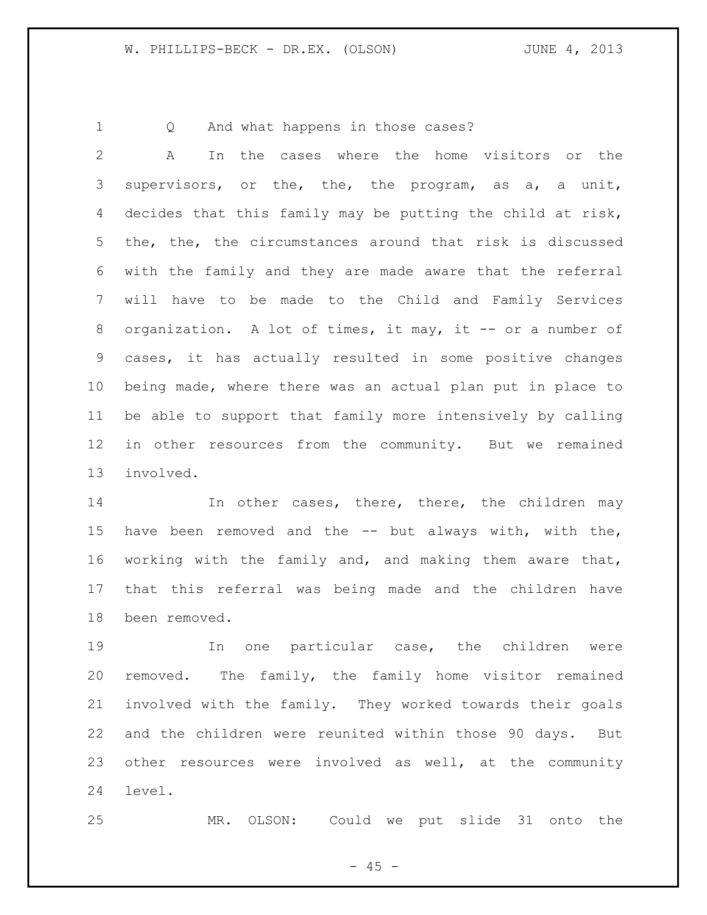Q And what happens in those cases?

A In the cases where the home visitors or the supervisors, or the, the, the program, as a, a unit, decides that this family may be putting the child at risk, the, the, the circumstances around that risk is discussed with the family and they are made aware that the referral will have to be made to the Child and Family Services organization. A lot of times, it may, it -- or a number of cases, it has actually resulted in some positive changes being made, where there was an actual plan put in place to be able to support that family more intensively by calling in other resources from the community. But we remained involved.

In other cases, there, there, the children may have been removed and the -- but always with, with the, working with the family and, and making them aware that, that this referral was being made and the children have been removed.

In one particular case, the children were removed. The family, the family home visitor remained involved with the family. They worked towards their goals and the children were reunited within those 90 days. But other resources were involved as well, at the community level.

MR. OLSON: Could we put slide 31 onto the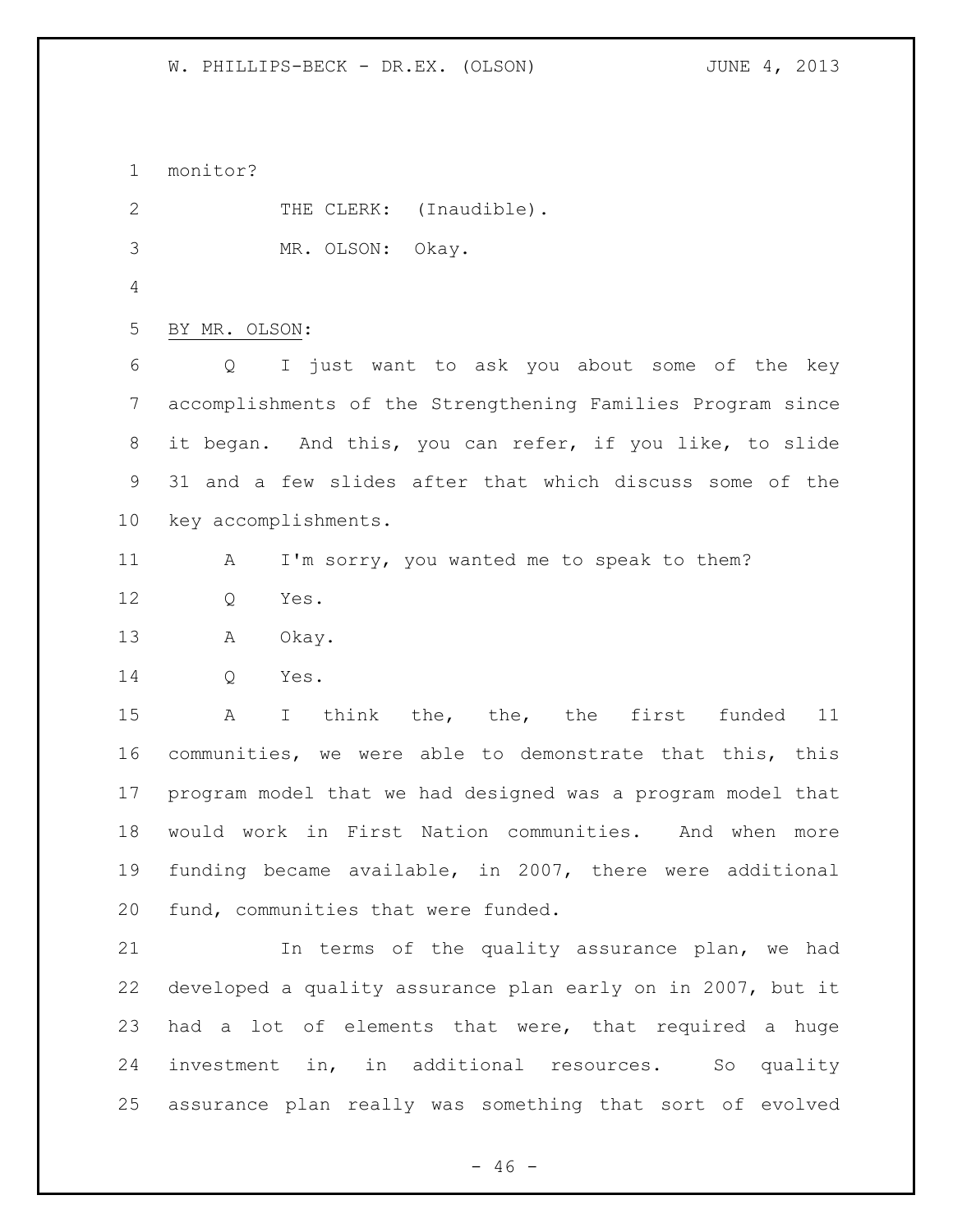monitor?

THE CLERK: (Inaudible).

MR. OLSON: Okay.

BY MR. OLSON:

Q I just want to ask you about some of the key accomplishments of the Strengthening Families Program since it began. And this, you can refer, if you like, to slide 31 and a few slides after that which discuss some of the key accomplishments.

A I'm sorry, you wanted me to speak to them?

Q Yes.

A Okay.

Q Yes.

A I think the, the, the first funded 11 communities, we were able to demonstrate that this, this program model that we had designed was a program model that would work in First Nation communities. And when more funding became available, in 2007, there were additional fund, communities that were funded.

In terms of the quality assurance plan, we had developed a quality assurance plan early on in 2007, but it had a lot of elements that were, that required a huge investment in, in additional resources. So quality assurance plan really was something that sort of evolved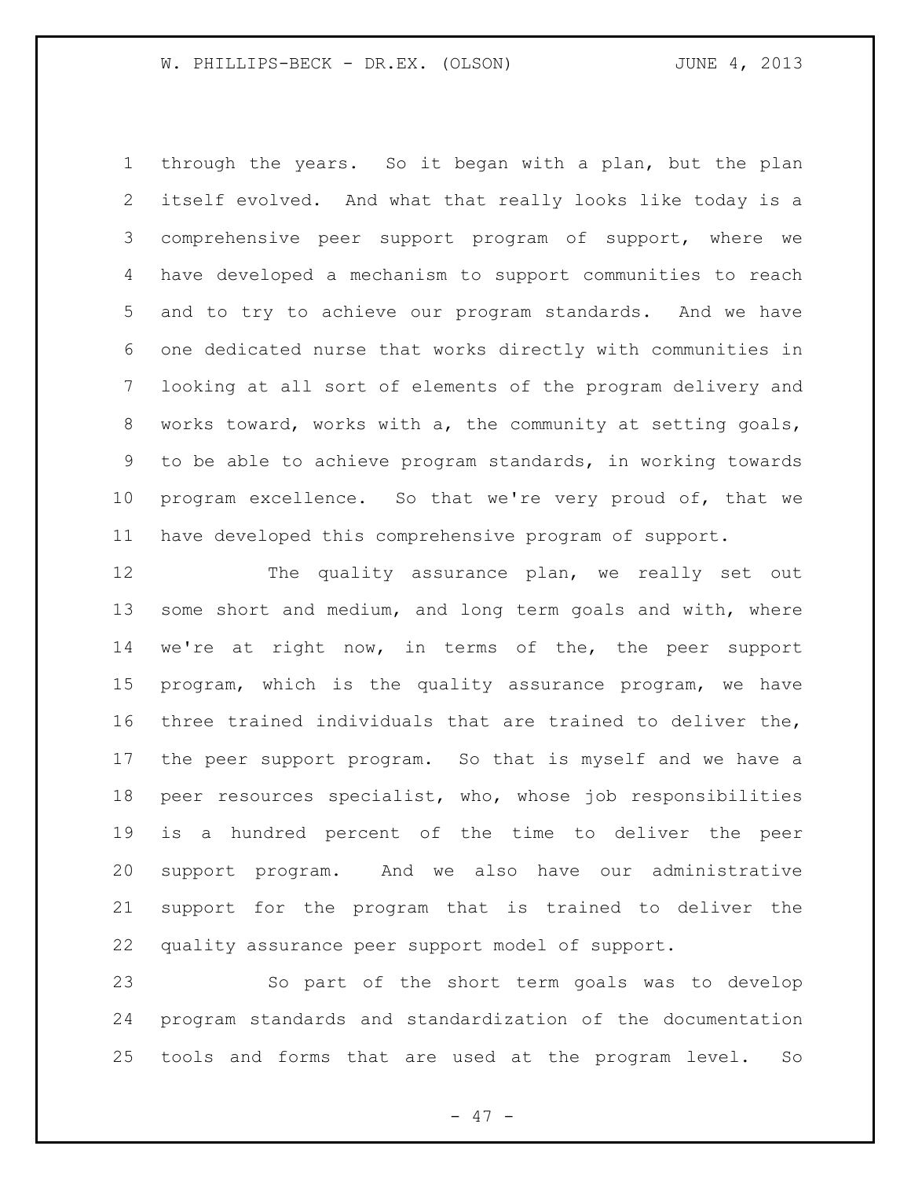through the years. So it began with a plan, but the plan itself evolved. And what that really looks like today is a comprehensive peer support program of support, where we have developed a mechanism to support communities to reach and to try to achieve our program standards. And we have one dedicated nurse that works directly with communities in looking at all sort of elements of the program delivery and works toward, works with a, the community at setting goals, to be able to achieve program standards, in working towards program excellence. So that we're very proud of, that we have developed this comprehensive program of support.

The quality assurance plan, we really set out some short and medium, and long term goals and with, where we're at right now, in terms of the, the peer support program, which is the quality assurance program, we have three trained individuals that are trained to deliver the, the peer support program. So that is myself and we have a peer resources specialist, who, whose job responsibilities is a hundred percent of the time to deliver the peer support program. And we also have our administrative support for the program that is trained to deliver the quality assurance peer support model of support.

So part of the short term goals was to develop program standards and standardization of the documentation tools and forms that are used at the program level. So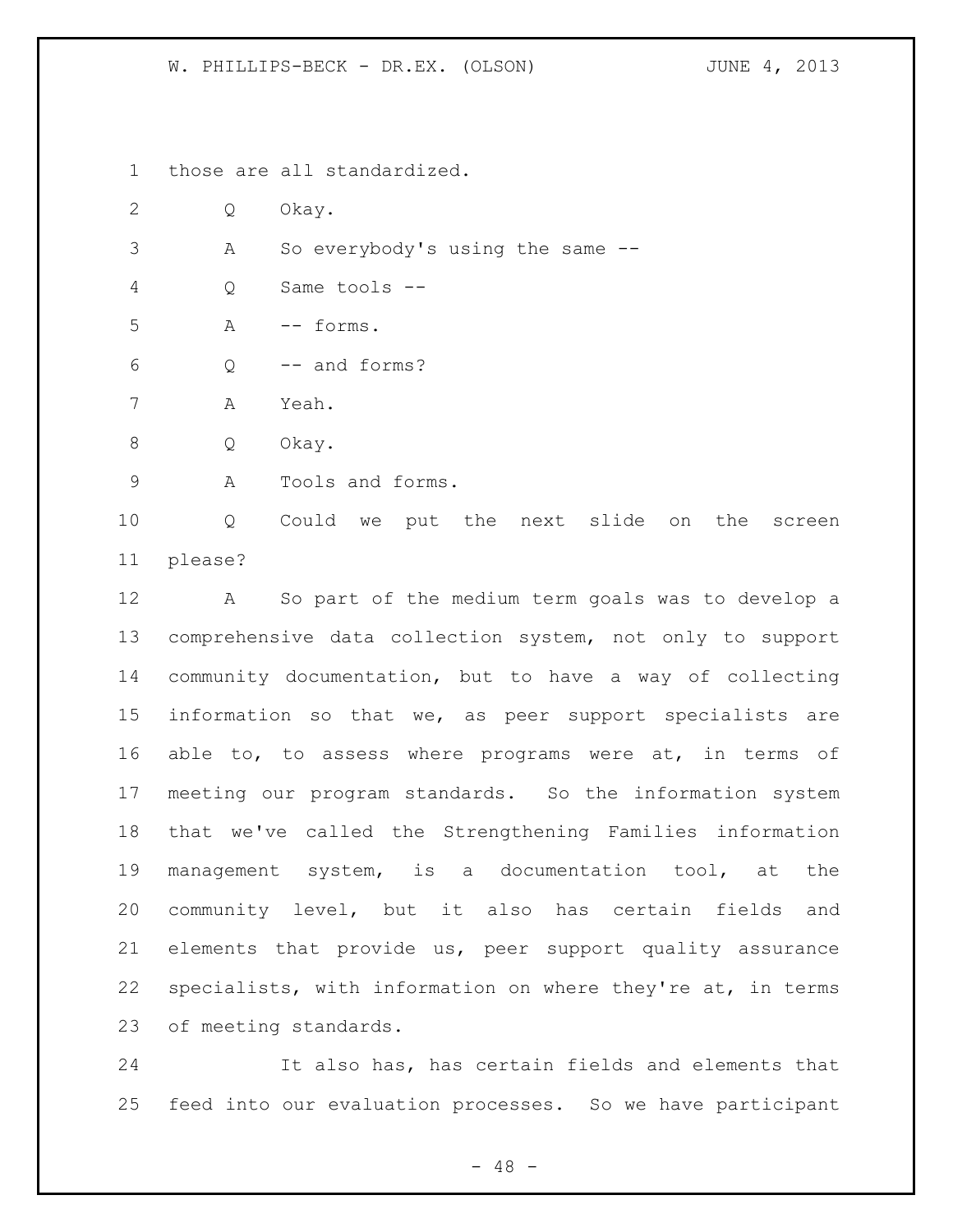those are all standardized.

Q Okay.

A So everybody's using the same --

Q Same tools --

A -- forms.

Q -- and forms?

A Yeah.

Q Okay.

A Tools and forms.

Q Could we put the next slide on the screen please?

A So part of the medium term goals was to develop a comprehensive data collection system, not only to support community documentation, but to have a way of collecting information so that we, as peer support specialists are able to, to assess where programs were at, in terms of meeting our program standards. So the information system that we've called the Strengthening Families information management system, is a documentation tool, at the community level, but it also has certain fields and elements that provide us, peer support quality assurance specialists, with information on where they're at, in terms of meeting standards.

It also has, has certain fields and elements that feed into our evaluation processes. So we have participant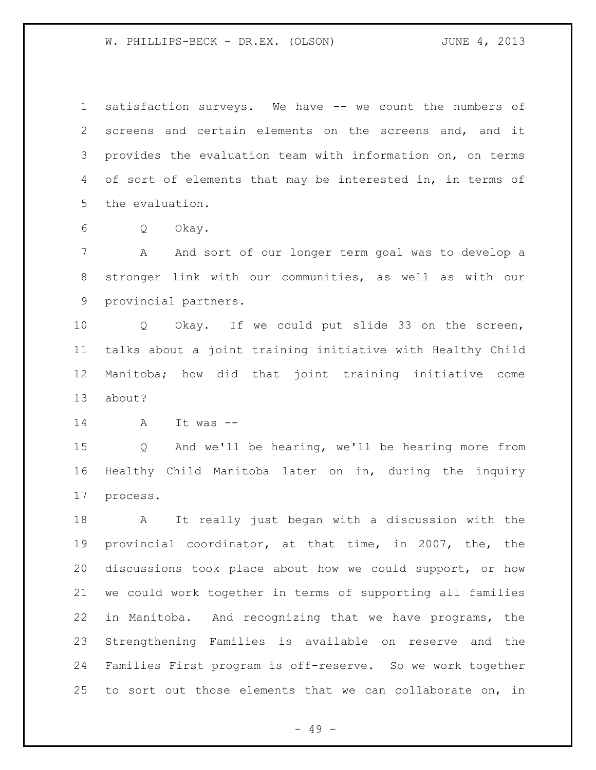satisfaction surveys. We have -- we count the numbers of screens and certain elements on the screens and, and it provides the evaluation team with information on, on terms of sort of elements that may be interested in, in terms of the evaluation.

Q Okay.

A And sort of our longer term goal was to develop a stronger link with our communities, as well as with our provincial partners.

Q Okay. If we could put slide 33 on the screen, talks about a joint training initiative with Healthy Child Manitoba; how did that joint training initiative come about?

A It was --

Q And we'll be hearing, we'll be hearing more from Healthy Child Manitoba later on in, during the inquiry process.

A It really just began with a discussion with the provincial coordinator, at that time, in 2007, the, the discussions took place about how we could support, or how we could work together in terms of supporting all families in Manitoba. And recognizing that we have programs, the Strengthening Families is available on reserve and the Families First program is off-reserve. So we work together to sort out those elements that we can collaborate on, in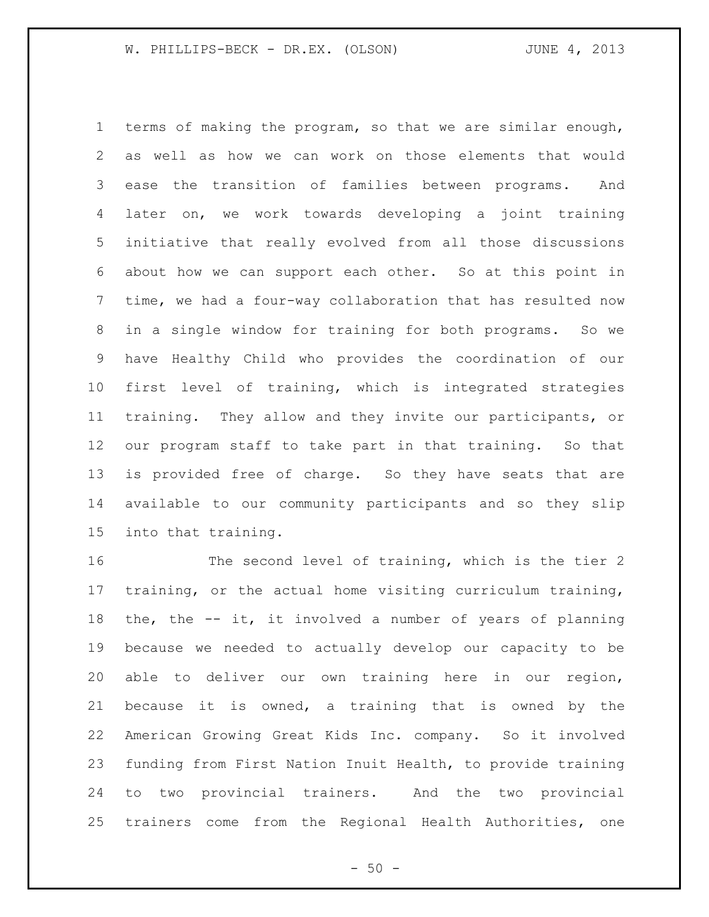terms of making the program, so that we are similar enough, as well as how we can work on those elements that would ease the transition of families between programs. And later on, we work towards developing a joint training initiative that really evolved from all those discussions about how we can support each other. So at this point in time, we had a four-way collaboration that has resulted now in a single window for training for both programs. So we have Healthy Child who provides the coordination of our first level of training, which is integrated strategies training. They allow and they invite our participants, or our program staff to take part in that training. So that is provided free of charge. So they have seats that are available to our community participants and so they slip into that training.

The second level of training, which is the tier 2 training, or the actual home visiting curriculum training, the, the -- it, it involved a number of years of planning because we needed to actually develop our capacity to be able to deliver our own training here in our region, because it is owned, a training that is owned by the American Growing Great Kids Inc. company. So it involved funding from First Nation Inuit Health, to provide training to two provincial trainers. And the two provincial trainers come from the Regional Health Authorities, one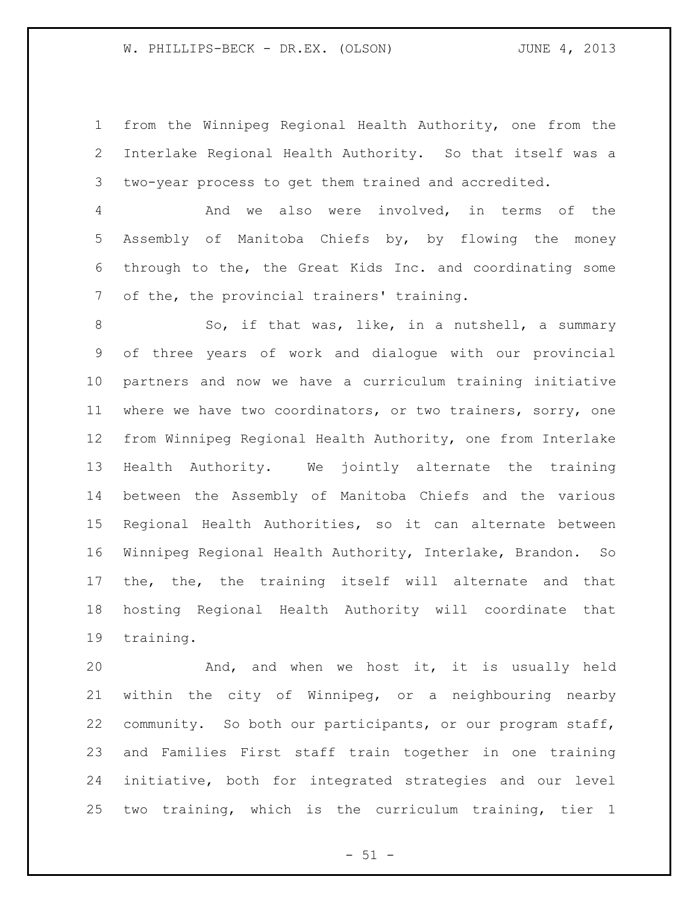from the Winnipeg Regional Health Authority, one from the Interlake Regional Health Authority. So that itself was a two-year process to get them trained and accredited.

And we also were involved, in terms of the Assembly of Manitoba Chiefs by, by flowing the money through to the, the Great Kids Inc. and coordinating some of the, the provincial trainers' training.

So, if that was, like, in a nutshell, a summary of three years of work and dialogue with our provincial partners and now we have a curriculum training initiative where we have two coordinators, or two trainers, sorry, one from Winnipeg Regional Health Authority, one from Interlake Health Authority. We jointly alternate the training between the Assembly of Manitoba Chiefs and the various Regional Health Authorities, so it can alternate between Winnipeg Regional Health Authority, Interlake, Brandon. So the, the, the training itself will alternate and that hosting Regional Health Authority will coordinate that training.

And, and when we host it, it is usually held within the city of Winnipeg, or a neighbouring nearby community. So both our participants, or our program staff, and Families First staff train together in one training initiative, both for integrated strategies and our level two training, which is the curriculum training, tier 1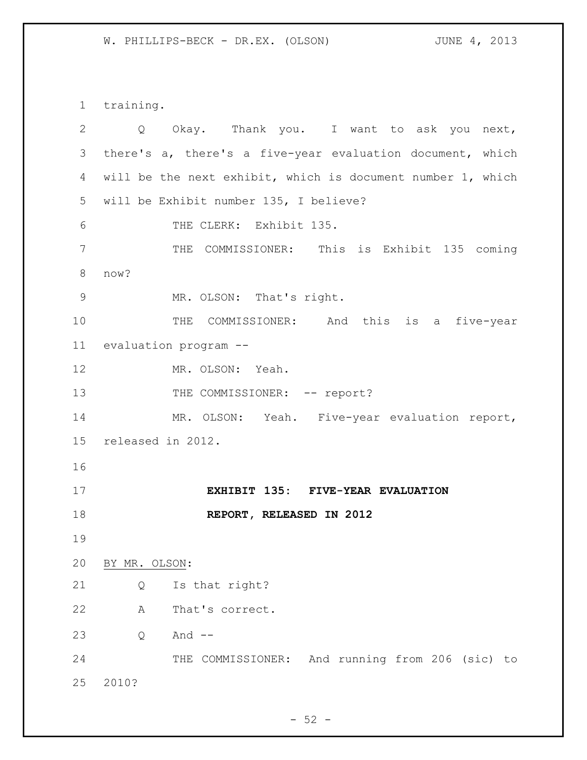training.

Q Okay. Thank you. I want to ask you next, there's a, there's a five-year evaluation document, which will be the next exhibit, which is document number 1, which will be Exhibit number 135, I believe?

THE CLERK: Exhibit 135.

THE COMMISSIONER: This is Exhibit 135 coming now?

MR. OLSON: That's right.

THE COMMISSIONER: And this is a five-year evaluation program --

MR. OLSON: Yeah.

THE COMMISSIONER: -- report?

MR. OLSON: Yeah. Five-year evaluation report, released in 2012.

**EXHIBIT 135: FIVE-YEAR EVALUATION REPORT, RELEASED IN 2012**

BY MR. OLSON:

Q Is that right?

A That's correct.

Q And --

THE COMMISSIONER: And running from 206 (sic) to 2010?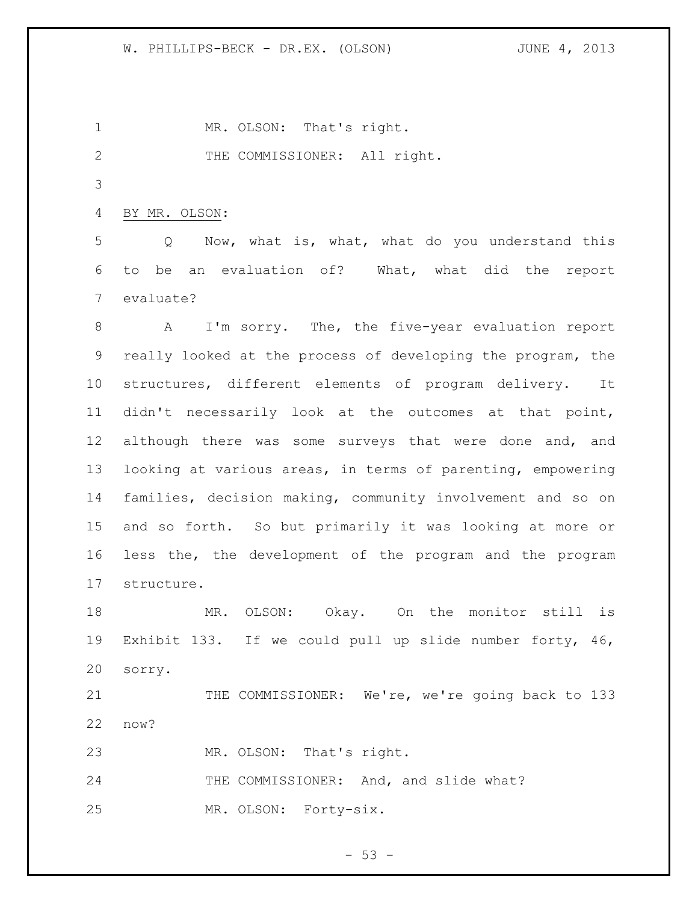MR. OLSON: That's right.

THE COMMISSIONER: All right.

BY MR. OLSON:

Q Now, what is, what, what do you understand this to be an evaluation of? What, what did the report evaluate?

A I'm sorry. The, the five-year evaluation report really looked at the process of developing the program, the structures, different elements of program delivery. It didn't necessarily look at the outcomes at that point, although there was some surveys that were done and, and looking at various areas, in terms of parenting, empowering families, decision making, community involvement and so on and so forth. So but primarily it was looking at more or less the, the development of the program and the program structure.

MR. OLSON: Okay. On the monitor still is Exhibit 133. If we could pull up slide number forty, 46, sorry.

THE COMMISSIONER: We're, we're going back to 133 now?

MR. OLSON: That's right.

THE COMMISSIONER: And, and slide what?

MR. OLSON: Forty-six.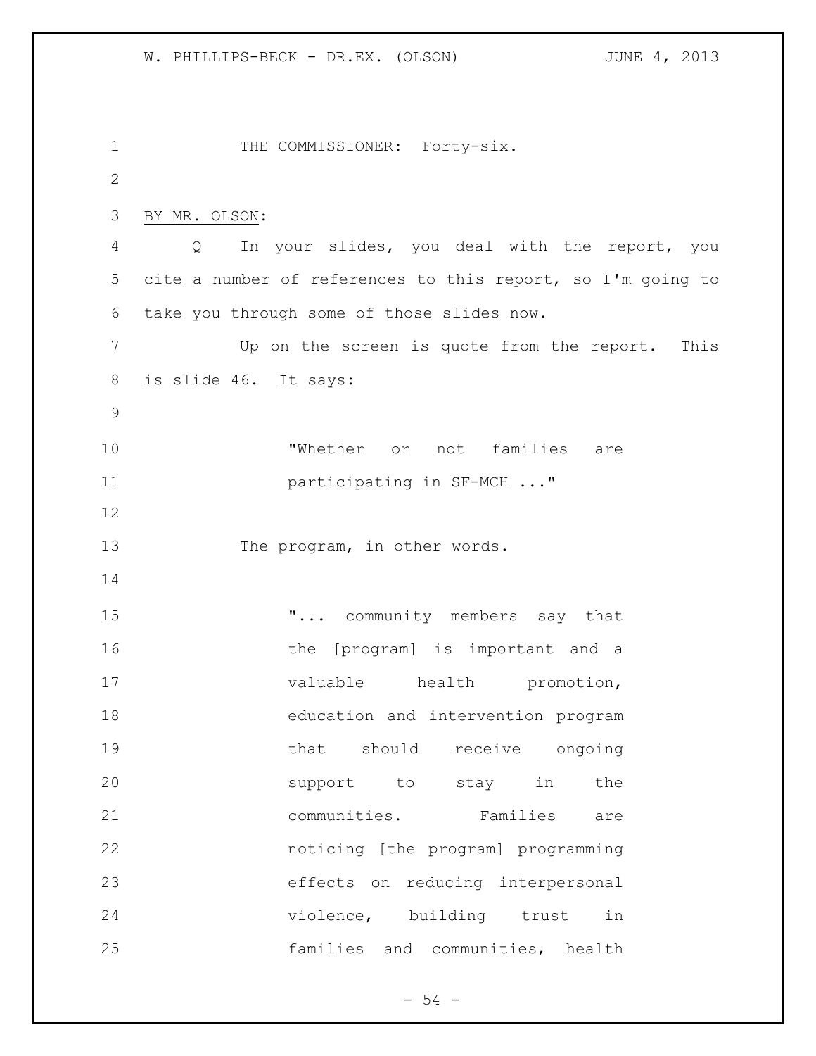THE COMMISSIONER: Forty-six.

BY MR. OLSON:

Q In your slides, you deal with the report, you cite a number of references to this report, so I'm going to take you through some of those slides now.

Up on the screen is quote from the report. This is slide 46. It says:

> "Whether or not families are participating in SF-MCH ..."

The program, in other words.

> "... community members say that the [program] is important and a valuable health promotion, education and intervention program that should receive ongoing support to stay in the communities. Families are noticing [the program] programming effects on reducing interpersonal violence, building trust in families and communities, health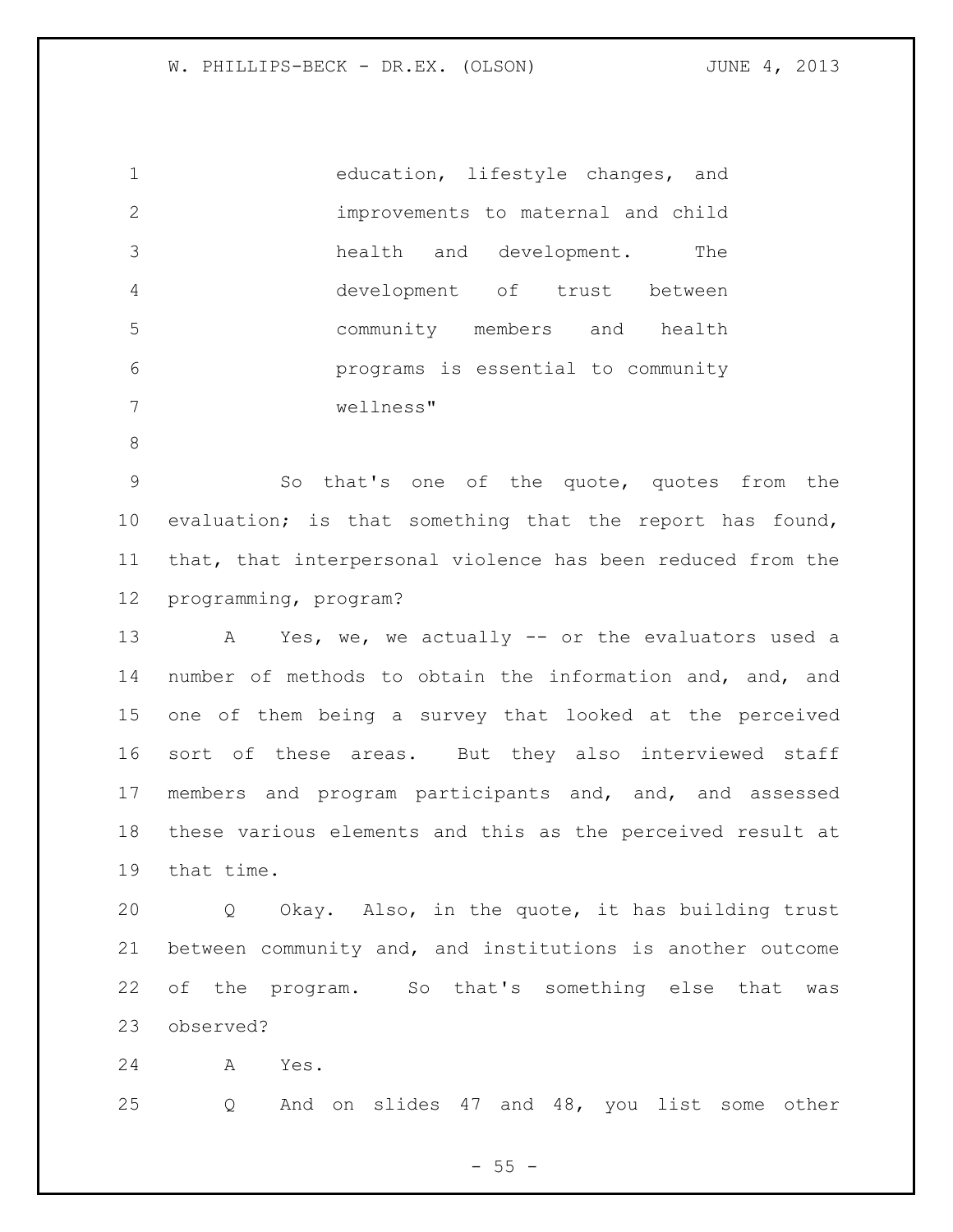education, lifestyle changes, and improvements to maternal and child health and development. The development of trust between community members and health programs is essential to community wellness"

So that's one of the quote, quotes from the evaluation; is that something that the report has found, that, that interpersonal violence has been reduced from the programming, program?

A Yes, we, we actually -- or the evaluators used a number of methods to obtain the information and, and, and one of them being a survey that looked at the perceived sort of these areas. But they also interviewed staff members and program participants and, and, and assessed these various elements and this as the perceived result at that time.

Q Okay. Also, in the quote, it has building trust between community and, and institutions is another outcome of the program. So that's something else that was observed?

A Yes.

Q And on slides 47 and 48, you list some other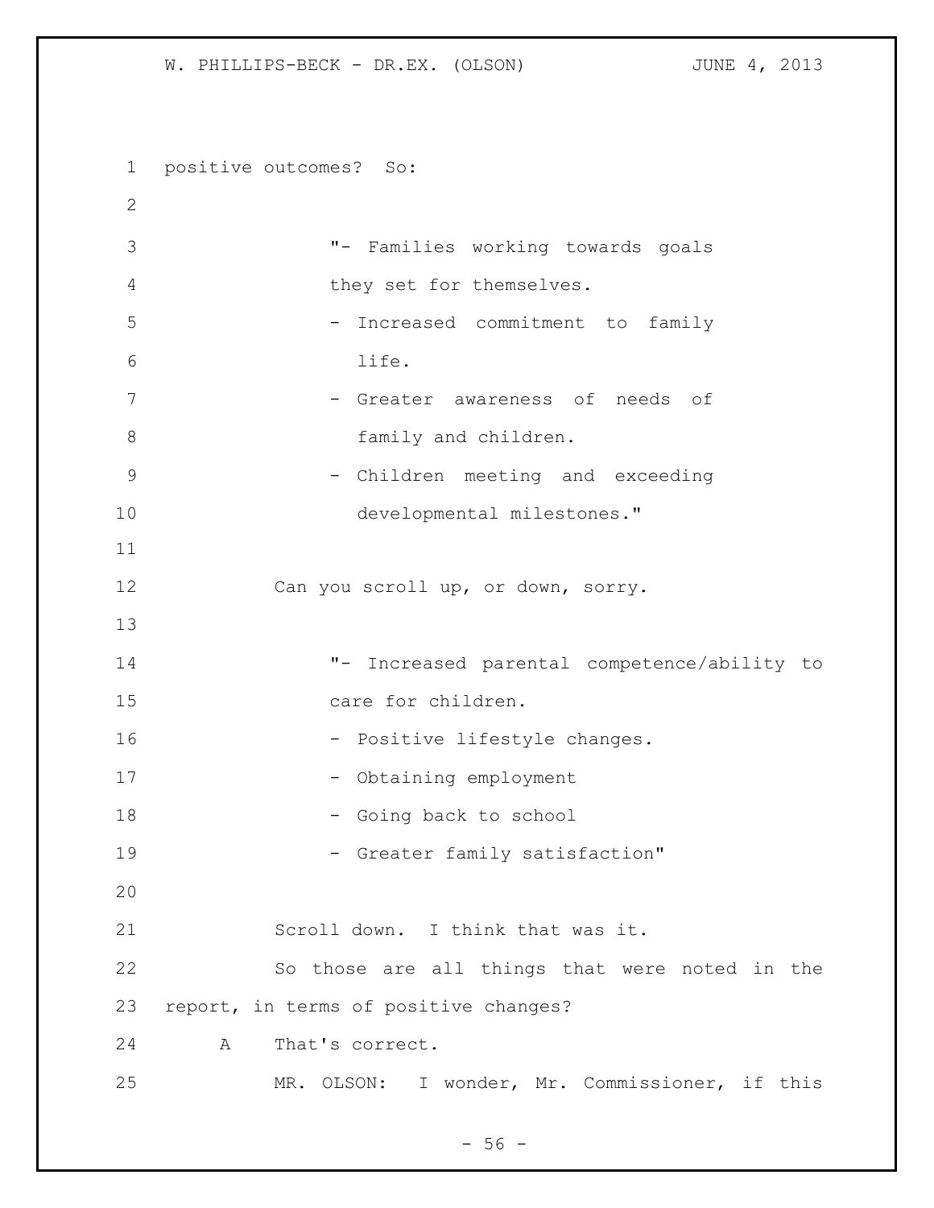positive outcomes? So:

> "- Families working towards goals they set for themselves.
> - Increased commitment to family life.
> - Greater awareness of needs of family and children.
> - Children meeting and exceeding developmental milestones."

Can you scroll up, or down, sorry.

> "- Increased parental competence/ability to care for children.
> - Positive lifestyle changes.
> - Obtaining employment
> - Going back to school
> - Greater family satisfaction"

Scroll down. I think that was it.

So those are all things that were noted in the report, in terms of positive changes?

A That's correct.

MR. OLSON: I wonder, Mr. Commissioner, if this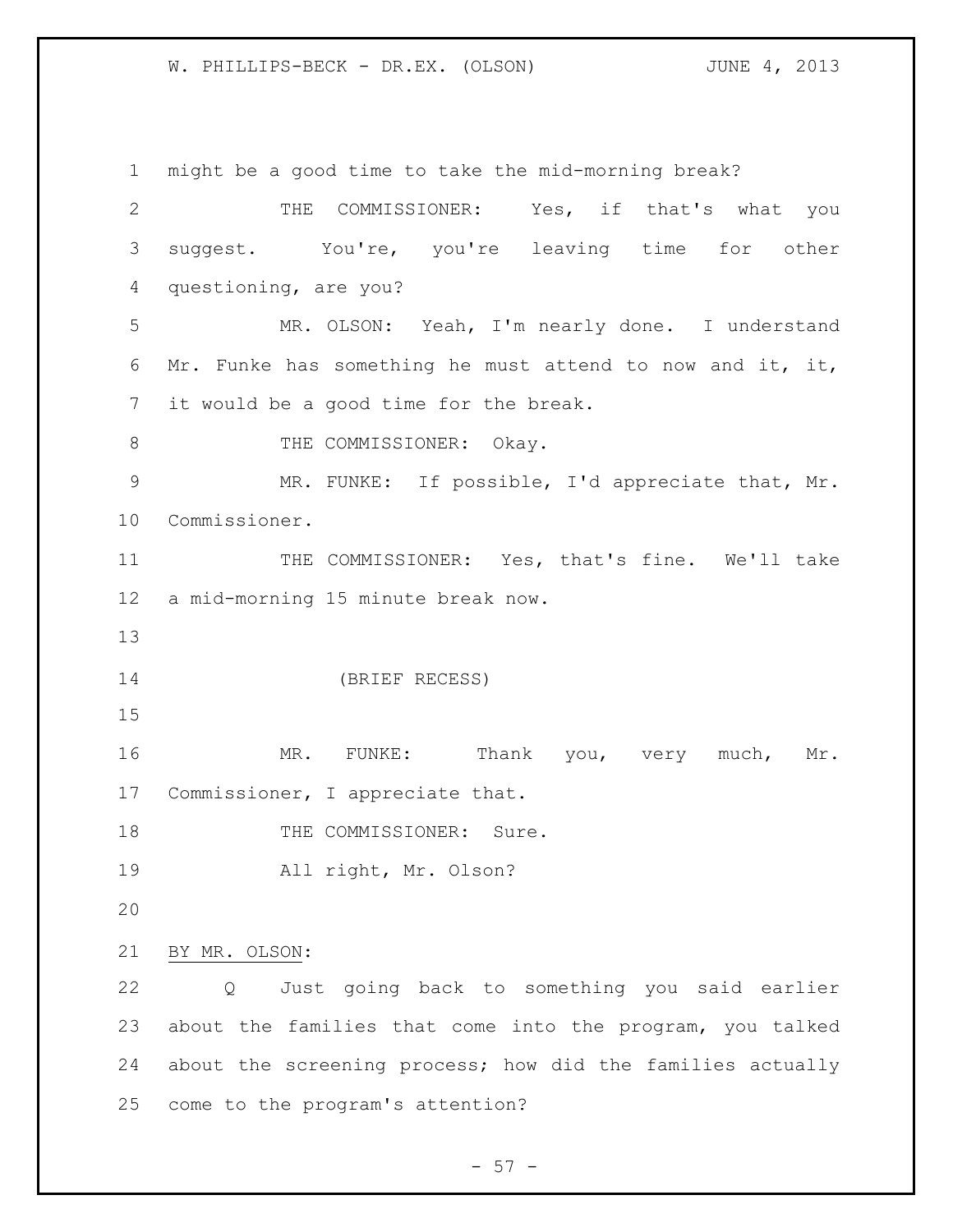might be a good time to take the mid-morning break?

THE COMMISSIONER: Yes, if that's what you suggest. You're, you're leaving time for other questioning, are you?

MR. OLSON: Yeah, I'm nearly done. I understand Mr. Funke has something he must attend to now and it, it, it would be a good time for the break.

THE COMMISSIONER: Okay.

MR. FUNKE: If possible, I'd appreciate that, Mr. Commissioner.

THE COMMISSIONER: Yes, that's fine. We'll take a mid-morning 15 minute break now.

(BRIEF RECESS)

MR. FUNKE: Thank you, very much, Mr. Commissioner, I appreciate that.

THE COMMISSIONER: Sure.

All right, Mr. Olson?

BY MR. OLSON:

Q Just going back to something you said earlier about the families that come into the program, you talked about the screening process; how did the families actually come to the program's attention?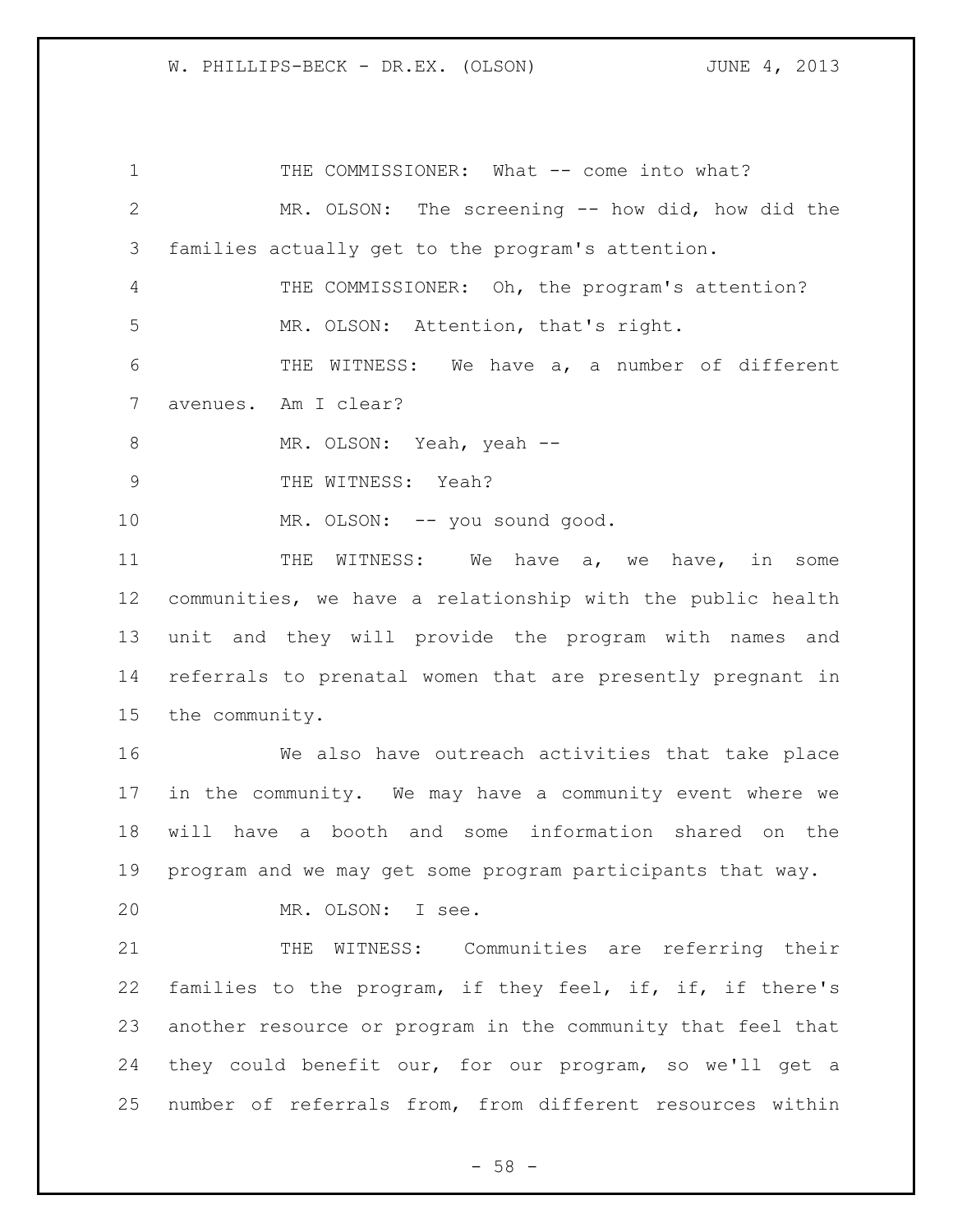THE COMMISSIONER: What -- come into what?

MR. OLSON: The screening -- how did, how did the families actually get to the program's attention.

THE COMMISSIONER: Oh, the program's attention?

MR. OLSON: Attention, that's right.

THE WITNESS: We have a, a number of different avenues. Am I clear?

MR. OLSON: Yeah, yeah --

THE WITNESS: Yeah?

MR. OLSON: -- you sound good.

THE WITNESS: We have a, we have, in some communities, we have a relationship with the public health unit and they will provide the program with names and referrals to prenatal women that are presently pregnant in the community.

We also have outreach activities that take place in the community. We may have a community event where we will have a booth and some information shared on the program and we may get some program participants that way.

MR. OLSON: I see.

THE WITNESS: Communities are referring their families to the program, if they feel, if, if, if there's another resource or program in the community that feel that they could benefit our, for our program, so we'll get a number of referrals from, from different resources within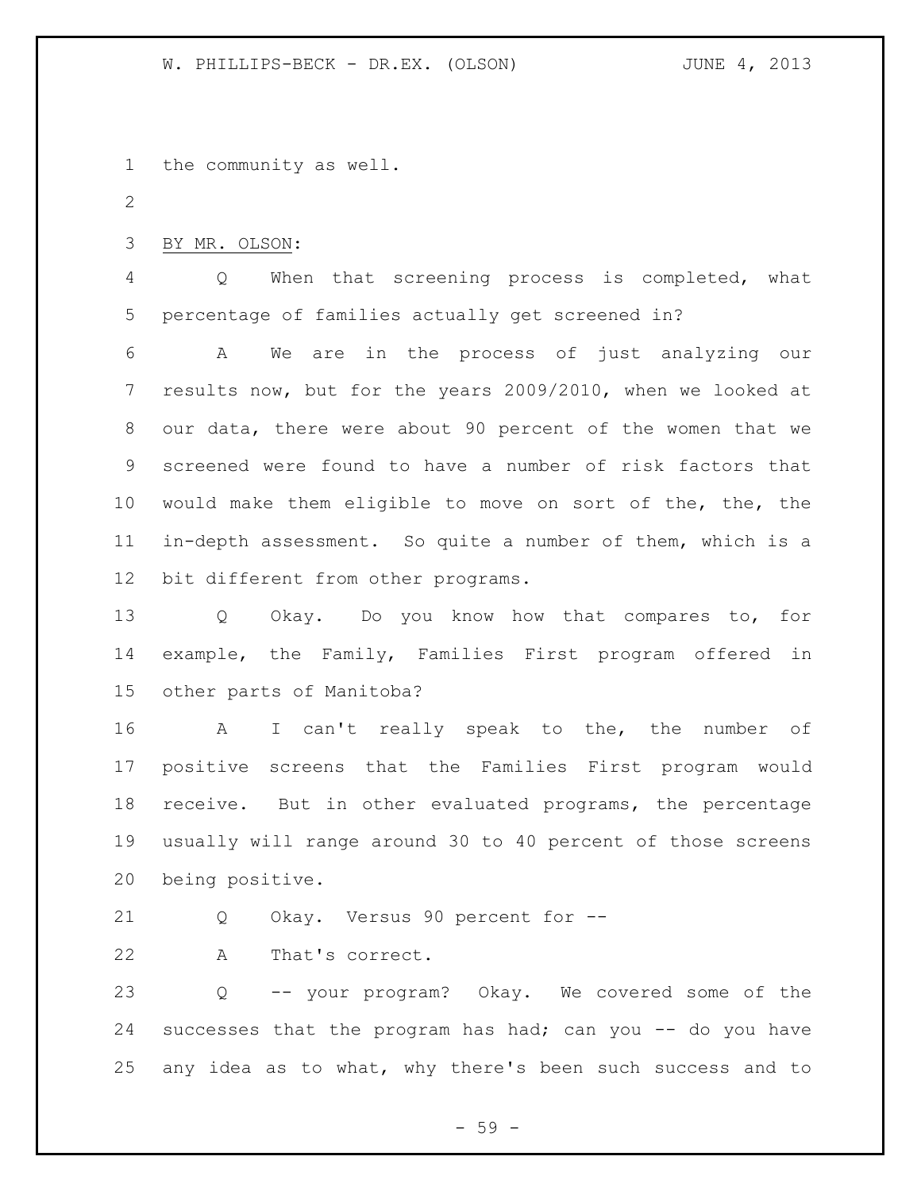the community as well.

BY MR. OLSON:

Q When that screening process is completed, what percentage of families actually get screened in?

A We are in the process of just analyzing our results now, but for the years 2009/2010, when we looked at our data, there were about 90 percent of the women that we screened were found to have a number of risk factors that would make them eligible to move on sort of the, the, the in-depth assessment. So quite a number of them, which is a bit different from other programs.

Q Okay. Do you know how that compares to, for example, the Family, Families First program offered in other parts of Manitoba?

A I can't really speak to the, the number of positive screens that the Families First program would receive. But in other evaluated programs, the percentage usually will range around 30 to 40 percent of those screens being positive.

Q Okay. Versus 90 percent for --

A That's correct.

Q -- your program? Okay. We covered some of the successes that the program has had; can you -- do you have any idea as to what, why there's been such success and to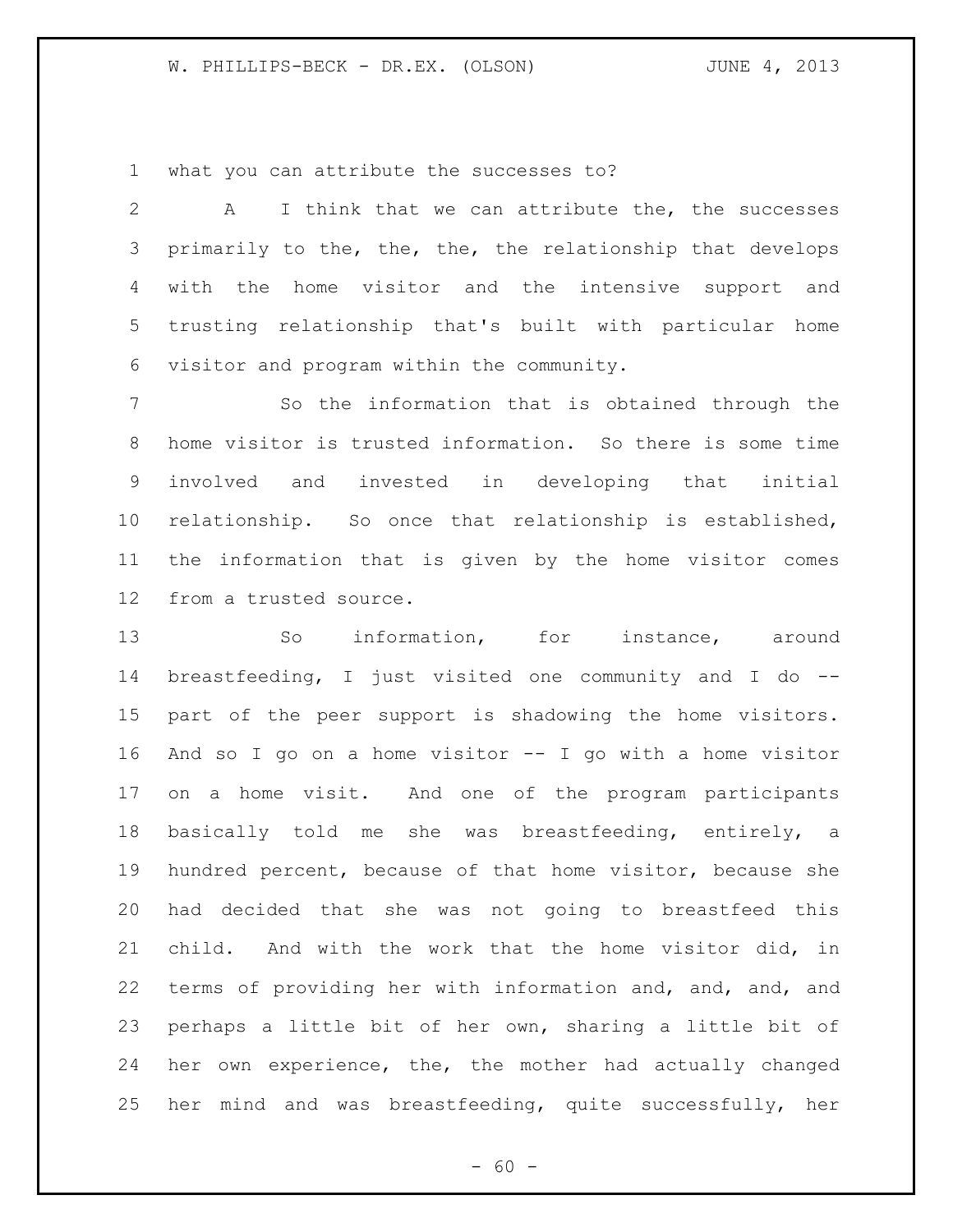what you can attribute the successes to?

A I think that we can attribute the, the successes primarily to the, the, the, the relationship that develops with the home visitor and the intensive support and trusting relationship that's built with particular home visitor and program within the community.

So the information that is obtained through the home visitor is trusted information. So there is some time involved and invested in developing that initial relationship. So once that relationship is established, the information that is given by the home visitor comes from a trusted source.

So information, for instance, around breastfeeding, I just visited one community and I do -- part of the peer support is shadowing the home visitors. And so I go on a home visitor -- I go with a home visitor on a home visit. And one of the program participants basically told me she was breastfeeding, entirely, a hundred percent, because of that home visitor, because she had decided that she was not going to breastfeed this child. And with the work that the home visitor did, in terms of providing her with information and, and, and, and perhaps a little bit of her own, sharing a little bit of her own experience, the, the mother had actually changed her mind and was breastfeeding, quite successfully, her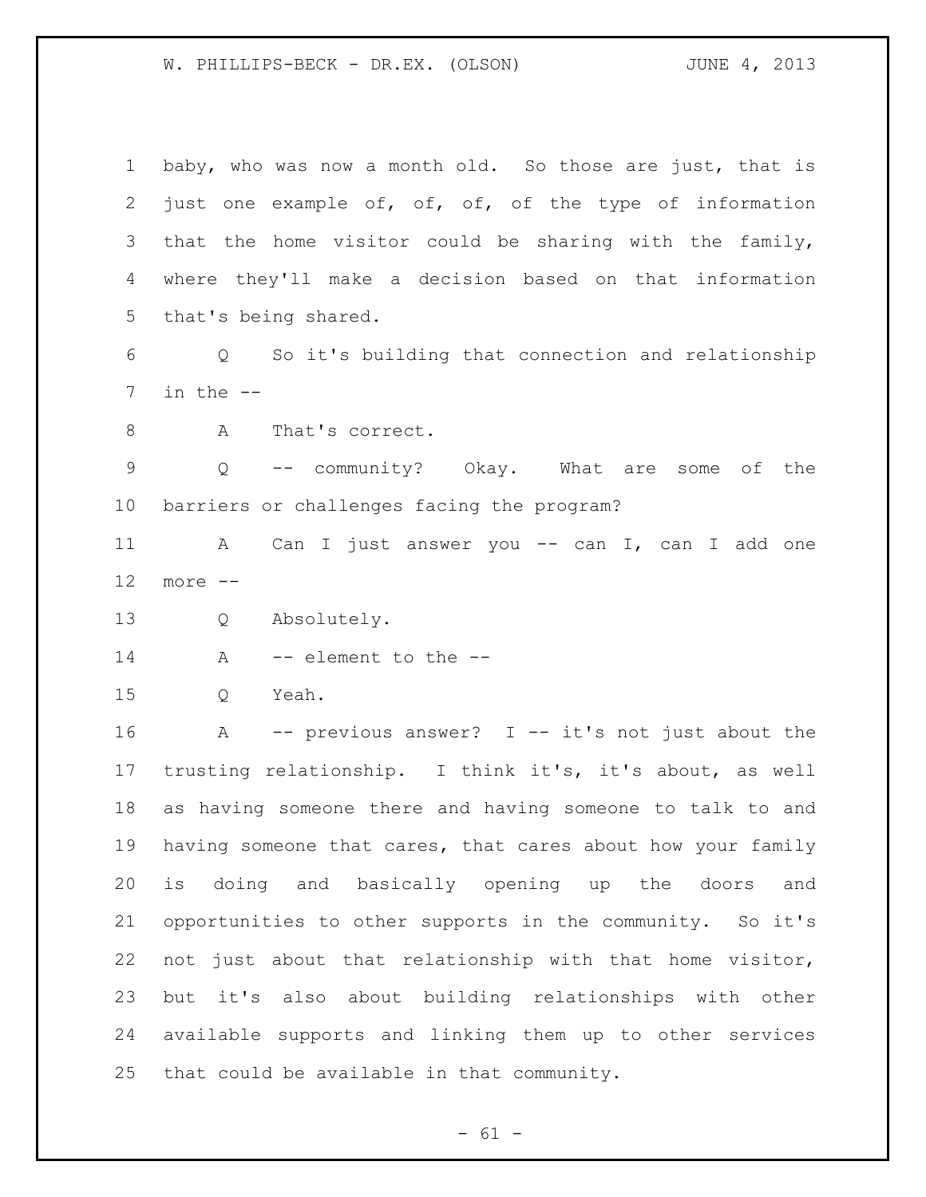baby, who was now a month old. So those are just, that is just one example of, of, of, of the type of information that the home visitor could be sharing with the family, where they'll make a decision based on that information that's being shared.

Q So it's building that connection and relationship in the --

A That's correct.

Q -- community? Okay. What are some of the barriers or challenges facing the program?

A Can I just answer you -- can I, can I add one more --

Q Absolutely.

A -- element to the --

Q Yeah.

A -- previous answer? I -- it's not just about the trusting relationship. I think it's, it's about, as well as having someone there and having someone to talk to and having someone that cares, that cares about how your family is doing and basically opening up the doors and opportunities to other supports in the community. So it's not just about that relationship with that home visitor, but it's also about building relationships with other available supports and linking them up to other services that could be available in that community.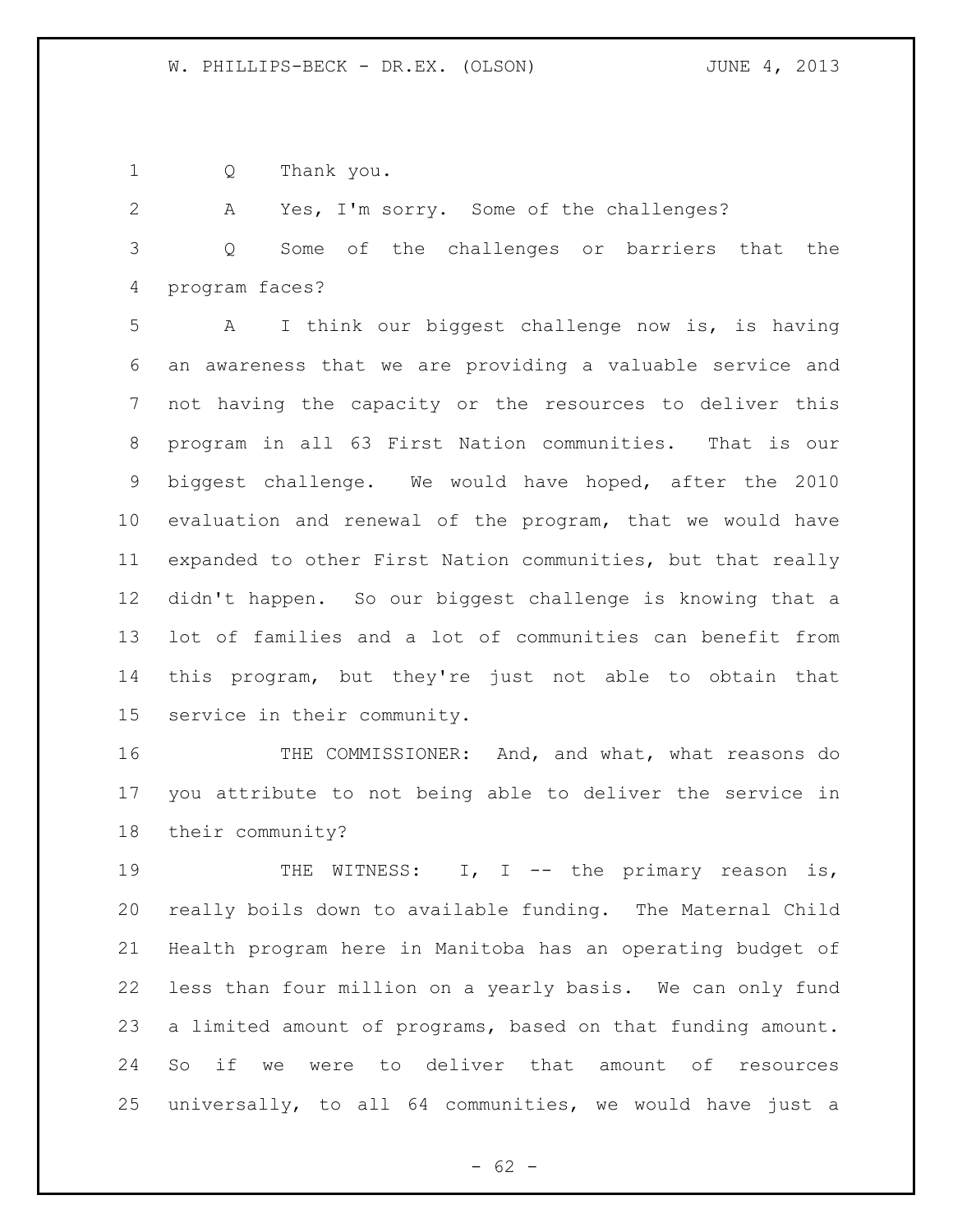Q Thank you.

A Yes, I'm sorry. Some of the challenges?

Q Some of the challenges or barriers that the program faces?

A I think our biggest challenge now is, is having an awareness that we are providing a valuable service and not having the capacity or the resources to deliver this program in all 63 First Nation communities. That is our biggest challenge. We would have hoped, after the 2010 evaluation and renewal of the program, that we would have expanded to other First Nation communities, but that really didn't happen. So our biggest challenge is knowing that a lot of families and a lot of communities can benefit from this program, but they're just not able to obtain that service in their community.

THE COMMISSIONER: And, and what, what reasons do you attribute to not being able to deliver the service in their community?

THE WITNESS: I, I -- the primary reason is, really boils down to available funding. The Maternal Child Health program here in Manitoba has an operating budget of less than four million on a yearly basis. We can only fund a limited amount of programs, based on that funding amount. So if we were to deliver that amount of resources universally, to all 64 communities, we would have just a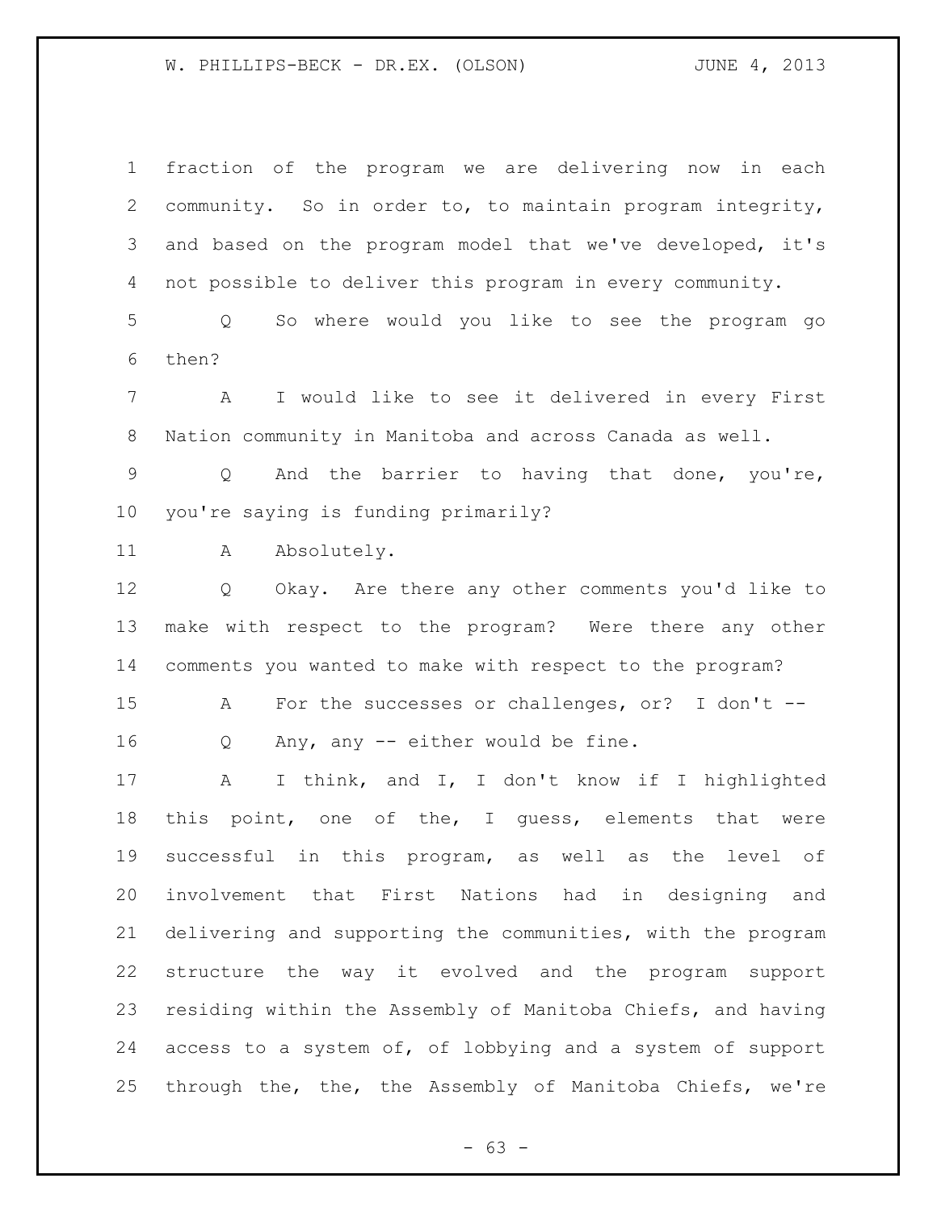fraction of the program we are delivering now in each community. So in order to, to maintain program integrity, and based on the program model that we've developed, it's not possible to deliver this program in every community.

Q So where would you like to see the program go then?

A I would like to see it delivered in every First Nation community in Manitoba and across Canada as well.

Q And the barrier to having that done, you're, you're saying is funding primarily?

A Absolutely.

Q Okay. Are there any other comments you'd like to make with respect to the program? Were there any other comments you wanted to make with respect to the program?

A For the successes or challenges, or? I don't --

Q Any, any -- either would be fine.

A I think, and I, I don't know if I highlighted this point, one of the, I guess, elements that were successful in this program, as well as the level of involvement that First Nations had in designing and delivering and supporting the communities, with the program structure the way it evolved and the program support residing within the Assembly of Manitoba Chiefs, and having access to a system of, of lobbying and a system of support through the, the, the Assembly of Manitoba Chiefs, we're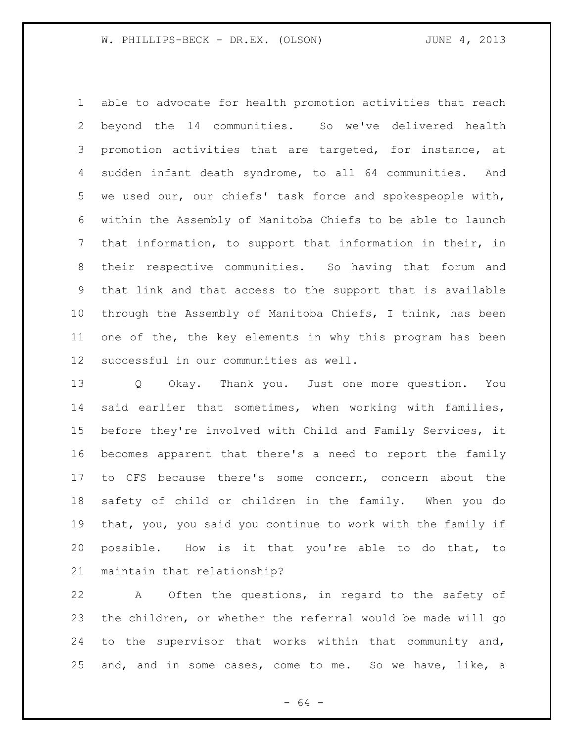able to advocate for health promotion activities that reach beyond the 14 communities. So we've delivered health promotion activities that are targeted, for instance, at sudden infant death syndrome, to all 64 communities. And we used our, our chiefs' task force and spokespeople with, within the Assembly of Manitoba Chiefs to be able to launch that information, to support that information in their, in their respective communities. So having that forum and that link and that access to the support that is available through the Assembly of Manitoba Chiefs, I think, has been one of the, the key elements in why this program has been successful in our communities as well.

Q Okay. Thank you. Just one more question. You said earlier that sometimes, when working with families, before they're involved with Child and Family Services, it becomes apparent that there's a need to report the family to CFS because there's some concern, concern about the safety of child or children in the family. When you do that, you, you said you continue to work with the family if possible. How is it that you're able to do that, to maintain that relationship?

A Often the questions, in regard to the safety of the children, or whether the referral would be made will go to the supervisor that works within that community and, and, and in some cases, come to me. So we have, like, a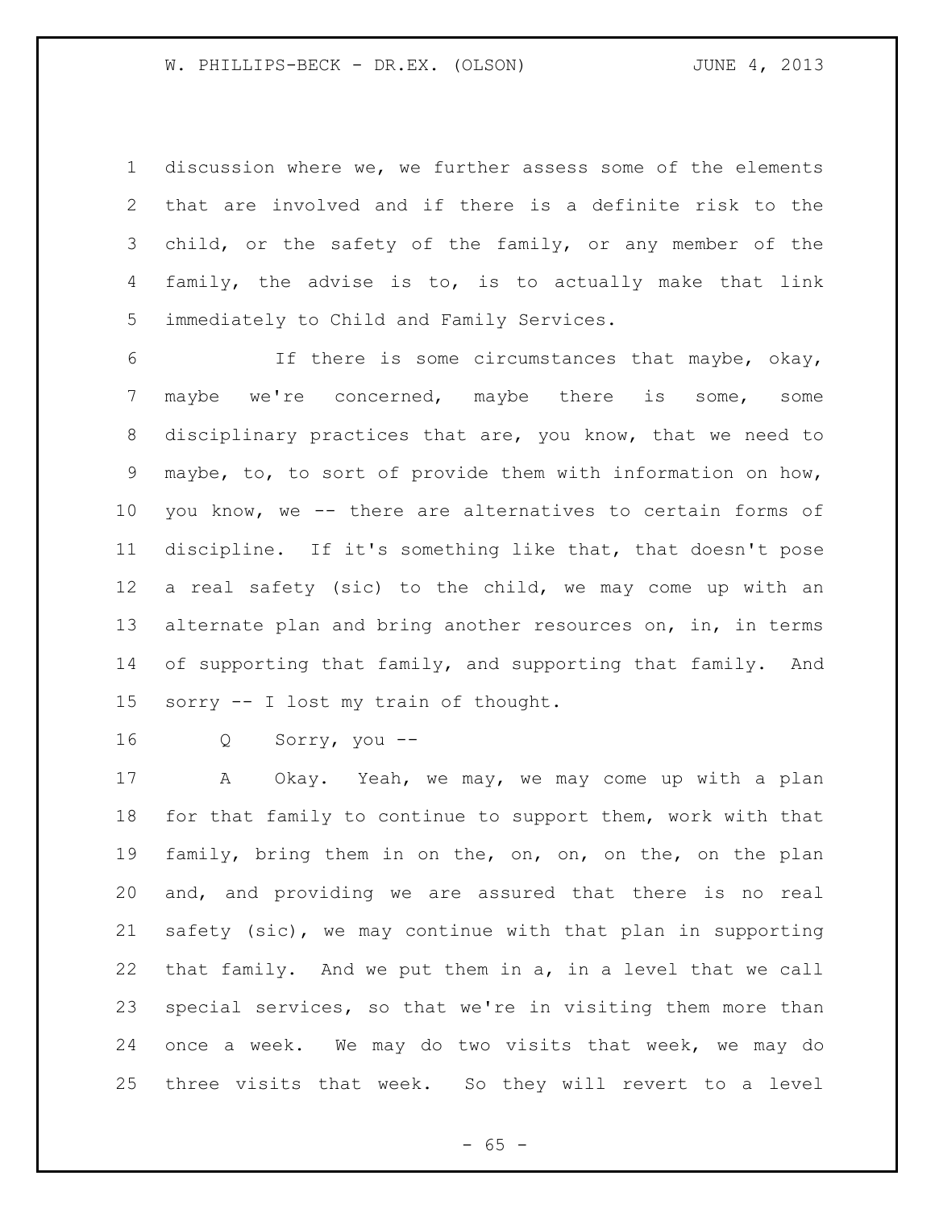discussion where we, we further assess some of the elements that are involved and if there is a definite risk to the child, or the safety of the family, or any member of the family, the advise is to, is to actually make that link immediately to Child and Family Services.

If there is some circumstances that maybe, okay, maybe we're concerned, maybe there is some, some disciplinary practices that are, you know, that we need to maybe, to, to sort of provide them with information on how, you know, we -- there are alternatives to certain forms of discipline. If it's something like that, that doesn't pose a real safety (sic) to the child, we may come up with an alternate plan and bring another resources on, in, in terms of supporting that family, and supporting that family. And sorry -- I lost my train of thought.

Q Sorry, you --

A Okay. Yeah, we may, we may come up with a plan for that family to continue to support them, work with that family, bring them in on the, on, on, on the, on the plan and, and providing we are assured that there is no real safety (sic), we may continue with that plan in supporting that family. And we put them in a, in a level that we call special services, so that we're in visiting them more than once a week. We may do two visits that week, we may do three visits that week. So they will revert to a level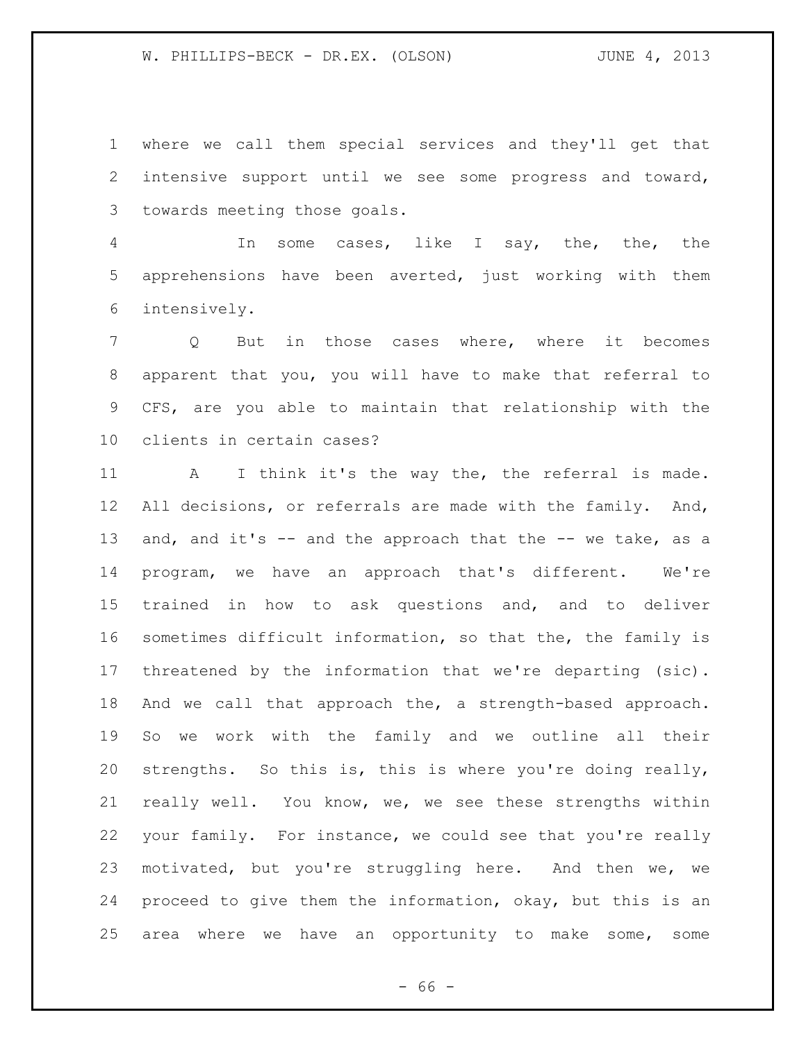where we call them special services and they'll get that intensive support until we see some progress and toward, towards meeting those goals.

In some cases, like I say, the, the, the apprehensions have been averted, just working with them intensively.

Q But in those cases where, where it becomes apparent that you, you will have to make that referral to CFS, are you able to maintain that relationship with the clients in certain cases?

A I think it's the way the, the referral is made. All decisions, or referrals are made with the family. And, and, and it's -- and the approach that the -- we take, as a program, we have an approach that's different. We're trained in how to ask questions and, and to deliver sometimes difficult information, so that the, the family is threatened by the information that we're departing (sic). And we call that approach the, a strength-based approach. So we work with the family and we outline all their strengths. So this is, this is where you're doing really, really well. You know, we, we see these strengths within your family. For instance, we could see that you're really motivated, but you're struggling here. And then we, we proceed to give them the information, okay, but this is an area where we have an opportunity to make some, some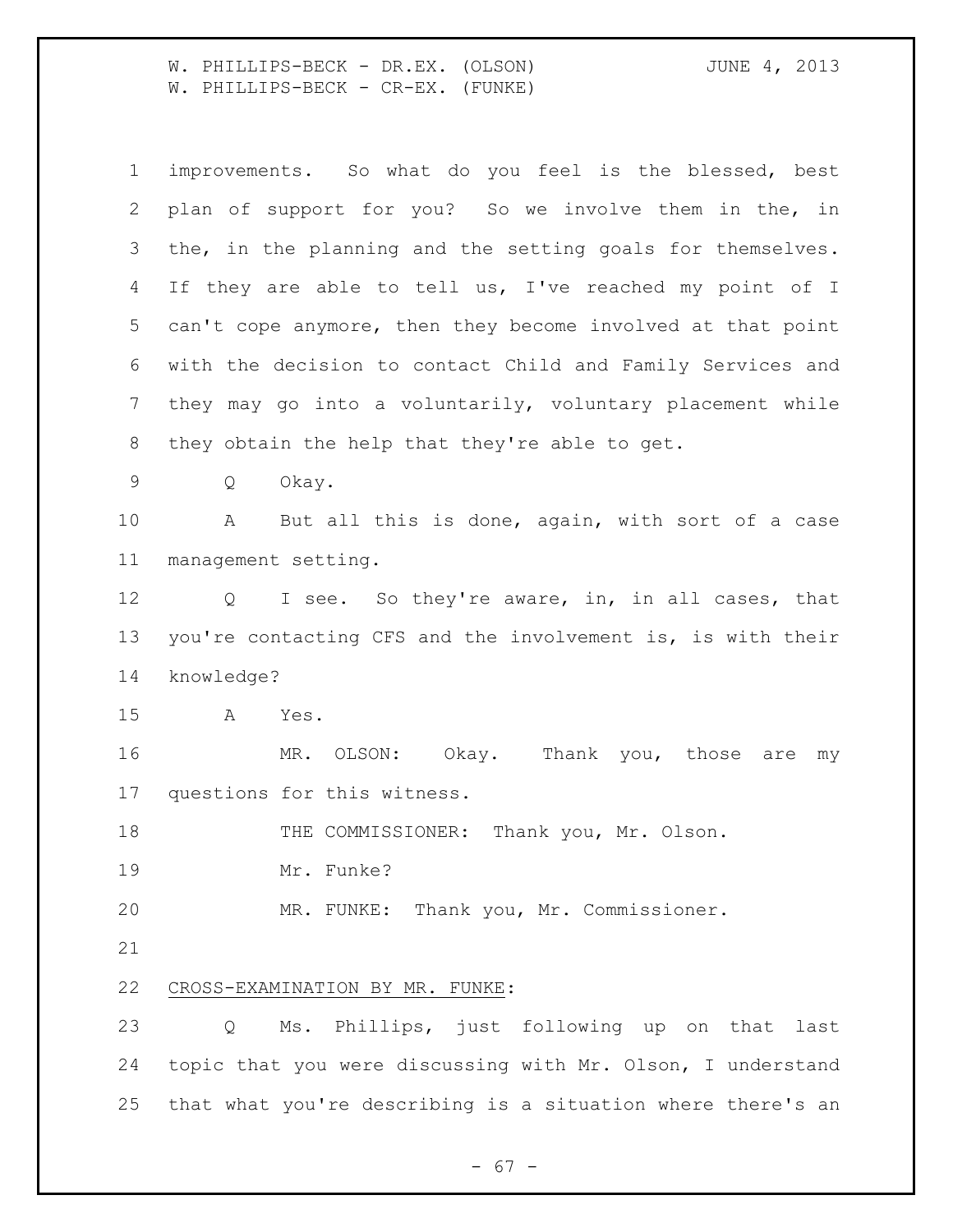improvements. So what do you feel is the blessed, best plan of support for you? So we involve them in the, in the, in the planning and the setting goals for themselves. If they are able to tell us, I've reached my point of I can't cope anymore, then they become involved at that point with the decision to contact Child and Family Services and they may go into a voluntarily, voluntary placement while they obtain the help that they're able to get.

Q Okay.

A But all this is done, again, with sort of a case management setting.

Q I see. So they're aware, in, in all cases, that you're contacting CFS and the involvement is, is with their knowledge?

A Yes.

MR. OLSON: Okay. Thank you, those are my questions for this witness.

THE COMMISSIONER: Thank you, Mr. Olson.

Mr. Funke?

MR. FUNKE: Thank you, Mr. Commissioner.

CROSS-EXAMINATION BY MR. FUNKE:

Q Ms. Phillips, just following up on that last topic that you were discussing with Mr. Olson, I understand that what you're describing is a situation where there's an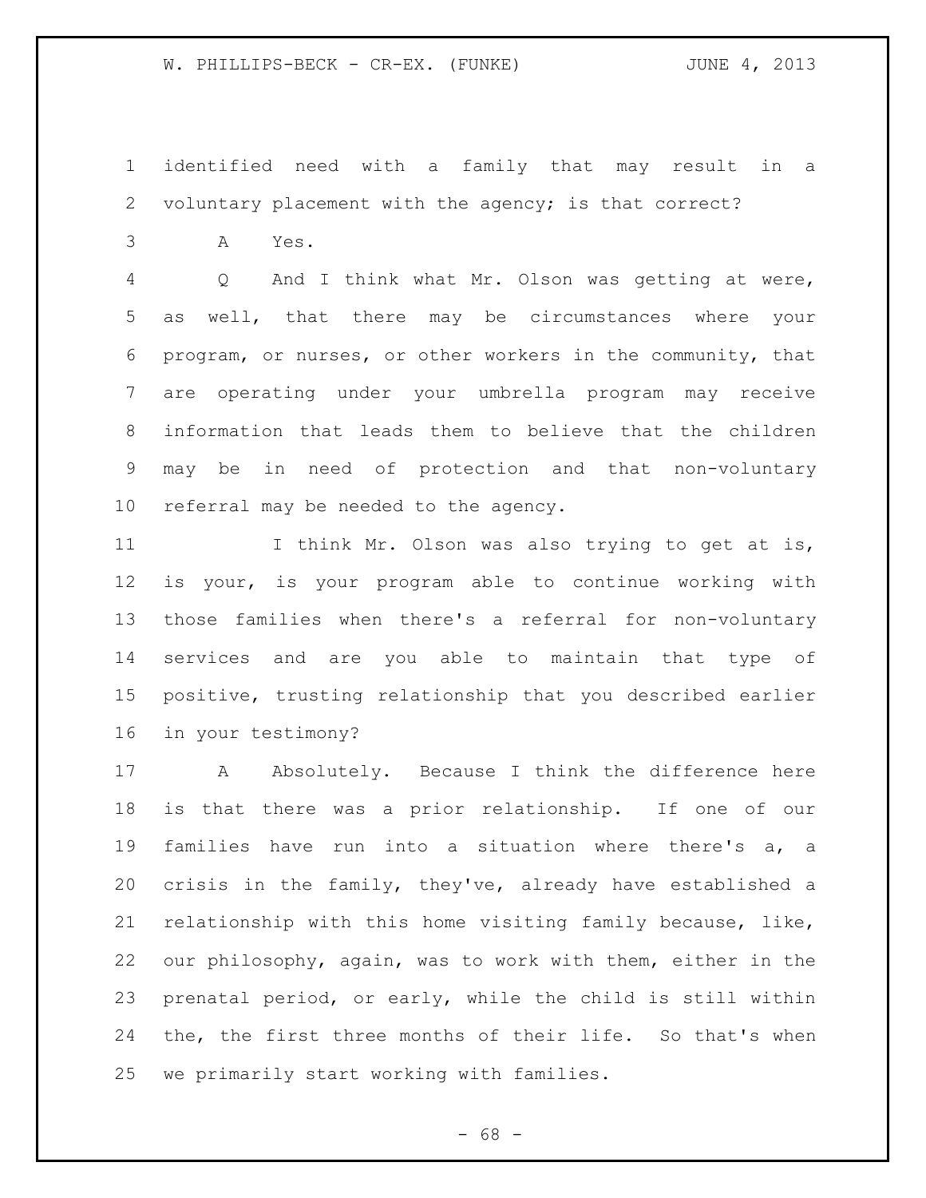identified need with a family that may result in a voluntary placement with the agency; is that correct?

A Yes.

Q And I think what Mr. Olson was getting at were, as well, that there may be circumstances where your program, or nurses, or other workers in the community, that are operating under your umbrella program may receive information that leads them to believe that the children may be in need of protection and that non-voluntary referral may be needed to the agency.

I think Mr. Olson was also trying to get at is, is your, is your program able to continue working with those families when there's a referral for non-voluntary services and are you able to maintain that type of positive, trusting relationship that you described earlier in your testimony?

A Absolutely. Because I think the difference here is that there was a prior relationship. If one of our families have run into a situation where there's a, a crisis in the family, they've, already have established a relationship with this home visiting family because, like, our philosophy, again, was to work with them, either in the prenatal period, or early, while the child is still within the, the first three months of their life. So that's when we primarily start working with families.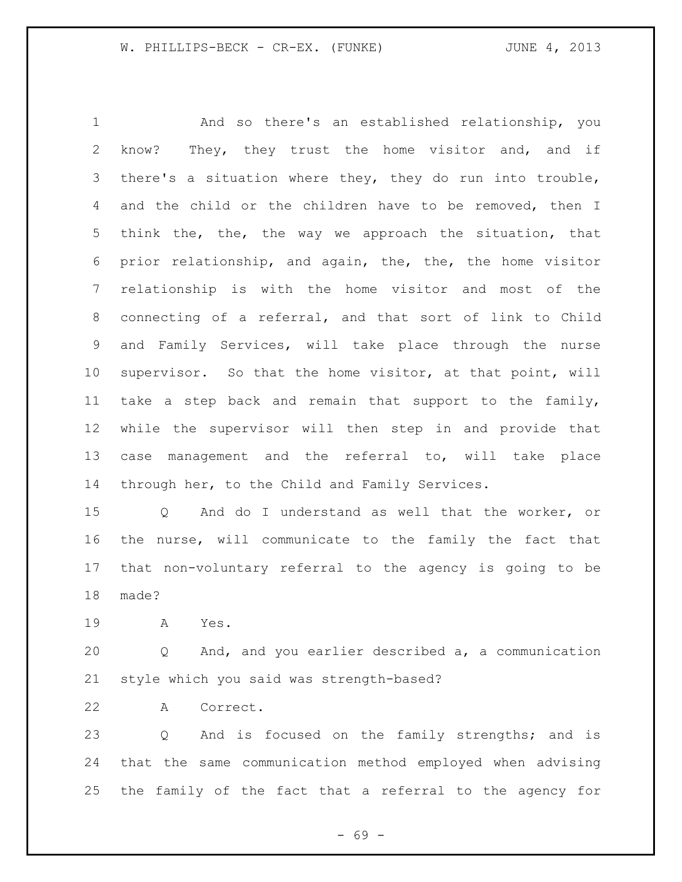And so there's an established relationship, you know? They, they trust the home visitor and, and if there's a situation where they, they do run into trouble, and the child or the children have to be removed, then I think the, the, the way we approach the situation, that prior relationship, and again, the, the, the home visitor relationship is with the home visitor and most of the connecting of a referral, and that sort of link to Child and Family Services, will take place through the nurse supervisor. So that the home visitor, at that point, will take a step back and remain that support to the family, while the supervisor will then step in and provide that case management and the referral to, will take place through her, to the Child and Family Services.

Q And do I understand as well that the worker, or the nurse, will communicate to the family the fact that that non-voluntary referral to the agency is going to be made?

A Yes.

Q And, and you earlier described a, a communication style which you said was strength-based?

A Correct.

Q And is focused on the family strengths; and is that the same communication method employed when advising the family of the fact that a referral to the agency for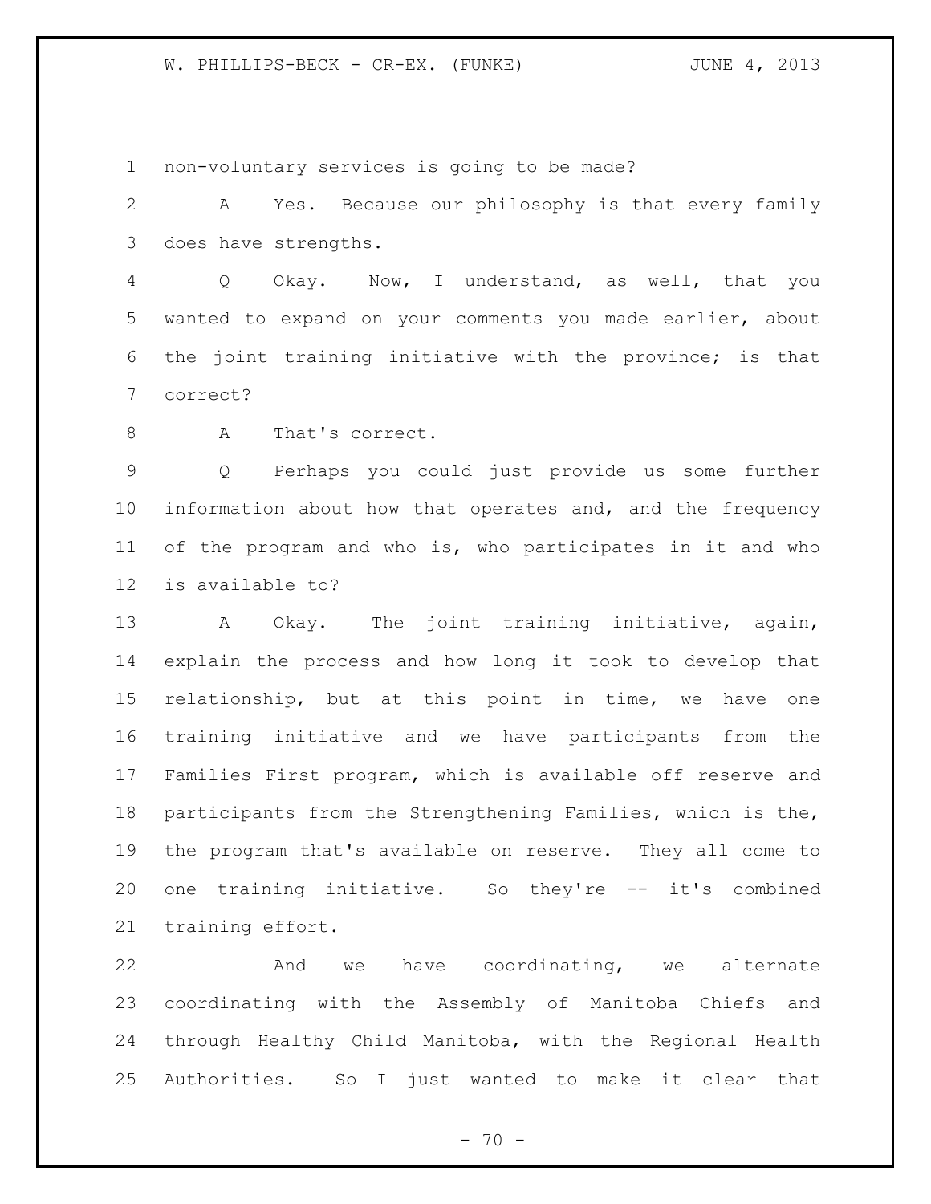non-voluntary services is going to be made?

A Yes. Because our philosophy is that every family does have strengths.

Q Okay. Now, I understand, as well, that you wanted to expand on your comments you made earlier, about the joint training initiative with the province; is that correct?

A That's correct.

Q Perhaps you could just provide us some further information about how that operates and, and the frequency of the program and who is, who participates in it and who is available to?

A Okay. The joint training initiative, again, explain the process and how long it took to develop that relationship, but at this point in time, we have one training initiative and we have participants from the Families First program, which is available off reserve and participants from the Strengthening Families, which is the, the program that's available on reserve. They all come to one training initiative. So they're -- it's combined training effort.

And we have coordinating, we alternate coordinating with the Assembly of Manitoba Chiefs and through Healthy Child Manitoba, with the Regional Health Authorities. So I just wanted to make it clear that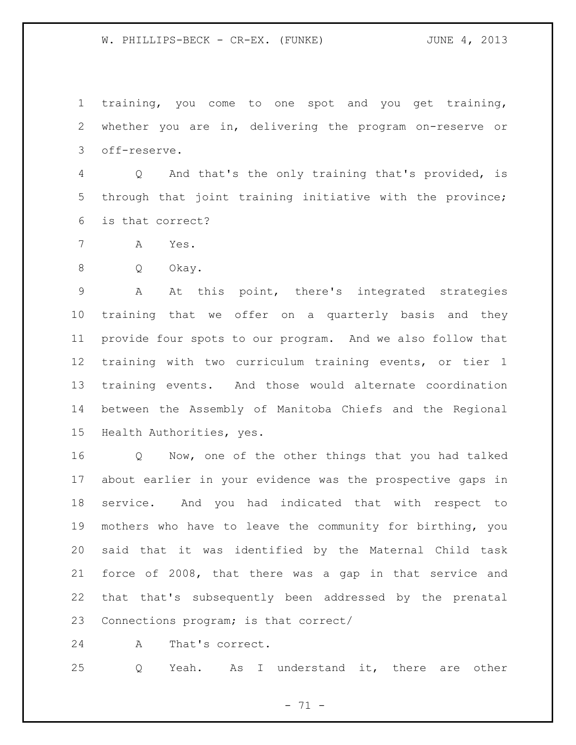training, you come to one spot and you get training, whether you are in, delivering the program on-reserve or off-reserve.

Q And that's the only training that's provided, is through that joint training initiative with the province; is that correct?

A Yes.

Q Okay.

A At this point, there's integrated strategies training that we offer on a quarterly basis and they provide four spots to our program. And we also follow that training with two curriculum training events, or tier 1 training events. And those would alternate coordination between the Assembly of Manitoba Chiefs and the Regional Health Authorities, yes.

Q Now, one of the other things that you had talked about earlier in your evidence was the prospective gaps in service. And you had indicated that with respect to mothers who have to leave the community for birthing, you said that it was identified by the Maternal Child task force of 2008, that there was a gap in that service and that that's subsequently been addressed by the prenatal Connections program; is that correct/

A That's correct.

Q Yeah. As I understand it, there are other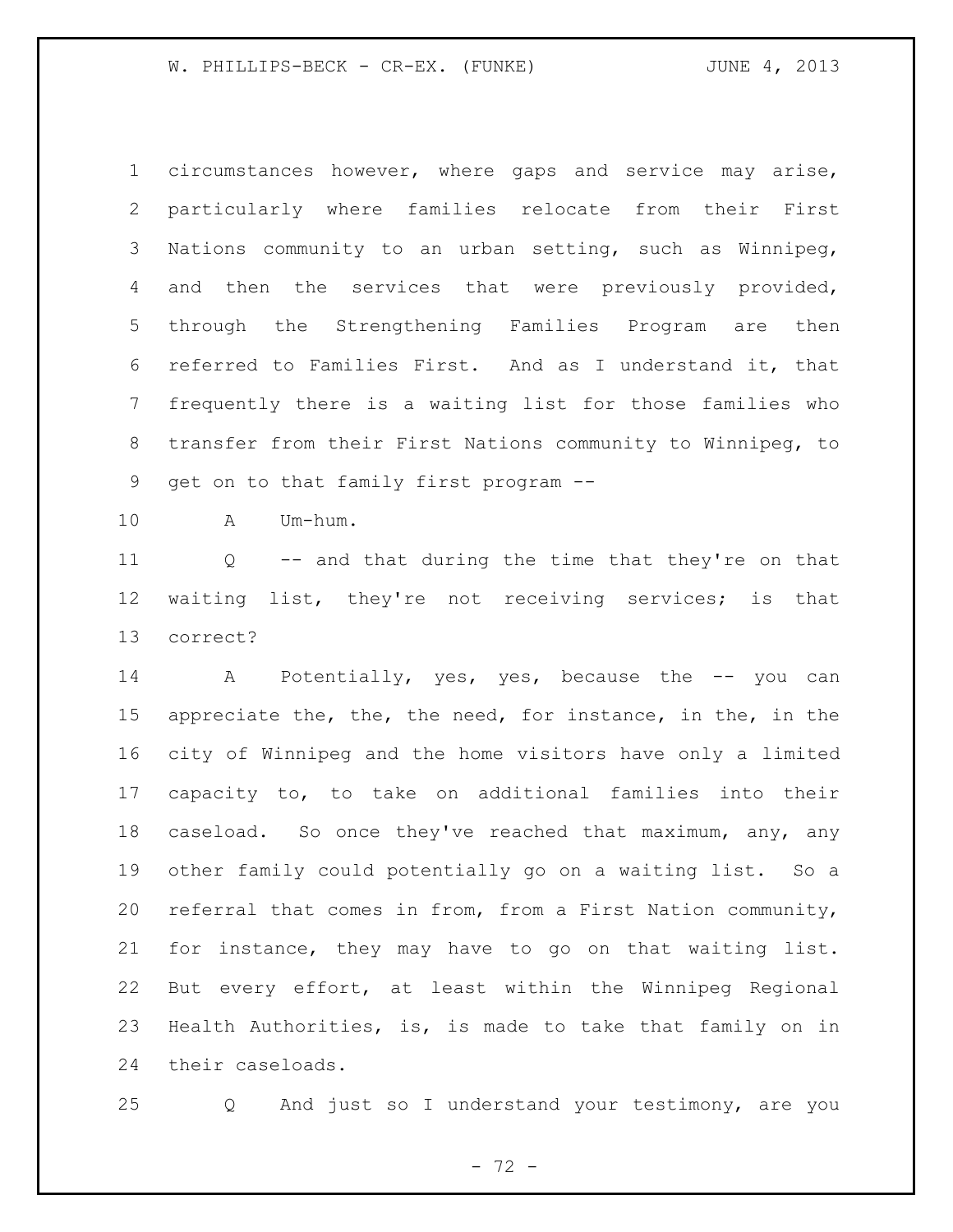circumstances however, where gaps and service may arise, particularly where families relocate from their First Nations community to an urban setting, such as Winnipeg, and then the services that were previously provided, through the Strengthening Families Program are then referred to Families First. And as I understand it, that frequently there is a waiting list for those families who transfer from their First Nations community to Winnipeg, to get on to that family first program --

A Um-hum.

Q -- and that during the time that they're on that waiting list, they're not receiving services; is that correct?

A Potentially, yes, yes, because the -- you can appreciate the, the, the need, for instance, in the, in the city of Winnipeg and the home visitors have only a limited capacity to, to take on additional families into their caseload. So once they've reached that maximum, any, any other family could potentially go on a waiting list. So a referral that comes in from, from a First Nation community, for instance, they may have to go on that waiting list. But every effort, at least within the Winnipeg Regional Health Authorities, is, is made to take that family on in their caseloads.

Q And just so I understand your testimony, are you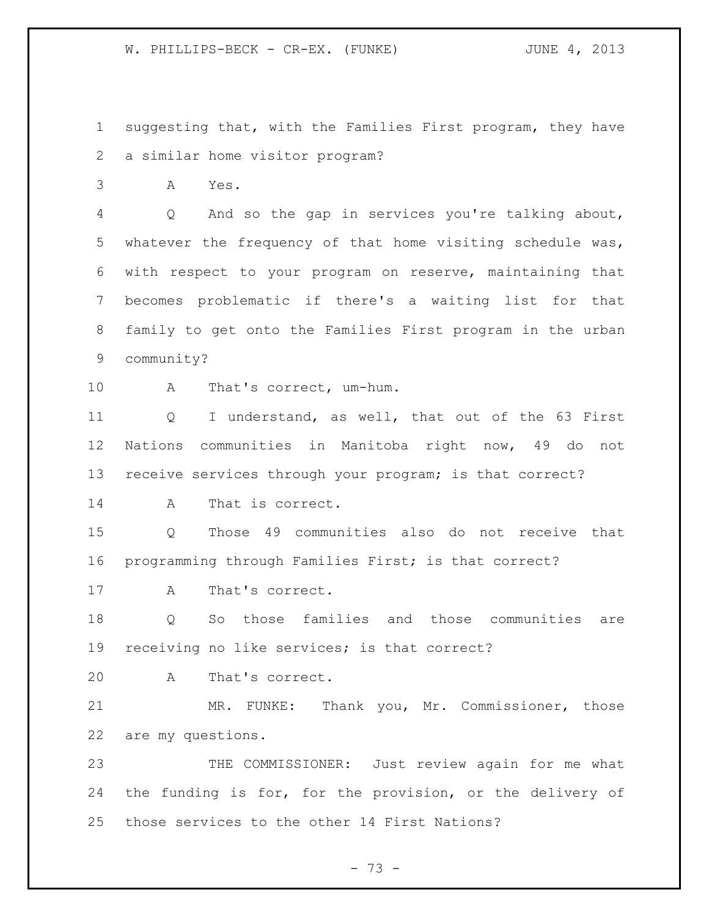suggesting that, with the Families First program, they have a similar home visitor program?

A Yes.

Q And so the gap in services you're talking about, whatever the frequency of that home visiting schedule was, with respect to your program on reserve, maintaining that becomes problematic if there's a waiting list for that family to get onto the Families First program in the urban community?

A That's correct, um-hum.

Q I understand, as well, that out of the 63 First Nations communities in Manitoba right now, 49 do not receive services through your program; is that correct?

A That is correct.

Q Those 49 communities also do not receive that programming through Families First; is that correct?

A That's correct.

Q So those families and those communities are receiving no like services; is that correct?

A That's correct.

MR. FUNKE: Thank you, Mr. Commissioner, those are my questions.

THE COMMISSIONER: Just review again for me what the funding is for, for the provision, or the delivery of those services to the other 14 First Nations?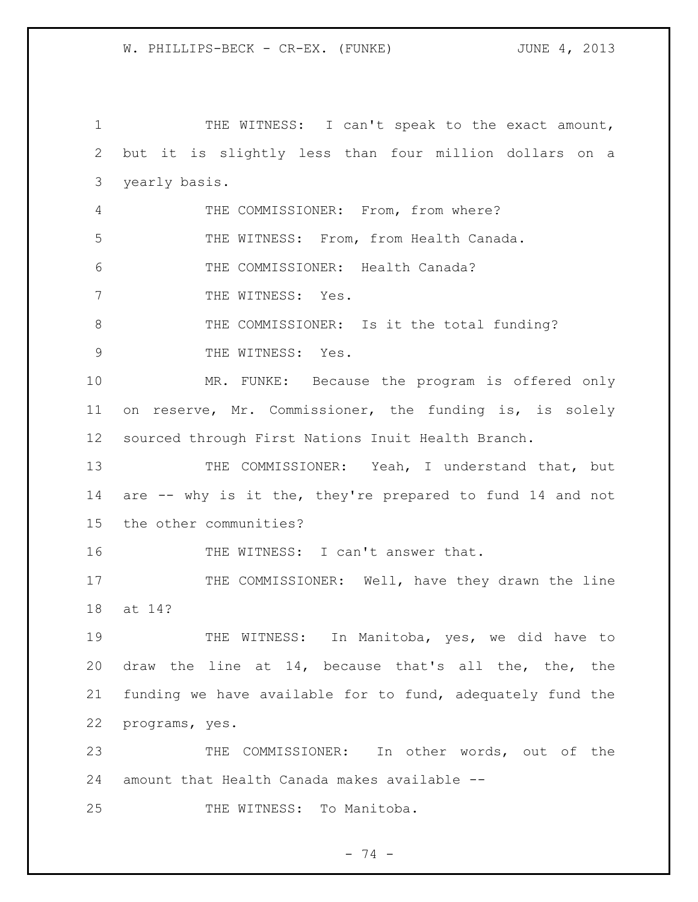THE WITNESS: I can't speak to the exact amount, but it is slightly less than four million dollars on a yearly basis.

THE COMMISSIONER: From, from where?

THE WITNESS: From, from Health Canada.

THE COMMISSIONER: Health Canada?

THE WITNESS: Yes.

THE COMMISSIONER: Is it the total funding?

THE WITNESS: Yes.

MR. FUNKE: Because the program is offered only on reserve, Mr. Commissioner, the funding is, is solely sourced through First Nations Inuit Health Branch.

THE COMMISSIONER: Yeah, I understand that, but are -- why is it the, they're prepared to fund 14 and not the other communities?

THE WITNESS: I can't answer that.

THE COMMISSIONER: Well, have they drawn the line at 14?

THE WITNESS: In Manitoba, yes, we did have to draw the line at 14, because that's all the, the, the funding we have available for to fund, adequately fund the programs, yes.

THE COMMISSIONER: In other words, out of the amount that Health Canada makes available --

THE WITNESS: To Manitoba.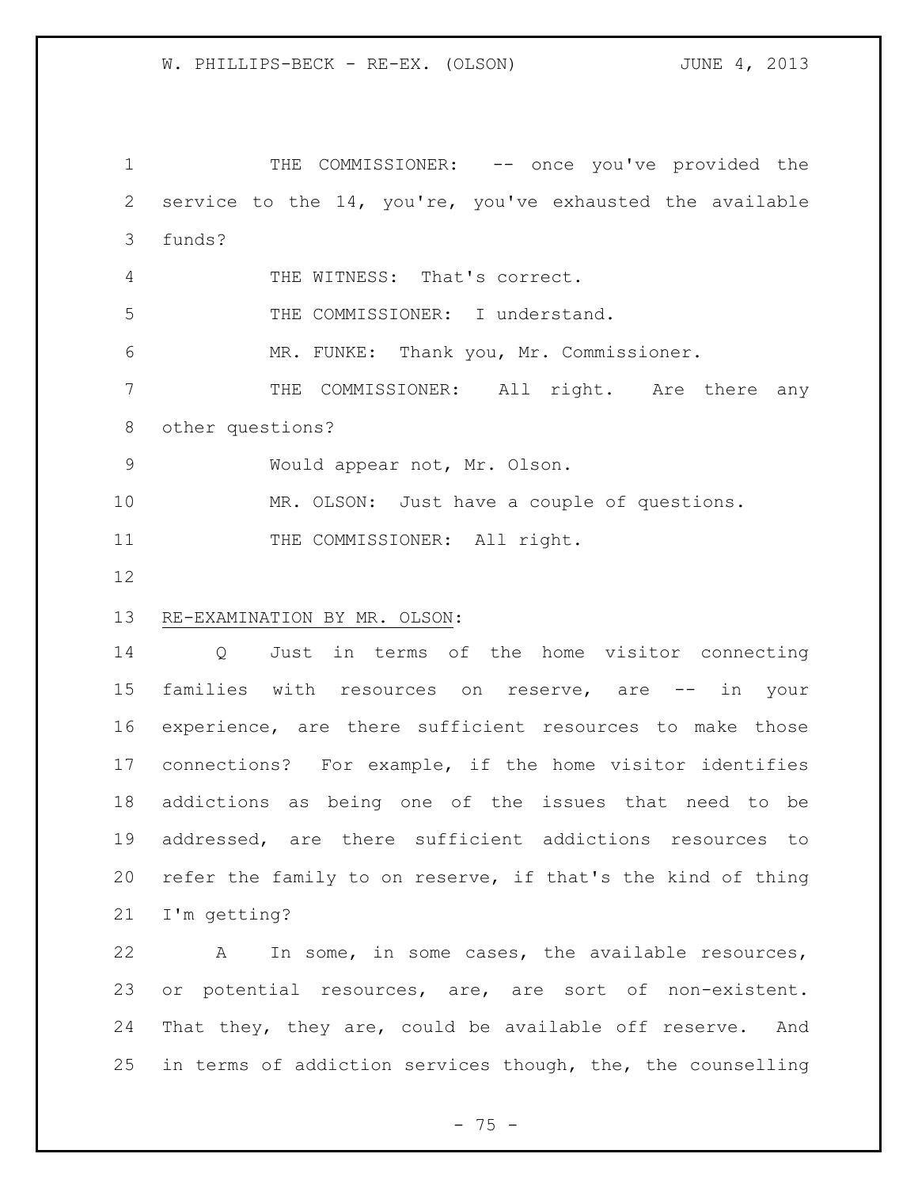THE COMMISSIONER: -- once you've provided the service to the 14, you're, you've exhausted the available funds?

THE WITNESS: That's correct.

THE COMMISSIONER: I understand.

MR. FUNKE: Thank you, Mr. Commissioner.

THE COMMISSIONER: All right. Are there any other questions?

Would appear not, Mr. Olson.

MR. OLSON: Just have a couple of questions.

THE COMMISSIONER: All right.

RE-EXAMINATION BY MR. OLSON:

Q Just in terms of the home visitor connecting families with resources on reserve, are -- in your experience, are there sufficient resources to make those connections? For example, if the home visitor identifies addictions as being one of the issues that need to be addressed, are there sufficient addictions resources to refer the family to on reserve, if that's the kind of thing I'm getting?

A In some, in some cases, the available resources, or potential resources, are, are sort of non-existent. That they, they are, could be available off reserve. And in terms of addiction services though, the, the counselling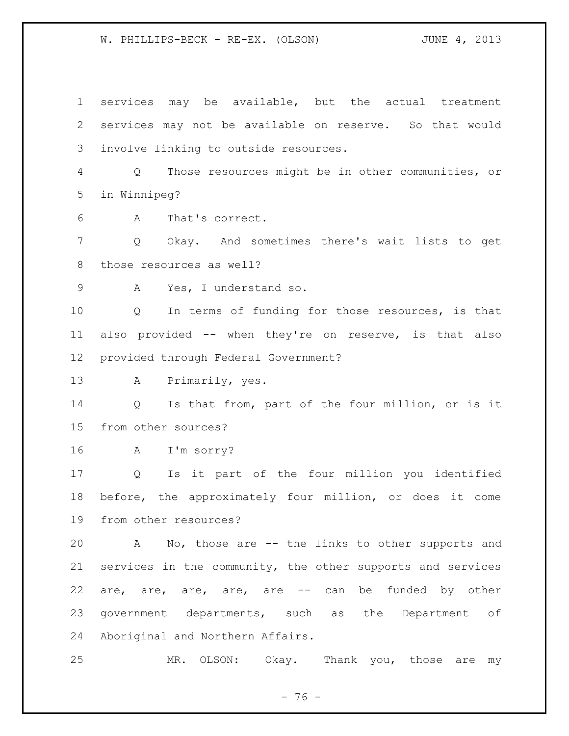services may be available, but the actual treatment services may not be available on reserve. So that would involve linking to outside resources.

Q Those resources might be in other communities, or in Winnipeg?

A That's correct.

Q Okay. And sometimes there's wait lists to get those resources as well?

A Yes, I understand so.

Q In terms of funding for those resources, is that also provided -- when they're on reserve, is that also provided through Federal Government?

A Primarily, yes.

Q Is that from, part of the four million, or is it from other sources?

A I'm sorry?

Q Is it part of the four million you identified before, the approximately four million, or does it come from other resources?

A No, those are -- the links to other supports and services in the community, the other supports and services are, are, are, are, are -- can be funded by other government departments, such as the Department of Aboriginal and Northern Affairs.

MR. OLSON: Okay. Thank you, those are my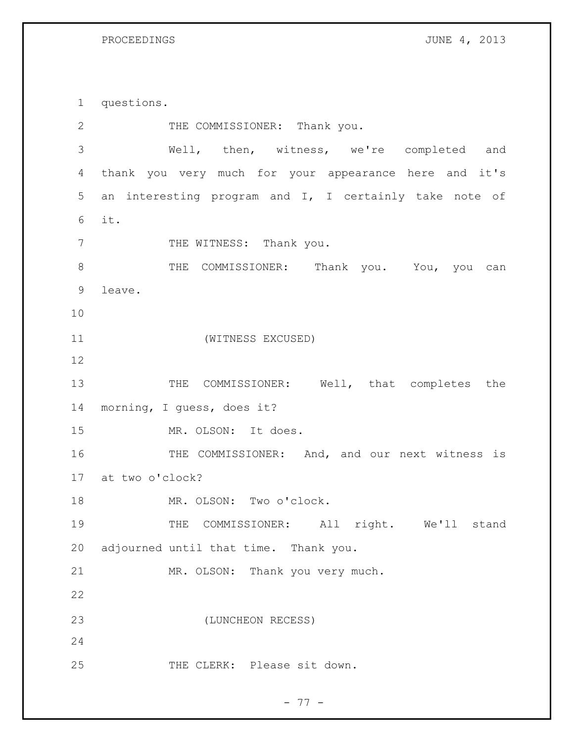questions.

THE COMMISSIONER: Thank you.

Well, then, witness, we're completed and thank you very much for your appearance here and it's an interesting program and I, I certainly take note of it.

THE WITNESS: Thank you.

THE COMMISSIONER: Thank you. You, you can leave.

(WITNESS EXCUSED)

THE COMMISSIONER: Well, that completes the morning, I guess, does it?

MR. OLSON: It does.

THE COMMISSIONER: And, and our next witness is at two o'clock?

MR. OLSON: Two o'clock.

THE COMMISSIONER: All right. We'll stand adjourned until that time. Thank you.

MR. OLSON: Thank you very much.

(LUNCHEON RECESS)

THE CLERK: Please sit down.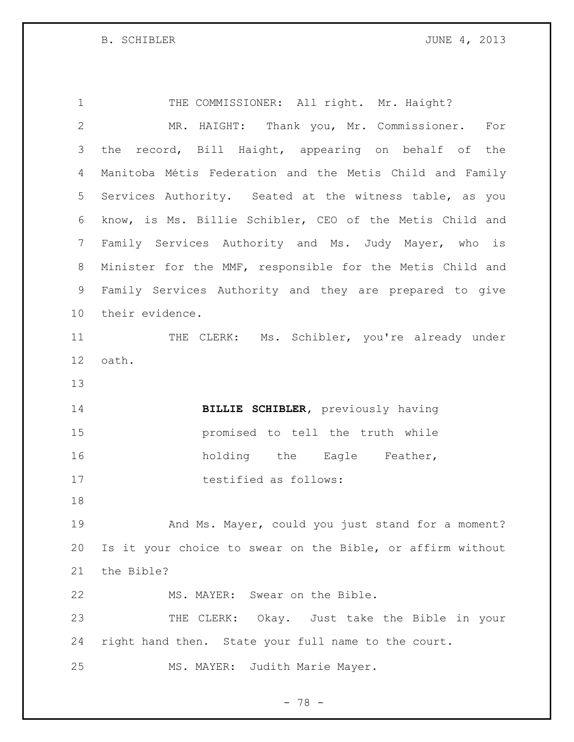THE COMMISSIONER: All right. Mr. Haight?

MR. HAIGHT: Thank you, Mr. Commissioner. For the record, Bill Haight, appearing on behalf of the Manitoba Métis Federation and the Metis Child and Family Services Authority. Seated at the witness table, as you know, is Ms. Billie Schibler, CEO of the Metis Child and Family Services Authority and Ms. Judy Mayer, who is Minister for the MMF, responsible for the Metis Child and Family Services Authority and they are prepared to give their evidence.

THE CLERK: Ms. Schibler, you're already under oath.

**BILLIE SCHIBLER**, previously having promised to tell the truth while holding the Eagle Feather, testified as follows:

And Ms. Mayer, could you just stand for a moment? Is it your choice to swear on the Bible, or affirm without the Bible?

MS. MAYER: Swear on the Bible.

THE CLERK: Okay. Just take the Bible in your right hand then. State your full name to the court.

MS. MAYER: Judith Marie Mayer.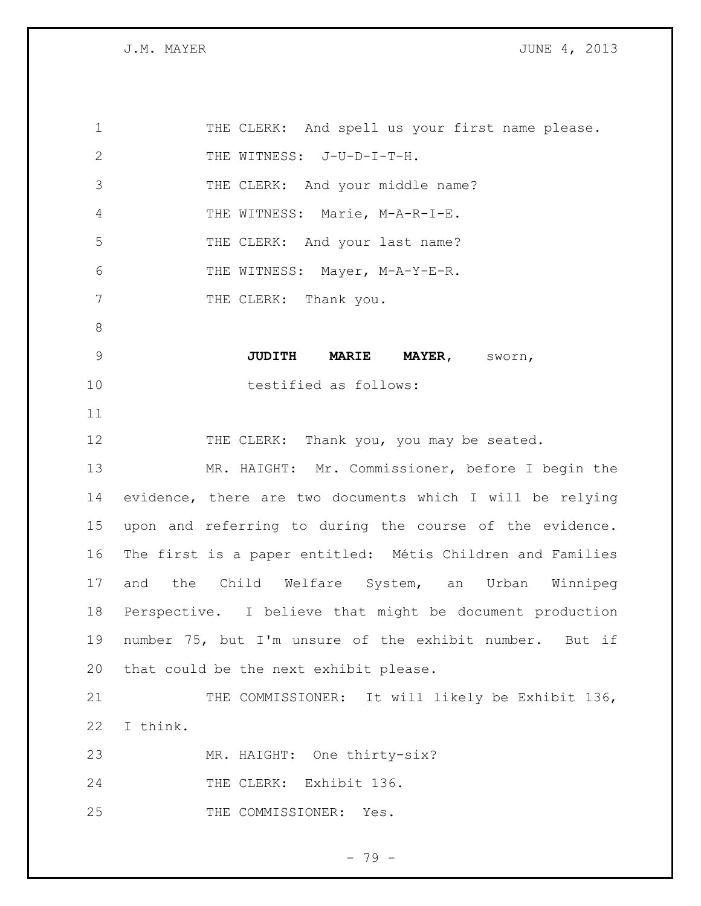THE CLERK: And spell us your first name please.

THE WITNESS: J-U-D-I-T-H.

THE CLERK: And your middle name?

THE WITNESS: Marie, M-A-R-I-E.

THE CLERK: And your last name?

THE WITNESS: Mayer, M-A-Y-E-R.

THE CLERK: Thank you.

**JUDITH MARIE MAYER**, sworn, testified as follows:

THE CLERK: Thank you, you may be seated.

MR. HAIGHT: Mr. Commissioner, before I begin the evidence, there are two documents which I will be relying upon and referring to during the course of the evidence. The first is a paper entitled: Métis Children and Families and the Child Welfare System, an Urban Winnipeg Perspective. I believe that might be document production number 75, but I'm unsure of the exhibit number. But if that could be the next exhibit please.

THE COMMISSIONER: It will likely be Exhibit 136, I think.

MR. HAIGHT: One thirty-six?

THE CLERK: Exhibit 136.

THE COMMISSIONER: Yes.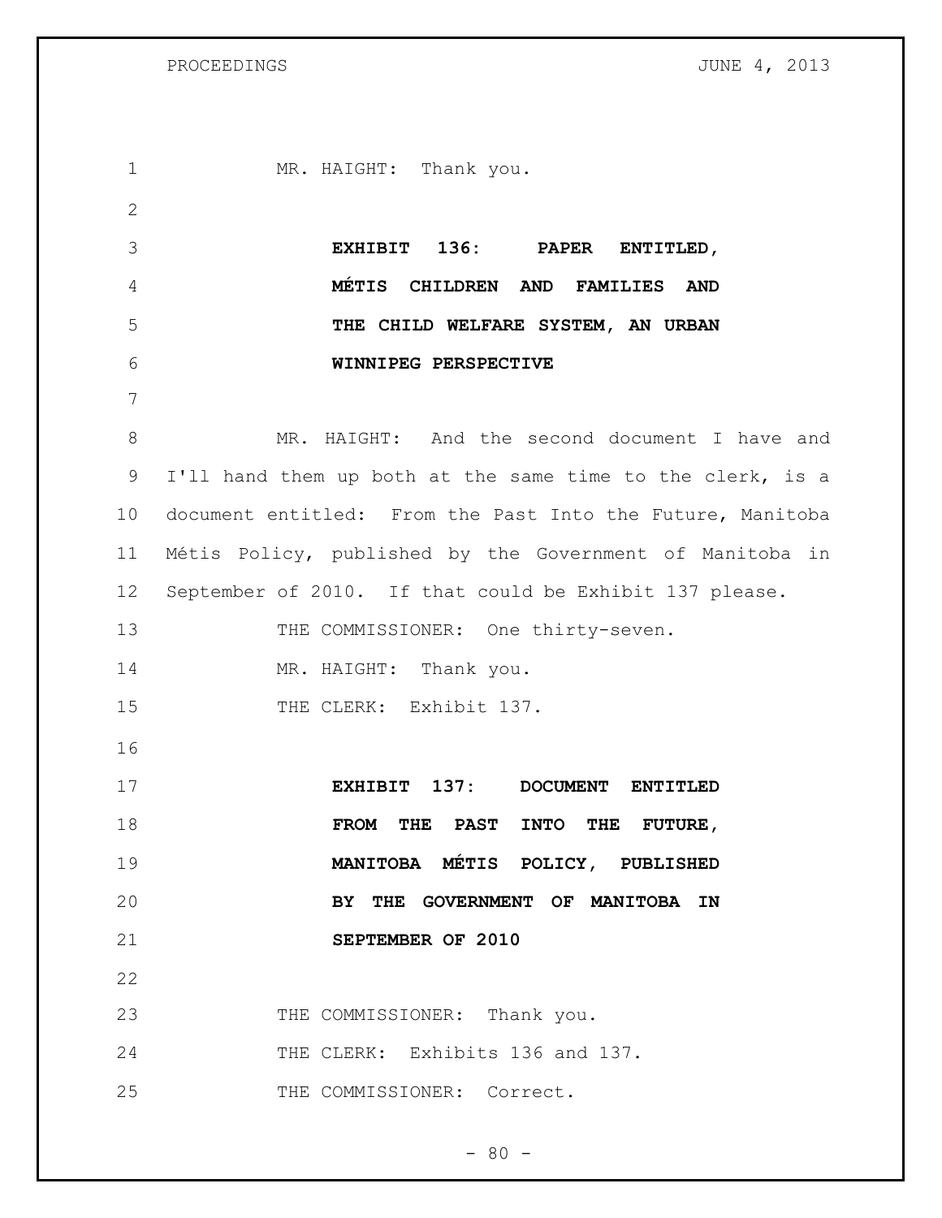MR. HAIGHT: Thank you.

**EXHIBIT 136: PAPER ENTITLED, MÉTIS CHILDREN AND FAMILIES AND THE CHILD WELFARE SYSTEM, AN URBAN WINNIPEG PERSPECTIVE**

MR. HAIGHT: And the second document I have and I'll hand them up both at the same time to the clerk, is a document entitled: From the Past Into the Future, Manitoba Métis Policy, published by the Government of Manitoba in September of 2010. If that could be Exhibit 137 please.

THE COMMISSIONER: One thirty-seven.

MR. HAIGHT: Thank you.

THE CLERK: Exhibit 137.

**EXHIBIT 137: DOCUMENT ENTITLED FROM THE PAST INTO THE FUTURE, MANITOBA MÉTIS POLICY, PUBLISHED BY THE GOVERNMENT OF MANITOBA IN SEPTEMBER OF 2010**

THE COMMISSIONER: Thank you.

THE CLERK: Exhibits 136 and 137.

THE COMMISSIONER: Correct.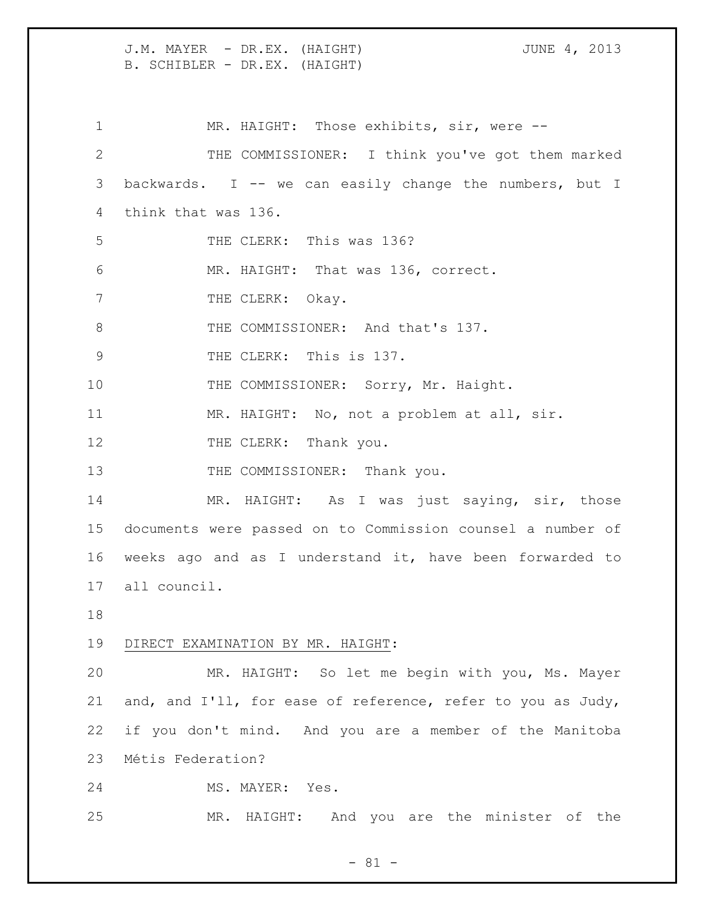MR. HAIGHT: Those exhibits, sir, were --

THE COMMISSIONER: I think you've got them marked backwards. I -- we can easily change the numbers, but I think that was 136.

THE CLERK: This was 136?

MR. HAIGHT: That was 136, correct.

THE CLERK: Okay.

THE COMMISSIONER: And that's 137.

THE CLERK: This is 137.

THE COMMISSIONER: Sorry, Mr. Haight.

MR. HAIGHT: No, not a problem at all, sir.

THE CLERK: Thank you.

THE COMMISSIONER: Thank you.

MR. HAIGHT: As I was just saying, sir, those documents were passed on to Commission counsel a number of weeks ago and as I understand it, have been forwarded to all council.

DIRECT EXAMINATION BY MR. HAIGHT:

MR. HAIGHT: So let me begin with you, Ms. Mayer and, and I'll, for ease of reference, refer to you as Judy, if you don't mind. And you are a member of the Manitoba Métis Federation?

MS. MAYER: Yes.

MR. HAIGHT: And you are the minister of the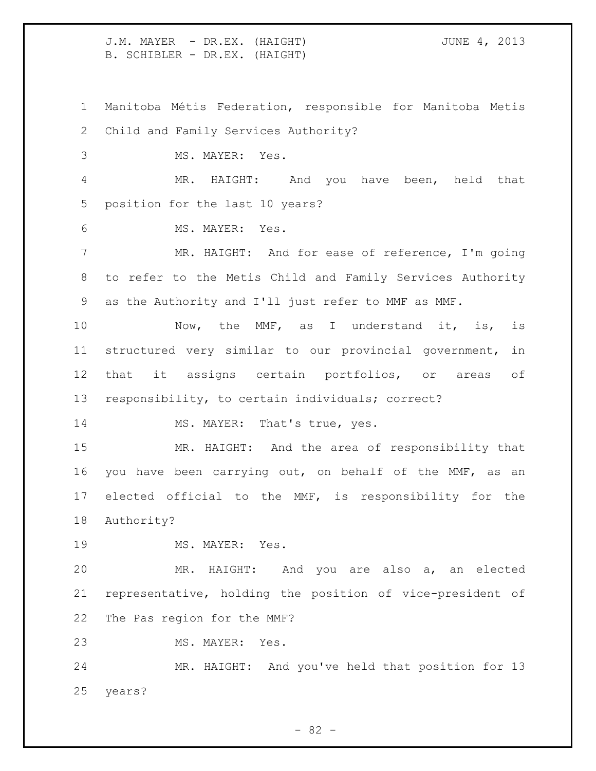Manitoba Métis Federation, responsible for Manitoba Metis Child and Family Services Authority?

MS. MAYER: Yes.

MR. HAIGHT: And you have been, held that position for the last 10 years?

MS. MAYER: Yes.

MR. HAIGHT: And for ease of reference, I'm going to refer to the Metis Child and Family Services Authority as the Authority and I'll just refer to MMF as MMF.

Now, the MMF, as I understand it, is, is structured very similar to our provincial government, in that it assigns certain portfolios, or areas of responsibility, to certain individuals; correct?

MS. MAYER: That's true, yes.

MR. HAIGHT: And the area of responsibility that you have been carrying out, on behalf of the MMF, as an elected official to the MMF, is responsibility for the Authority?

MS. MAYER: Yes.

MR. HAIGHT: And you are also a, an elected representative, holding the position of vice-president of The Pas region for the MMF?

MS. MAYER: Yes.

MR. HAIGHT: And you've held that position for 13 years?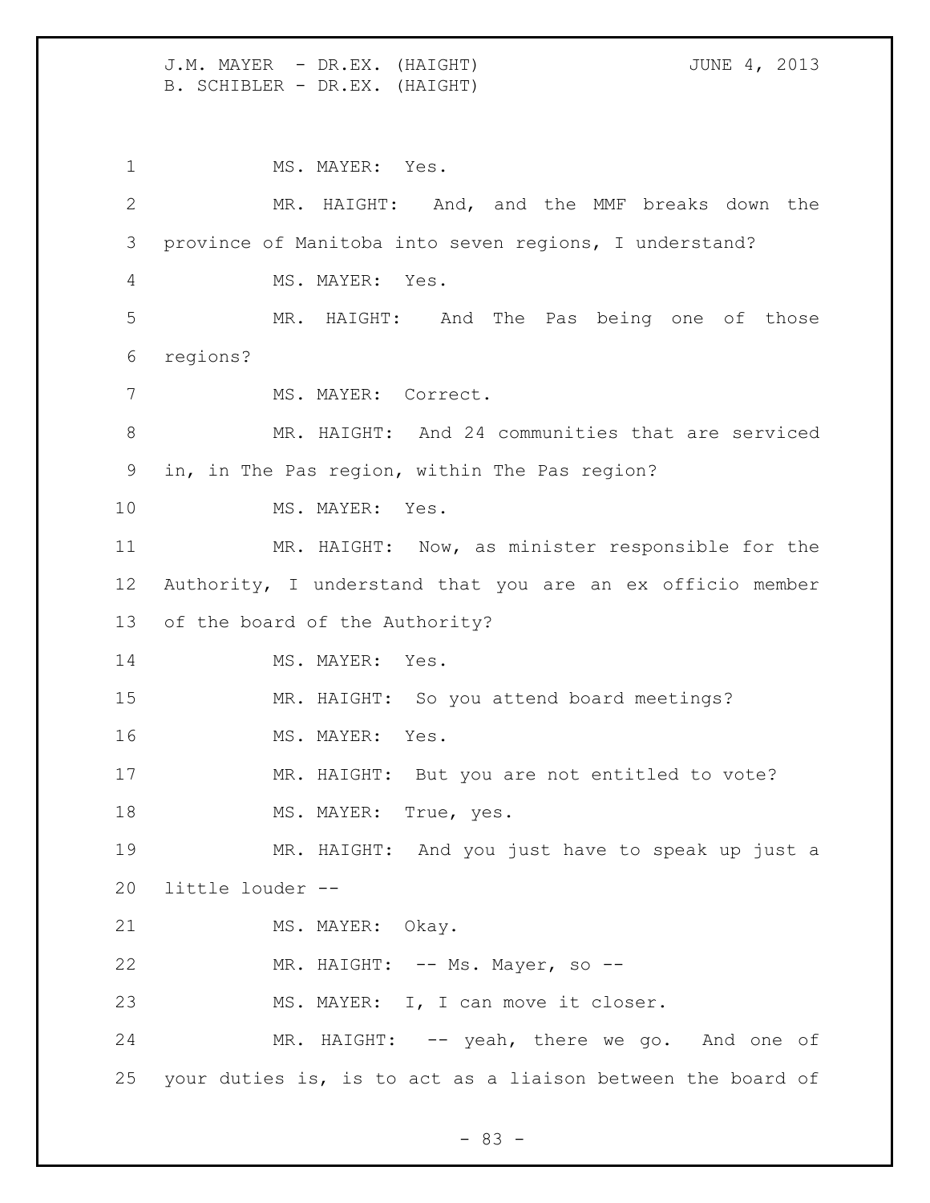MS. MAYER: Yes.

MR. HAIGHT: And, and the MMF breaks down the province of Manitoba into seven regions, I understand?

MS. MAYER: Yes.

MR. HAIGHT: And The Pas being one of those regions?

MS. MAYER: Correct.

MR. HAIGHT: And 24 communities that are serviced in, in The Pas region, within The Pas region?

MS. MAYER: Yes.

MR. HAIGHT: Now, as minister responsible for the Authority, I understand that you are an ex officio member of the board of the Authority?

MS. MAYER: Yes.

MR. HAIGHT: So you attend board meetings?

MS. MAYER: Yes.

MR. HAIGHT: But you are not entitled to vote?

MS. MAYER: True, yes.

MR. HAIGHT: And you just have to speak up just a little louder --

MS. MAYER: Okay.

MR. HAIGHT: -- Ms. Mayer, so --

MS. MAYER: I, I can move it closer.

MR. HAIGHT: -- yeah, there we go. And one of your duties is, is to act as a liaison between the board of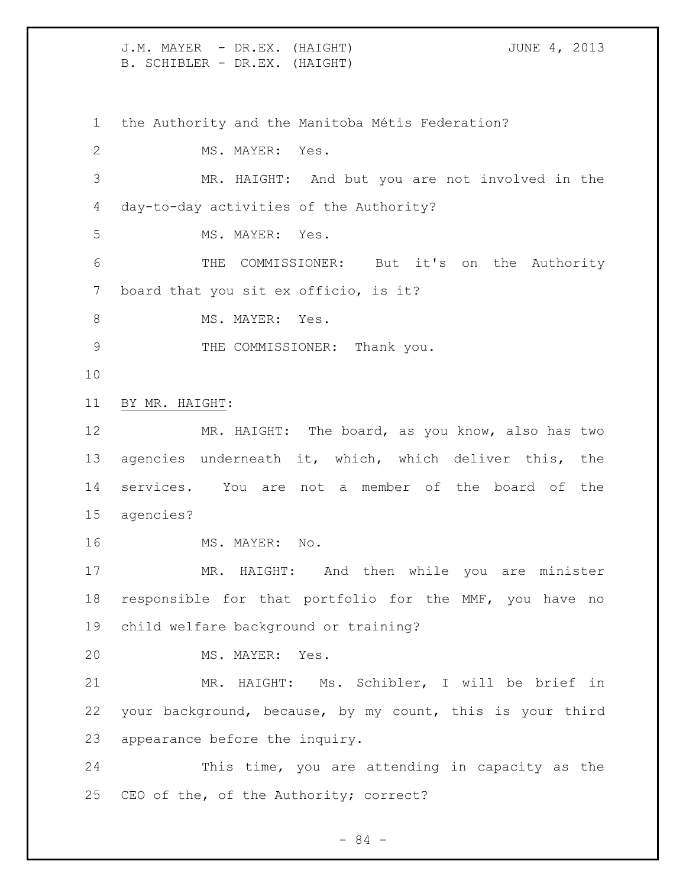the Authority and the Manitoba Métis Federation?

MS. MAYER: Yes.

MR. HAIGHT: And but you are not involved in the day-to-day activities of the Authority?

MS. MAYER: Yes.

THE COMMISSIONER: But it's on the Authority board that you sit ex officio, is it?

MS. MAYER: Yes.

THE COMMISSIONER: Thank you.

BY MR. HAIGHT:

MR. HAIGHT: The board, as you know, also has two agencies underneath it, which, which deliver this, the services. You are not a member of the board of the agencies?

MS. MAYER: No.

MR. HAIGHT: And then while you are minister responsible for that portfolio for the MMF, you have no child welfare background or training?

MS. MAYER: Yes.

MR. HAIGHT: Ms. Schibler, I will be brief in your background, because, by my count, this is your third appearance before the inquiry.

This time, you are attending in capacity as the CEO of the, of the Authority; correct?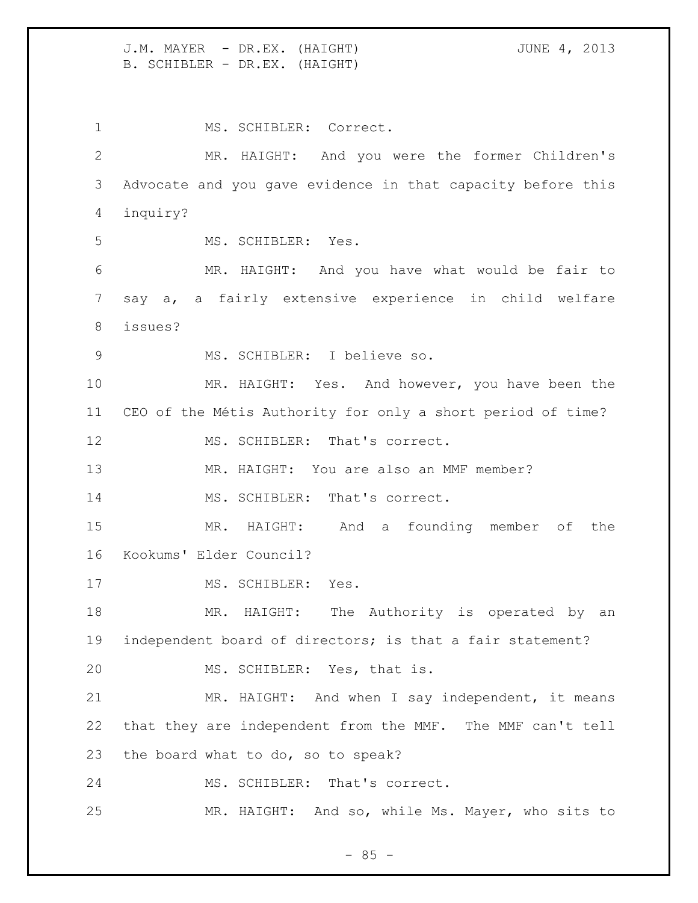MS. SCHIBLER: Correct.

MR. HAIGHT: And you were the former Children's Advocate and you gave evidence in that capacity before this inquiry?

MS. SCHIBLER: Yes.

MR. HAIGHT: And you have what would be fair to say a, a fairly extensive experience in child welfare issues?

MS. SCHIBLER: I believe so.

MR. HAIGHT: Yes. And however, you have been the CEO of the Métis Authority for only a short period of time?

MS. SCHIBLER: That's correct.

MR. HAIGHT: You are also an MMF member?

MS. SCHIBLER: That's correct.

MR. HAIGHT: And a founding member of the Kookums' Elder Council?

MS. SCHIBLER: Yes.

MR. HAIGHT: The Authority is operated by an independent board of directors; is that a fair statement?

MS. SCHIBLER: Yes, that is.

MR. HAIGHT: And when I say independent, it means that they are independent from the MMF. The MMF can't tell the board what to do, so to speak?

MS. SCHIBLER: That's correct.

MR. HAIGHT: And so, while Ms. Mayer, who sits to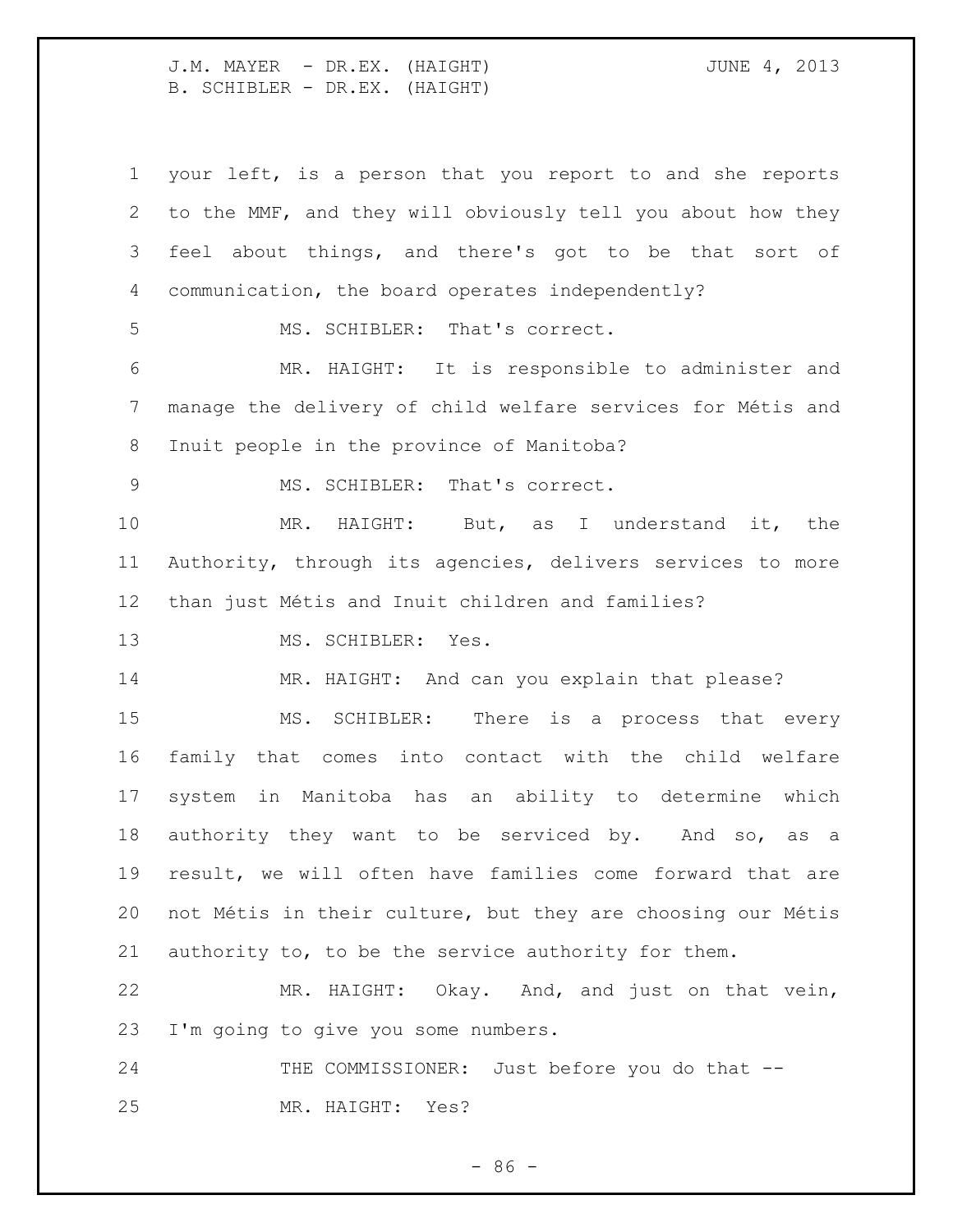your left, is a person that you report to and she reports to the MMF, and they will obviously tell you about how they feel about things, and there's got to be that sort of communication, the board operates independently?

MS. SCHIBLER: That's correct.

MR. HAIGHT: It is responsible to administer and manage the delivery of child welfare services for Métis and Inuit people in the province of Manitoba?

MS. SCHIBLER: That's correct.

MR. HAIGHT: But, as I understand it, the Authority, through its agencies, delivers services to more than just Métis and Inuit children and families?

MS. SCHIBLER: Yes.

MR. HAIGHT: And can you explain that please?

MS. SCHIBLER: There is a process that every family that comes into contact with the child welfare system in Manitoba has an ability to determine which authority they want to be serviced by. And so, as a result, we will often have families come forward that are not Métis in their culture, but they are choosing our Métis authority to, to be the service authority for them.

MR. HAIGHT: Okay. And, and just on that vein, I'm going to give you some numbers.

THE COMMISSIONER: Just before you do that --

MR. HAIGHT: Yes?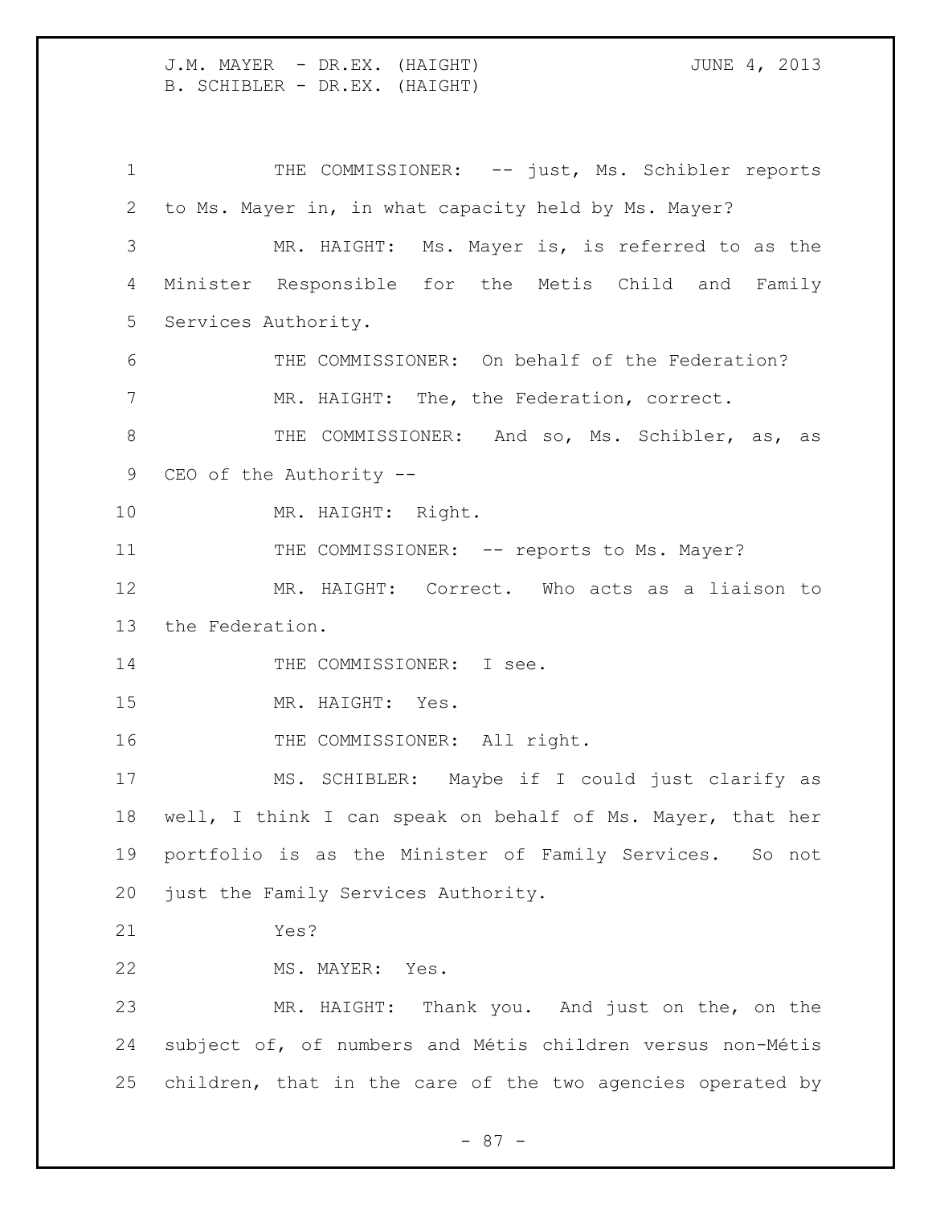THE COMMISSIONER: -- just, Ms. Schibler reports to Ms. Mayer in, in what capacity held by Ms. Mayer?

MR. HAIGHT: Ms. Mayer is, is referred to as the Minister Responsible for the Metis Child and Family Services Authority.

THE COMMISSIONER: On behalf of the Federation?

MR. HAIGHT: The, the Federation, correct.

THE COMMISSIONER: And so, Ms. Schibler, as, as CEO of the Authority --

MR. HAIGHT: Right.

THE COMMISSIONER: -- reports to Ms. Mayer?

MR. HAIGHT: Correct. Who acts as a liaison to the Federation.

THE COMMISSIONER: I see.

MR. HAIGHT: Yes.

THE COMMISSIONER: All right.

MS. SCHIBLER: Maybe if I could just clarify as well, I think I can speak on behalf of Ms. Mayer, that her portfolio is as the Minister of Family Services. So not just the Family Services Authority.

Yes?

MS. MAYER: Yes.

MR. HAIGHT: Thank you. And just on the, on the subject of, of numbers and Métis children versus non-Métis children, that in the care of the two agencies operated by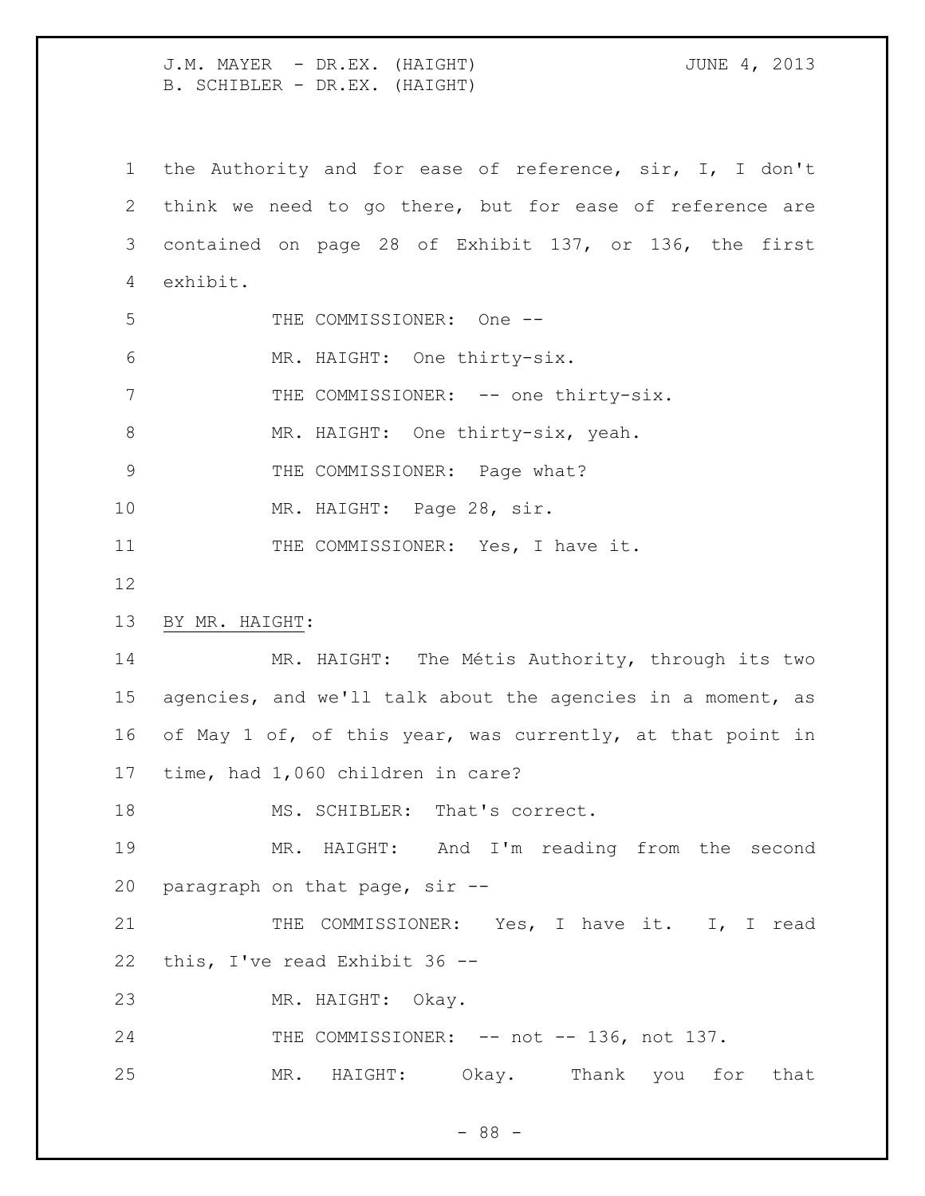the Authority and for ease of reference, sir, I, I don't think we need to go there, but for ease of reference are contained on page 28 of Exhibit 137, or 136, the first exhibit.

THE COMMISSIONER: One --

MR. HAIGHT: One thirty-six.

THE COMMISSIONER: -- one thirty-six.

MR. HAIGHT: One thirty-six, yeah.

THE COMMISSIONER: Page what?

MR. HAIGHT: Page 28, sir.

THE COMMISSIONER: Yes, I have it.

BY MR. HAIGHT:

MR. HAIGHT: The Métis Authority, through its two agencies, and we'll talk about the agencies in a moment, as of May 1 of, of this year, was currently, at that point in time, had 1,060 children in care?

MS. SCHIBLER: That's correct.

MR. HAIGHT: And I'm reading from the second paragraph on that page, sir --

THE COMMISSIONER: Yes, I have it. I, I read this, I've read Exhibit 36 --

MR. HAIGHT: Okay.

THE COMMISSIONER: -- not -- 136, not 137.

MR. HAIGHT: Okay. Thank you for that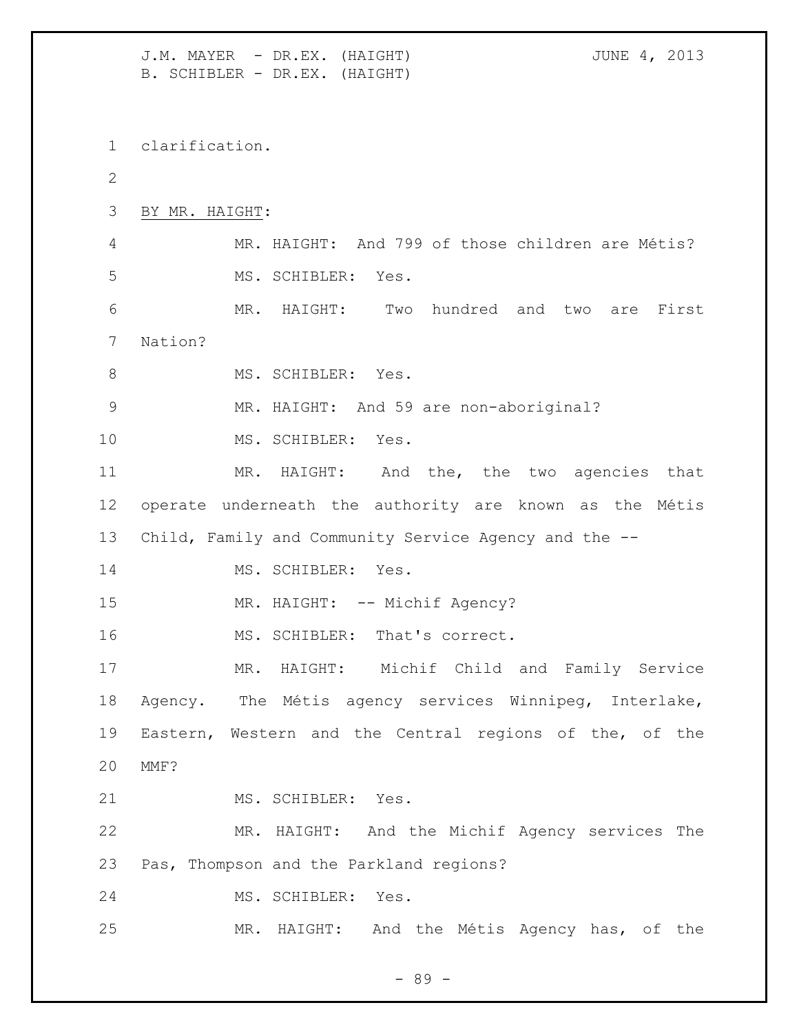clarification.

BY MR. HAIGHT:

MR. HAIGHT: And 799 of those children are Métis?

MS. SCHIBLER: Yes.

MR. HAIGHT: Two hundred and two are First Nation?

MS. SCHIBLER: Yes.

MR. HAIGHT: And 59 are non-aboriginal?

MS. SCHIBLER: Yes.

MR. HAIGHT: And the, the two agencies that operate underneath the authority are known as the Métis Child, Family and Community Service Agency and the --

MS. SCHIBLER: Yes.

MR. HAIGHT: -- Michif Agency?

MS. SCHIBLER: That's correct.

MR. HAIGHT: Michif Child and Family Service Agency. The Métis agency services Winnipeg, Interlake, Eastern, Western and the Central regions of the, of the MMF?

MS. SCHIBLER: Yes.

MR. HAIGHT: And the Michif Agency services The Pas, Thompson and the Parkland regions?

MS. SCHIBLER: Yes.

MR. HAIGHT: And the Métis Agency has, of the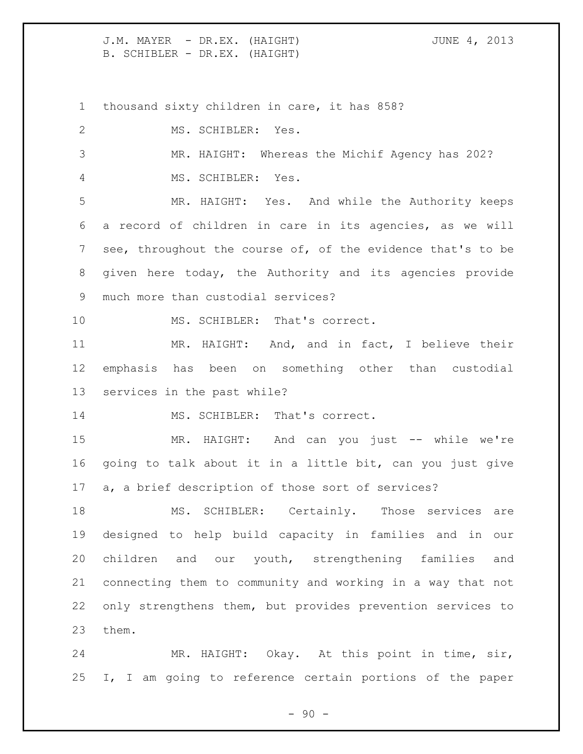thousand sixty children in care, it has 858?

MS. SCHIBLER: Yes.

MR. HAIGHT: Whereas the Michif Agency has 202?

MS. SCHIBLER: Yes.

MR. HAIGHT: Yes. And while the Authority keeps a record of children in care in its agencies, as we will see, throughout the course of, of the evidence that's to be given here today, the Authority and its agencies provide much more than custodial services?

MS. SCHIBLER: That's correct.

MR. HAIGHT: And, and in fact, I believe their emphasis has been on something other than custodial services in the past while?

MS. SCHIBLER: That's correct.

MR. HAIGHT: And can you just -- while we're going to talk about it in a little bit, can you just give a, a brief description of those sort of services?

MS. SCHIBLER: Certainly. Those services are designed to help build capacity in families and in our children and our youth, strengthening families and connecting them to community and working in a way that not only strengthens them, but provides prevention services to them.

MR. HAIGHT: Okay. At this point in time, sir, I, I am going to reference certain portions of the paper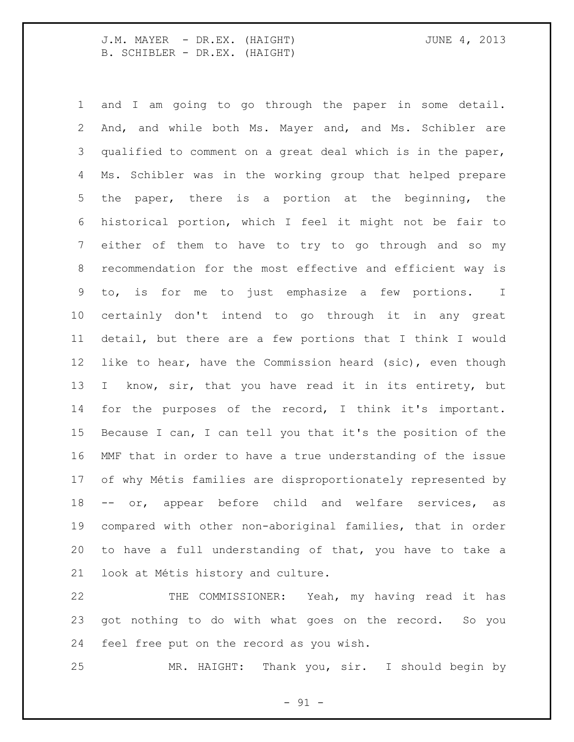and I am going to go through the paper in some detail. And, and while both Ms. Mayer and, and Ms. Schibler are qualified to comment on a great deal which is in the paper, Ms. Schibler was in the working group that helped prepare the paper, there is a portion at the beginning, the historical portion, which I feel it might not be fair to either of them to have to try to go through and so my recommendation for the most effective and efficient way is to, is for me to just emphasize a few portions. I certainly don't intend to go through it in any great detail, but there are a few portions that I think I would like to hear, have the Commission heard (sic), even though I know, sir, that you have read it in its entirety, but for the purposes of the record, I think it's important. Because I can, I can tell you that it's the position of the MMF that in order to have a true understanding of the issue of why Métis families are disproportionately represented by -- or, appear before child and welfare services, as compared with other non-aboriginal families, that in order to have a full understanding of that, you have to take a look at Métis history and culture.

THE COMMISSIONER: Yeah, my having read it has got nothing to do with what goes on the record. So you feel free put on the record as you wish.

MR. HAIGHT: Thank you, sir. I should begin by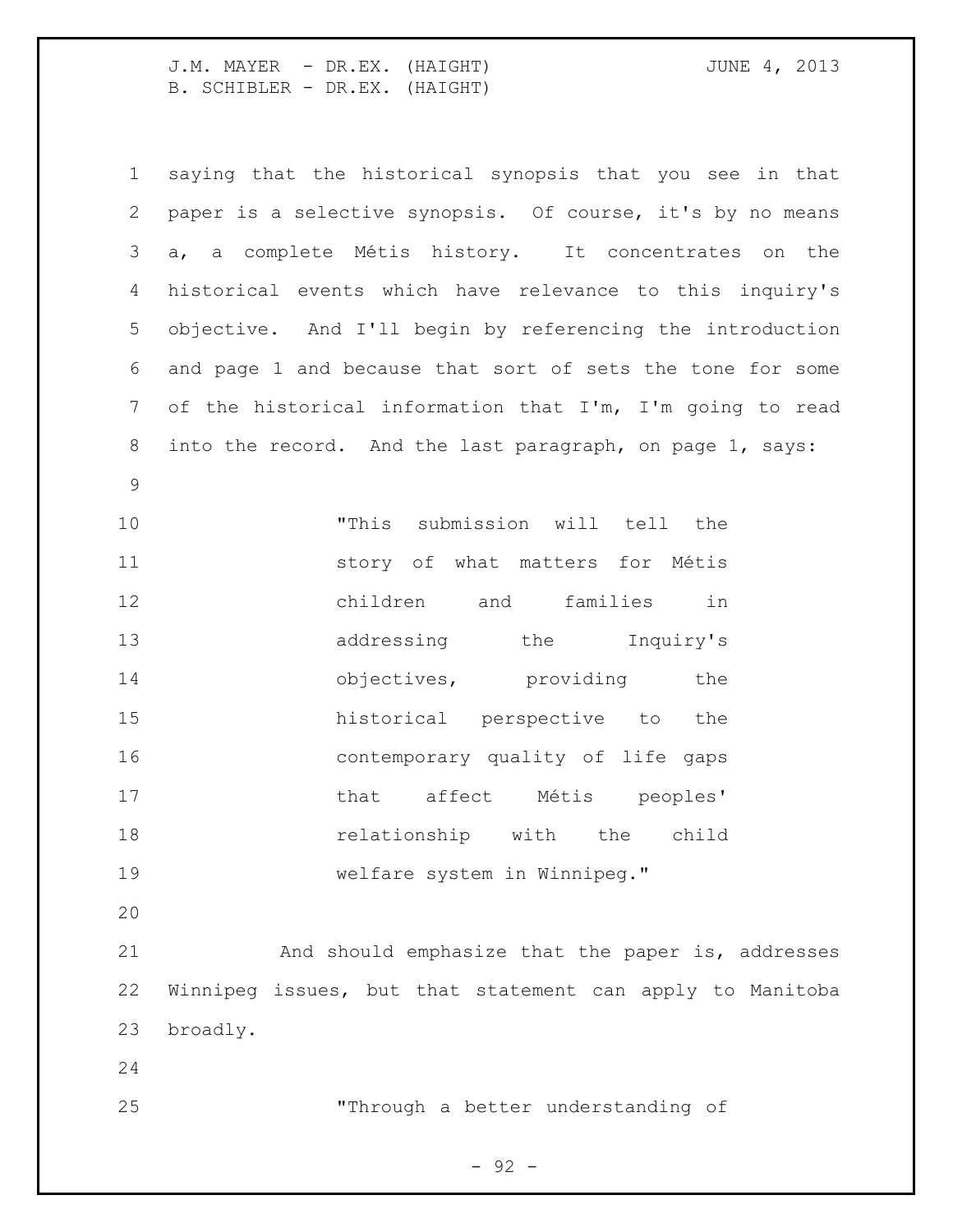saying that the historical synopsis that you see in that paper is a selective synopsis. Of course, it's by no means a, a complete Métis history. It concentrates on the historical events which have relevance to this inquiry's objective. And I'll begin by referencing the introduction and page 1 and because that sort of sets the tone for some of the historical information that I'm, I'm going to read into the record. And the last paragraph, on page 1, says:

> "This submission will tell the story of what matters for Métis children and families in addressing the Inquiry's objectives, providing the historical perspective to the contemporary quality of life gaps that affect Métis peoples' relationship with the child welfare system in Winnipeg."

And should emphasize that the paper is, addresses Winnipeg issues, but that statement can apply to Manitoba broadly.

> "Through a better understanding of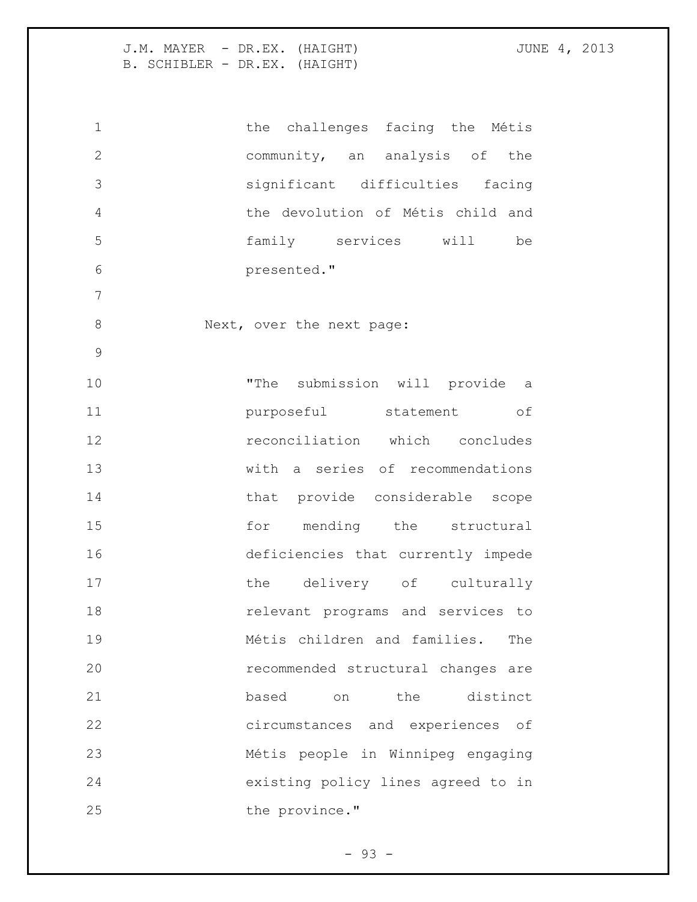the challenges facing the Métis community, an analysis of the significant difficulties facing the devolution of Métis child and family services will be presented."

Next, over the next page:

"The submission will provide a purposeful statement of reconciliation which concludes with a series of recommendations that provide considerable scope for mending the structural deficiencies that currently impede the delivery of culturally relevant programs and services to Métis children and families. The recommended structural changes are based on the distinct circumstances and experiences of Métis people in Winnipeg engaging existing policy lines agreed to in the province."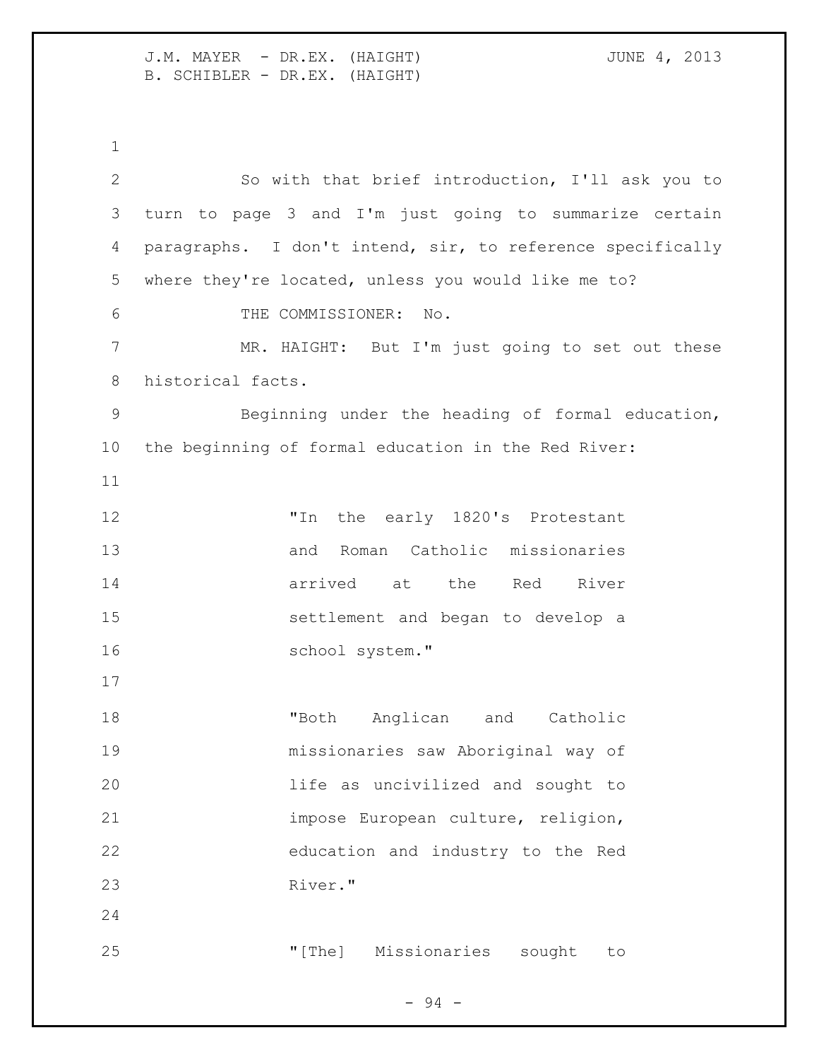So with that brief introduction, I'll ask you to turn to page 3 and I'm just going to summarize certain paragraphs. I don't intend, sir, to reference specifically where they're located, unless you would like me to?

THE COMMISSIONER: No.

MR. HAIGHT: But I'm just going to set out these historical facts.

Beginning under the heading of formal education, the beginning of formal education in the Red River:

> "In the early 1820's Protestant and Roman Catholic missionaries arrived at the Red River settlement and began to develop a school system."

> "Both Anglican and Catholic missionaries saw Aboriginal way of life as uncivilized and sought to impose European culture, religion, education and industry to the Red River."

> "[The] Missionaries sought to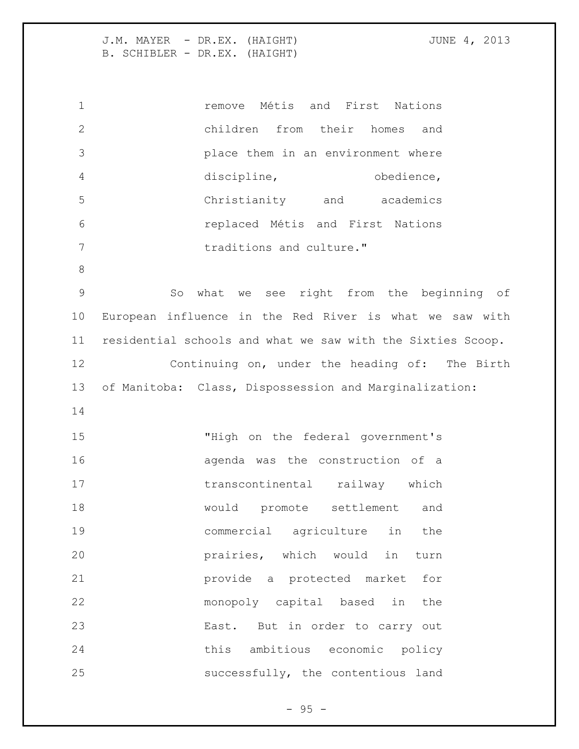> remove Métis and First Nations children from their homes and place them in an environment where discipline, obedience, Christianity and academics replaced Métis and First Nations traditions and culture."

So what we see right from the beginning of European influence in the Red River is what we saw with residential schools and what we saw with the Sixties Scoop.

Continuing on, under the heading of: The Birth of Manitoba: Class, Dispossession and Marginalization:

> "High on the federal government's agenda was the construction of a transcontinental railway which would promote settlement and commercial agriculture in the prairies, which would in turn provide a protected market for monopoly capital based in the East. But in order to carry out this ambitious economic policy successfully, the contentious land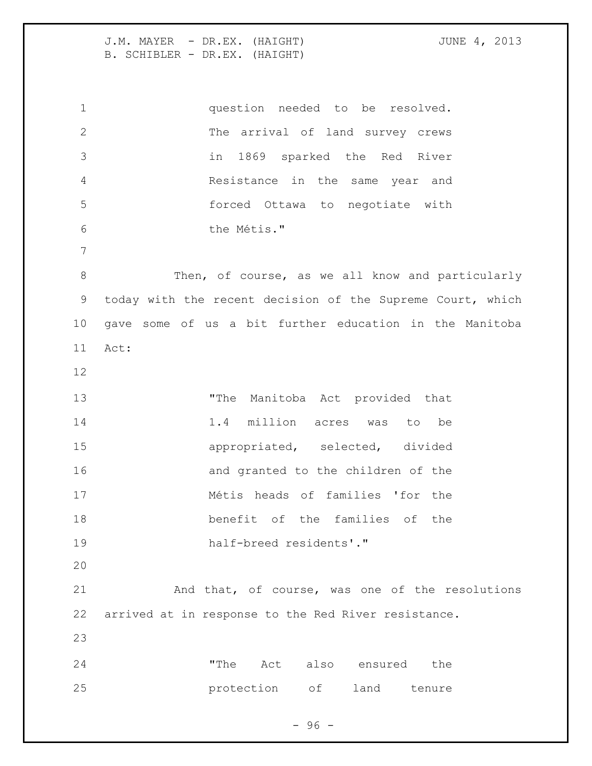> question needed to be resolved. The arrival of land survey crews in 1869 sparked the Red River Resistance in the same year and forced Ottawa to negotiate with the Métis."

Then, of course, as we all know and particularly today with the recent decision of the Supreme Court, which gave some of us a bit further education in the Manitoba Act:

> "The Manitoba Act provided that 1.4 million acres was to be appropriated, selected, divided and granted to the children of the Métis heads of families 'for the benefit of the families of the half-breed residents'."

And that, of course, was one of the resolutions arrived at in response to the Red River resistance.

> "The Act also ensured the protection of land tenure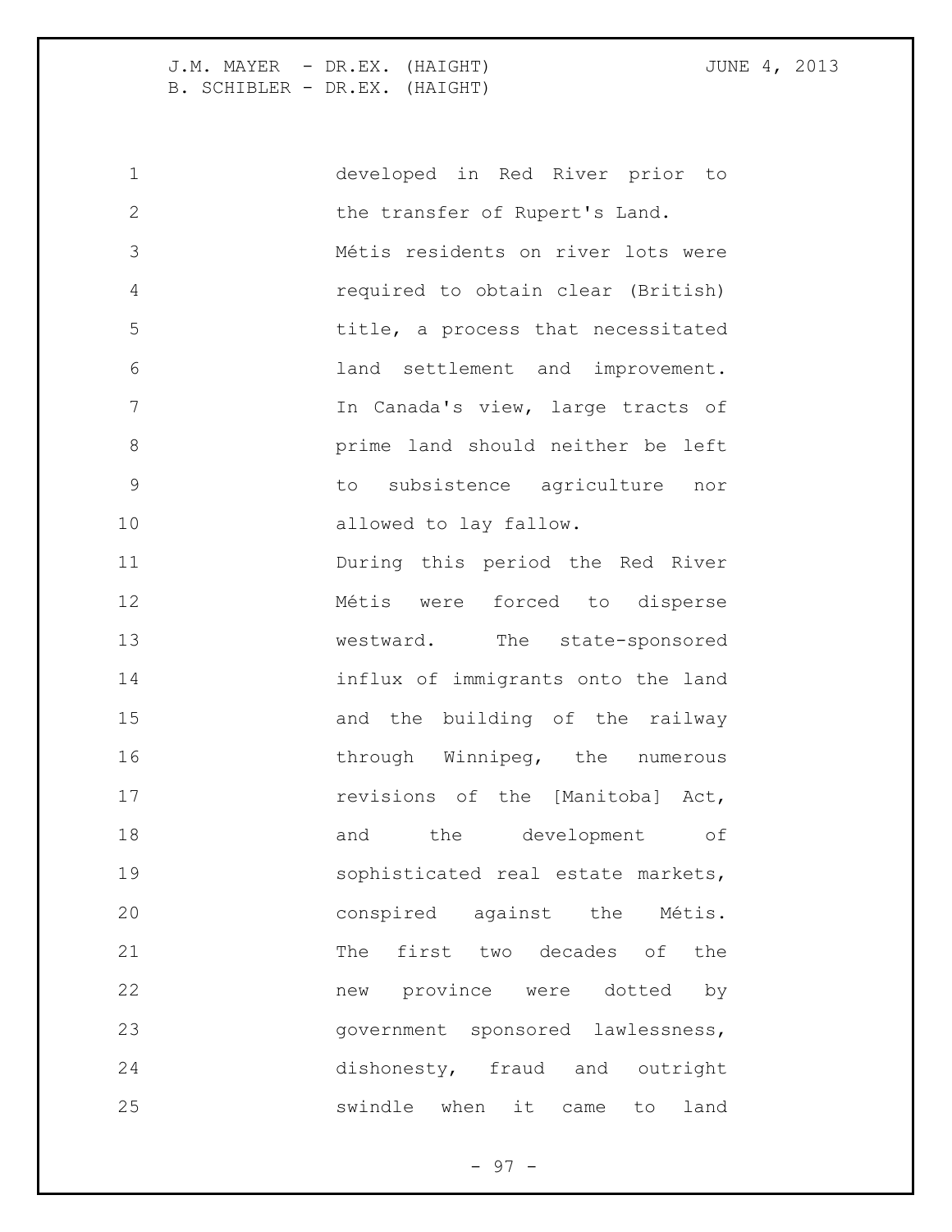developed in Red River prior to the transfer of Rupert's Land. Métis residents on river lots were required to obtain clear (British) title, a process that necessitated land settlement and improvement. In Canada's view, large tracts of prime land should neither be left to subsistence agriculture nor allowed to lay fallow.

During this period the Red River Métis were forced to disperse westward. The state-sponsored influx of immigrants onto the land and the building of the railway through Winnipeg, the numerous revisions of the [Manitoba] Act, and the development of sophisticated real estate markets, conspired against the Métis. The first two decades of the new province were dotted by government sponsored lawlessness, dishonesty, fraud and outright swindle when it came to land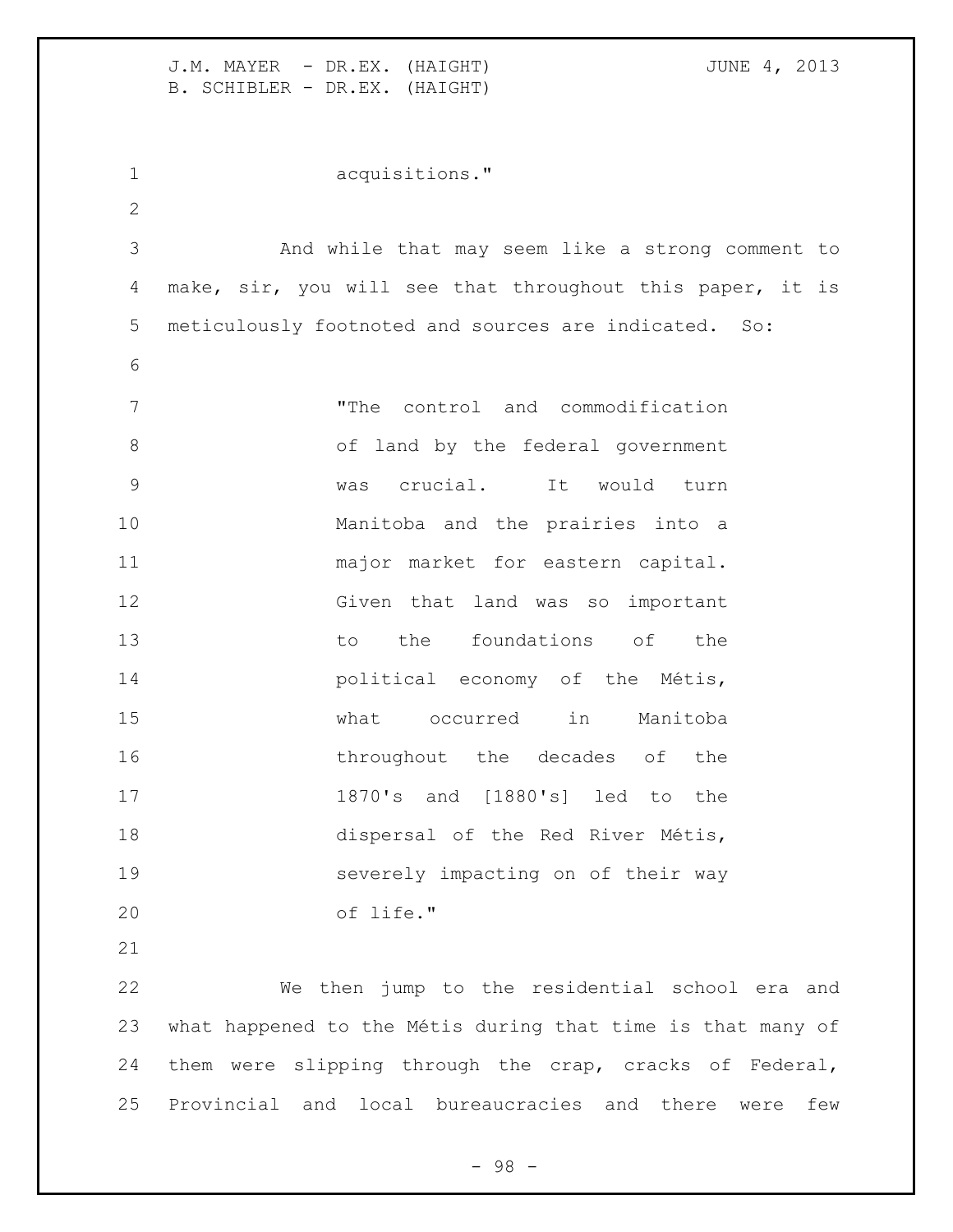acquisitions."

And while that may seem like a strong comment to make, sir, you will see that throughout this paper, it is meticulously footnoted and sources are indicated. So:

> "The control and commodification of land by the federal government was crucial. It would turn Manitoba and the prairies into a major market for eastern capital. Given that land was so important to the foundations of the political economy of the Métis, what occurred in Manitoba throughout the decades of the 1870's and [1880's] led to the dispersal of the Red River Métis, severely impacting on of their way of life."

We then jump to the residential school era and what happened to the Métis during that time is that many of them were slipping through the crap, cracks of Federal, Provincial and local bureaucracies and there were few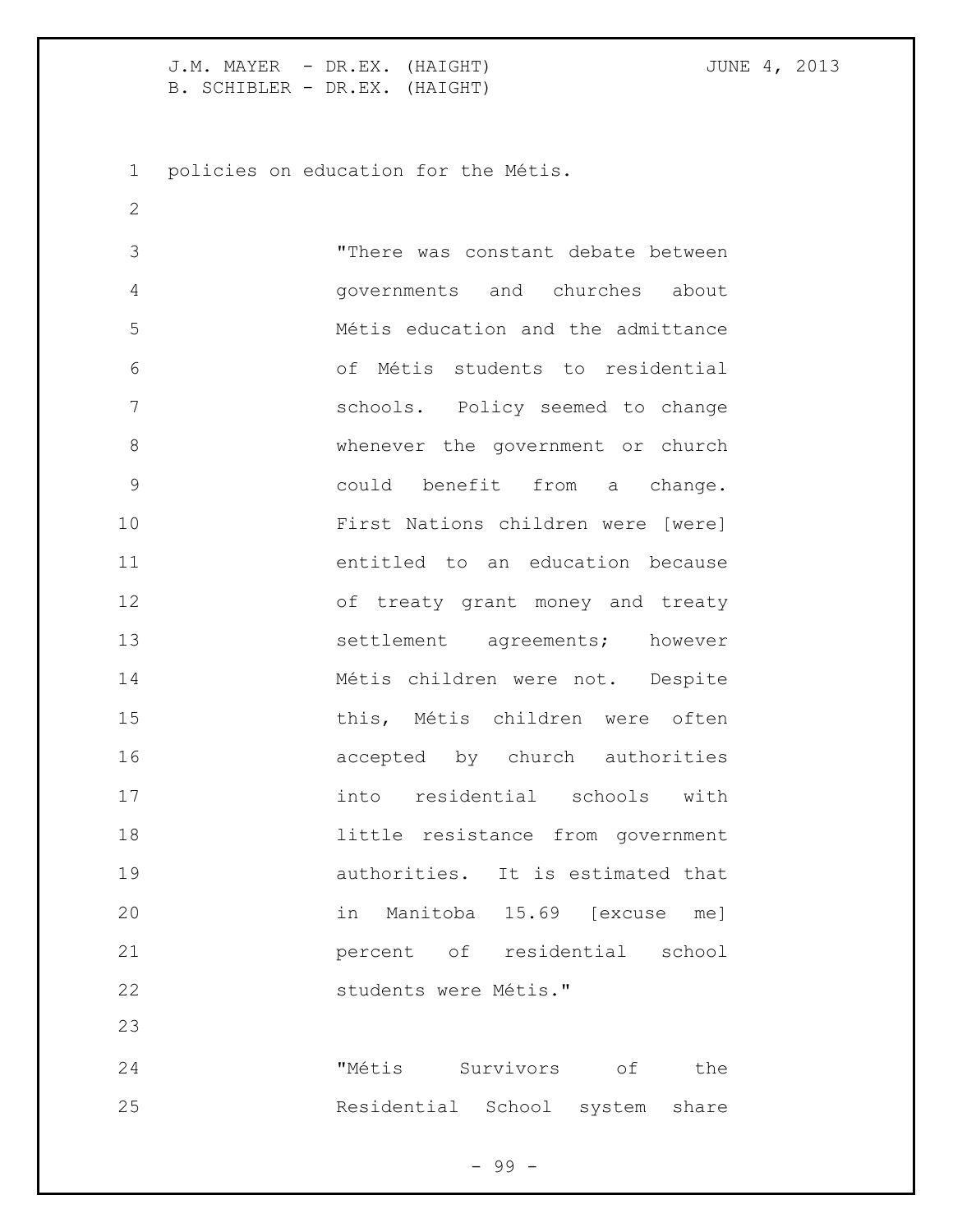policies on education for the Métis.

> "There was constant debate between governments and churches about Métis education and the admittance of Métis students to residential schools. Policy seemed to change whenever the government or church could benefit from a change. First Nations children were [were] entitled to an education because of treaty grant money and treaty settlement agreements; however Métis children were not. Despite this, Métis children were often accepted by church authorities into residential schools with little resistance from government authorities. It is estimated that in Manitoba 15.69 [excuse me] percent of residential school students were Métis."

> "Métis Survivors of the Residential School system share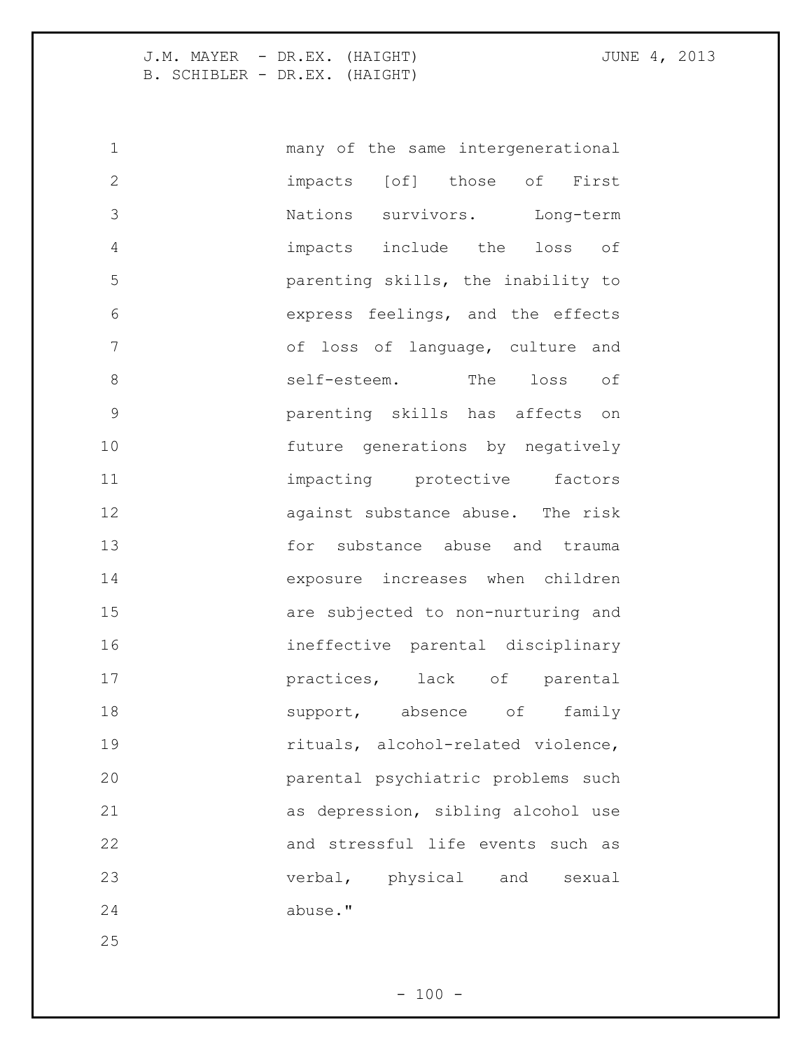many of the same intergenerational impacts [of] those of First Nations survivors. Long-term impacts include the loss of parenting skills, the inability to express feelings, and the effects of loss of language, culture and self-esteem. The loss of parenting skills has affects on future generations by negatively impacting protective factors against substance abuse. The risk for substance abuse and trauma exposure increases when children are subjected to non-nurturing and ineffective parental disciplinary practices, lack of parental support, absence of family rituals, alcohol-related violence, parental psychiatric problems such as depression, sibling alcohol use and stressful life events such as verbal, physical and sexual abuse."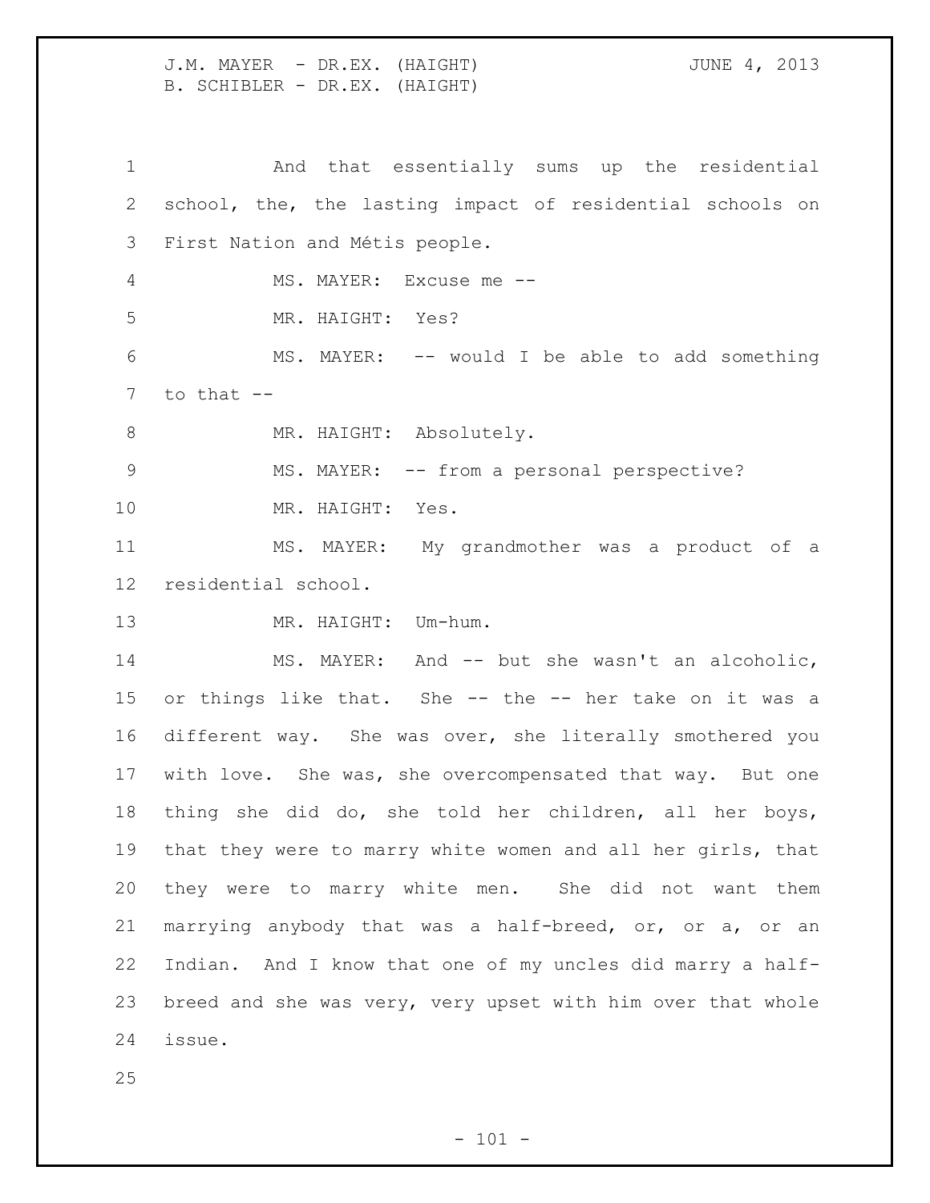And that essentially sums up the residential school, the, the lasting impact of residential schools on First Nation and Métis people.

MS. MAYER: Excuse me --

MR. HAIGHT: Yes?

MS. MAYER: -- would I be able to add something to that --

MR. HAIGHT: Absolutely.

MS. MAYER: -- from a personal perspective?

MR. HAIGHT: Yes.

MS. MAYER: My grandmother was a product of a residential school.

MR. HAIGHT: Um-hum.

MS. MAYER: And -- but she wasn't an alcoholic, or things like that. She -- the -- her take on it was a different way. She was over, she literally smothered you with love. She was, she overcompensated that way. But one thing she did do, she told her children, all her boys, that they were to marry white women and all her girls, that they were to marry white men. She did not want them marrying anybody that was a half-breed, or, or a, or an Indian. And I know that one of my uncles did marry a half-breed and she was very, very upset with him over that whole issue.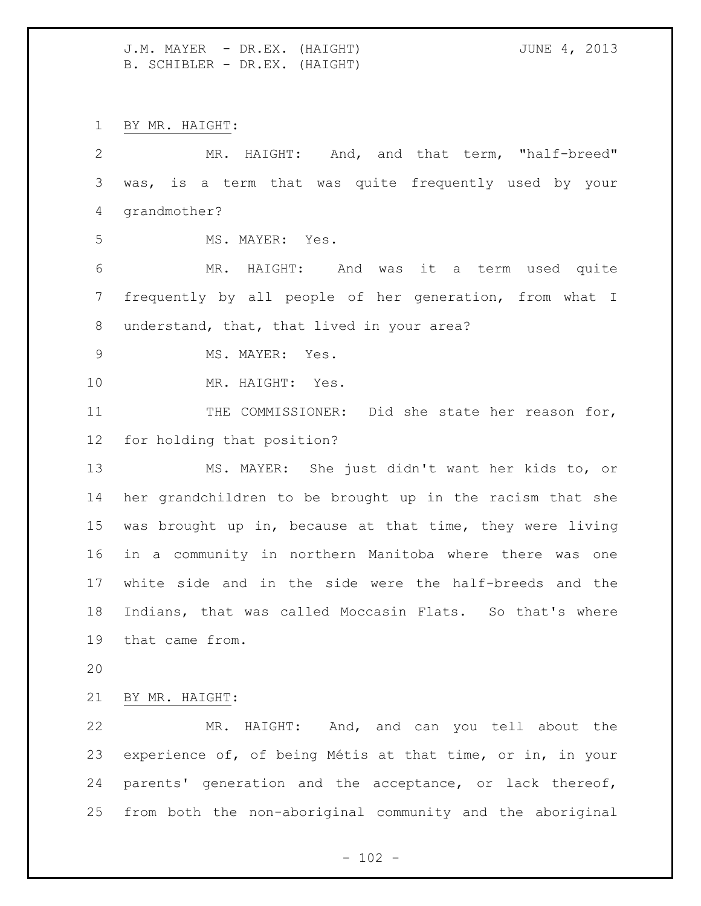BY MR. HAIGHT:

MR. HAIGHT: And, and that term, "half-breed" was, is a term that was quite frequently used by your grandmother?

MS. MAYER: Yes.

MR. HAIGHT: And was it a term used quite frequently by all people of her generation, from what I understand, that, that lived in your area?

MS. MAYER: Yes.

MR. HAIGHT: Yes.

THE COMMISSIONER: Did she state her reason for, for holding that position?

MS. MAYER: She just didn't want her kids to, or her grandchildren to be brought up in the racism that she was brought up in, because at that time, they were living in a community in northern Manitoba where there was one white side and in the side were the half-breeds and the Indians, that was called Moccasin Flats. So that's where that came from.

BY MR. HAIGHT:

MR. HAIGHT: And, and can you tell about the experience of, of being Métis at that time, or in, in your parents' generation and the acceptance, or lack thereof, from both the non-aboriginal community and the aboriginal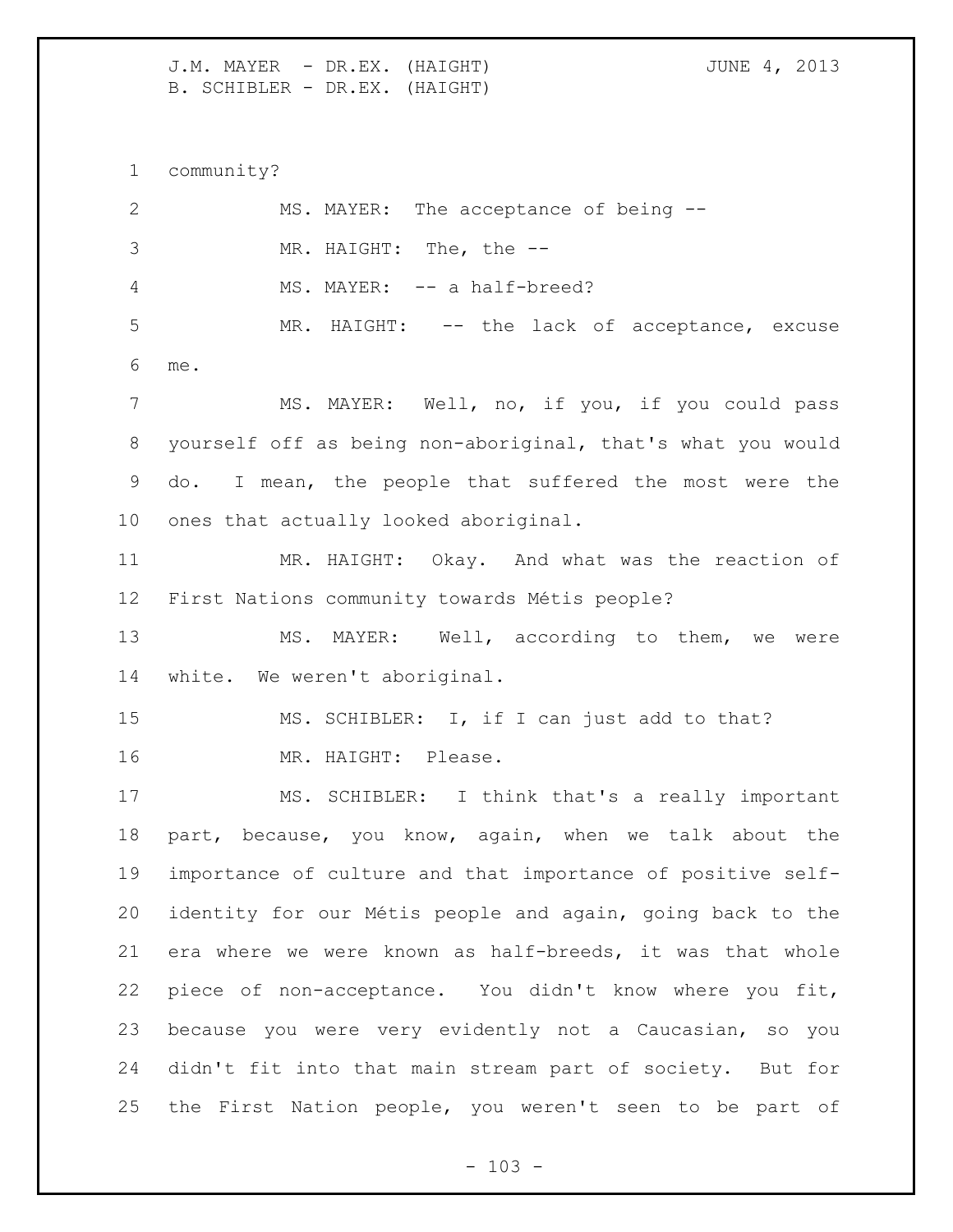community?

MS. MAYER: The acceptance of being --

MR. HAIGHT: The, the --

MS. MAYER: -- a half-breed?

MR. HAIGHT: -- the lack of acceptance, excuse me.

MS. MAYER: Well, no, if you, if you could pass yourself off as being non-aboriginal, that's what you would do. I mean, the people that suffered the most were the ones that actually looked aboriginal.

MR. HAIGHT: Okay. And what was the reaction of First Nations community towards Métis people?

MS. MAYER: Well, according to them, we were white. We weren't aboriginal.

MS. SCHIBLER: I, if I can just add to that?

MR. HAIGHT: Please.

MS. SCHIBLER: I think that's a really important part, because, you know, again, when we talk about the importance of culture and that importance of positive self-identity for our Métis people and again, going back to the era where we were known as half-breeds, it was that whole piece of non-acceptance. You didn't know where you fit, because you were very evidently not a Caucasian, so you didn't fit into that main stream part of society. But for the First Nation people, you weren't seen to be part of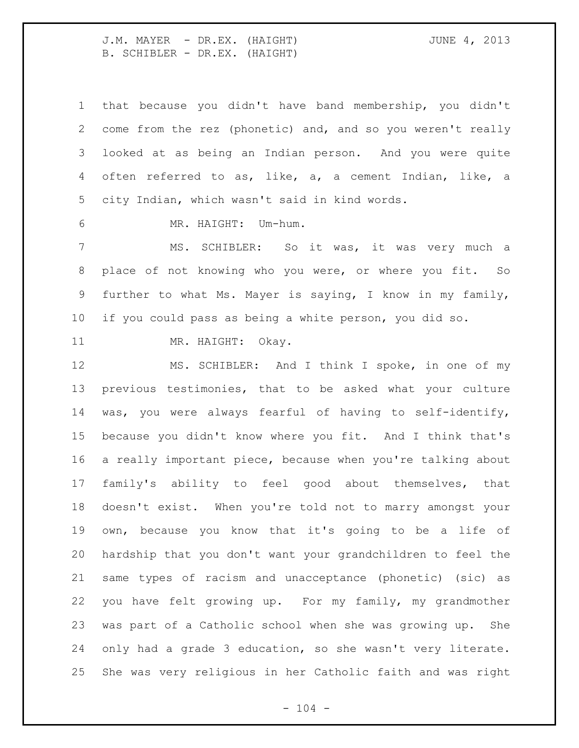that because you didn't have band membership, you didn't come from the rez (phonetic) and, and so you weren't really looked at as being an Indian person. And you were quite often referred to as, like, a, a cement Indian, like, a city Indian, which wasn't said in kind words.

MR. HAIGHT: Um-hum.

MS. SCHIBLER: So it was, it was very much a place of not knowing who you were, or where you fit. So further to what Ms. Mayer is saying, I know in my family, if you could pass as being a white person, you did so.

MR. HAIGHT: Okay.

MS. SCHIBLER: And I think I spoke, in one of my previous testimonies, that to be asked what your culture was, you were always fearful of having to self-identify, because you didn't know where you fit. And I think that's a really important piece, because when you're talking about family's ability to feel good about themselves, that doesn't exist. When you're told not to marry amongst your own, because you know that it's going to be a life of hardship that you don't want your grandchildren to feel the same types of racism and unacceptance (phonetic) (sic) as you have felt growing up. For my family, my grandmother was part of a Catholic school when she was growing up. She only had a grade 3 education, so she wasn't very literate. She was very religious in her Catholic faith and was right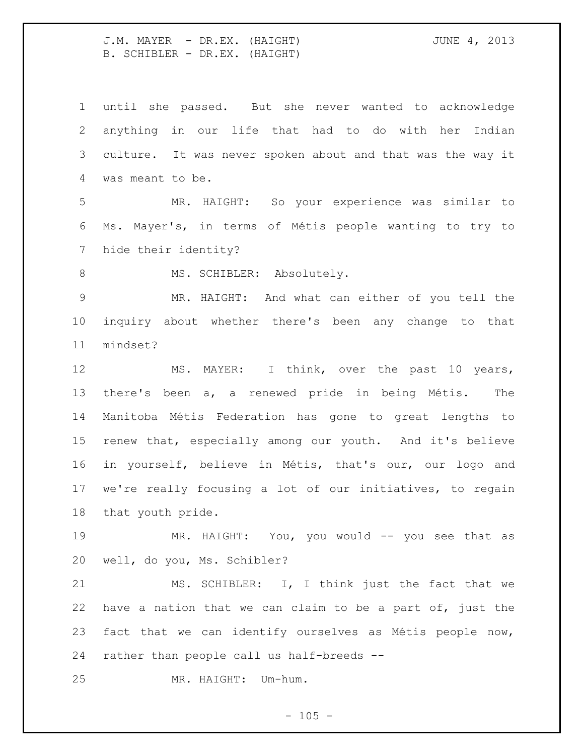until she passed. But she never wanted to acknowledge anything in our life that had to do with her Indian culture. It was never spoken about and that was the way it was meant to be.

MR. HAIGHT: So your experience was similar to Ms. Mayer's, in terms of Métis people wanting to try to hide their identity?

MS. SCHIBLER: Absolutely.

MR. HAIGHT: And what can either of you tell the inquiry about whether there's been any change to that mindset?

MS. MAYER: I think, over the past 10 years, there's been a, a renewed pride in being Métis. The Manitoba Métis Federation has gone to great lengths to renew that, especially among our youth. And it's believe in yourself, believe in Métis, that's our, our logo and we're really focusing a lot of our initiatives, to regain that youth pride.

MR. HAIGHT: You, you would -- you see that as well, do you, Ms. Schibler?

MS. SCHIBLER: I, I think just the fact that we have a nation that we can claim to be a part of, just the fact that we can identify ourselves as Métis people now, rather than people call us half-breeds --

MR. HAIGHT: Um-hum.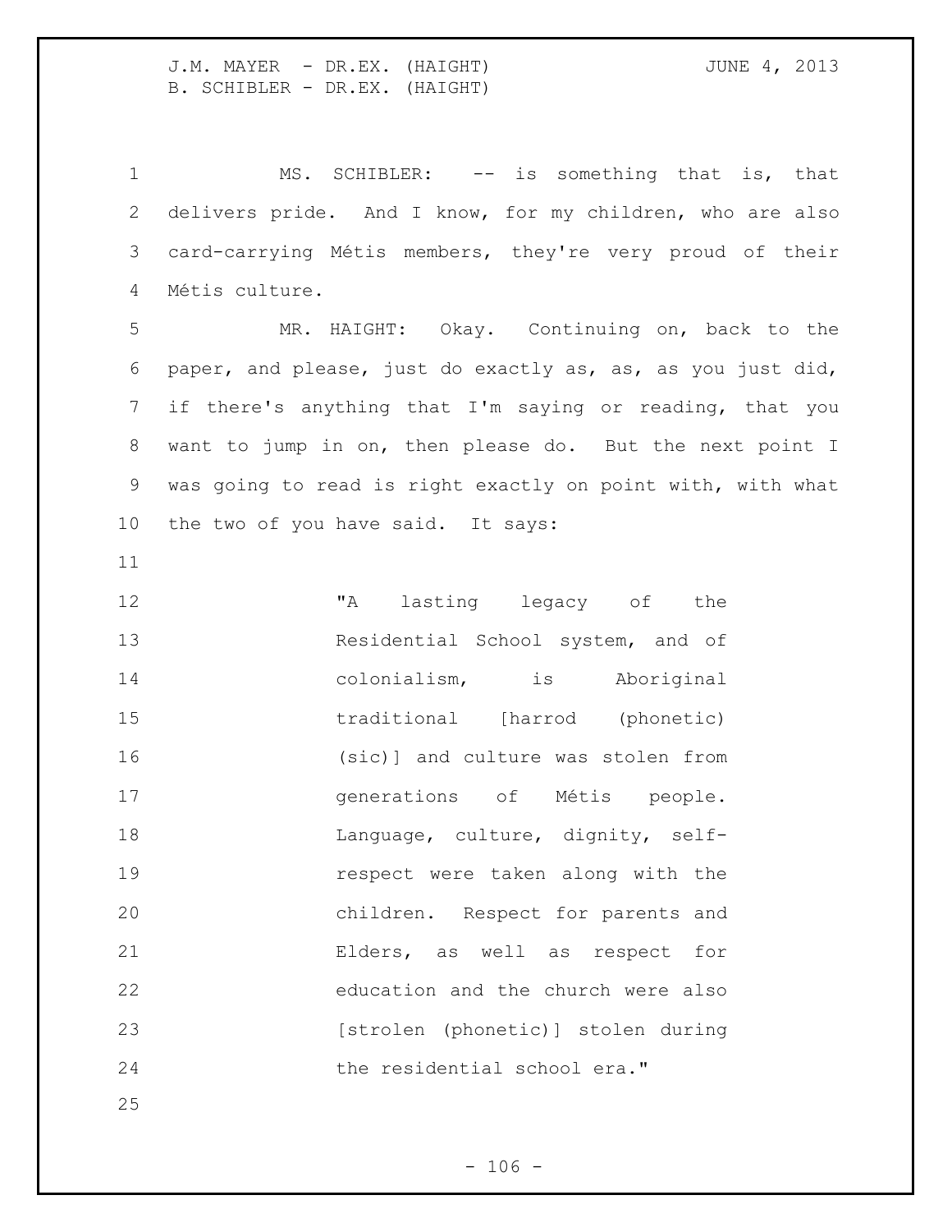MS. SCHIBLER: -- is something that is, that delivers pride. And I know, for my children, who are also card-carrying Métis members, they're very proud of their Métis culture.

MR. HAIGHT: Okay. Continuing on, back to the paper, and please, just do exactly as, as, as you just did, if there's anything that I'm saying or reading, that you want to jump in on, then please do. But the next point I was going to read is right exactly on point with, with what the two of you have said. It says:

> "A lasting legacy of the Residential School system, and of colonialism, is Aboriginal traditional [harrod (phonetic) (sic)] and culture was stolen from generations of Métis people. Language, culture, dignity, self-respect were taken along with the children. Respect for parents and Elders, as well as respect for education and the church were also [strolen (phonetic)] stolen during the residential school era."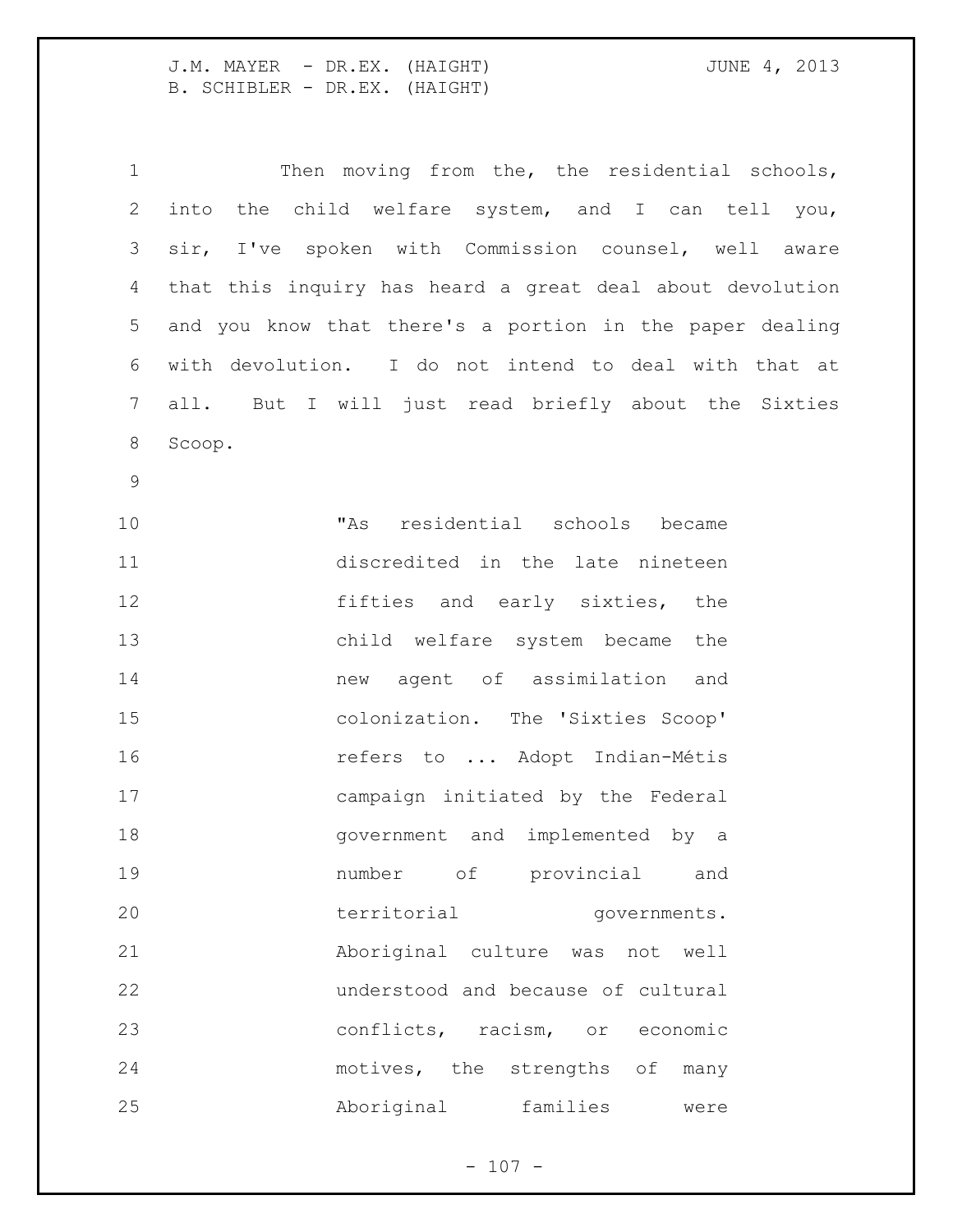Then moving from the, the residential schools, into the child welfare system, and I can tell you, sir, I've spoken with Commission counsel, well aware that this inquiry has heard a great deal about devolution and you know that there's a portion in the paper dealing with devolution. I do not intend to deal with that at all. But I will just read briefly about the Sixties Scoop.

> "As residential schools became discredited in the late nineteen fifties and early sixties, the child welfare system became the new agent of assimilation and colonization. The 'Sixties Scoop' refers to ... Adopt Indian-Métis campaign initiated by the Federal government and implemented by a number of provincial and territorial governments. Aboriginal culture was not well understood and because of cultural conflicts, racism, or economic motives, the strengths of many Aboriginal families were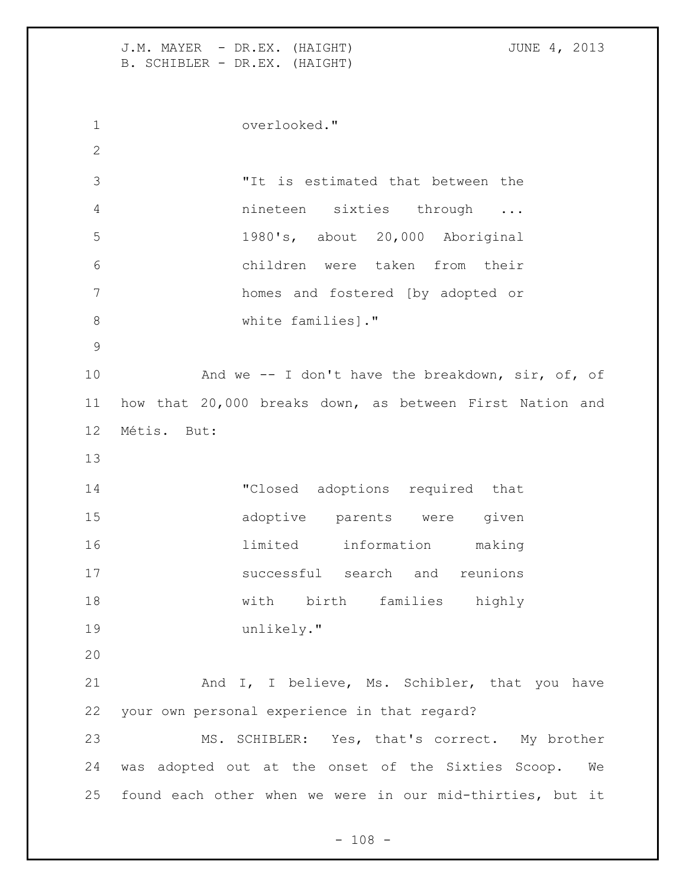overlooked."

"It is estimated that between the nineteen sixties through ... 1980's, about 20,000 Aboriginal children were taken from their homes and fostered [by adopted or white families]."

And we -- I don't have the breakdown, sir, of, of how that 20,000 breaks down, as between First Nation and Métis. But:

"Closed adoptions required that adoptive parents were given limited information making successful search and reunions with birth families highly unlikely."

And I, I believe, Ms. Schibler, that you have your own personal experience in that regard?

MS. SCHIBLER: Yes, that's correct. My brother was adopted out at the onset of the Sixties Scoop. We found each other when we were in our mid-thirties, but it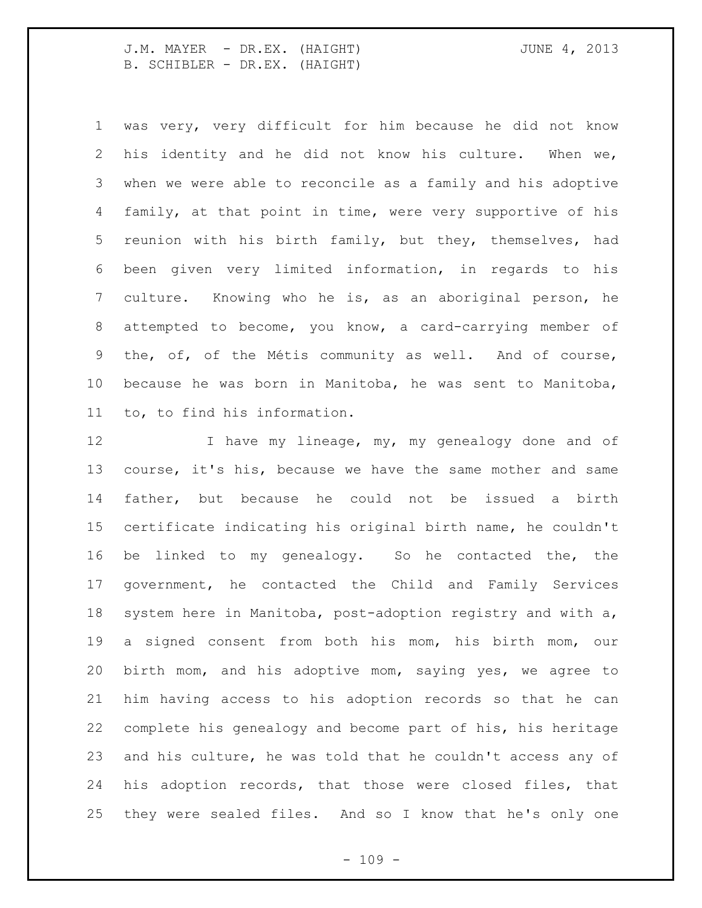was very, very difficult for him because he did not know his identity and he did not know his culture. When we, when we were able to reconcile as a family and his adoptive family, at that point in time, were very supportive of his reunion with his birth family, but they, themselves, had been given very limited information, in regards to his culture. Knowing who he is, as an aboriginal person, he attempted to become, you know, a card-carrying member of the, of, of the Métis community as well. And of course, because he was born in Manitoba, he was sent to Manitoba, to, to find his information.

I have my lineage, my, my genealogy done and of course, it's his, because we have the same mother and same father, but because he could not be issued a birth certificate indicating his original birth name, he couldn't be linked to my genealogy. So he contacted the, the government, he contacted the Child and Family Services system here in Manitoba, post-adoption registry and with a, a signed consent from both his mom, his birth mom, our birth mom, and his adoptive mom, saying yes, we agree to him having access to his adoption records so that he can complete his genealogy and become part of his, his heritage and his culture, he was told that he couldn't access any of his adoption records, that those were closed files, that they were sealed files. And so I know that he's only one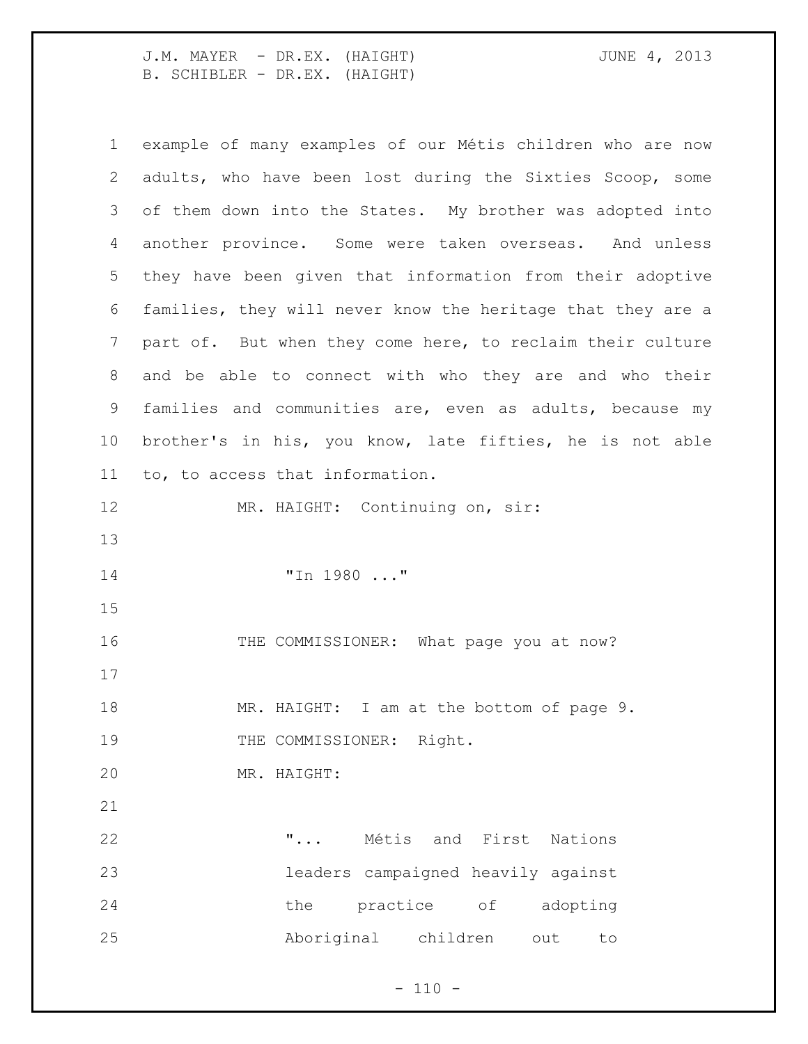example of many examples of our Métis children who are now adults, who have been lost during the Sixties Scoop, some of them down into the States. My brother was adopted into another province. Some were taken overseas. And unless they have been given that information from their adoptive families, they will never know the heritage that they are a part of. But when they come here, to reclaim their culture and be able to connect with who they are and who their families and communities are, even as adults, because my brother's in his, you know, late fifties, he is not able to, to access that information.

MR. HAIGHT: Continuing on, sir:

> "In 1980 ..."

THE COMMISSIONER: What page you at now?

MR. HAIGHT: I am at the bottom of page 9.

THE COMMISSIONER: Right.

MR. HAIGHT:

> "... Métis and First Nations leaders campaigned heavily against the practice of adopting Aboriginal children out to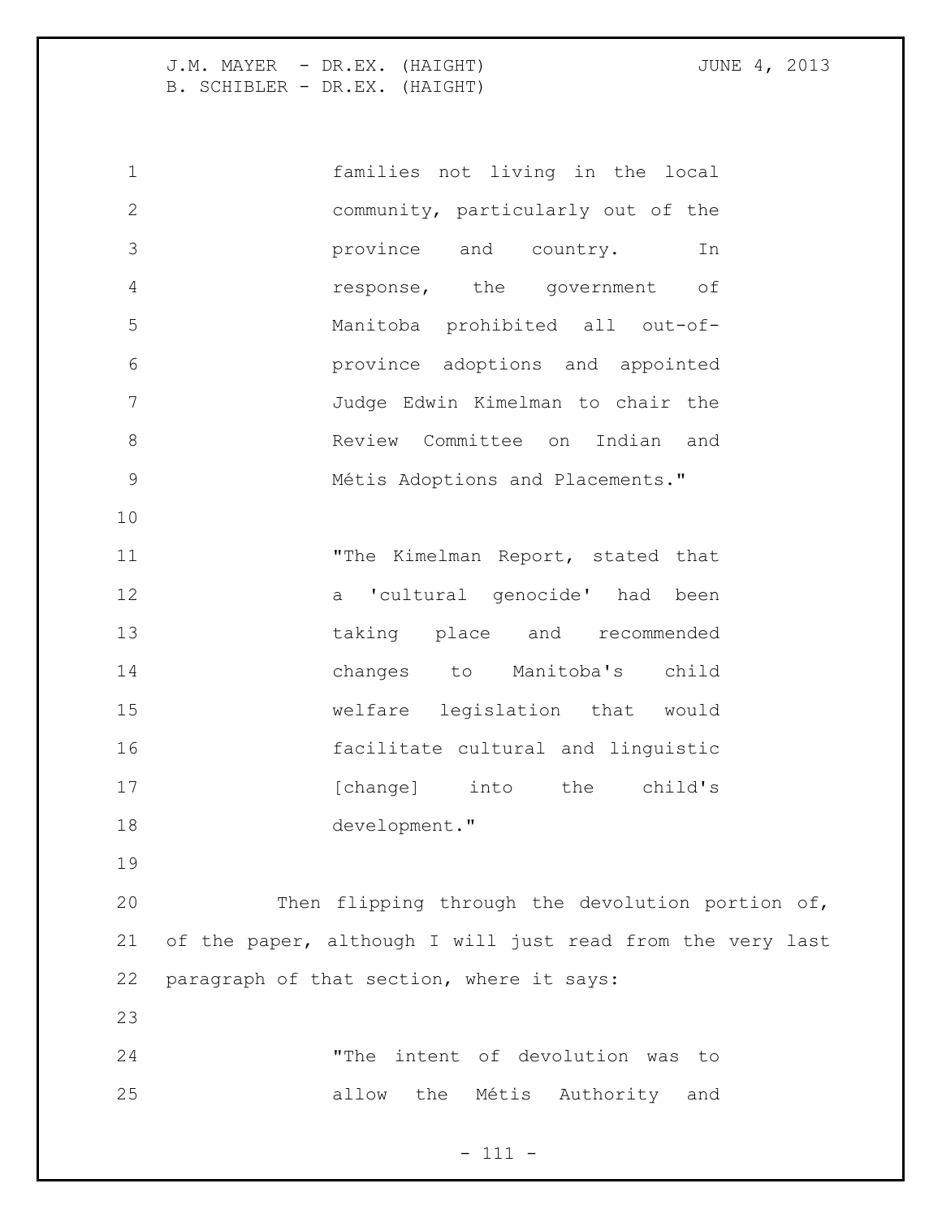> families not living in the local community, particularly out of the province and country. In response, the government of Manitoba prohibited all out-of-province adoptions and appointed Judge Edwin Kimelman to chair the Review Committee on Indian and Métis Adoptions and Placements."

> "The Kimelman Report, stated that a 'cultural genocide' had been taking place and recommended changes to Manitoba's child welfare legislation that would facilitate cultural and linguistic [change] into the child's development."

Then flipping through the devolution portion of, of the paper, although I will just read from the very last paragraph of that section, where it says:

> "The intent of devolution was to allow the Métis Authority and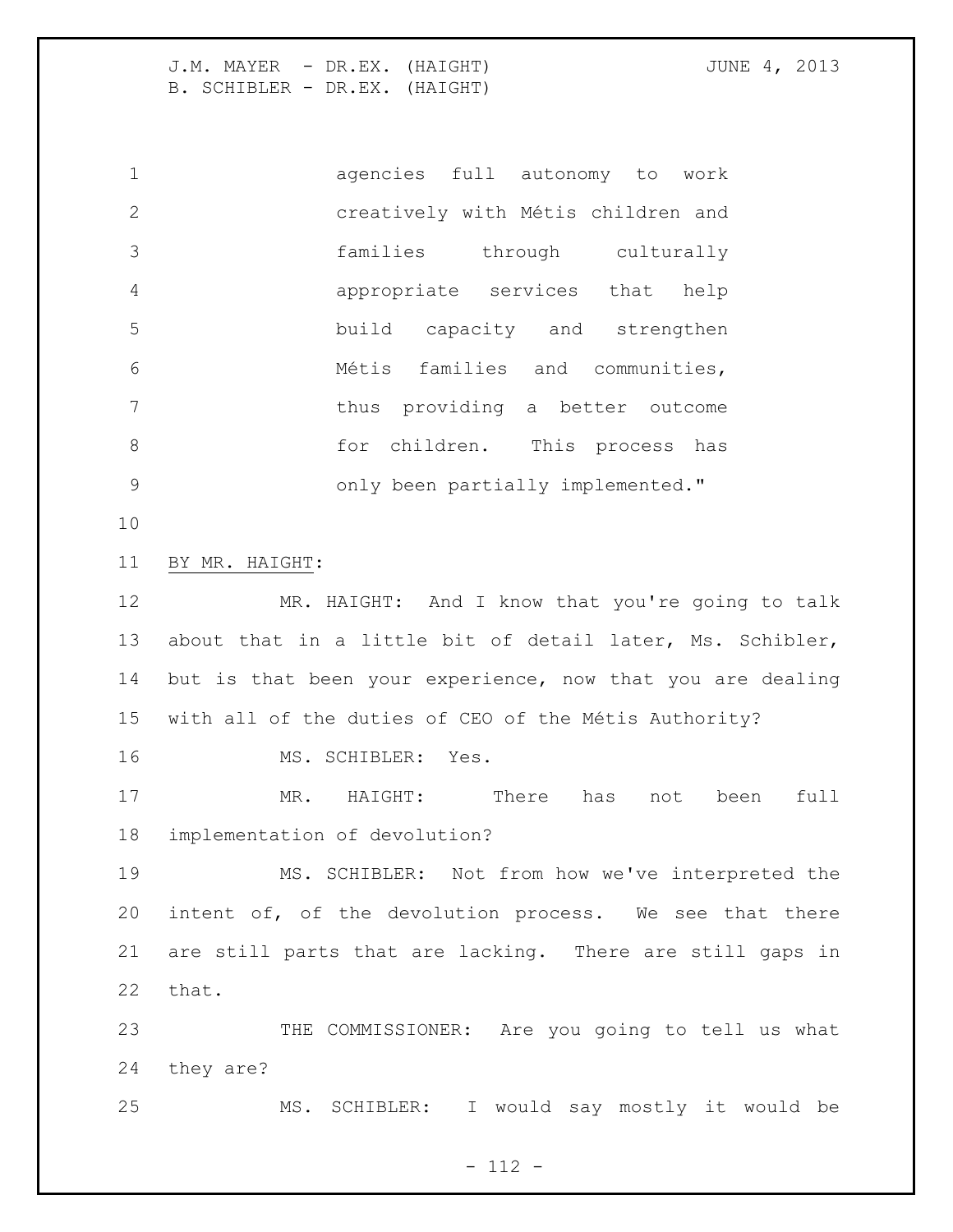agencies full autonomy to work creatively with Métis children and families through culturally appropriate services that help build capacity and strengthen Métis families and communities, thus providing a better outcome for children. This process has only been partially implemented."

BY MR. HAIGHT:

MR. HAIGHT: And I know that you're going to talk about that in a little bit of detail later, Ms. Schibler, but is that been your experience, now that you are dealing with all of the duties of CEO of the Métis Authority?

MS. SCHIBLER: Yes.

MR. HAIGHT: There has not been full implementation of devolution?

MS. SCHIBLER: Not from how we've interpreted the intent of, of the devolution process. We see that there are still parts that are lacking. There are still gaps in that.

THE COMMISSIONER: Are you going to tell us what they are?

MS. SCHIBLER: I would say mostly it would be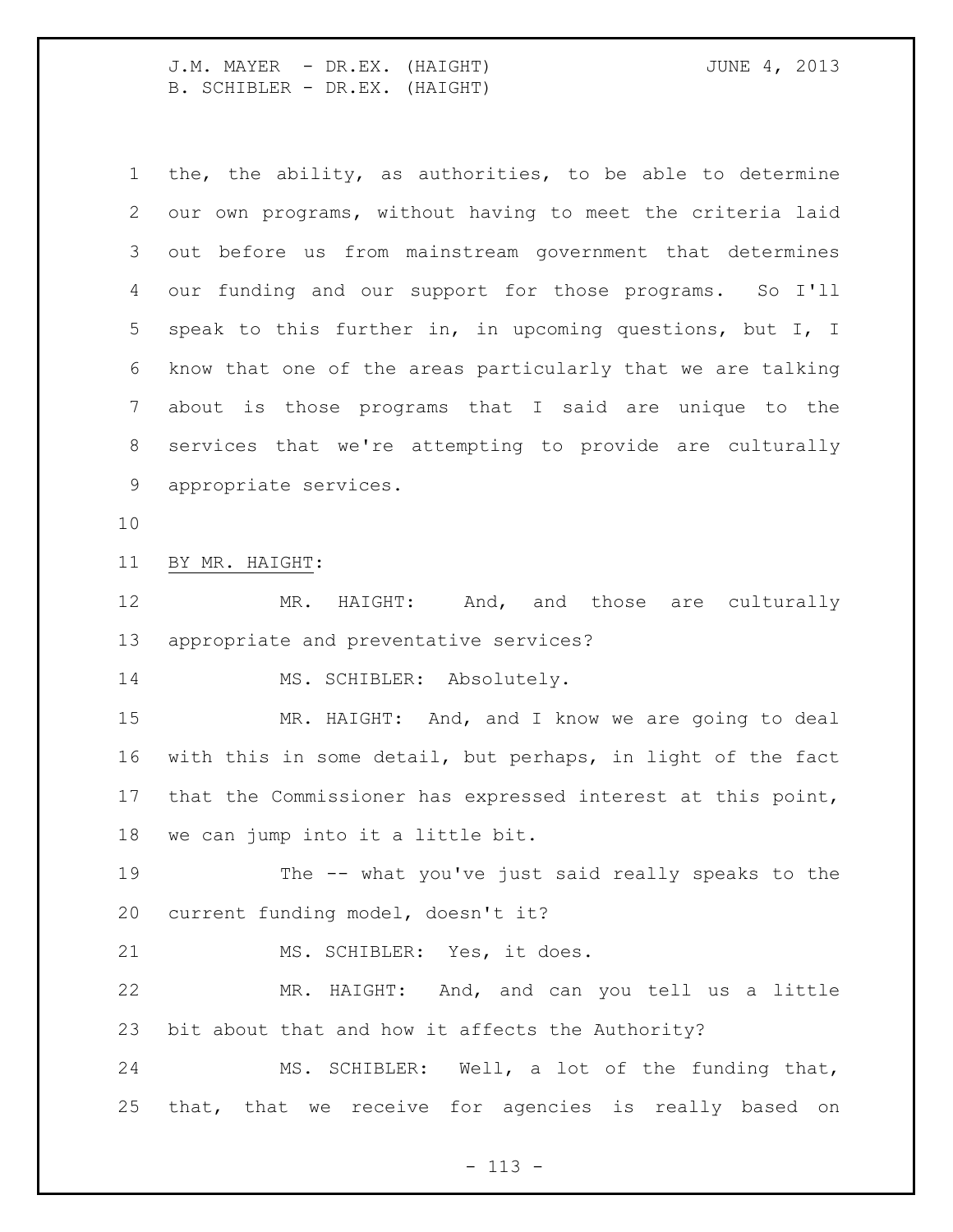the, the ability, as authorities, to be able to determine our own programs, without having to meet the criteria laid out before us from mainstream government that determines our funding and our support for those programs. So I'll speak to this further in, in upcoming questions, but I, I know that one of the areas particularly that we are talking about is those programs that I said are unique to the services that we're attempting to provide are culturally appropriate services.

BY MR. HAIGHT:

MR. HAIGHT: And, and those are culturally appropriate and preventative services?

MS. SCHIBLER: Absolutely.

MR. HAIGHT: And, and I know we are going to deal with this in some detail, but perhaps, in light of the fact that the Commissioner has expressed interest at this point, we can jump into it a little bit.

The -- what you've just said really speaks to the current funding model, doesn't it?

MS. SCHIBLER: Yes, it does.

MR. HAIGHT: And, and can you tell us a little bit about that and how it affects the Authority?

MS. SCHIBLER: Well, a lot of the funding that, that, that we receive for agencies is really based on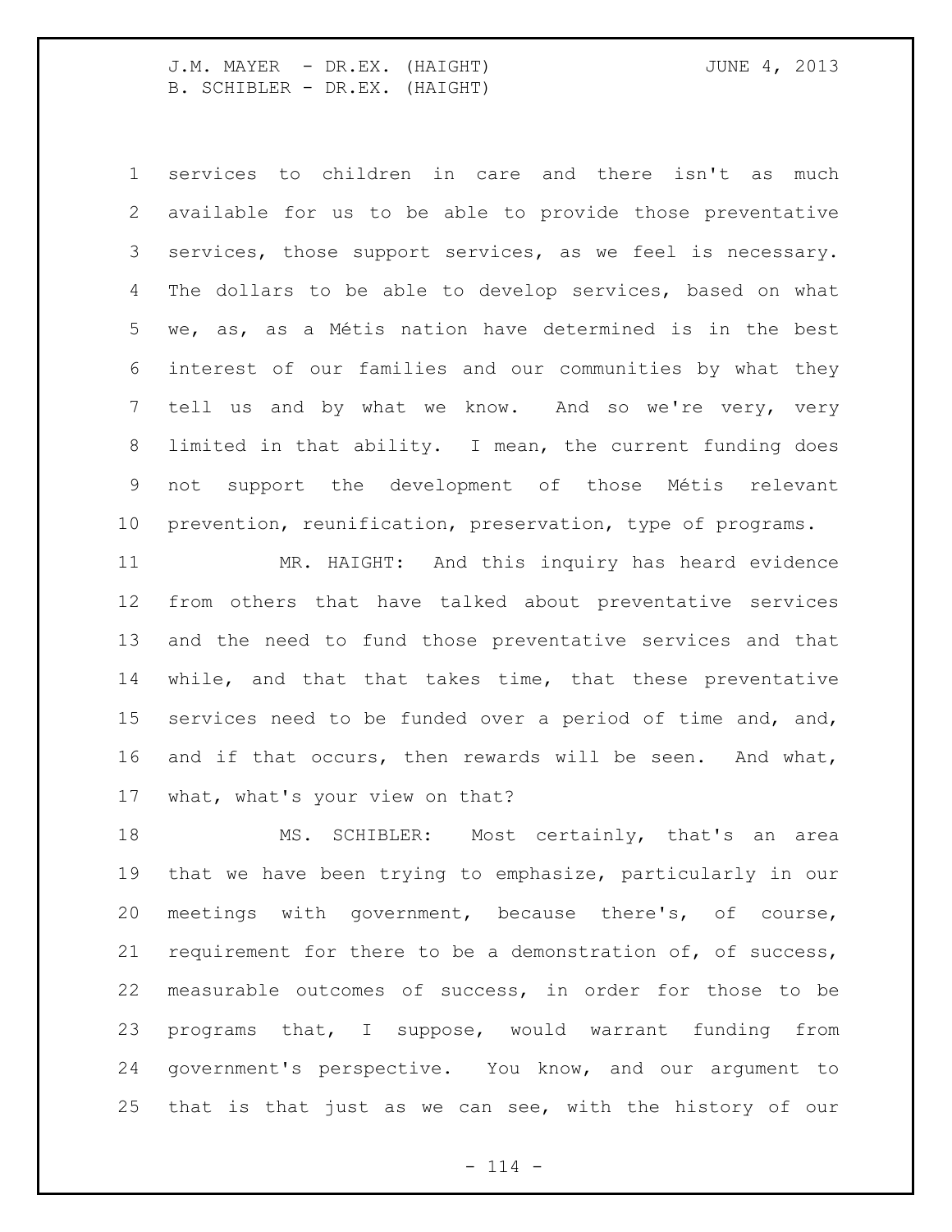services to children in care and there isn't as much available for us to be able to provide those preventative services, those support services, as we feel is necessary. The dollars to be able to develop services, based on what we, as, as a Métis nation have determined is in the best interest of our families and our communities by what they tell us and by what we know. And so we're very, very limited in that ability. I mean, the current funding does not support the development of those Métis relevant prevention, reunification, preservation, type of programs.

MR. HAIGHT: And this inquiry has heard evidence from others that have talked about preventative services and the need to fund those preventative services and that while, and that that takes time, that these preventative services need to be funded over a period of time and, and, and if that occurs, then rewards will be seen. And what, what, what's your view on that?

MS. SCHIBLER: Most certainly, that's an area that we have been trying to emphasize, particularly in our meetings with government, because there's, of course, requirement for there to be a demonstration of, of success, measurable outcomes of success, in order for those to be programs that, I suppose, would warrant funding from government's perspective. You know, and our argument to that is that just as we can see, with the history of our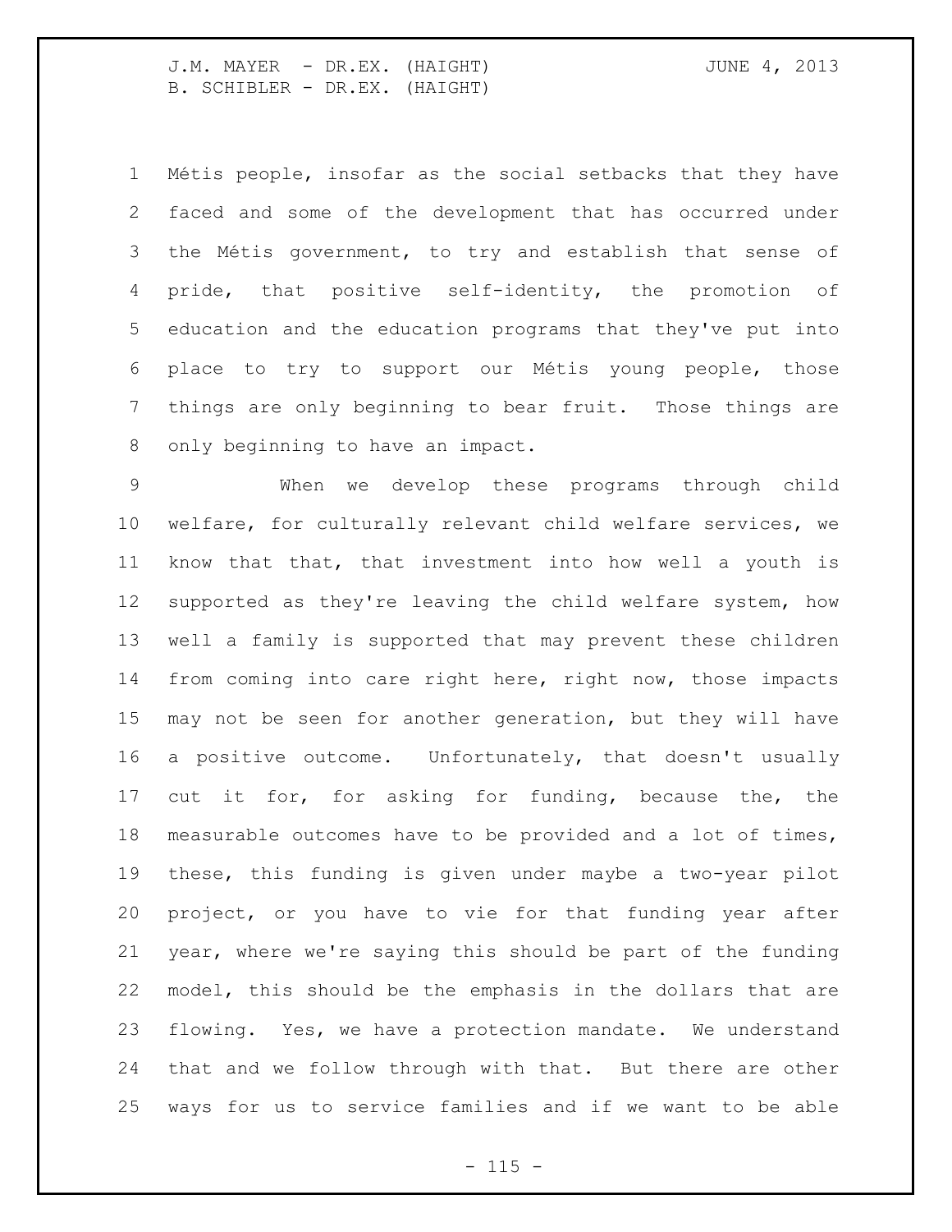Métis people, insofar as the social setbacks that they have faced and some of the development that has occurred under the Métis government, to try and establish that sense of pride, that positive self-identity, the promotion of education and the education programs that they've put into place to try to support our Métis young people, those things are only beginning to bear fruit. Those things are only beginning to have an impact.

When we develop these programs through child welfare, for culturally relevant child welfare services, we know that that, that investment into how well a youth is supported as they're leaving the child welfare system, how well a family is supported that may prevent these children from coming into care right here, right now, those impacts may not be seen for another generation, but they will have a positive outcome. Unfortunately, that doesn't usually cut it for, for asking for funding, because the, the measurable outcomes have to be provided and a lot of times, these, this funding is given under maybe a two-year pilot project, or you have to vie for that funding year after year, where we're saying this should be part of the funding model, this should be the emphasis in the dollars that are flowing. Yes, we have a protection mandate. We understand that and we follow through with that. But there are other ways for us to service families and if we want to be able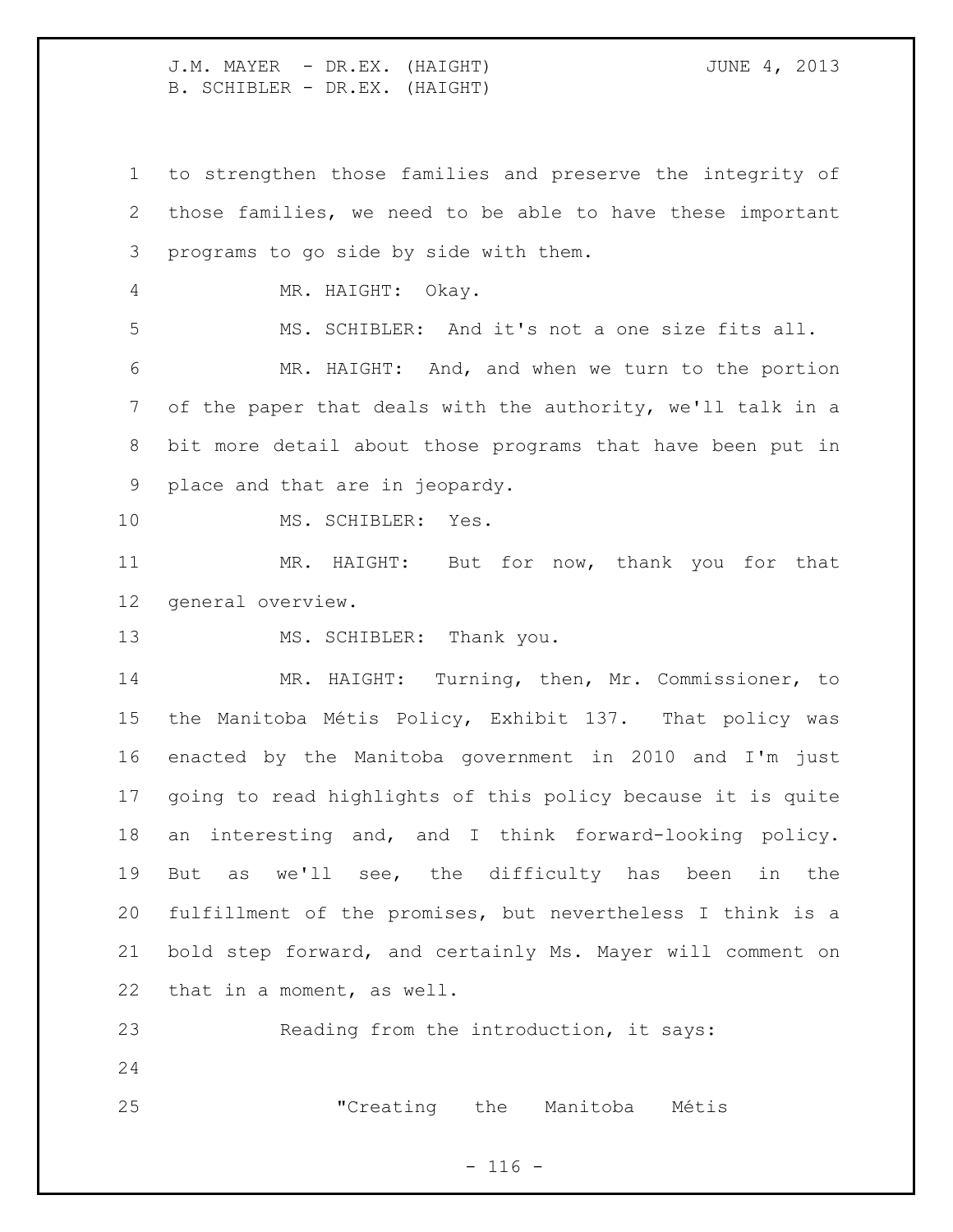to strengthen those families and preserve the integrity of those families, we need to be able to have these important programs to go side by side with them.

MR. HAIGHT: Okay.

MS. SCHIBLER: And it's not a one size fits all.

MR. HAIGHT: And, and when we turn to the portion of the paper that deals with the authority, we'll talk in a bit more detail about those programs that have been put in place and that are in jeopardy.

MS. SCHIBLER: Yes.

MR. HAIGHT: But for now, thank you for that general overview.

MS. SCHIBLER: Thank you.

MR. HAIGHT: Turning, then, Mr. Commissioner, to the Manitoba Métis Policy, Exhibit 137. That policy was enacted by the Manitoba government in 2010 and I'm just going to read highlights of this policy because it is quite an interesting and, and I think forward-looking policy. But as we'll see, the difficulty has been in the fulfillment of the promises, but nevertheless I think is a bold step forward, and certainly Ms. Mayer will comment on that in a moment, as well.

Reading from the introduction, it says:

> "Creating the Manitoba Métis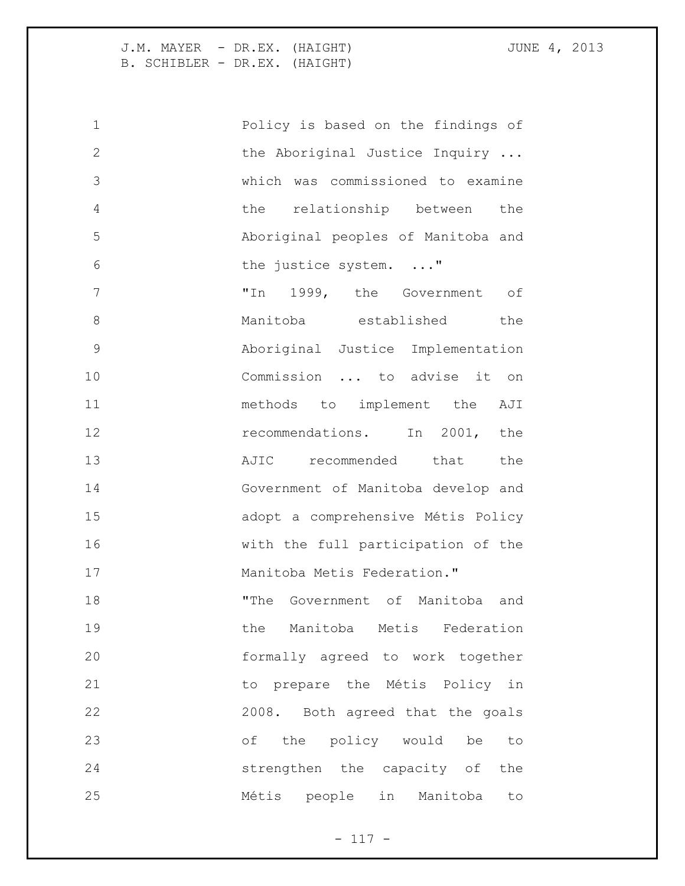Policy is based on the findings of the Aboriginal Justice Inquiry ... which was commissioned to examine the relationship between the Aboriginal peoples of Manitoba and the justice system. ..."

"In 1999, the Government of Manitoba established the Aboriginal Justice Implementation Commission ... to advise it on methods to implement the AJI recommendations. In 2001, the AJIC recommended that the Government of Manitoba develop and adopt a comprehensive Métis Policy with the full participation of the Manitoba Metis Federation."

"The Government of Manitoba and the Manitoba Metis Federation formally agreed to work together to prepare the Métis Policy in 2008. Both agreed that the goals of the policy would be to strengthen the capacity of the Métis people in Manitoba to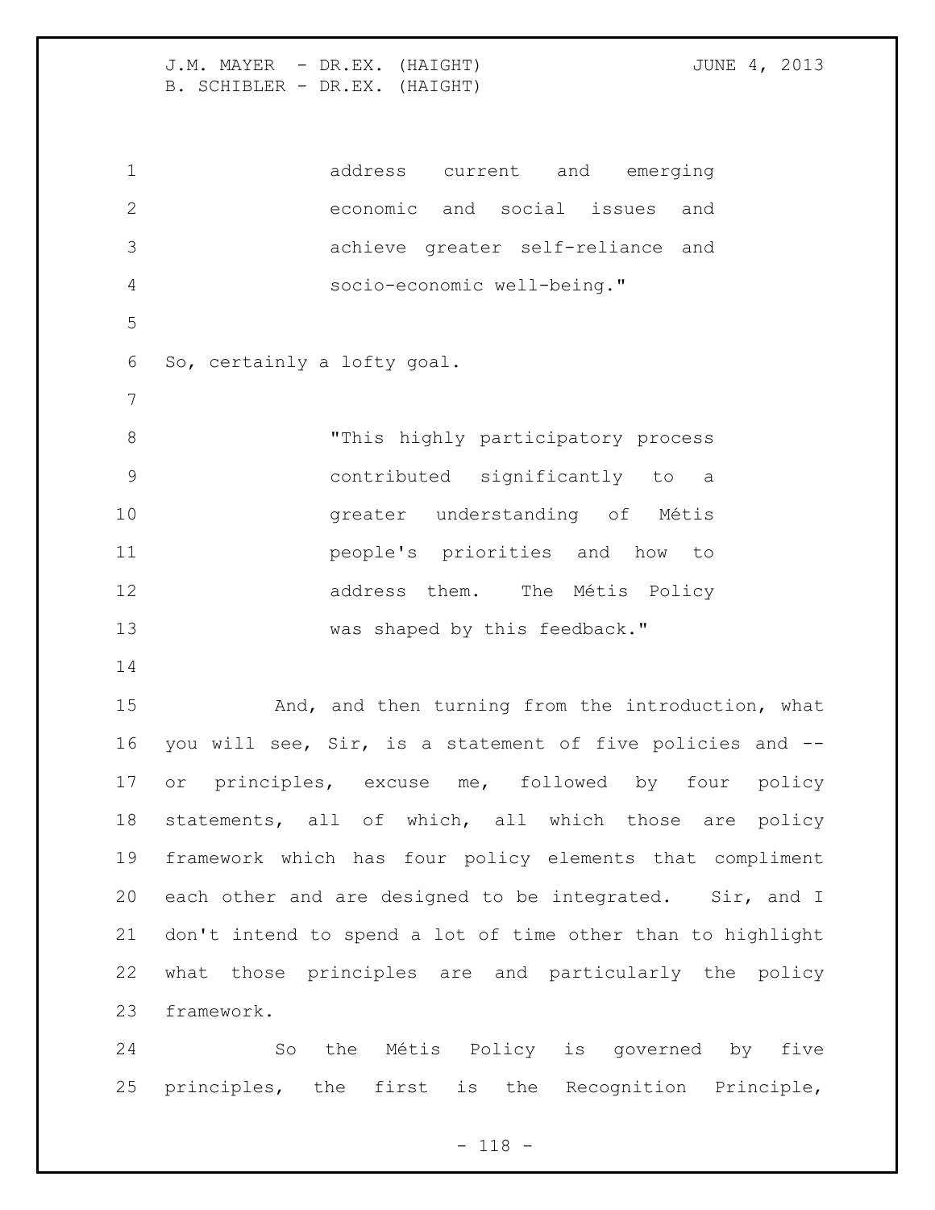> address current and emerging economic and social issues and achieve greater self-reliance and socio-economic well-being."

So, certainly a lofty goal.

> "This highly participatory process contributed significantly to a greater understanding of Métis people's priorities and how to address them. The Métis Policy was shaped by this feedback."

And, and then turning from the introduction, what you will see, Sir, is a statement of five policies and -- or principles, excuse me, followed by four policy statements, all of which, all which those are policy framework which has four policy elements that compliment each other and are designed to be integrated. Sir, and I don't intend to spend a lot of time other than to highlight what those principles are and particularly the policy framework.

So the Métis Policy is governed by five principles, the first is the Recognition Principle,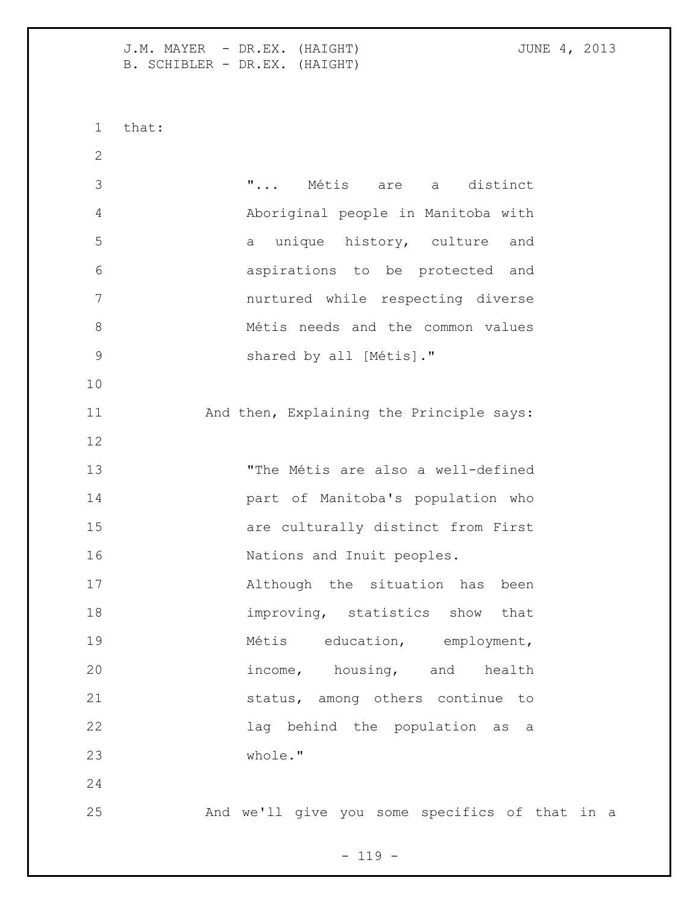that:

> "... Métis are a distinct Aboriginal people in Manitoba with a unique history, culture and aspirations to be protected and nurtured while respecting diverse Métis needs and the common values shared by all [Métis]."

And then, Explaining the Principle says:

> "The Métis are also a well-defined part of Manitoba's population who are culturally distinct from First Nations and Inuit peoples.
> Although the situation has been improving, statistics show that Métis education, employment, income, housing, and health status, among others continue to lag behind the population as a whole."

And we'll give you some specifics of that in a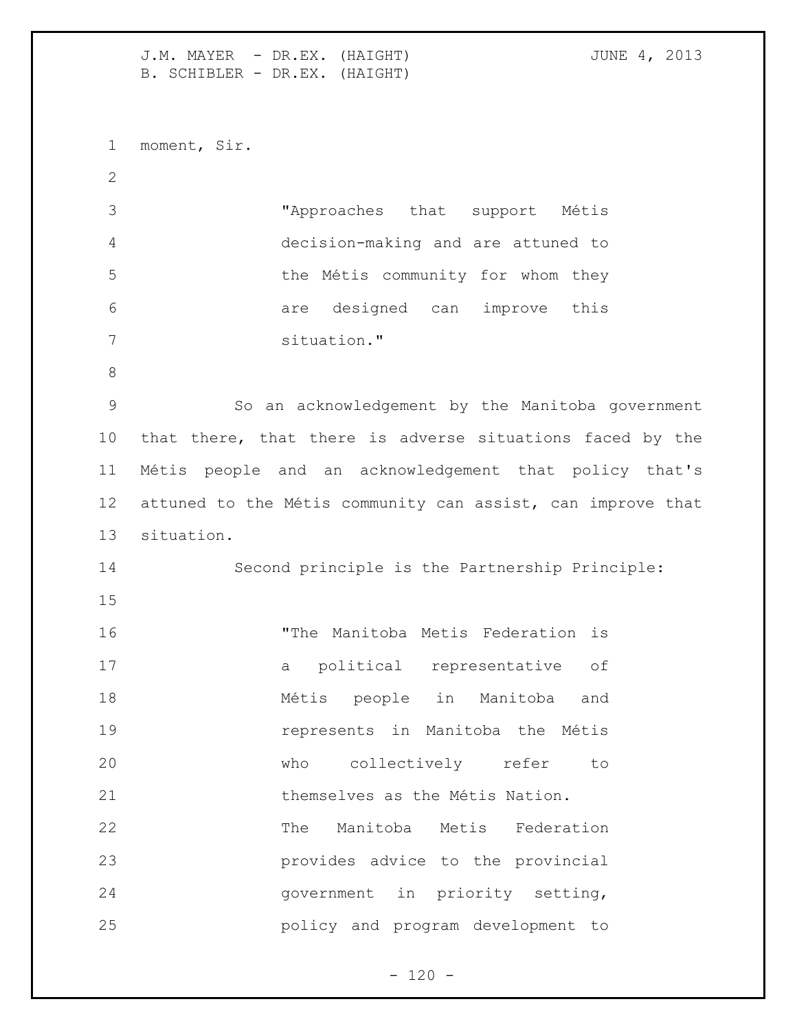moment, Sir.

> "Approaches that support Métis decision-making and are attuned to the Métis community for whom they are designed can improve this situation."

So an acknowledgement by the Manitoba government that there, that there is adverse situations faced by the Métis people and an acknowledgement that policy that's attuned to the Métis community can assist, can improve that situation.

Second principle is the Partnership Principle:

> "The Manitoba Metis Federation is a political representative of Métis people in Manitoba and represents in Manitoba the Métis who collectively refer to themselves as the Métis Nation.
> The Manitoba Metis Federation provides advice to the provincial government in priority setting, policy and program development to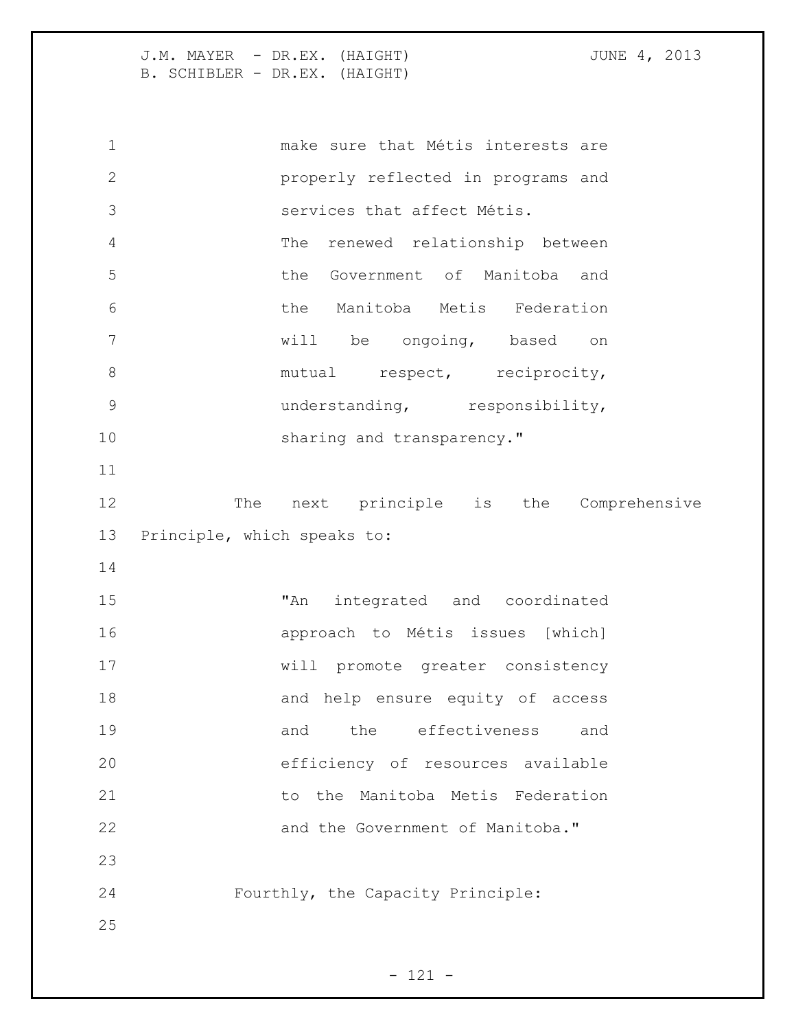> make sure that Métis interests are properly reflected in programs and services that affect Métis.
> The renewed relationship between the Government of Manitoba and the Manitoba Metis Federation will be ongoing, based on mutual respect, reciprocity, understanding, responsibility, sharing and transparency."

The next principle is the Comprehensive Principle, which speaks to:

> "An integrated and coordinated approach to Métis issues [which] will promote greater consistency and help ensure equity of access and the effectiveness and efficiency of resources available to the Manitoba Metis Federation and the Government of Manitoba."

Fourthly, the Capacity Principle: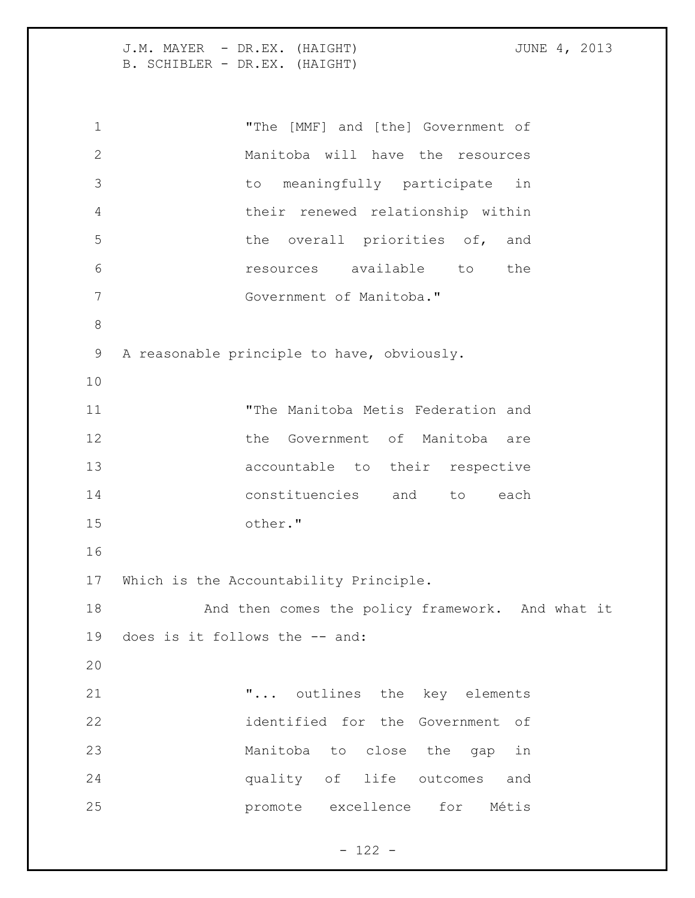> "The [MMF] and [the] Government of Manitoba will have the resources to meaningfully participate in their renewed relationship within the overall priorities of, and resources available to the Government of Manitoba."

A reasonable principle to have, obviously.

> "The Manitoba Metis Federation and the Government of Manitoba are accountable to their respective constituencies and to each other."

Which is the Accountability Principle.

And then comes the policy framework. And what it does is it follows the -- and:

> "... outlines the key elements identified for the Government of Manitoba to close the gap in quality of life outcomes and promote excellence for Métis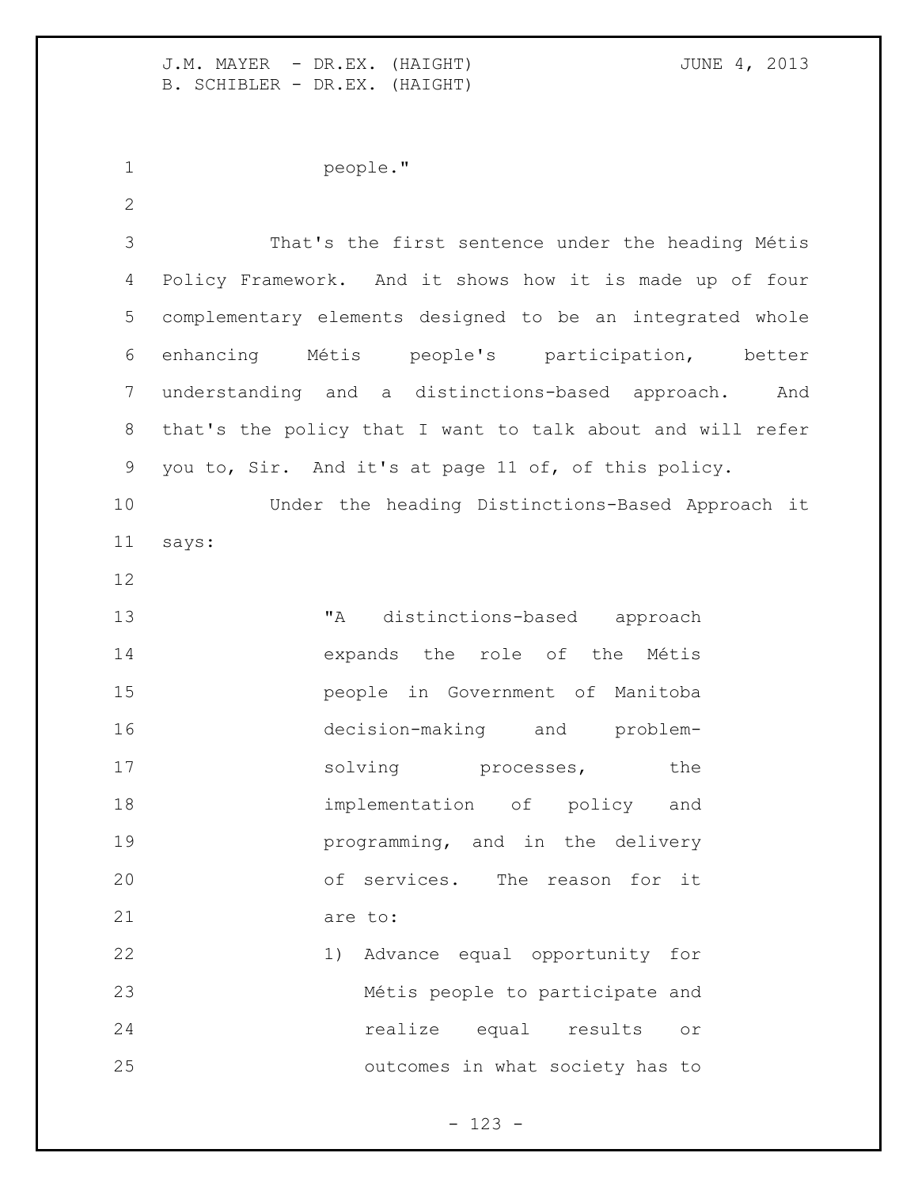people."

That's the first sentence under the heading Métis Policy Framework. And it shows how it is made up of four complementary elements designed to be an integrated whole enhancing Métis people's participation, better understanding and a distinctions-based approach. And that's the policy that I want to talk about and will refer you to, Sir. And it's at page 11 of, of this policy.

Under the heading Distinctions-Based Approach it says:

> "A distinctions-based approach expands the role of the Métis people in Government of Manitoba decision-making and problem-solving processes, the implementation of policy and programming, and in the delivery of services. The reason for it are to:
>
> 1) Advance equal opportunity for Métis people to participate and realize equal results or outcomes in what society has to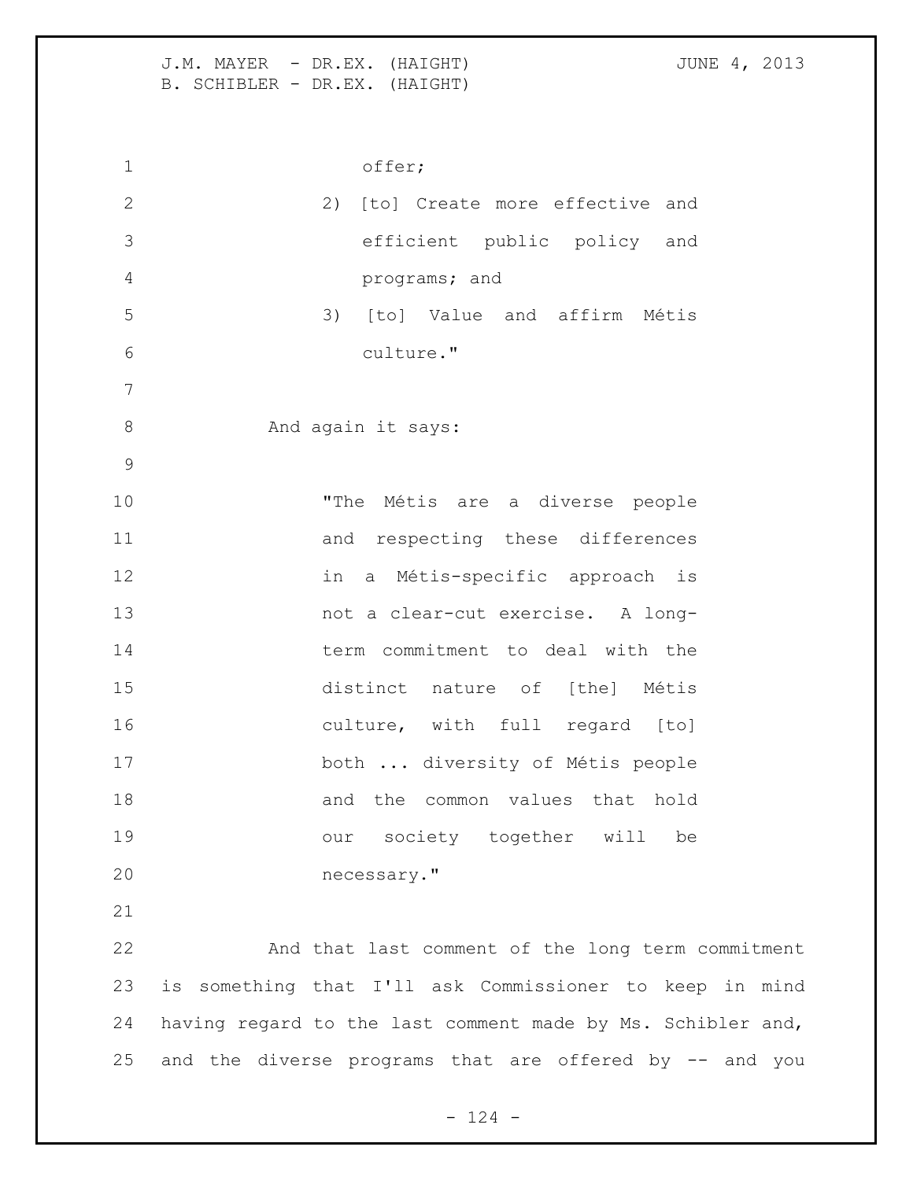offer;

2) [to] Create more effective and efficient public policy and programs; and

3) [to] Value and affirm Métis culture."

And again it says:

> "The Métis are a diverse people and respecting these differences in a Métis-specific approach is not a clear-cut exercise. A long-term commitment to deal with the distinct nature of [the] Métis culture, with full regard [to] both ... diversity of Métis people and the common values that hold our society together will be necessary."

And that last comment of the long term commitment is something that I'll ask Commissioner to keep in mind having regard to the last comment made by Ms. Schibler and, and the diverse programs that are offered by -- and you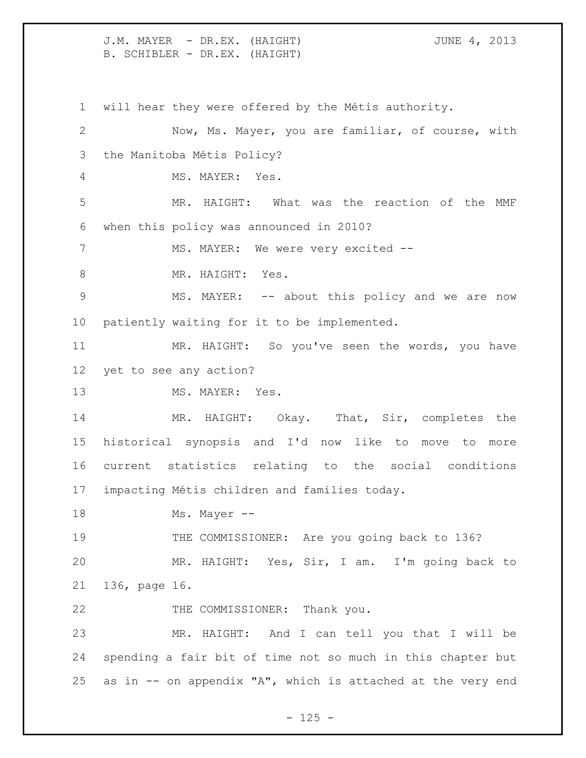will hear they were offered by the Métis authority.

Now, Ms. Mayer, you are familiar, of course, with the Manitoba Métis Policy?

MS. MAYER: Yes.

MR. HAIGHT: What was the reaction of the MMF when this policy was announced in 2010?

MS. MAYER: We were very excited --

MR. HAIGHT: Yes.

MS. MAYER: -- about this policy and we are now patiently waiting for it to be implemented.

MR. HAIGHT: So you've seen the words, you have yet to see any action?

MS. MAYER: Yes.

MR. HAIGHT: Okay. That, Sir, completes the historical synopsis and I'd now like to move to more current statistics relating to the social conditions impacting Métis children and families today.

Ms. Mayer --

THE COMMISSIONER: Are you going back to 136?

MR. HAIGHT: Yes, Sir, I am. I'm going back to 136, page 16.

THE COMMISSIONER: Thank you.

MR. HAIGHT: And I can tell you that I will be spending a fair bit of time not so much in this chapter but as in -- on appendix "A", which is attached at the very end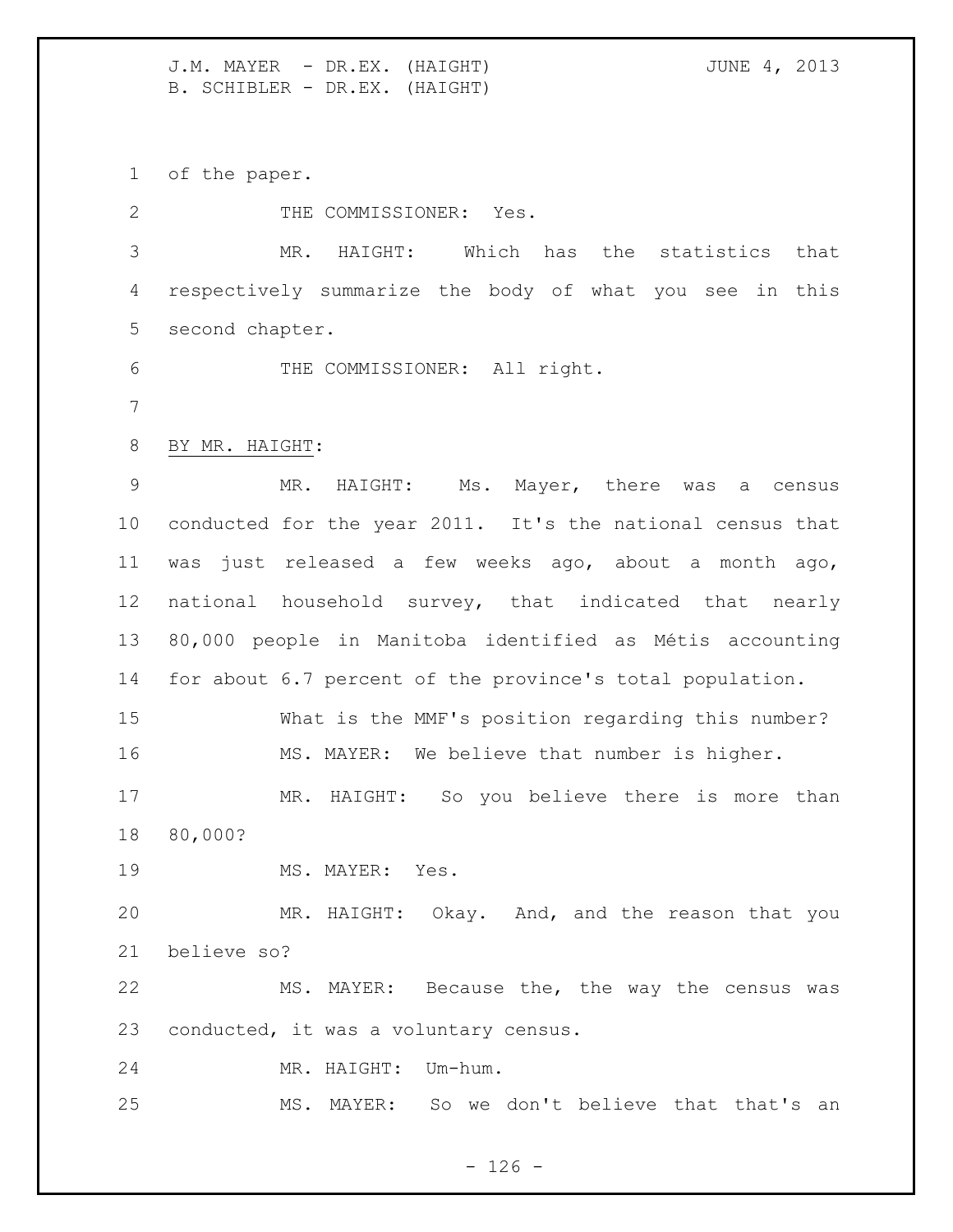of the paper.

THE COMMISSIONER: Yes.

MR. HAIGHT: Which has the statistics that respectively summarize the body of what you see in this second chapter.

THE COMMISSIONER: All right.

BY MR. HAIGHT:

MR. HAIGHT: Ms. Mayer, there was a census conducted for the year 2011. It's the national census that was just released a few weeks ago, about a month ago, national household survey, that indicated that nearly 80,000 people in Manitoba identified as Métis accounting for about 6.7 percent of the province's total population.

What is the MMF's position regarding this number?

MS. MAYER: We believe that number is higher.

MR. HAIGHT: So you believe there is more than 80,000?

MS. MAYER: Yes.

MR. HAIGHT: Okay. And, and the reason that you believe so?

MS. MAYER: Because the, the way the census was conducted, it was a voluntary census.

MR. HAIGHT: Um-hum.

MS. MAYER: So we don't believe that that's an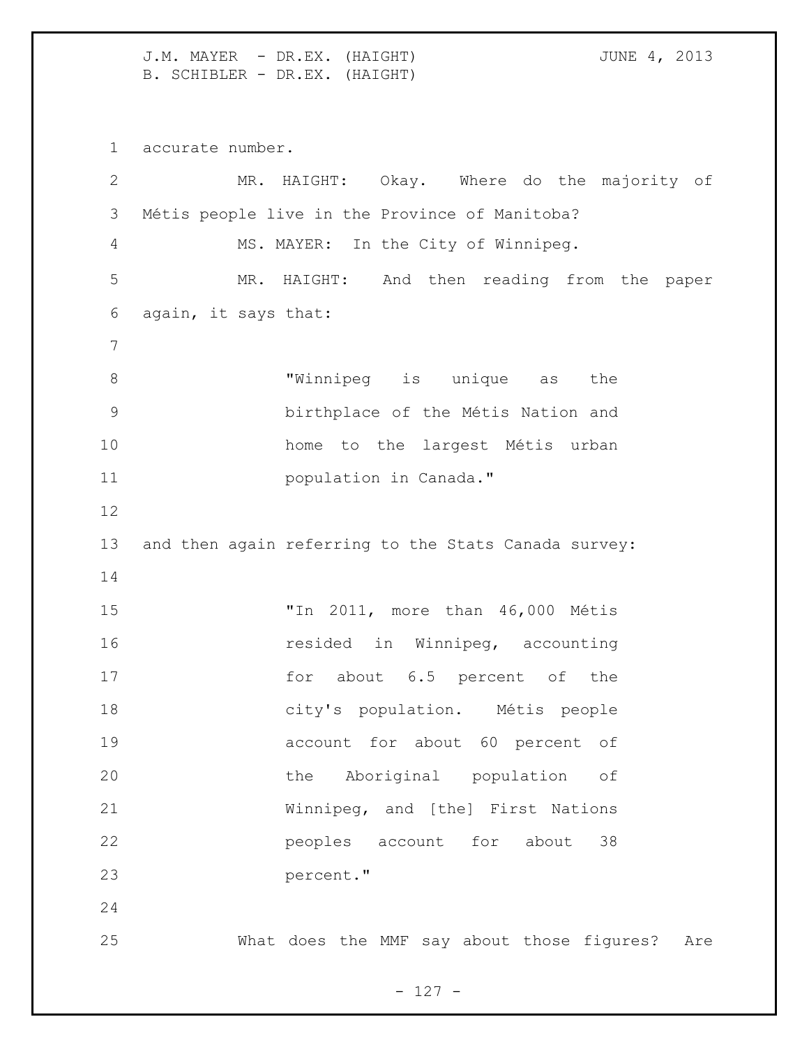accurate number.

MR. HAIGHT: Okay. Where do the majority of Métis people live in the Province of Manitoba?

MS. MAYER: In the City of Winnipeg.

MR. HAIGHT: And then reading from the paper again, it says that:

> "Winnipeg is unique as the birthplace of the Métis Nation and home to the largest Métis urban population in Canada."

and then again referring to the Stats Canada survey:

> "In 2011, more than 46,000 Métis resided in Winnipeg, accounting for about 6.5 percent of the city's population. Métis people account for about 60 percent of the Aboriginal population of Winnipeg, and [the] First Nations peoples account for about 38 percent."

What does the MMF say about those figures? Are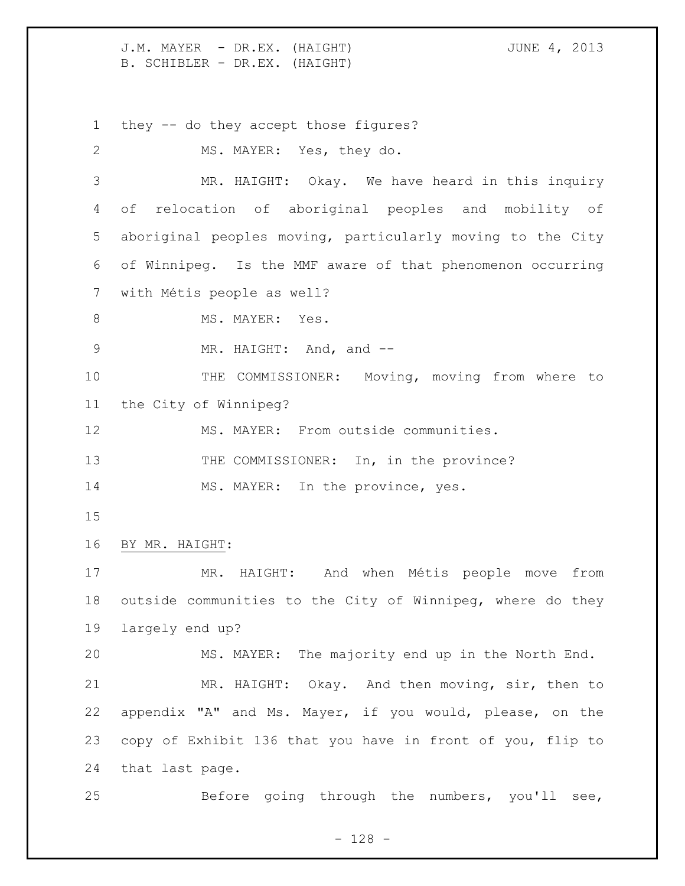they -- do they accept those figures?

MS. MAYER: Yes, they do.

MR. HAIGHT: Okay. We have heard in this inquiry of relocation of aboriginal peoples and mobility of aboriginal peoples moving, particularly moving to the City of Winnipeg. Is the MMF aware of that phenomenon occurring with Métis people as well?

MS. MAYER: Yes.

MR. HAIGHT: And, and --

THE COMMISSIONER: Moving, moving from where to the City of Winnipeg?

MS. MAYER: From outside communities.

THE COMMISSIONER: In, in the province?

MS. MAYER: In the province, yes.

BY MR. HAIGHT:

MR. HAIGHT: And when Métis people move from outside communities to the City of Winnipeg, where do they largely end up?

MS. MAYER: The majority end up in the North End.

MR. HAIGHT: Okay. And then moving, sir, then to appendix "A" and Ms. Mayer, if you would, please, on the copy of Exhibit 136 that you have in front of you, flip to that last page.

Before going through the numbers, you'll see,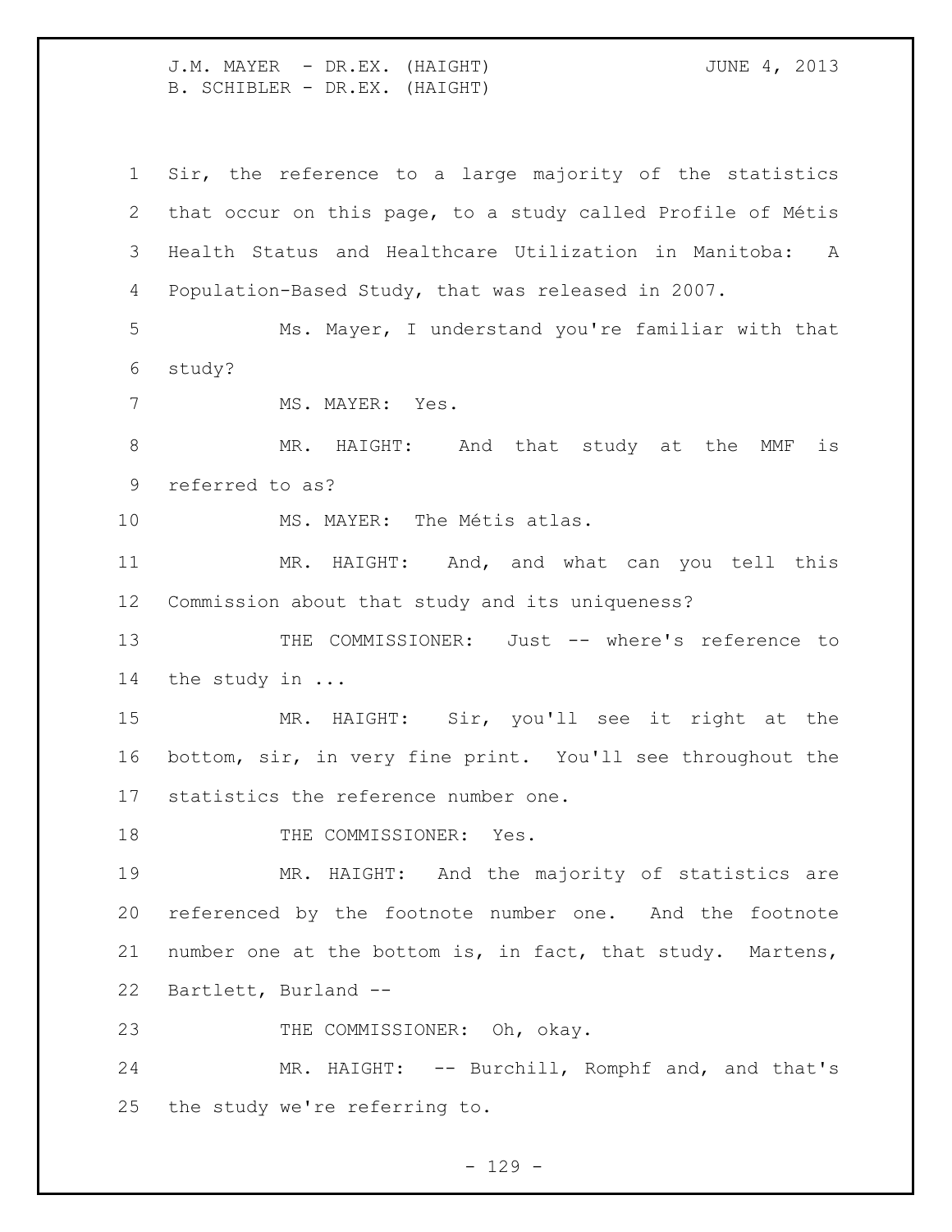Sir, the reference to a large majority of the statistics that occur on this page, to a study called Profile of Métis Health Status and Healthcare Utilization in Manitoba: A Population-Based Study, that was released in 2007.

Ms. Mayer, I understand you're familiar with that study?

MS. MAYER: Yes.

MR. HAIGHT: And that study at the MMF is referred to as?

MS. MAYER: The Métis atlas.

MR. HAIGHT: And, and what can you tell this Commission about that study and its uniqueness?

THE COMMISSIONER: Just -- where's reference to the study in ...

MR. HAIGHT: Sir, you'll see it right at the bottom, sir, in very fine print. You'll see throughout the statistics the reference number one.

THE COMMISSIONER: Yes.

MR. HAIGHT: And the majority of statistics are referenced by the footnote number one. And the footnote number one at the bottom is, in fact, that study. Martens, Bartlett, Burland --

THE COMMISSIONER: Oh, okay.

MR. HAIGHT: -- Burchill, Romphf and, and that's the study we're referring to.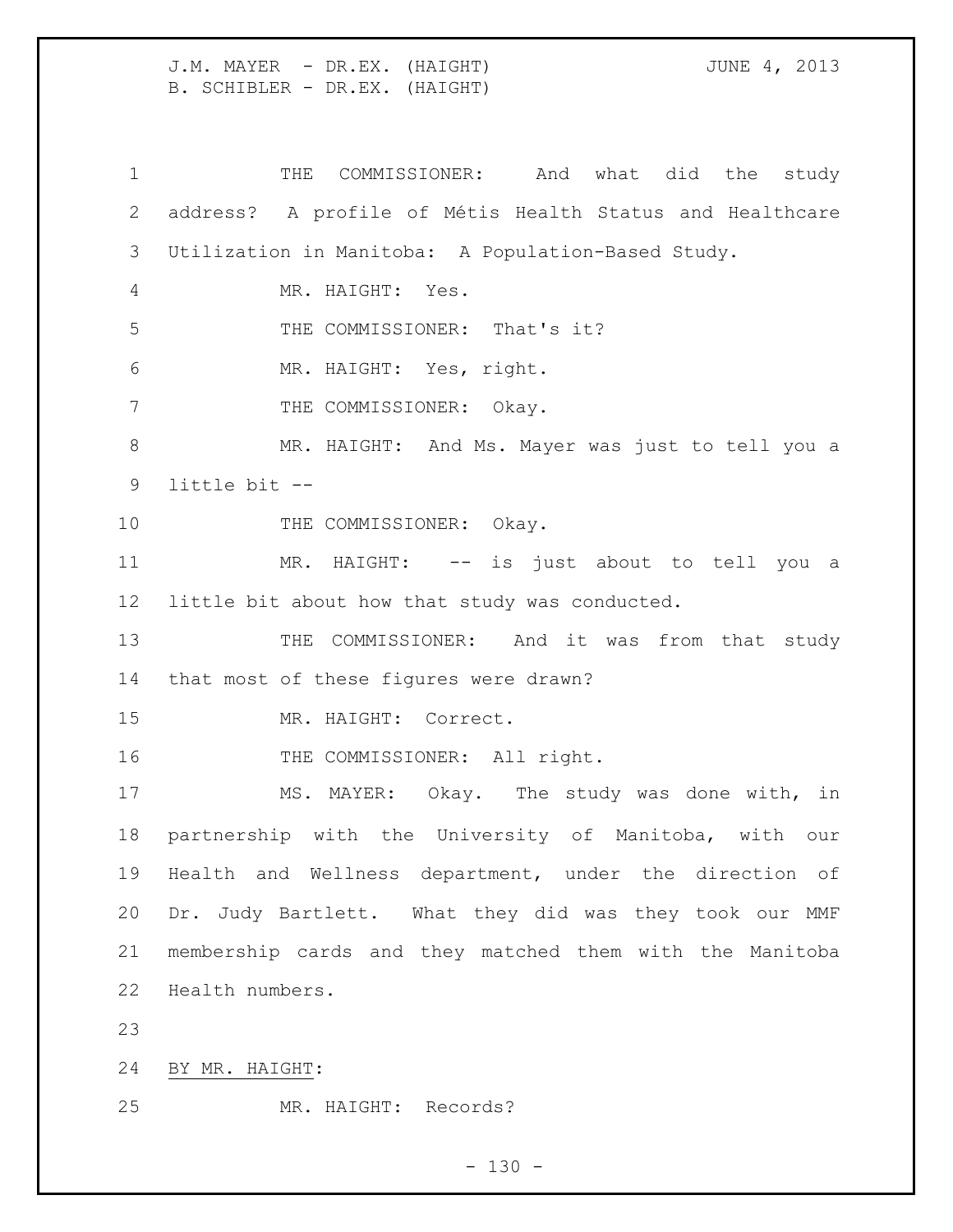THE COMMISSIONER: And what did the study address? A profile of Métis Health Status and Healthcare Utilization in Manitoba: A Population-Based Study.

MR. HAIGHT: Yes.

THE COMMISSIONER: That's it?

MR. HAIGHT: Yes, right.

THE COMMISSIONER: Okay.

MR. HAIGHT: And Ms. Mayer was just to tell you a little bit --

THE COMMISSIONER: Okay.

MR. HAIGHT: -- is just about to tell you a little bit about how that study was conducted.

THE COMMISSIONER: And it was from that study that most of these figures were drawn?

MR. HAIGHT: Correct.

THE COMMISSIONER: All right.

MS. MAYER: Okay. The study was done with, in partnership with the University of Manitoba, with our Health and Wellness department, under the direction of Dr. Judy Bartlett. What they did was they took our MMF membership cards and they matched them with the Manitoba Health numbers.

BY MR. HAIGHT:

MR. HAIGHT: Records?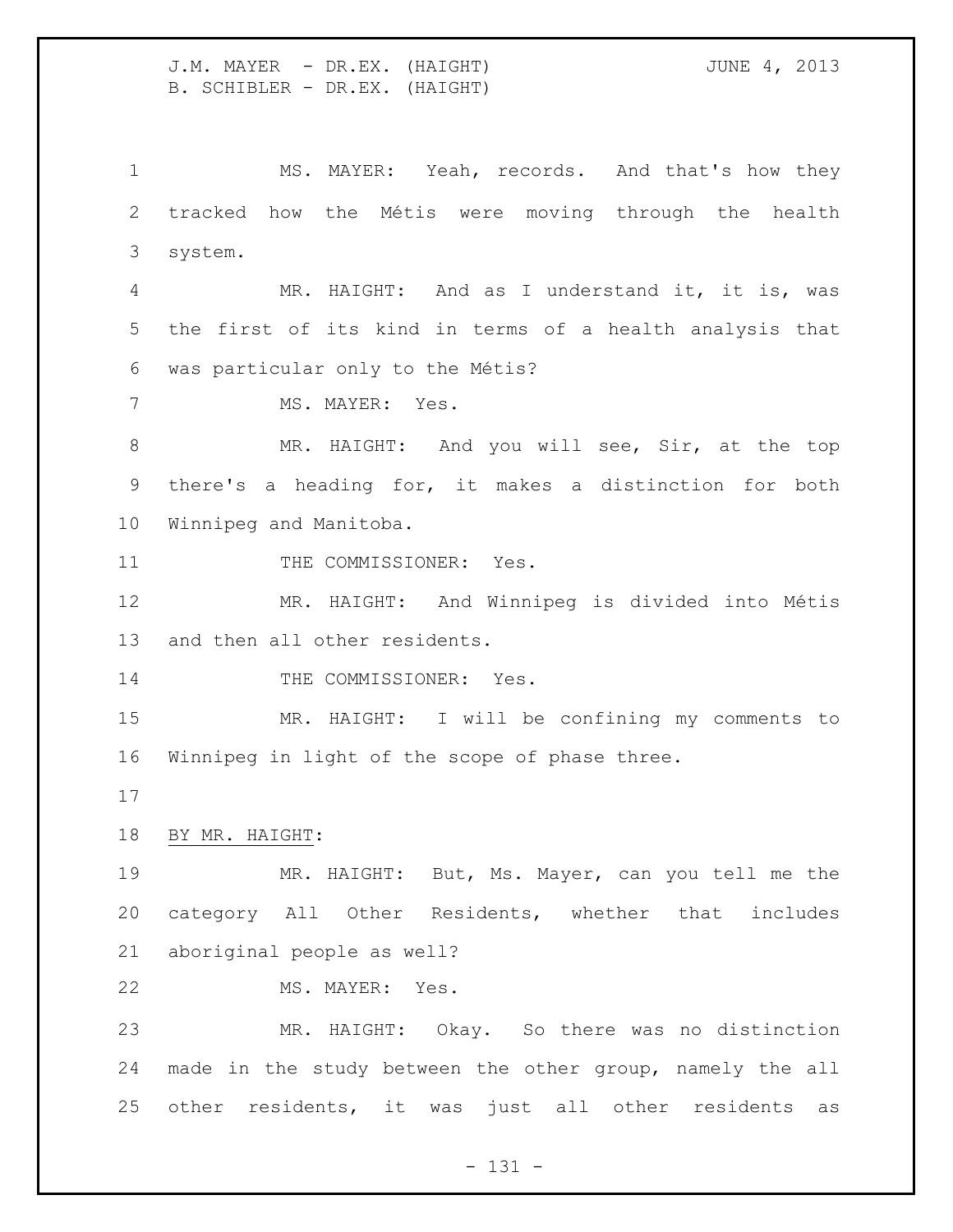MS. MAYER: Yeah, records. And that's how they tracked how the Métis were moving through the health system.

MR. HAIGHT: And as I understand it, it is, was the first of its kind in terms of a health analysis that was particular only to the Métis?

MS. MAYER: Yes.

MR. HAIGHT: And you will see, Sir, at the top there's a heading for, it makes a distinction for both Winnipeg and Manitoba.

THE COMMISSIONER: Yes.

MR. HAIGHT: And Winnipeg is divided into Métis and then all other residents.

THE COMMISSIONER: Yes.

MR. HAIGHT: I will be confining my comments to Winnipeg in light of the scope of phase three.

BY MR. HAIGHT:

MR. HAIGHT: But, Ms. Mayer, can you tell me the category All Other Residents, whether that includes aboriginal people as well?

MS. MAYER: Yes.

MR. HAIGHT: Okay. So there was no distinction made in the study between the other group, namely the all other residents, it was just all other residents as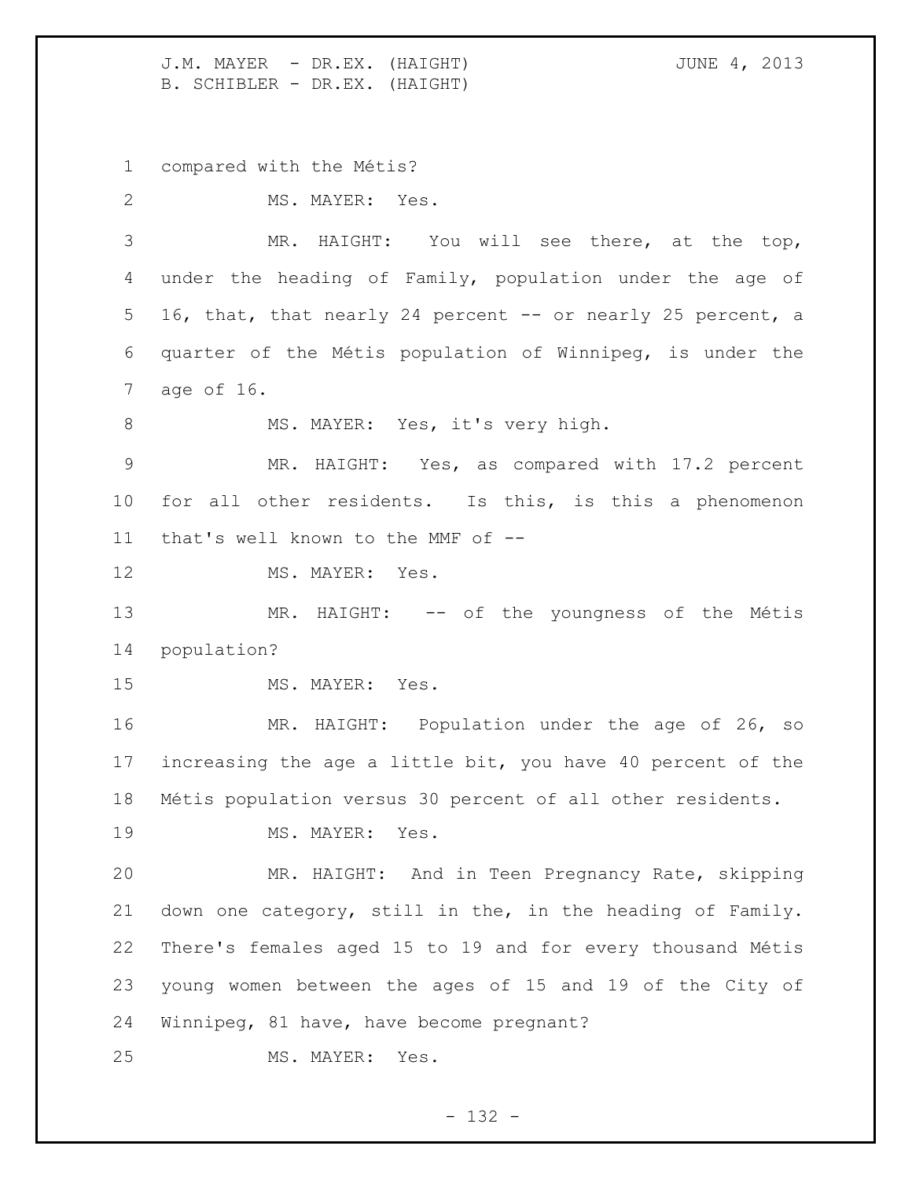compared with the Métis?

MS. MAYER: Yes.

MR. HAIGHT: You will see there, at the top, under the heading of Family, population under the age of 16, that, that nearly 24 percent -- or nearly 25 percent, a quarter of the Métis population of Winnipeg, is under the age of 16.

MS. MAYER: Yes, it's very high.

MR. HAIGHT: Yes, as compared with 17.2 percent for all other residents. Is this, is this a phenomenon that's well known to the MMF of --

MS. MAYER: Yes.

MR. HAIGHT: -- of the youngness of the Métis population?

MS. MAYER: Yes.

MR. HAIGHT: Population under the age of 26, so increasing the age a little bit, you have 40 percent of the Métis population versus 30 percent of all other residents.

MS. MAYER: Yes.

MR. HAIGHT: And in Teen Pregnancy Rate, skipping down one category, still in the, in the heading of Family. There's females aged 15 to 19 and for every thousand Métis young women between the ages of 15 and 19 of the City of Winnipeg, 81 have, have become pregnant?

MS. MAYER: Yes.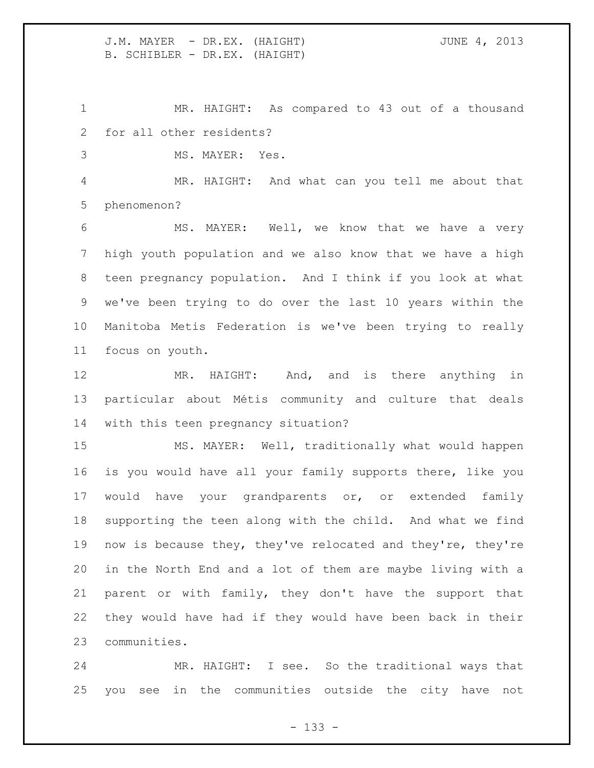MR. HAIGHT: As compared to 43 out of a thousand for all other residents?

MS. MAYER: Yes.

MR. HAIGHT: And what can you tell me about that phenomenon?

MS. MAYER: Well, we know that we have a very high youth population and we also know that we have a high teen pregnancy population. And I think if you look at what we've been trying to do over the last 10 years within the Manitoba Metis Federation is we've been trying to really focus on youth.

MR. HAIGHT: And, and is there anything in particular about Métis community and culture that deals with this teen pregnancy situation?

MS. MAYER: Well, traditionally what would happen is you would have all your family supports there, like you would have your grandparents or, or extended family supporting the teen along with the child. And what we find now is because they, they've relocated and they're, they're in the North End and a lot of them are maybe living with a parent or with family, they don't have the support that they would have had if they would have been back in their communities.

MR. HAIGHT: I see. So the traditional ways that you see in the communities outside the city have not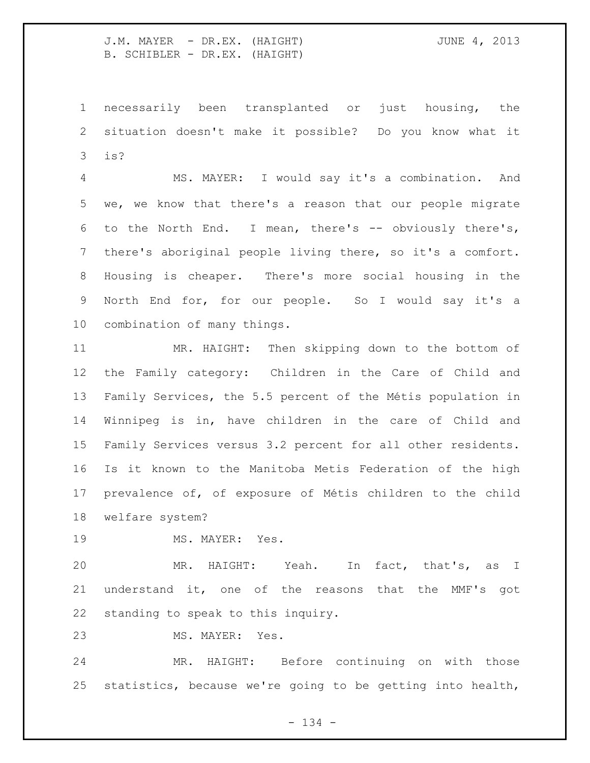necessarily been transplanted or just housing, the situation doesn't make it possible? Do you know what it is?

MS. MAYER: I would say it's a combination. And we, we know that there's a reason that our people migrate to the North End. I mean, there's -- obviously there's, there's aboriginal people living there, so it's a comfort. Housing is cheaper. There's more social housing in the North End for, for our people. So I would say it's a combination of many things.

MR. HAIGHT: Then skipping down to the bottom of the Family category: Children in the Care of Child and Family Services, the 5.5 percent of the Métis population in Winnipeg is in, have children in the care of Child and Family Services versus 3.2 percent for all other residents. Is it known to the Manitoba Metis Federation of the high prevalence of, of exposure of Métis children to the child welfare system?

MS. MAYER: Yes.

MR. HAIGHT: Yeah. In fact, that's, as I understand it, one of the reasons that the MMF's got standing to speak to this inquiry.

MS. MAYER: Yes.

MR. HAIGHT: Before continuing on with those statistics, because we're going to be getting into health,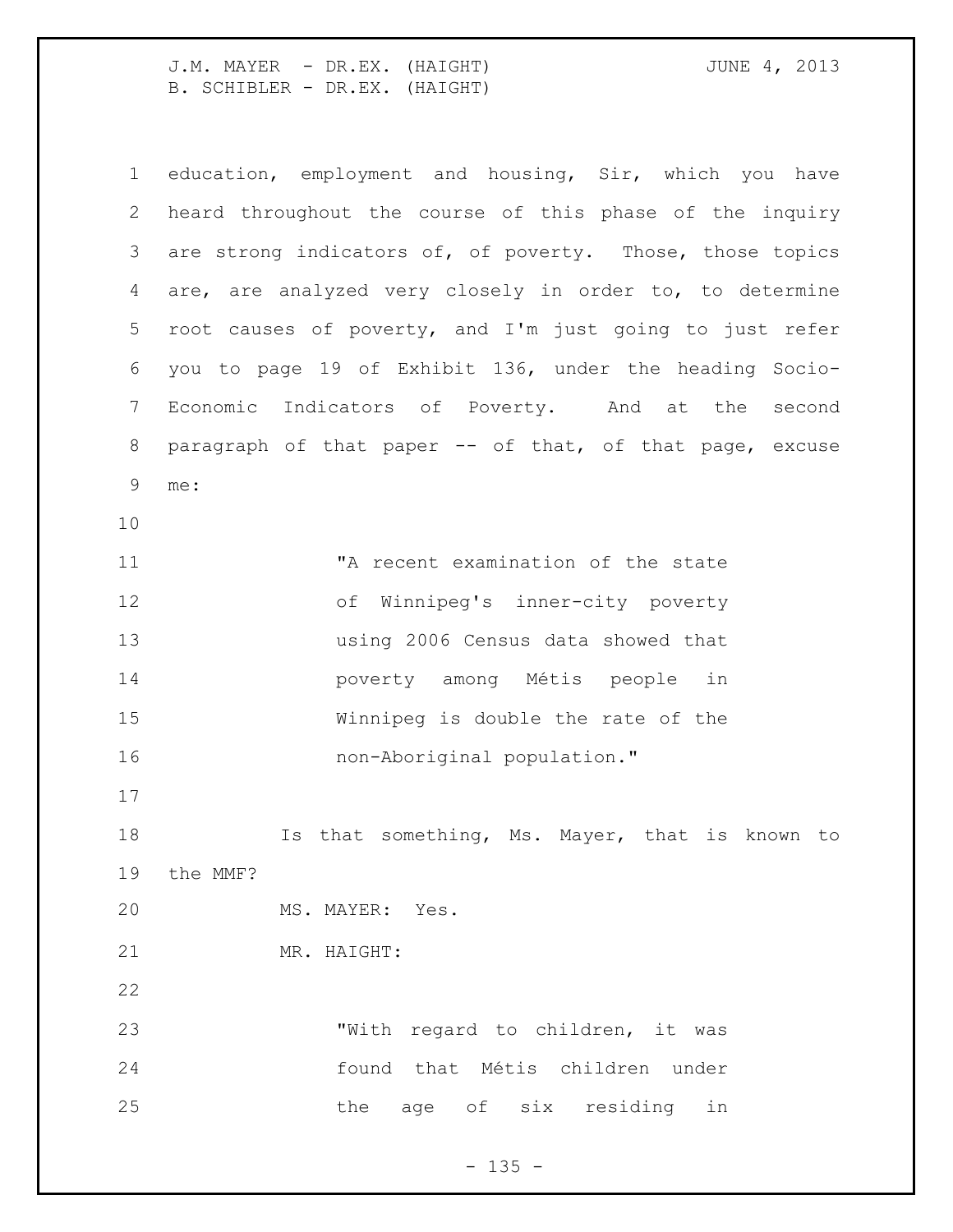education, employment and housing, Sir, which you have heard throughout the course of this phase of the inquiry are strong indicators of, of poverty. Those, those topics are, are analyzed very closely in order to, to determine root causes of poverty, and I'm just going to just refer you to page 19 of Exhibit 136, under the heading Socio-Economic Indicators of Poverty. And at the second paragraph of that paper -- of that, of that page, excuse me:

> "A recent examination of the state of Winnipeg's inner-city poverty using 2006 Census data showed that poverty among Métis people in Winnipeg is double the rate of the non-Aboriginal population."

Is that something, Ms. Mayer, that is known to the MMF?

MS. MAYER: Yes.

MR. HAIGHT:

> "With regard to children, it was found that Métis children under the age of six residing in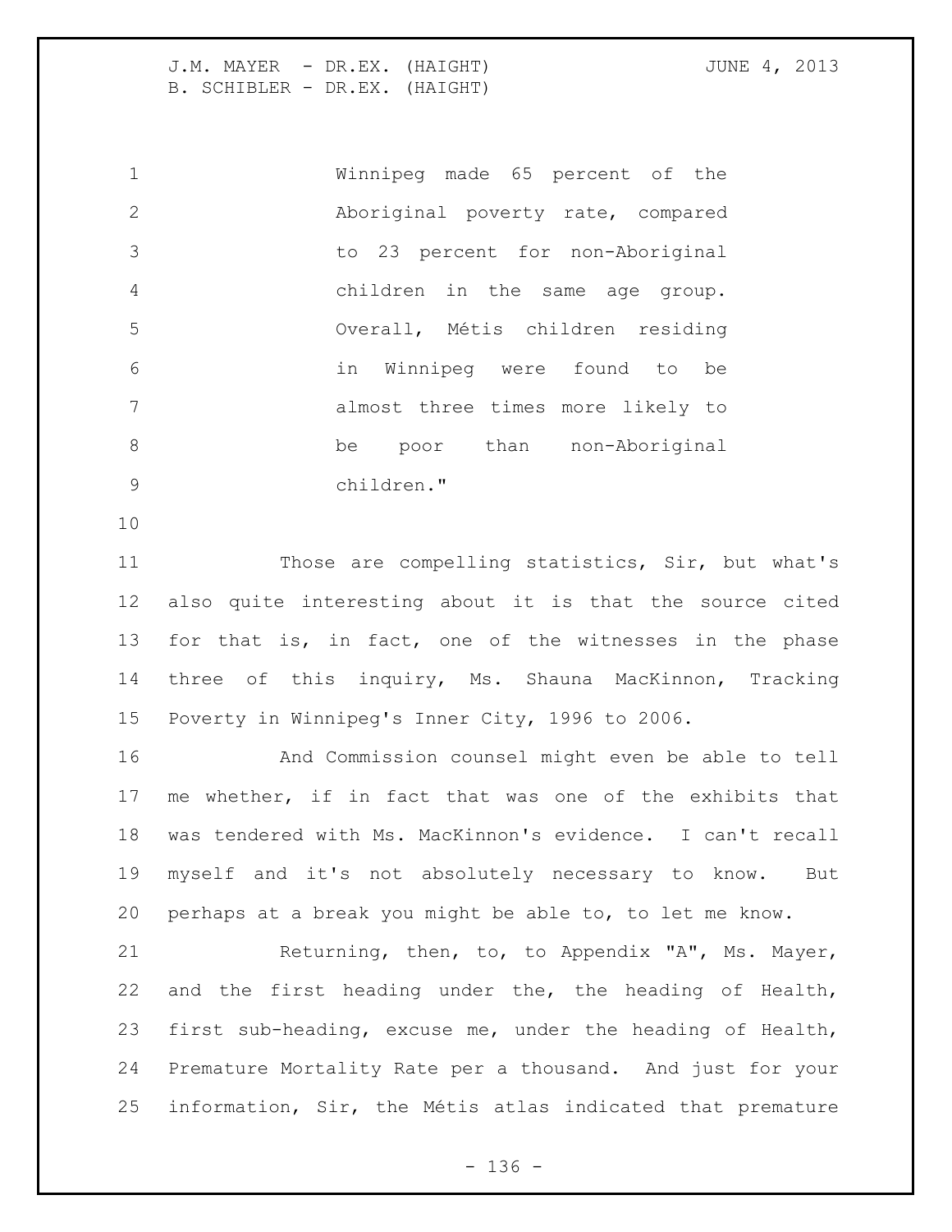Winnipeg made 65 percent of the Aboriginal poverty rate, compared to 23 percent for non-Aboriginal children in the same age group. Overall, Métis children residing in Winnipeg were found to be almost three times more likely to be poor than non-Aboriginal children."

Those are compelling statistics, Sir, but what's also quite interesting about it is that the source cited for that is, in fact, one of the witnesses in the phase three of this inquiry, Ms. Shauna MacKinnon, Tracking Poverty in Winnipeg's Inner City, 1996 to 2006.

And Commission counsel might even be able to tell me whether, if in fact that was one of the exhibits that was tendered with Ms. MacKinnon's evidence. I can't recall myself and it's not absolutely necessary to know. But perhaps at a break you might be able to, to let me know.

Returning, then, to, to Appendix "A", Ms. Mayer, and the first heading under the, the heading of Health, first sub-heading, excuse me, under the heading of Health, Premature Mortality Rate per a thousand. And just for your information, Sir, the Métis atlas indicated that premature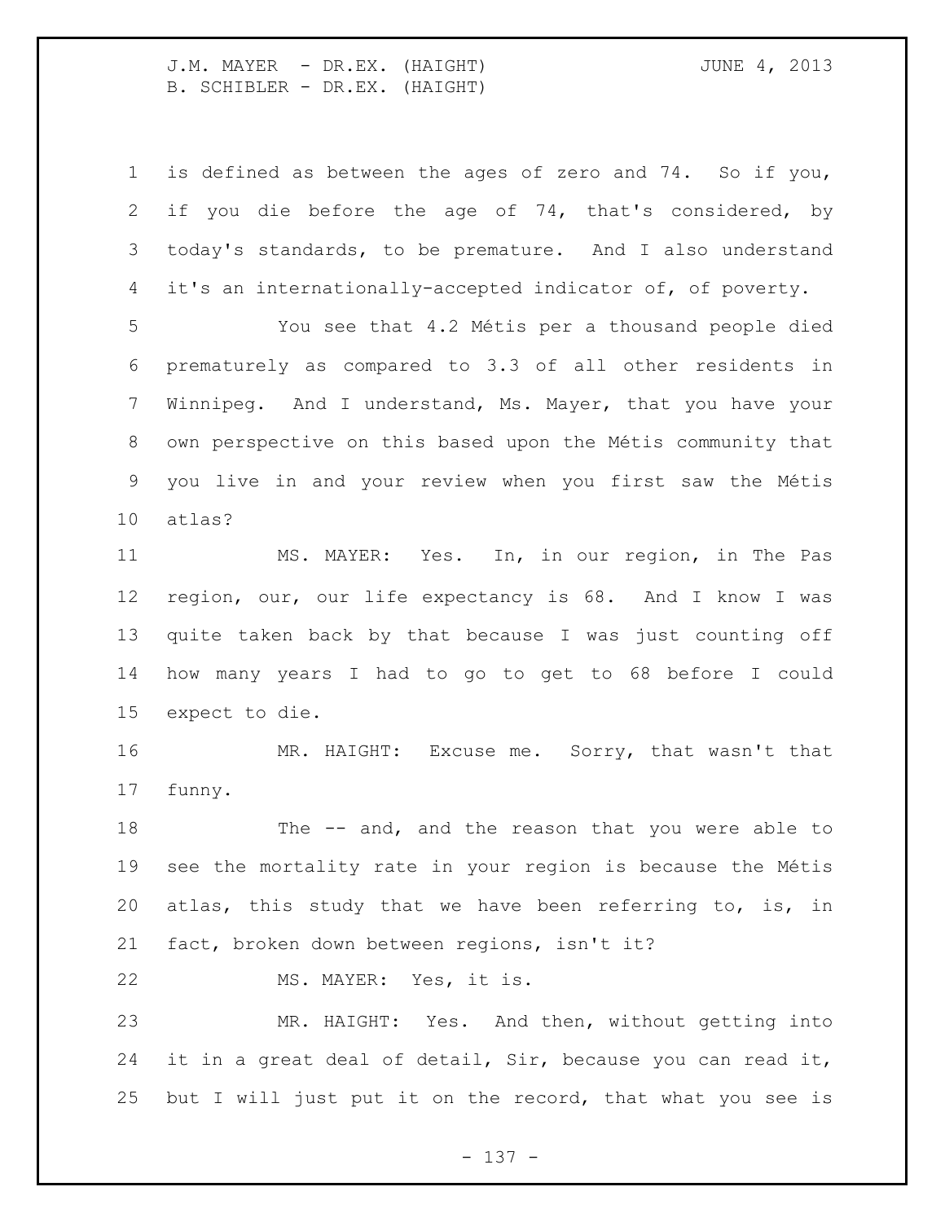is defined as between the ages of zero and 74. So if you, if you die before the age of 74, that's considered, by today's standards, to be premature. And I also understand it's an internationally-accepted indicator of, of poverty.

You see that 4.2 Métis per a thousand people died prematurely as compared to 3.3 of all other residents in Winnipeg. And I understand, Ms. Mayer, that you have your own perspective on this based upon the Métis community that you live in and your review when you first saw the Métis atlas?

MS. MAYER: Yes. In, in our region, in The Pas region, our, our life expectancy is 68. And I know I was quite taken back by that because I was just counting off how many years I had to go to get to 68 before I could expect to die.

MR. HAIGHT: Excuse me. Sorry, that wasn't that funny.

The -- and, and the reason that you were able to see the mortality rate in your region is because the Métis atlas, this study that we have been referring to, is, in fact, broken down between regions, isn't it?

MS. MAYER: Yes, it is.

MR. HAIGHT: Yes. And then, without getting into it in a great deal of detail, Sir, because you can read it, but I will just put it on the record, that what you see is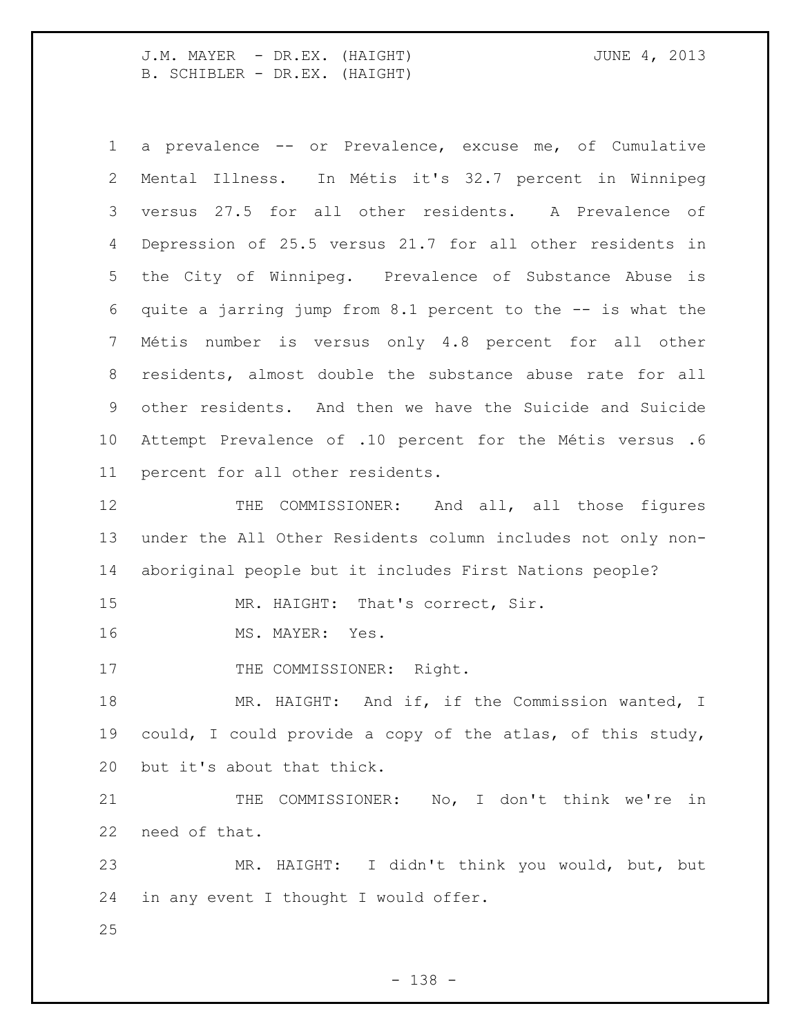a prevalence -- or Prevalence, excuse me, of Cumulative Mental Illness. In Métis it's 32.7 percent in Winnipeg versus 27.5 for all other residents. A Prevalence of Depression of 25.5 versus 21.7 for all other residents in the City of Winnipeg. Prevalence of Substance Abuse is quite a jarring jump from 8.1 percent to the -- is what the Métis number is versus only 4.8 percent for all other residents, almost double the substance abuse rate for all other residents. And then we have the Suicide and Suicide Attempt Prevalence of .10 percent for the Métis versus .6 percent for all other residents.

THE COMMISSIONER: And all, all those figures under the All Other Residents column includes not only non-aboriginal people but it includes First Nations people?

MR. HAIGHT: That's correct, Sir.

MS. MAYER: Yes.

THE COMMISSIONER: Right.

MR. HAIGHT: And if, if the Commission wanted, I could, I could provide a copy of the atlas, of this study, but it's about that thick.

THE COMMISSIONER: No, I don't think we're in need of that.

MR. HAIGHT: I didn't think you would, but, but in any event I thought I would offer.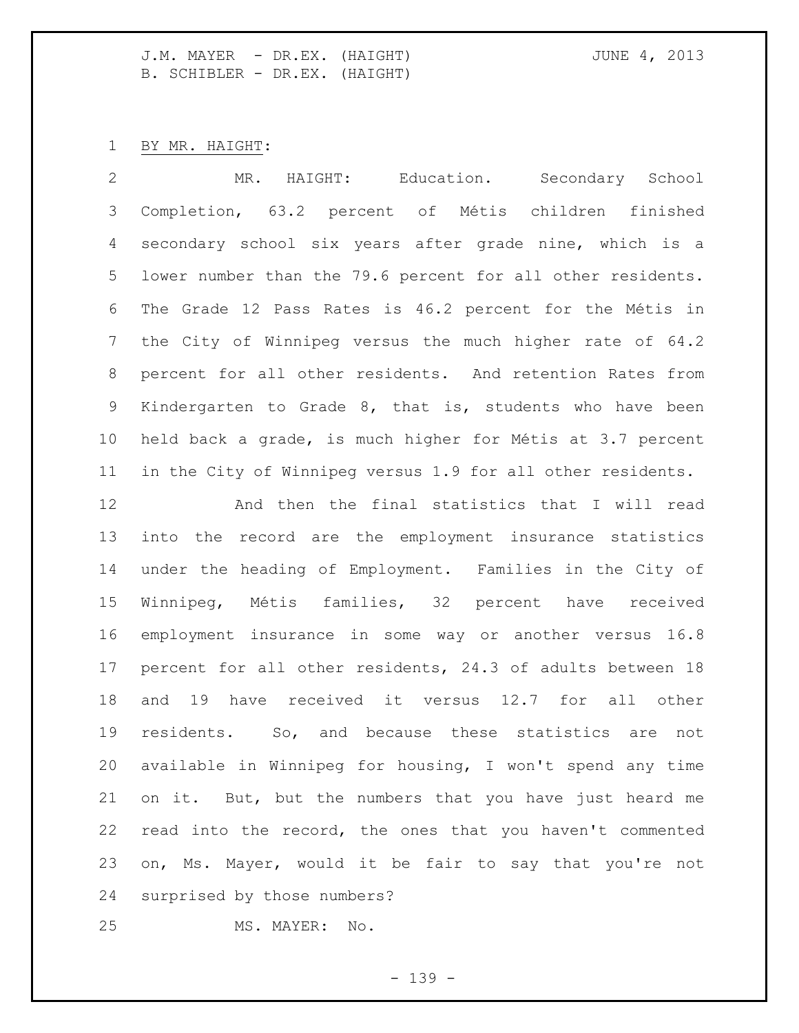BY MR. HAIGHT:

MR. HAIGHT: Education. Secondary School Completion, 63.2 percent of Métis children finished secondary school six years after grade nine, which is a lower number than the 79.6 percent for all other residents. The Grade 12 Pass Rates is 46.2 percent for the Métis in the City of Winnipeg versus the much higher rate of 64.2 percent for all other residents. And retention Rates from Kindergarten to Grade 8, that is, students who have been held back a grade, is much higher for Métis at 3.7 percent in the City of Winnipeg versus 1.9 for all other residents.

And then the final statistics that I will read into the record are the employment insurance statistics under the heading of Employment. Families in the City of Winnipeg, Métis families, 32 percent have received employment insurance in some way or another versus 16.8 percent for all other residents, 24.3 of adults between 18 and 19 have received it versus 12.7 for all other residents. So, and because these statistics are not available in Winnipeg for housing, I won't spend any time on it. But, but the numbers that you have just heard me read into the record, the ones that you haven't commented on, Ms. Mayer, would it be fair to say that you're not surprised by those numbers?

MS. MAYER: No.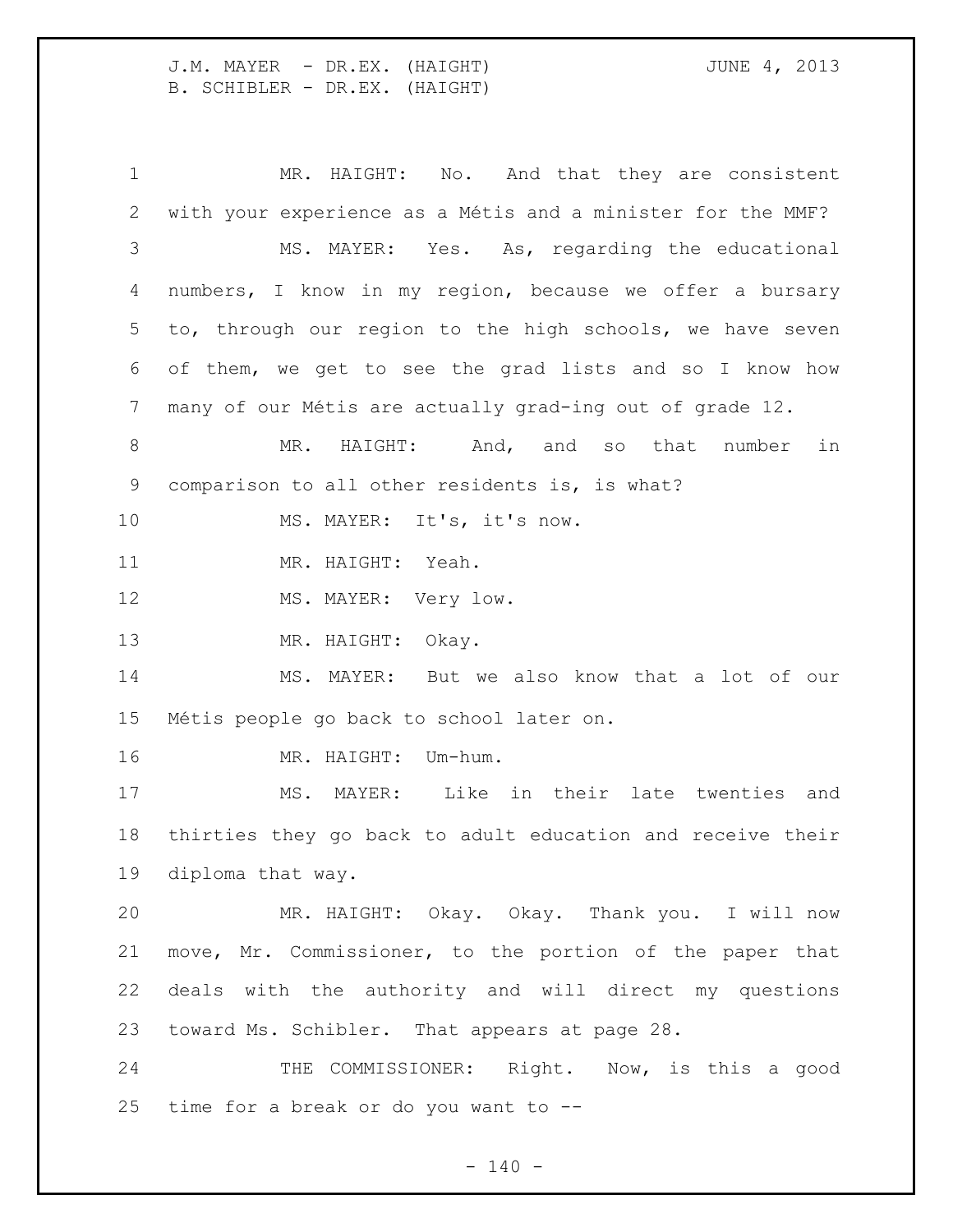MR. HAIGHT: No. And that they are consistent with your experience as a Métis and a minister for the MMF?

MS. MAYER: Yes. As, regarding the educational numbers, I know in my region, because we offer a bursary to, through our region to the high schools, we have seven of them, we get to see the grad lists and so I know how many of our Métis are actually grad-ing out of grade 12.

MR. HAIGHT: And, and so that number in comparison to all other residents is, is what?

MS. MAYER: It's, it's now.

MR. HAIGHT: Yeah.

MS. MAYER: Very low.

MR. HAIGHT: Okay.

MS. MAYER: But we also know that a lot of our Métis people go back to school later on.

MR. HAIGHT: Um-hum.

MS. MAYER: Like in their late twenties and thirties they go back to adult education and receive their diploma that way.

MR. HAIGHT: Okay. Okay. Thank you. I will now move, Mr. Commissioner, to the portion of the paper that deals with the authority and will direct my questions toward Ms. Schibler. That appears at page 28.

THE COMMISSIONER: Right. Now, is this a good time for a break or do you want to --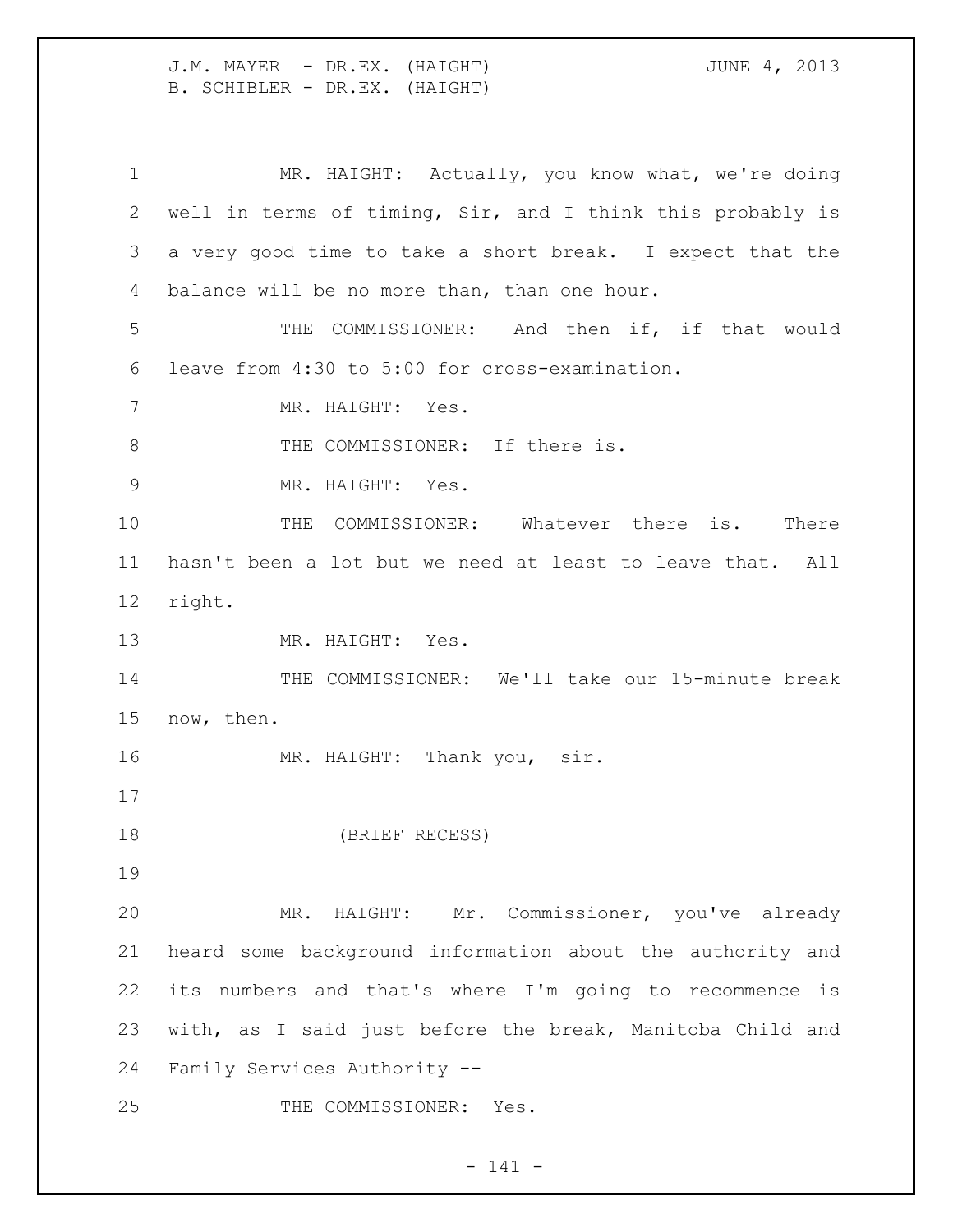MR. HAIGHT: Actually, you know what, we're doing well in terms of timing, Sir, and I think this probably is a very good time to take a short break. I expect that the balance will be no more than, than one hour.

THE COMMISSIONER: And then if, if that would leave from 4:30 to 5:00 for cross-examination.

MR. HAIGHT: Yes.

THE COMMISSIONER: If there is.

MR. HAIGHT: Yes.

THE COMMISSIONER: Whatever there is. There hasn't been a lot but we need at least to leave that. All right.

MR. HAIGHT: Yes.

THE COMMISSIONER: We'll take our 15-minute break now, then.

MR. HAIGHT: Thank you, sir.

(BRIEF RECESS)

MR. HAIGHT: Mr. Commissioner, you've already heard some background information about the authority and its numbers and that's where I'm going to recommence is with, as I said just before the break, Manitoba Child and Family Services Authority --

THE COMMISSIONER: Yes.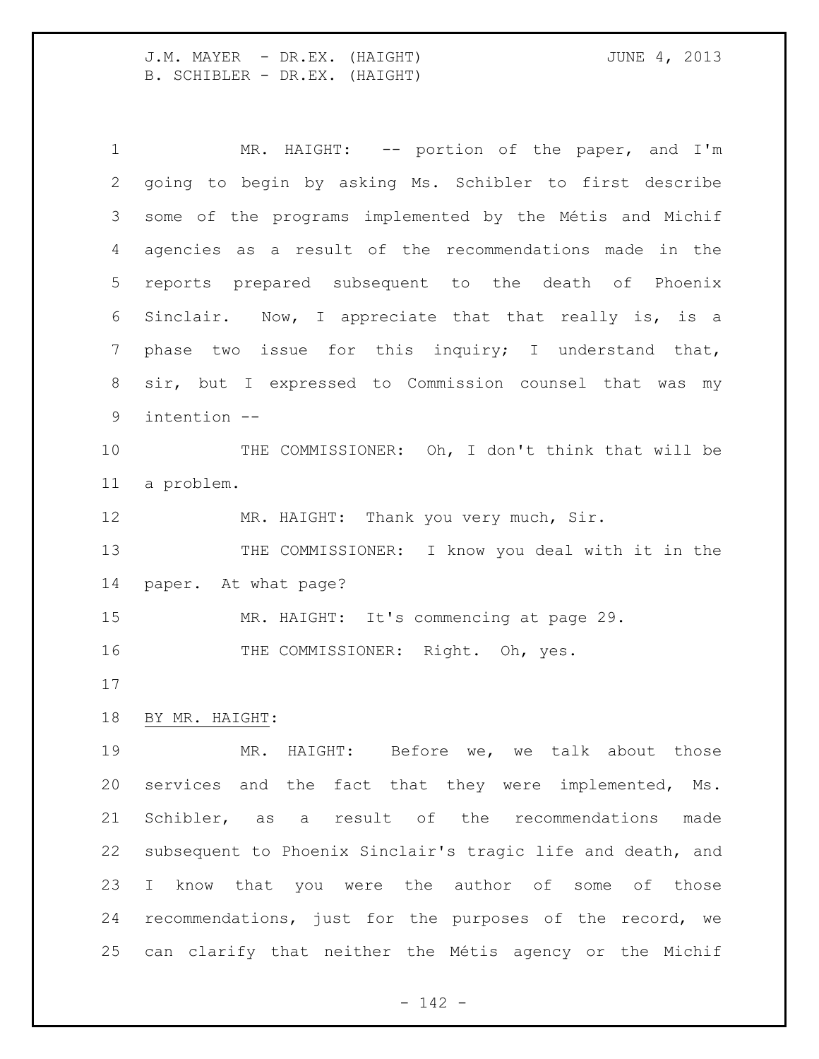MR. HAIGHT: -- portion of the paper, and I'm going to begin by asking Ms. Schibler to first describe some of the programs implemented by the Métis and Michif agencies as a result of the recommendations made in the reports prepared subsequent to the death of Phoenix Sinclair. Now, I appreciate that that really is, is a phase two issue for this inquiry; I understand that, sir, but I expressed to Commission counsel that was my intention --

THE COMMISSIONER: Oh, I don't think that will be a problem.

MR. HAIGHT: Thank you very much, Sir.

THE COMMISSIONER: I know you deal with it in the paper. At what page?

MR. HAIGHT: It's commencing at page 29.

THE COMMISSIONER: Right. Oh, yes.

BY MR. HAIGHT:

MR. HAIGHT: Before we, we talk about those services and the fact that they were implemented, Ms. Schibler, as a result of the recommendations made subsequent to Phoenix Sinclair's tragic life and death, and I know that you were the author of some of those recommendations, just for the purposes of the record, we can clarify that neither the Métis agency or the Michif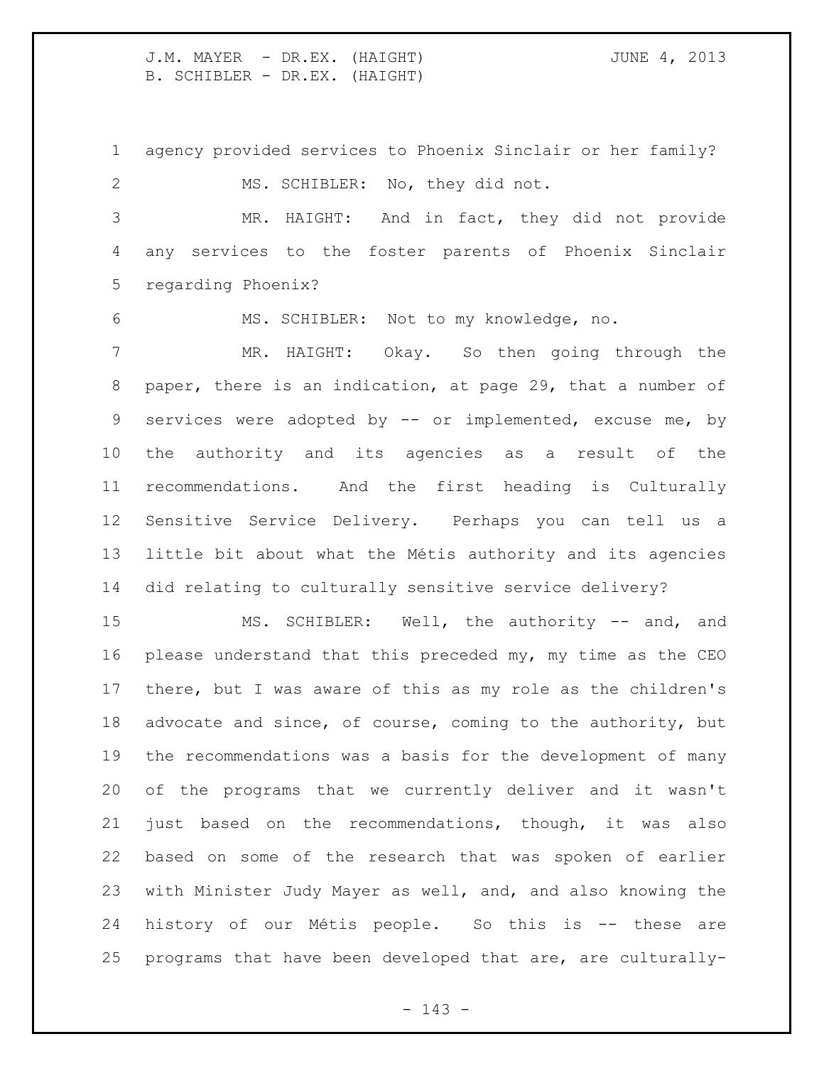agency provided services to Phoenix Sinclair or her family?

MS. SCHIBLER: No, they did not.

MR. HAIGHT: And in fact, they did not provide any services to the foster parents of Phoenix Sinclair regarding Phoenix?

MS. SCHIBLER: Not to my knowledge, no.

MR. HAIGHT: Okay. So then going through the paper, there is an indication, at page 29, that a number of services were adopted by -- or implemented, excuse me, by the authority and its agencies as a result of the recommendations. And the first heading is Culturally Sensitive Service Delivery. Perhaps you can tell us a little bit about what the Métis authority and its agencies did relating to culturally sensitive service delivery?

MS. SCHIBLER: Well, the authority -- and, and please understand that this preceded my, my time as the CEO there, but I was aware of this as my role as the children's advocate and since, of course, coming to the authority, but the recommendations was a basis for the development of many of the programs that we currently deliver and it wasn't just based on the recommendations, though, it was also based on some of the research that was spoken of earlier with Minister Judy Mayer as well, and, and also knowing the history of our Métis people. So this is -- these are programs that have been developed that are, are culturally-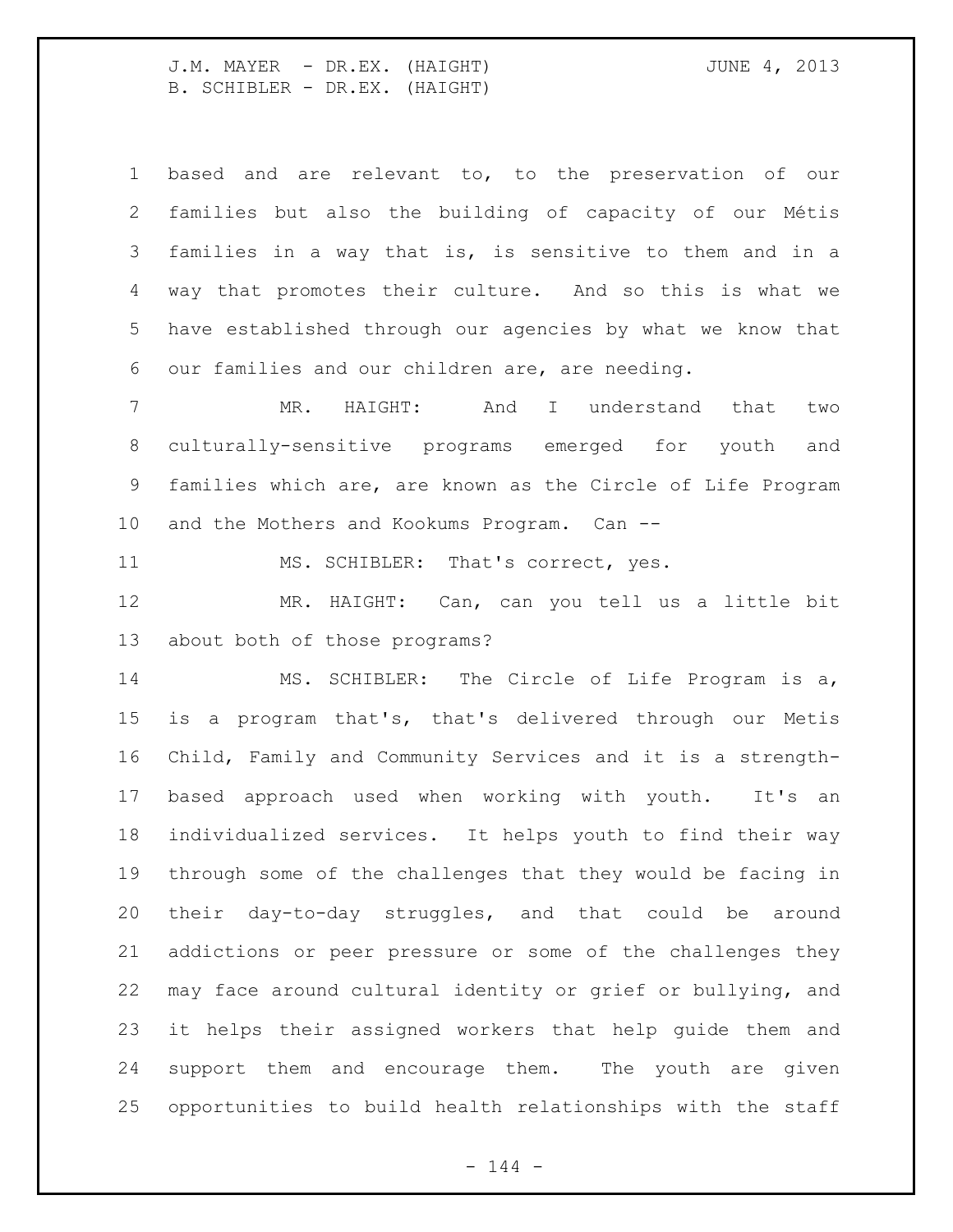based and are relevant to, to the preservation of our families but also the building of capacity of our Métis families in a way that is, is sensitive to them and in a way that promotes their culture. And so this is what we have established through our agencies by what we know that our families and our children are, are needing.

MR. HAIGHT: And I understand that two culturally-sensitive programs emerged for youth and families which are, are known as the Circle of Life Program and the Mothers and Kookums Program. Can --

MS. SCHIBLER: That's correct, yes.

MR. HAIGHT: Can, can you tell us a little bit about both of those programs?

MS. SCHIBLER: The Circle of Life Program is a, is a program that's, that's delivered through our Metis Child, Family and Community Services and it is a strength-based approach used when working with youth. It's an individualized services. It helps youth to find their way through some of the challenges that they would be facing in their day-to-day struggles, and that could be around addictions or peer pressure or some of the challenges they may face around cultural identity or grief or bullying, and it helps their assigned workers that help guide them and support them and encourage them. The youth are given opportunities to build health relationships with the staff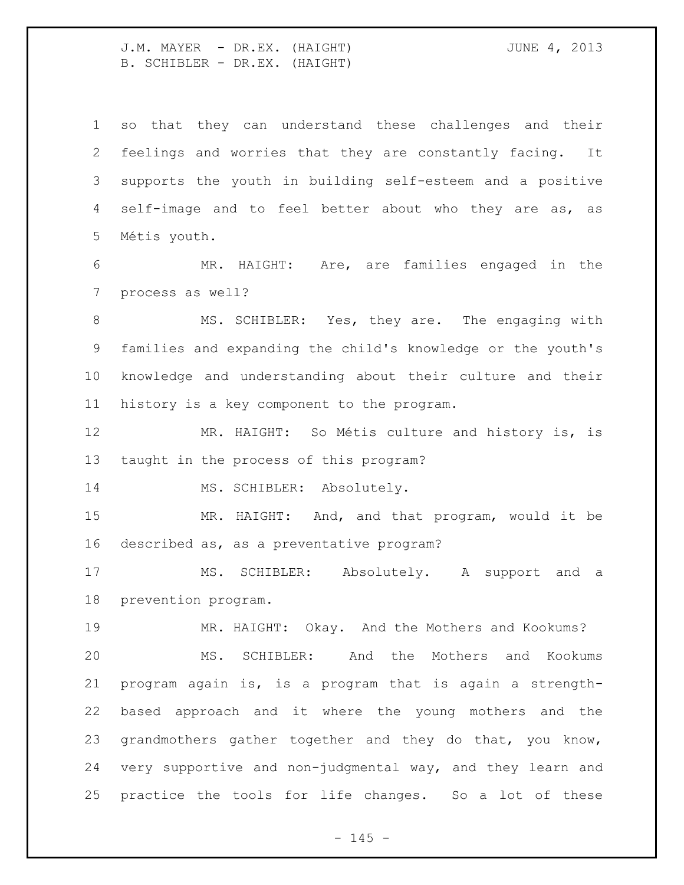so that they can understand these challenges and their feelings and worries that they are constantly facing. It supports the youth in building self-esteem and a positive self-image and to feel better about who they are as, as Métis youth.

MR. HAIGHT: Are, are families engaged in the process as well?

MS. SCHIBLER: Yes, they are. The engaging with families and expanding the child's knowledge or the youth's knowledge and understanding about their culture and their history is a key component to the program.

MR. HAIGHT: So Métis culture and history is, is taught in the process of this program?

MS. SCHIBLER: Absolutely.

MR. HAIGHT: And, and that program, would it be described as, as a preventative program?

MS. SCHIBLER: Absolutely. A support and a prevention program.

MR. HAIGHT: Okay. And the Mothers and Kookums?

MS. SCHIBLER: And the Mothers and Kookums program again is, is a program that is again a strength-based approach and it where the young mothers and the grandmothers gather together and they do that, you know, very supportive and non-judgmental way, and they learn and practice the tools for life changes. So a lot of these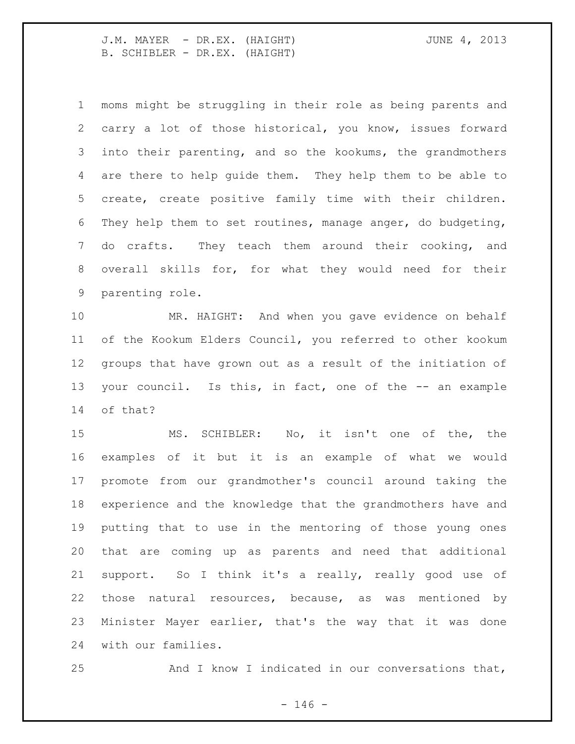moms might be struggling in their role as being parents and carry a lot of those historical, you know, issues forward into their parenting, and so the kookums, the grandmothers are there to help guide them. They help them to be able to create, create positive family time with their children. They help them to set routines, manage anger, do budgeting, do crafts. They teach them around their cooking, and overall skills for, for what they would need for their parenting role.

MR. HAIGHT: And when you gave evidence on behalf of the Kookum Elders Council, you referred to other kookum groups that have grown out as a result of the initiation of your council. Is this, in fact, one of the -- an example of that?

MS. SCHIBLER: No, it isn't one of the, the examples of it but it is an example of what we would promote from our grandmother's council around taking the experience and the knowledge that the grandmothers have and putting that to use in the mentoring of those young ones that are coming up as parents and need that additional support. So I think it's a really, really good use of those natural resources, because, as was mentioned by Minister Mayer earlier, that's the way that it was done with our families.

And I know I indicated in our conversations that,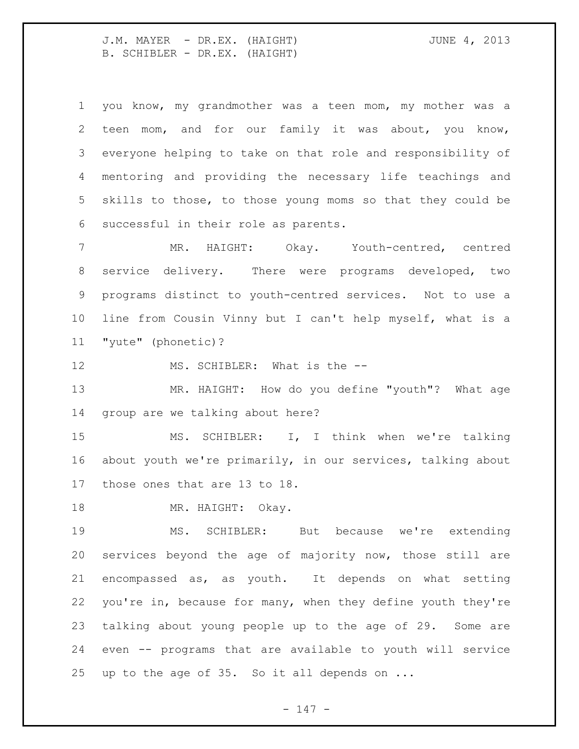you know, my grandmother was a teen mom, my mother was a teen mom, and for our family it was about, you know, everyone helping to take on that role and responsibility of mentoring and providing the necessary life teachings and skills to those, to those young moms so that they could be successful in their role as parents.

MR. HAIGHT: Okay. Youth-centred, centred service delivery. There were programs developed, two programs distinct to youth-centred services. Not to use a line from Cousin Vinny but I can't help myself, what is a "yute" (phonetic)?

MS. SCHIBLER: What is the --

MR. HAIGHT: How do you define "youth"? What age group are we talking about here?

MS. SCHIBLER: I, I think when we're talking about youth we're primarily, in our services, talking about those ones that are 13 to 18.

MR. HAIGHT: Okay.

MS. SCHIBLER: But because we're extending services beyond the age of majority now, those still are encompassed as, as youth. It depends on what setting you're in, because for many, when they define youth they're talking about young people up to the age of 29. Some are even -- programs that are available to youth will service up to the age of 35. So it all depends on ...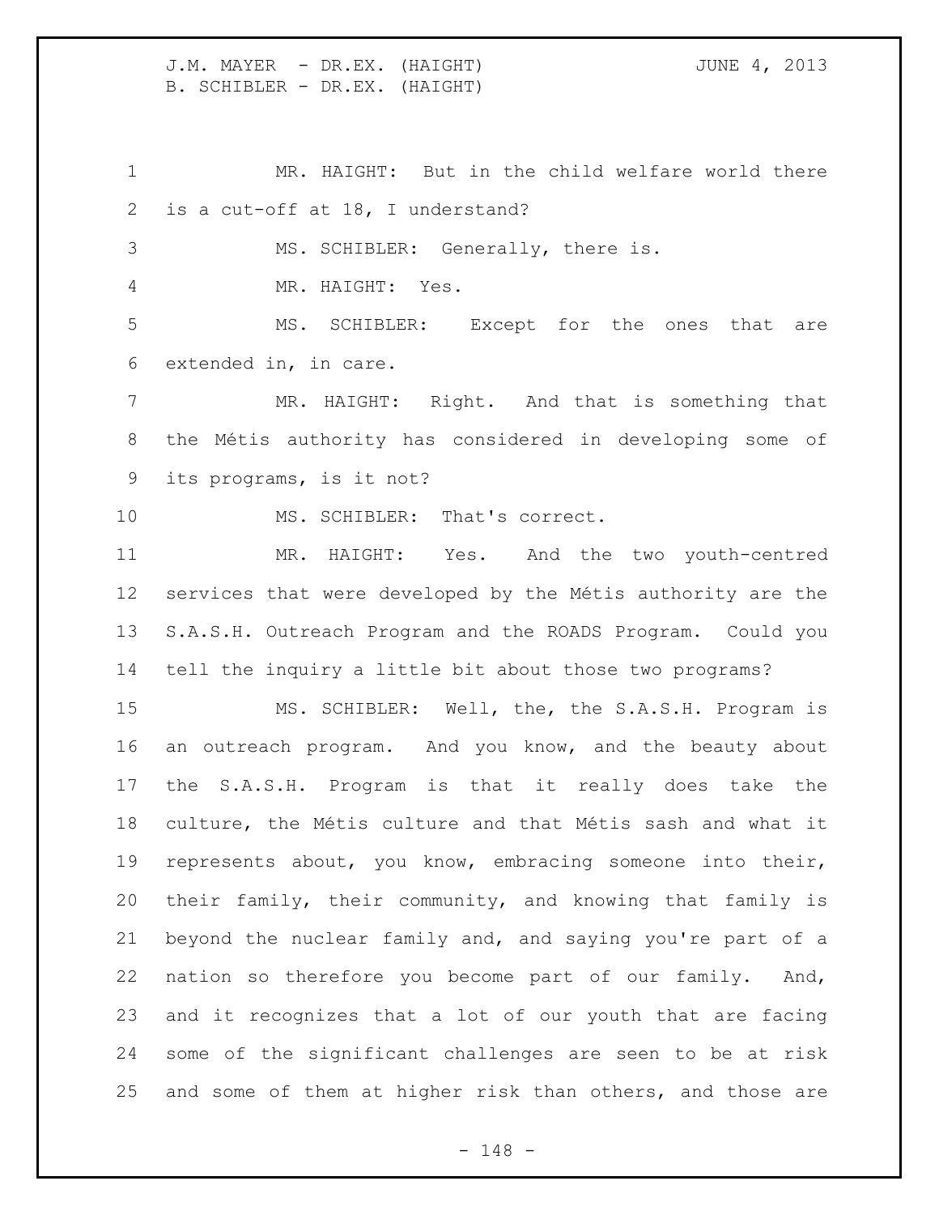MR. HAIGHT: But in the child welfare world there is a cut-off at 18, I understand?

MS. SCHIBLER: Generally, there is.

MR. HAIGHT: Yes.

MS. SCHIBLER: Except for the ones that are extended in, in care.

MR. HAIGHT: Right. And that is something that the Métis authority has considered in developing some of its programs, is it not?

MS. SCHIBLER: That's correct.

MR. HAIGHT: Yes. And the two youth-centred services that were developed by the Métis authority are the S.A.S.H. Outreach Program and the ROADS Program. Could you tell the inquiry a little bit about those two programs?

MS. SCHIBLER: Well, the, the S.A.S.H. Program is an outreach program. And you know, and the beauty about the S.A.S.H. Program is that it really does take the culture, the Métis culture and that Métis sash and what it represents about, you know, embracing someone into their, their family, their community, and knowing that family is beyond the nuclear family and, and saying you're part of a nation so therefore you become part of our family. And, and it recognizes that a lot of our youth that are facing some of the significant challenges are seen to be at risk and some of them at higher risk than others, and those are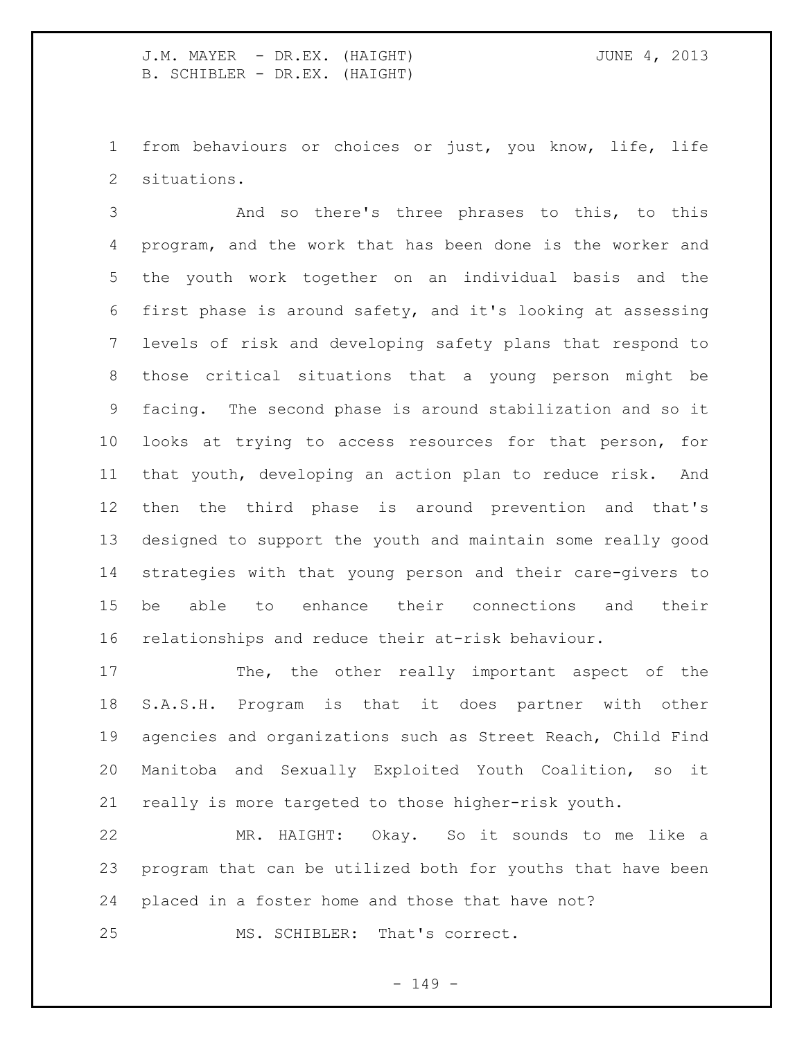from behaviours or choices or just, you know, life, life situations.

And so there's three phrases to this, to this program, and the work that has been done is the worker and the youth work together on an individual basis and the first phase is around safety, and it's looking at assessing levels of risk and developing safety plans that respond to those critical situations that a young person might be facing. The second phase is around stabilization and so it looks at trying to access resources for that person, for that youth, developing an action plan to reduce risk. And then the third phase is around prevention and that's designed to support the youth and maintain some really good strategies with that young person and their care-givers to be able to enhance their connections and their relationships and reduce their at-risk behaviour.

The, the other really important aspect of the S.A.S.H. Program is that it does partner with other agencies and organizations such as Street Reach, Child Find Manitoba and Sexually Exploited Youth Coalition, so it really is more targeted to those higher-risk youth.

MR. HAIGHT: Okay. So it sounds to me like a program that can be utilized both for youths that have been placed in a foster home and those that have not?

MS. SCHIBLER: That's correct.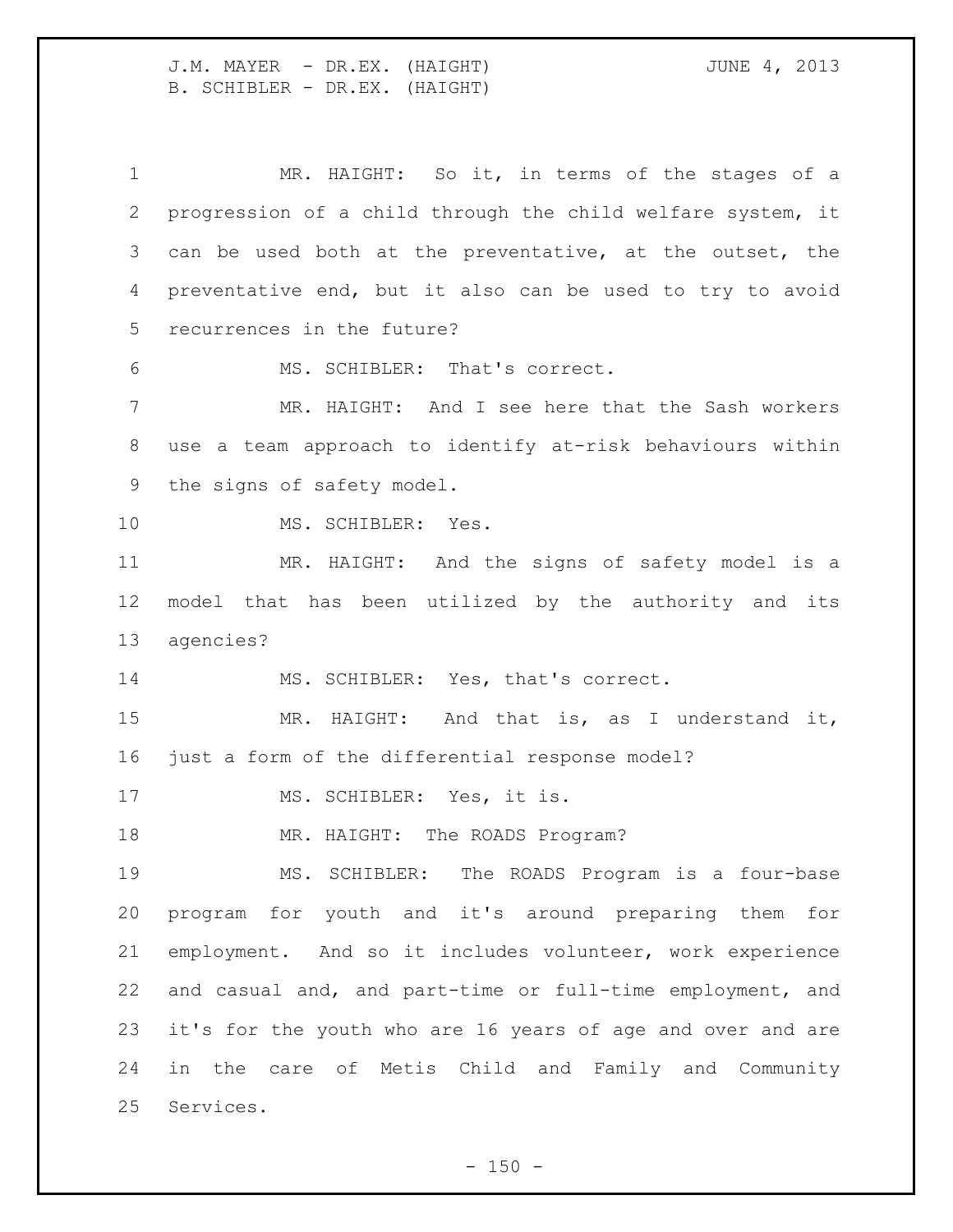MR. HAIGHT: So it, in terms of the stages of a progression of a child through the child welfare system, it can be used both at the preventative, at the outset, the preventative end, but it also can be used to try to avoid recurrences in the future?

MS. SCHIBLER: That's correct.

MR. HAIGHT: And I see here that the Sash workers use a team approach to identify at-risk behaviours within the signs of safety model.

MS. SCHIBLER: Yes.

MR. HAIGHT: And the signs of safety model is a model that has been utilized by the authority and its agencies?

MS. SCHIBLER: Yes, that's correct.

MR. HAIGHT: And that is, as I understand it, just a form of the differential response model?

MS. SCHIBLER: Yes, it is.

MR. HAIGHT: The ROADS Program?

MS. SCHIBLER: The ROADS Program is a four-base program for youth and it's around preparing them for employment. And so it includes volunteer, work experience and casual and, and part-time or full-time employment, and it's for the youth who are 16 years of age and over and are in the care of Metis Child and Family and Community Services.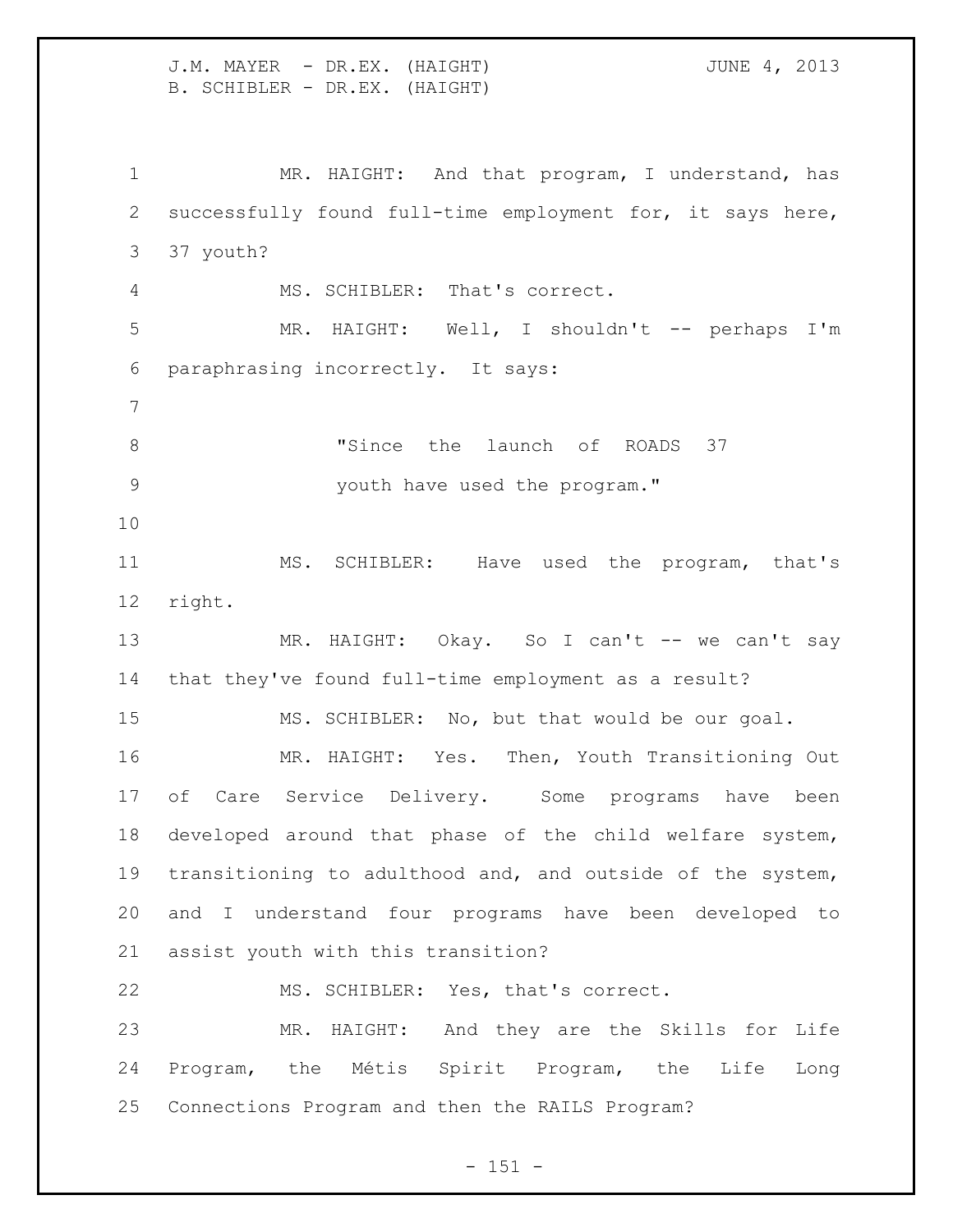MR. HAIGHT: And that program, I understand, has successfully found full-time employment for, it says here, 37 youth?

MS. SCHIBLER: That's correct.

MR. HAIGHT: Well, I shouldn't -- perhaps I'm paraphrasing incorrectly. It says:

> "Since the launch of ROADS 37 youth have used the program."

MS. SCHIBLER: Have used the program, that's right.

MR. HAIGHT: Okay. So I can't -- we can't say that they've found full-time employment as a result?

MS. SCHIBLER: No, but that would be our goal.

MR. HAIGHT: Yes. Then, Youth Transitioning Out of Care Service Delivery. Some programs have been developed around that phase of the child welfare system, transitioning to adulthood and, and outside of the system, and I understand four programs have been developed to assist youth with this transition?

MS. SCHIBLER: Yes, that's correct.

MR. HAIGHT: And they are the Skills for Life Program, the Métis Spirit Program, the Life Long Connections Program and then the RAILS Program?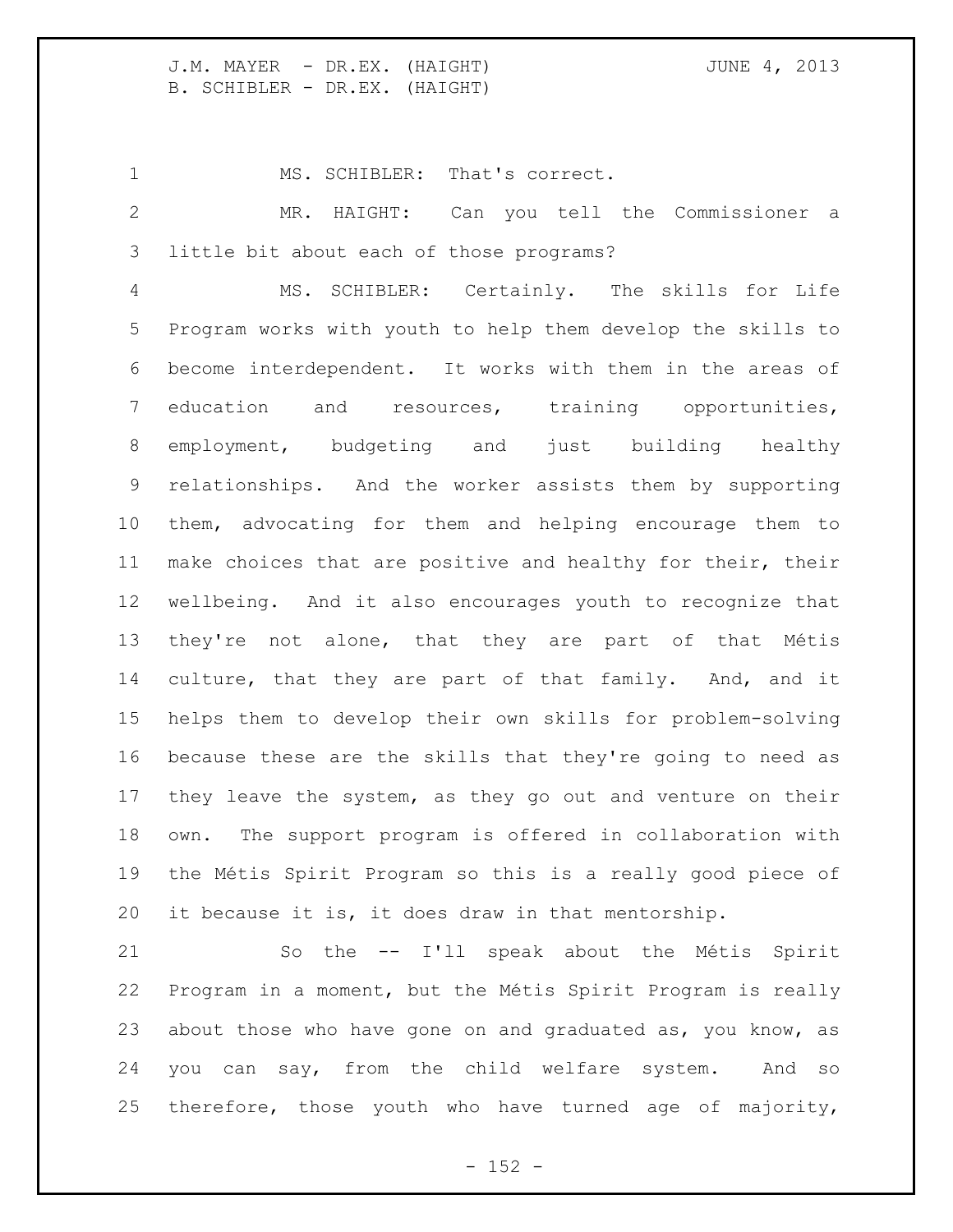MS. SCHIBLER: That's correct.

MR. HAIGHT: Can you tell the Commissioner a little bit about each of those programs?

MS. SCHIBLER: Certainly. The skills for Life Program works with youth to help them develop the skills to become interdependent. It works with them in the areas of education and resources, training opportunities, employment, budgeting and just building healthy relationships. And the worker assists them by supporting them, advocating for them and helping encourage them to make choices that are positive and healthy for their, their wellbeing. And it also encourages youth to recognize that they're not alone, that they are part of that Métis culture, that they are part of that family. And, and it helps them to develop their own skills for problem-solving because these are the skills that they're going to need as they leave the system, as they go out and venture on their own. The support program is offered in collaboration with the Métis Spirit Program so this is a really good piece of it because it is, it does draw in that mentorship.

So the -- I'll speak about the Métis Spirit Program in a moment, but the Métis Spirit Program is really about those who have gone on and graduated as, you know, as you can say, from the child welfare system. And so therefore, those youth who have turned age of majority,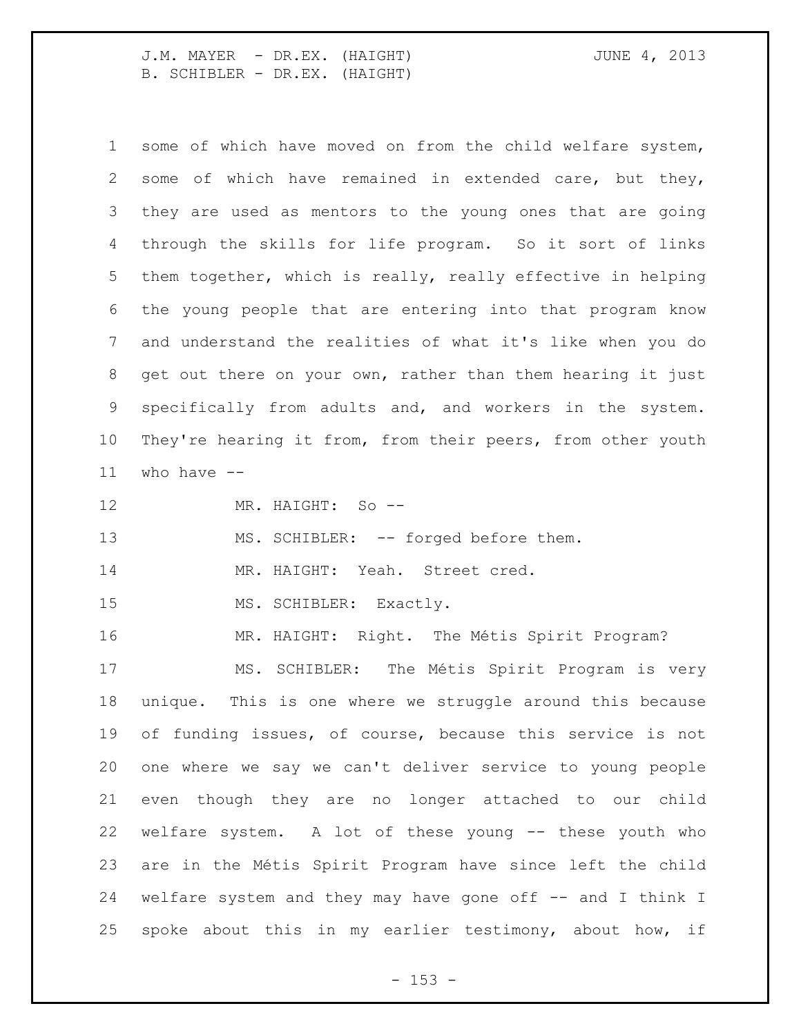some of which have moved on from the child welfare system, some of which have remained in extended care, but they, they are used as mentors to the young ones that are going through the skills for life program. So it sort of links them together, which is really, really effective in helping the young people that are entering into that program know and understand the realities of what it's like when you do get out there on your own, rather than them hearing it just specifically from adults and, and workers in the system. They're hearing it from, from their peers, from other youth who have --

MR. HAIGHT: So --

MS. SCHIBLER: -- forged before them.

MR. HAIGHT: Yeah. Street cred.

MS. SCHIBLER: Exactly.

MR. HAIGHT: Right. The Métis Spirit Program?

MS. SCHIBLER: The Métis Spirit Program is very unique. This is one where we struggle around this because of funding issues, of course, because this service is not one where we say we can't deliver service to young people even though they are no longer attached to our child welfare system. A lot of these young -- these youth who are in the Métis Spirit Program have since left the child welfare system and they may have gone off -- and I think I spoke about this in my earlier testimony, about how, if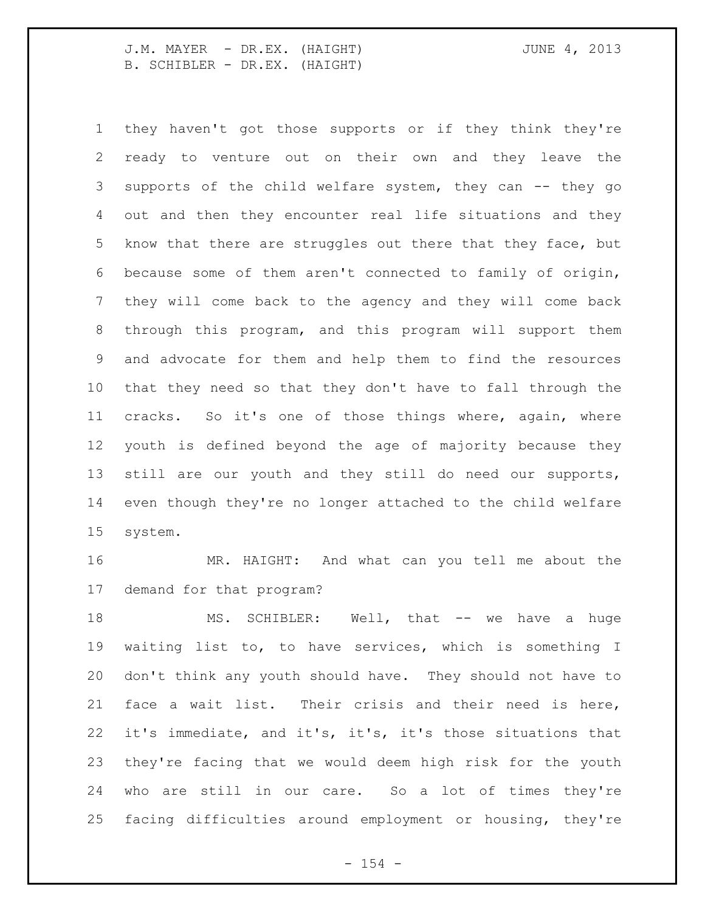they haven't got those supports or if they think they're ready to venture out on their own and they leave the supports of the child welfare system, they can -- they go out and then they encounter real life situations and they know that there are struggles out there that they face, but because some of them aren't connected to family of origin, they will come back to the agency and they will come back through this program, and this program will support them and advocate for them and help them to find the resources that they need so that they don't have to fall through the cracks. So it's one of those things where, again, where youth is defined beyond the age of majority because they still are our youth and they still do need our supports, even though they're no longer attached to the child welfare system.

MR. HAIGHT: And what can you tell me about the demand for that program?

MS. SCHIBLER: Well, that -- we have a huge waiting list to, to have services, which is something I don't think any youth should have. They should not have to face a wait list. Their crisis and their need is here, it's immediate, and it's, it's, it's those situations that they're facing that we would deem high risk for the youth who are still in our care. So a lot of times they're facing difficulties around employment or housing, they're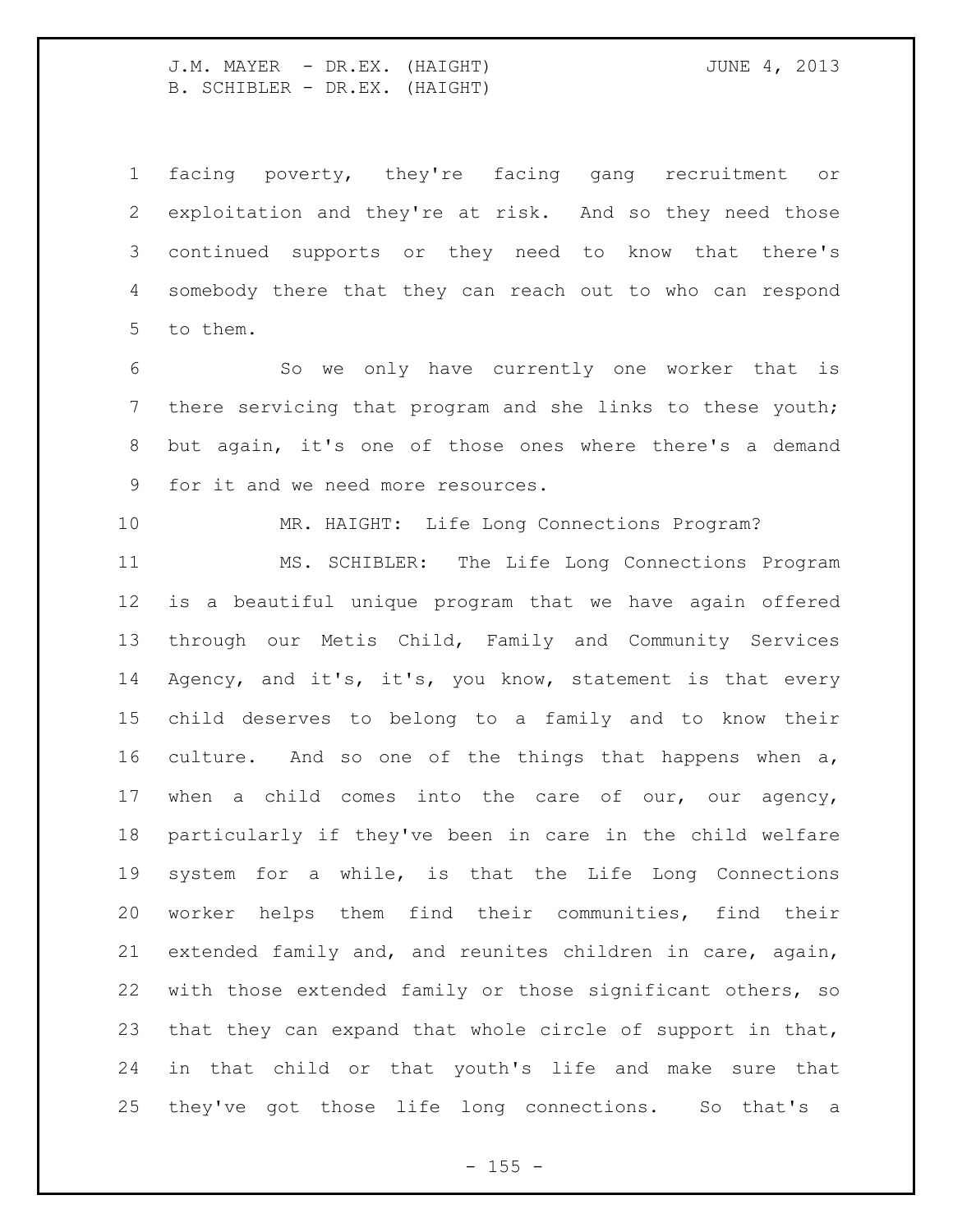facing poverty, they're facing gang recruitment or exploitation and they're at risk. And so they need those continued supports or they need to know that there's somebody there that they can reach out to who can respond to them.

So we only have currently one worker that is there servicing that program and she links to these youth; but again, it's one of those ones where there's a demand for it and we need more resources.

MR. HAIGHT: Life Long Connections Program?

MS. SCHIBLER: The Life Long Connections Program is a beautiful unique program that we have again offered through our Metis Child, Family and Community Services Agency, and it's, it's, you know, statement is that every child deserves to belong to a family and to know their culture. And so one of the things that happens when a, when a child comes into the care of our, our agency, particularly if they've been in care in the child welfare system for a while, is that the Life Long Connections worker helps them find their communities, find their extended family and, and reunites children in care, again, with those extended family or those significant others, so that they can expand that whole circle of support in that, in that child or that youth's life and make sure that they've got those life long connections. So that's a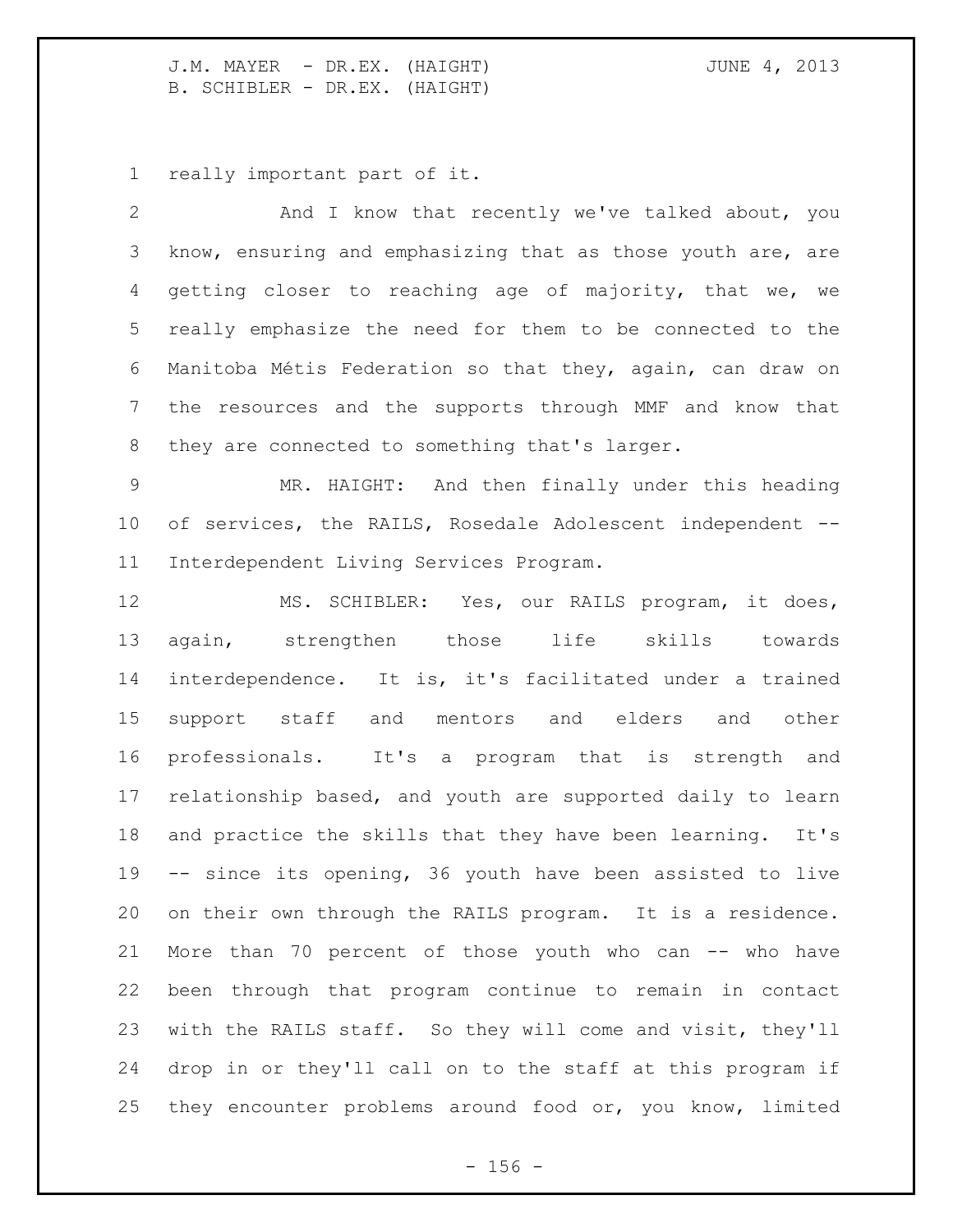really important part of it.

And I know that recently we've talked about, you know, ensuring and emphasizing that as those youth are, are getting closer to reaching age of majority, that we, we really emphasize the need for them to be connected to the Manitoba Métis Federation so that they, again, can draw on the resources and the supports through MMF and know that they are connected to something that's larger.

MR. HAIGHT: And then finally under this heading of services, the RAILS, Rosedale Adolescent independent -- Interdependent Living Services Program.

MS. SCHIBLER: Yes, our RAILS program, it does, again, strengthen those life skills towards interdependence. It is, it's facilitated under a trained support staff and mentors and elders and other professionals. It's a program that is strength and relationship based, and youth are supported daily to learn and practice the skills that they have been learning. It's -- since its opening, 36 youth have been assisted to live on their own through the RAILS program. It is a residence. More than 70 percent of those youth who can -- who have been through that program continue to remain in contact with the RAILS staff. So they will come and visit, they'll drop in or they'll call on to the staff at this program if they encounter problems around food or, you know, limited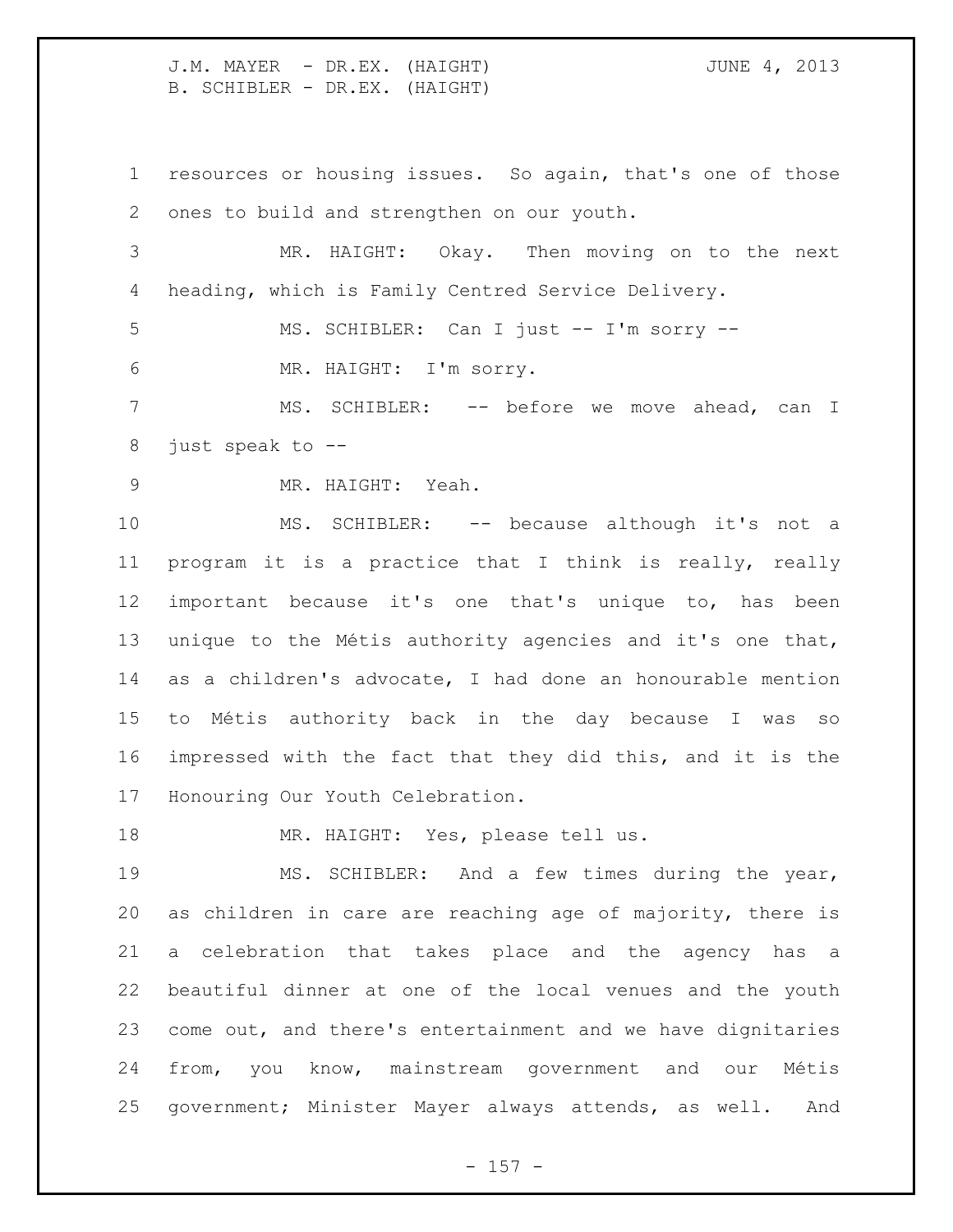resources or housing issues. So again, that's one of those ones to build and strengthen on our youth.

MR. HAIGHT: Okay. Then moving on to the next heading, which is Family Centred Service Delivery.

MS. SCHIBLER: Can I just -- I'm sorry --

MR. HAIGHT: I'm sorry.

MS. SCHIBLER: -- before we move ahead, can I just speak to --

MR. HAIGHT: Yeah.

MS. SCHIBLER: -- because although it's not a program it is a practice that I think is really, really important because it's one that's unique to, has been unique to the Métis authority agencies and it's one that, as a children's advocate, I had done an honourable mention to Métis authority back in the day because I was so impressed with the fact that they did this, and it is the Honouring Our Youth Celebration.

MR. HAIGHT: Yes, please tell us.

MS. SCHIBLER: And a few times during the year, as children in care are reaching age of majority, there is a celebration that takes place and the agency has a beautiful dinner at one of the local venues and the youth come out, and there's entertainment and we have dignitaries from, you know, mainstream government and our Métis government; Minister Mayer always attends, as well. And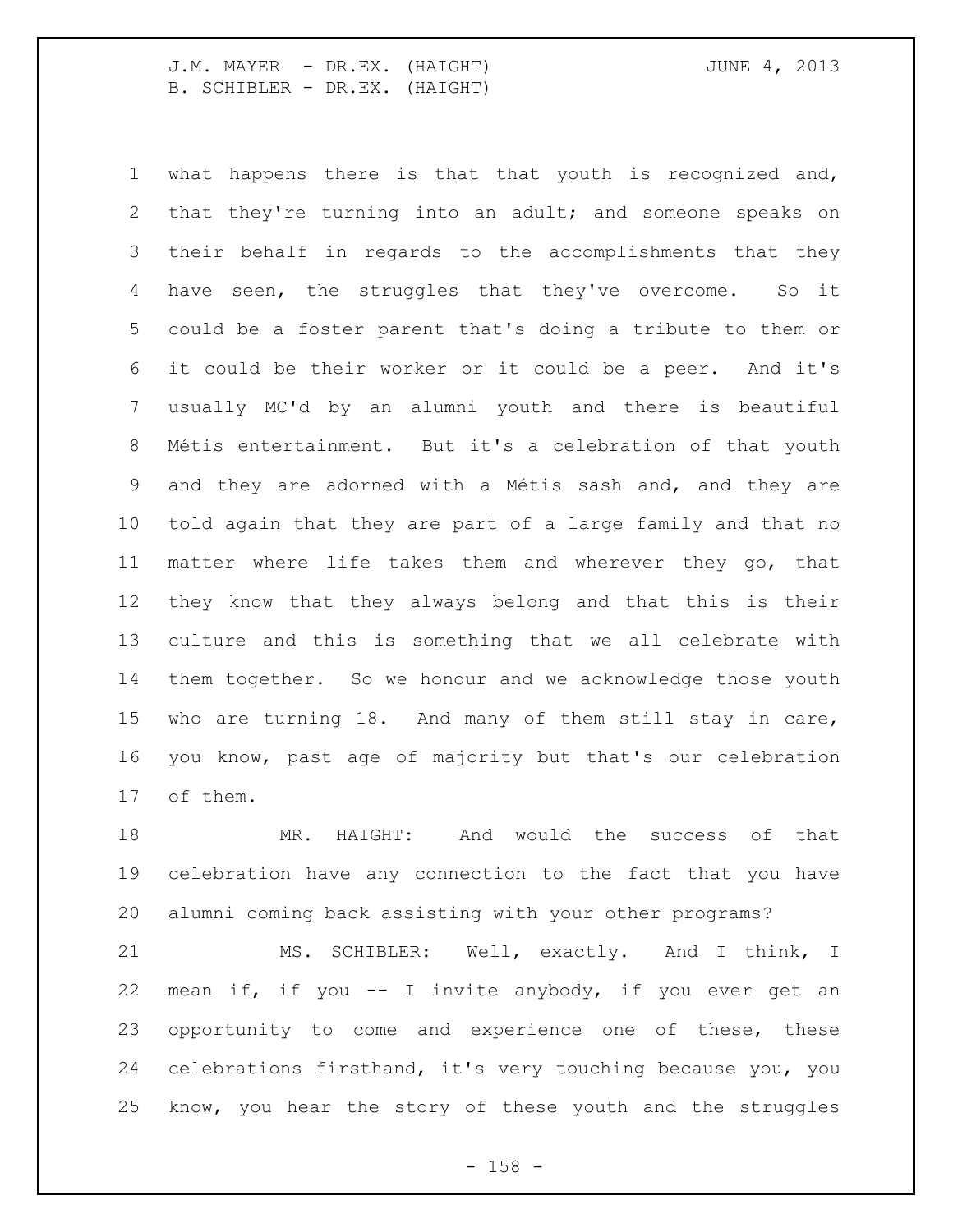what happens there is that that youth is recognized and, that they're turning into an adult; and someone speaks on their behalf in regards to the accomplishments that they have seen, the struggles that they've overcome. So it could be a foster parent that's doing a tribute to them or it could be their worker or it could be a peer. And it's usually MC'd by an alumni youth and there is beautiful Métis entertainment. But it's a celebration of that youth and they are adorned with a Métis sash and, and they are told again that they are part of a large family and that no matter where life takes them and wherever they go, that they know that they always belong and that this is their culture and this is something that we all celebrate with them together. So we honour and we acknowledge those youth who are turning 18. And many of them still stay in care, you know, past age of majority but that's our celebration of them.

MR. HAIGHT: And would the success of that celebration have any connection to the fact that you have alumni coming back assisting with your other programs?

MS. SCHIBLER: Well, exactly. And I think, I mean if, if you -- I invite anybody, if you ever get an opportunity to come and experience one of these, these celebrations firsthand, it's very touching because you, you know, you hear the story of these youth and the struggles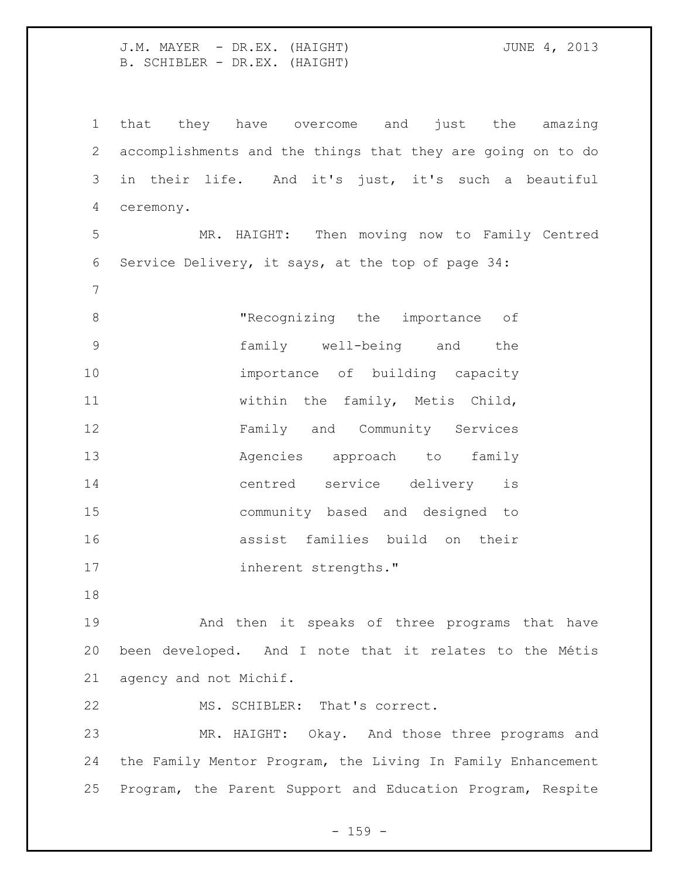that they have overcome and just the amazing accomplishments and the things that they are going on to do in their life. And it's just, it's such a beautiful ceremony.

MR. HAIGHT: Then moving now to Family Centred Service Delivery, it says, at the top of page 34:

> "Recognizing the importance of family well-being and the importance of building capacity within the family, Metis Child, Family and Community Services Agencies approach to family centred service delivery is community based and designed to assist families build on their inherent strengths."

And then it speaks of three programs that have been developed. And I note that it relates to the Métis agency and not Michif.

MS. SCHIBLER: That's correct.

MR. HAIGHT: Okay. And those three programs and the Family Mentor Program, the Living In Family Enhancement Program, the Parent Support and Education Program, Respite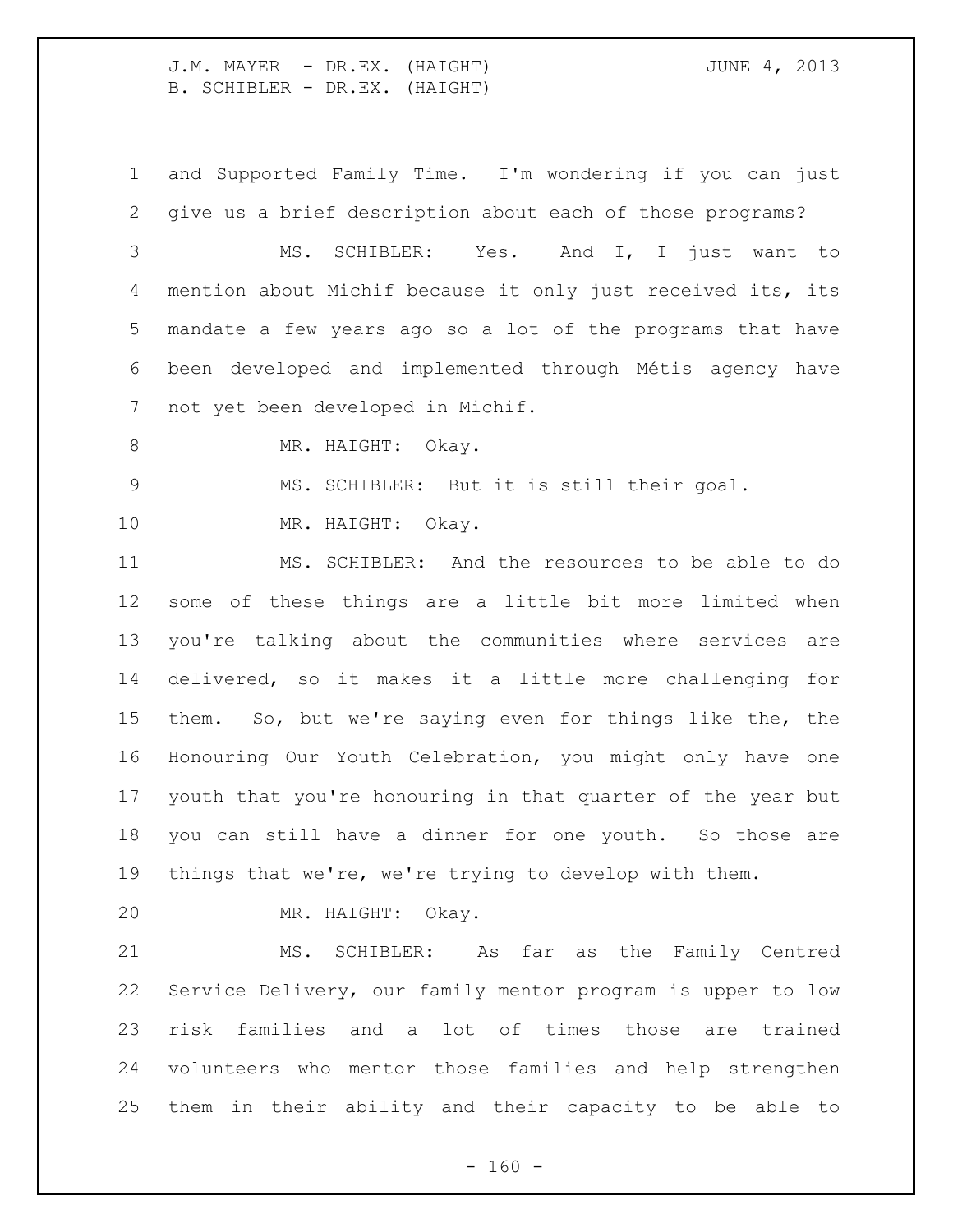and Supported Family Time. I'm wondering if you can just give us a brief description about each of those programs?

MS. SCHIBLER: Yes. And I, I just want to mention about Michif because it only just received its, its mandate a few years ago so a lot of the programs that have been developed and implemented through Métis agency have not yet been developed in Michif.

MR. HAIGHT: Okay.

MS. SCHIBLER: But it is still their goal.

MR. HAIGHT: Okay.

MS. SCHIBLER: And the resources to be able to do some of these things are a little bit more limited when you're talking about the communities where services are delivered, so it makes it a little more challenging for them. So, but we're saying even for things like the, the Honouring Our Youth Celebration, you might only have one youth that you're honouring in that quarter of the year but you can still have a dinner for one youth. So those are things that we're, we're trying to develop with them.

MR. HAIGHT: Okay.

MS. SCHIBLER: As far as the Family Centred Service Delivery, our family mentor program is upper to low risk families and a lot of times those are trained volunteers who mentor those families and help strengthen them in their ability and their capacity to be able to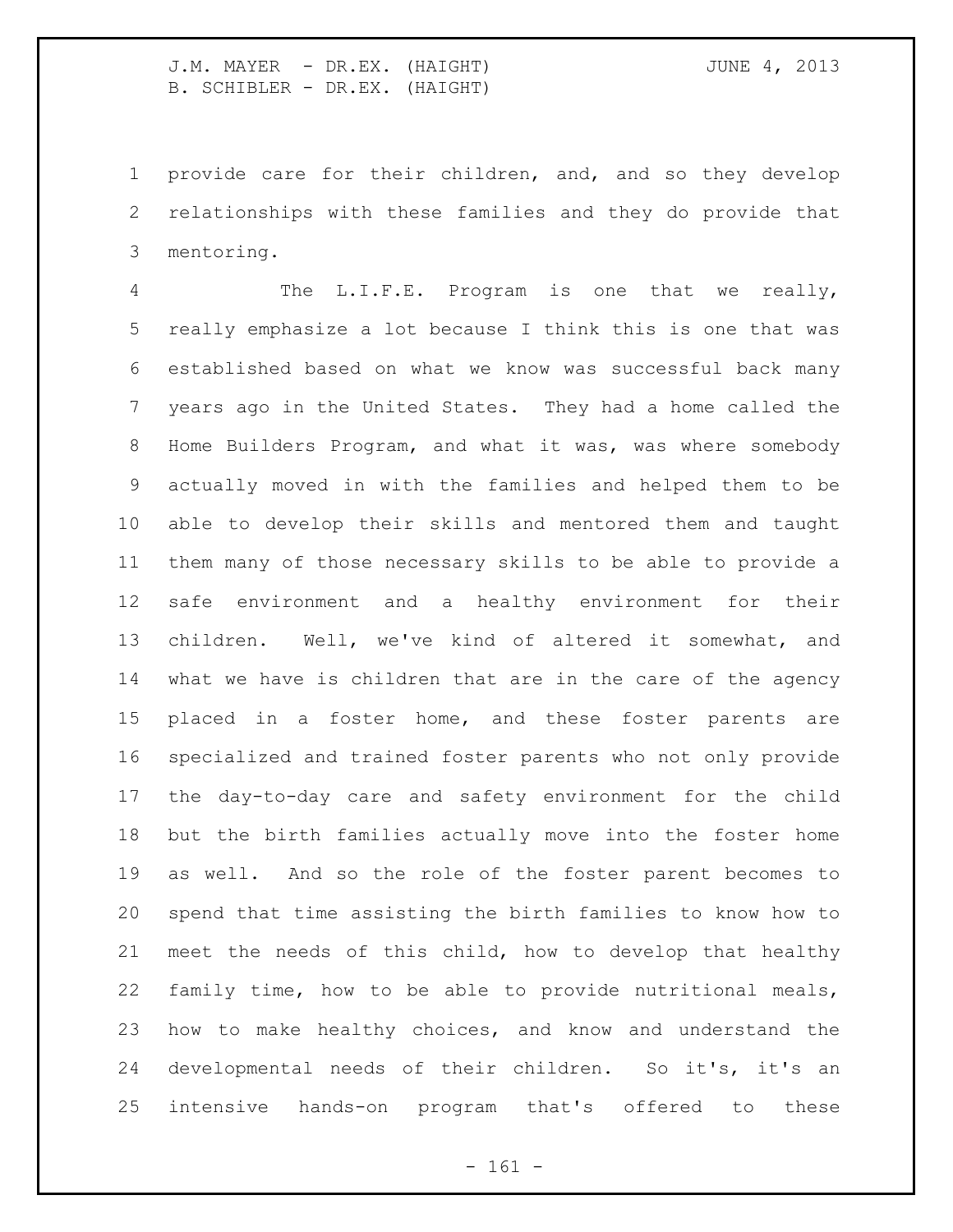provide care for their children, and, and so they develop relationships with these families and they do provide that mentoring.

The L.I.F.E. Program is one that we really, really emphasize a lot because I think this is one that was established based on what we know was successful back many years ago in the United States. They had a home called the Home Builders Program, and what it was, was where somebody actually moved in with the families and helped them to be able to develop their skills and mentored them and taught them many of those necessary skills to be able to provide a safe environment and a healthy environment for their children. Well, we've kind of altered it somewhat, and what we have is children that are in the care of the agency placed in a foster home, and these foster parents are specialized and trained foster parents who not only provide the day-to-day care and safety environment for the child but the birth families actually move into the foster home as well. And so the role of the foster parent becomes to spend that time assisting the birth families to know how to meet the needs of this child, how to develop that healthy family time, how to be able to provide nutritional meals, how to make healthy choices, and know and understand the developmental needs of their children. So it's, it's an intensive hands-on program that's offered to these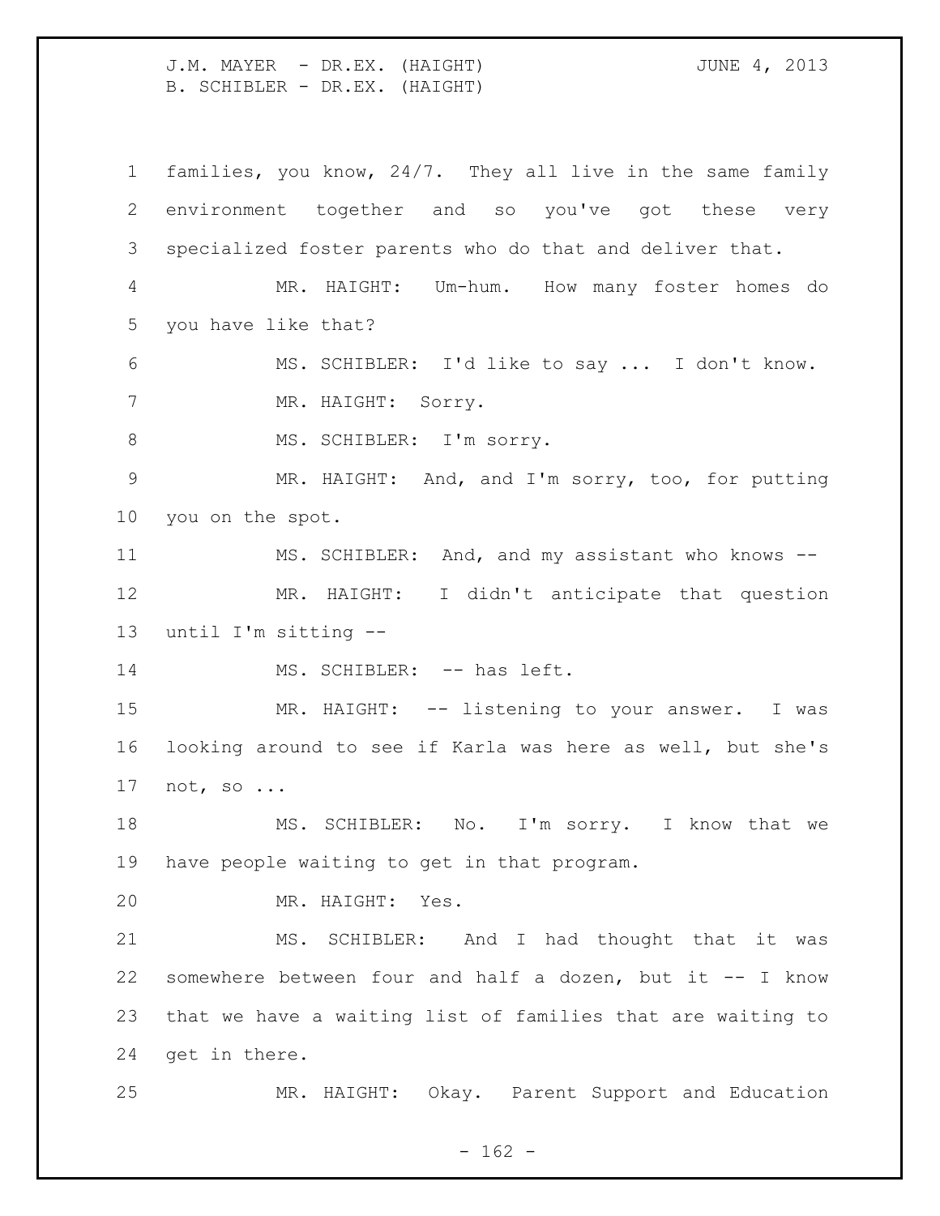families, you know, 24/7. They all live in the same family environment together and so you've got these very specialized foster parents who do that and deliver that.

MR. HAIGHT: Um-hum. How many foster homes do you have like that?

MS. SCHIBLER: I'd like to say ... I don't know.

MR. HAIGHT: Sorry.

MS. SCHIBLER: I'm sorry.

MR. HAIGHT: And, and I'm sorry, too, for putting you on the spot.

MS. SCHIBLER: And, and my assistant who knows --

MR. HAIGHT: I didn't anticipate that question until I'm sitting --

MS. SCHIBLER: -- has left.

MR. HAIGHT: -- listening to your answer. I was looking around to see if Karla was here as well, but she's not, so ...

MS. SCHIBLER: No. I'm sorry. I know that we have people waiting to get in that program.

MR. HAIGHT: Yes.

MS. SCHIBLER: And I had thought that it was somewhere between four and half a dozen, but it -- I know that we have a waiting list of families that are waiting to get in there.

MR. HAIGHT: Okay. Parent Support and Education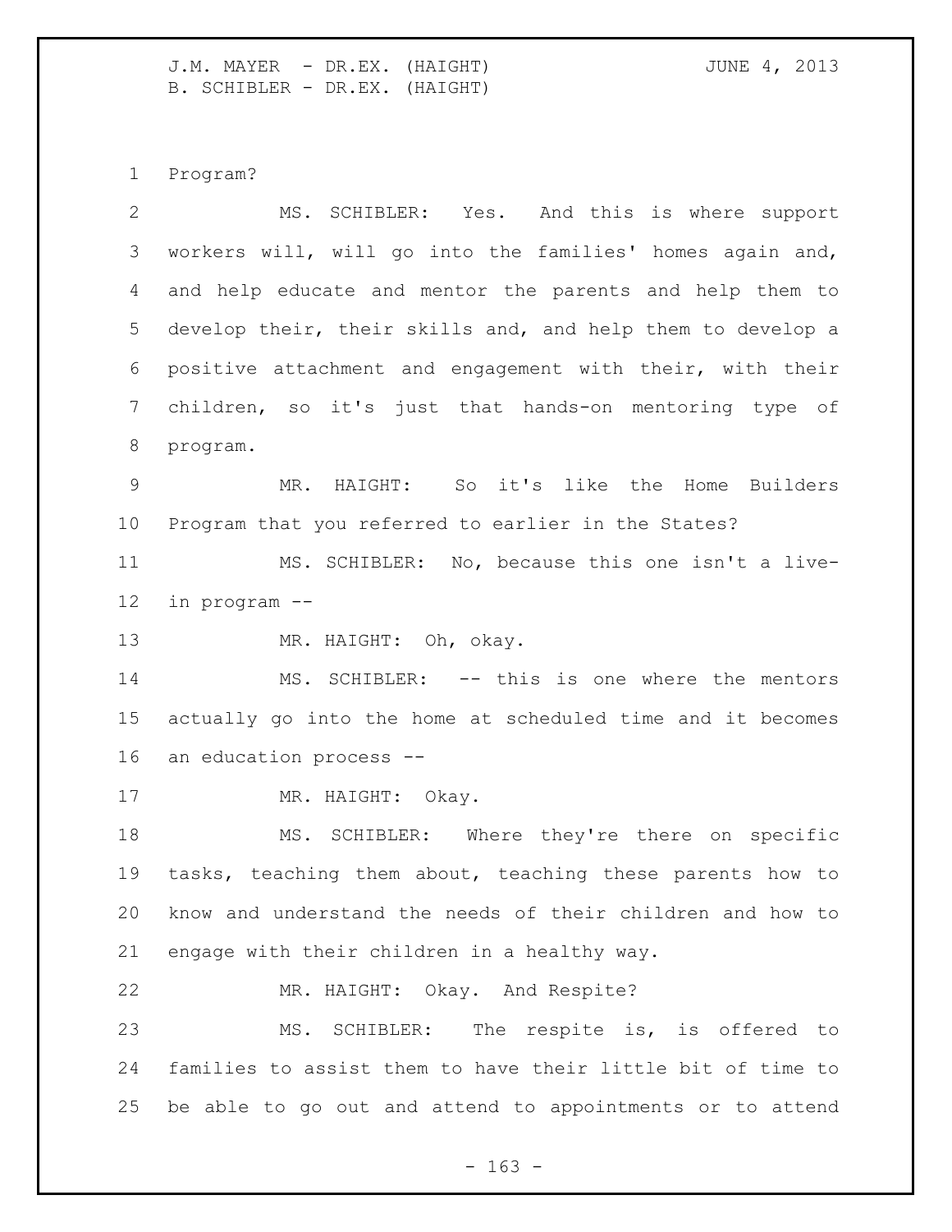Program?

MS. SCHIBLER: Yes. And this is where support workers will, will go into the families' homes again and, and help educate and mentor the parents and help them to develop their, their skills and, and help them to develop a positive attachment and engagement with their, with their children, so it's just that hands-on mentoring type of program.

MR. HAIGHT: So it's like the Home Builders Program that you referred to earlier in the States?

MS. SCHIBLER: No, because this one isn't a live-in program --

MR. HAIGHT: Oh, okay.

MS. SCHIBLER: -- this is one where the mentors actually go into the home at scheduled time and it becomes an education process --

MR. HAIGHT: Okay.

MS. SCHIBLER: Where they're there on specific tasks, teaching them about, teaching these parents how to know and understand the needs of their children and how to engage with their children in a healthy way.

MR. HAIGHT: Okay. And Respite?

MS. SCHIBLER: The respite is, is offered to families to assist them to have their little bit of time to be able to go out and attend to appointments or to attend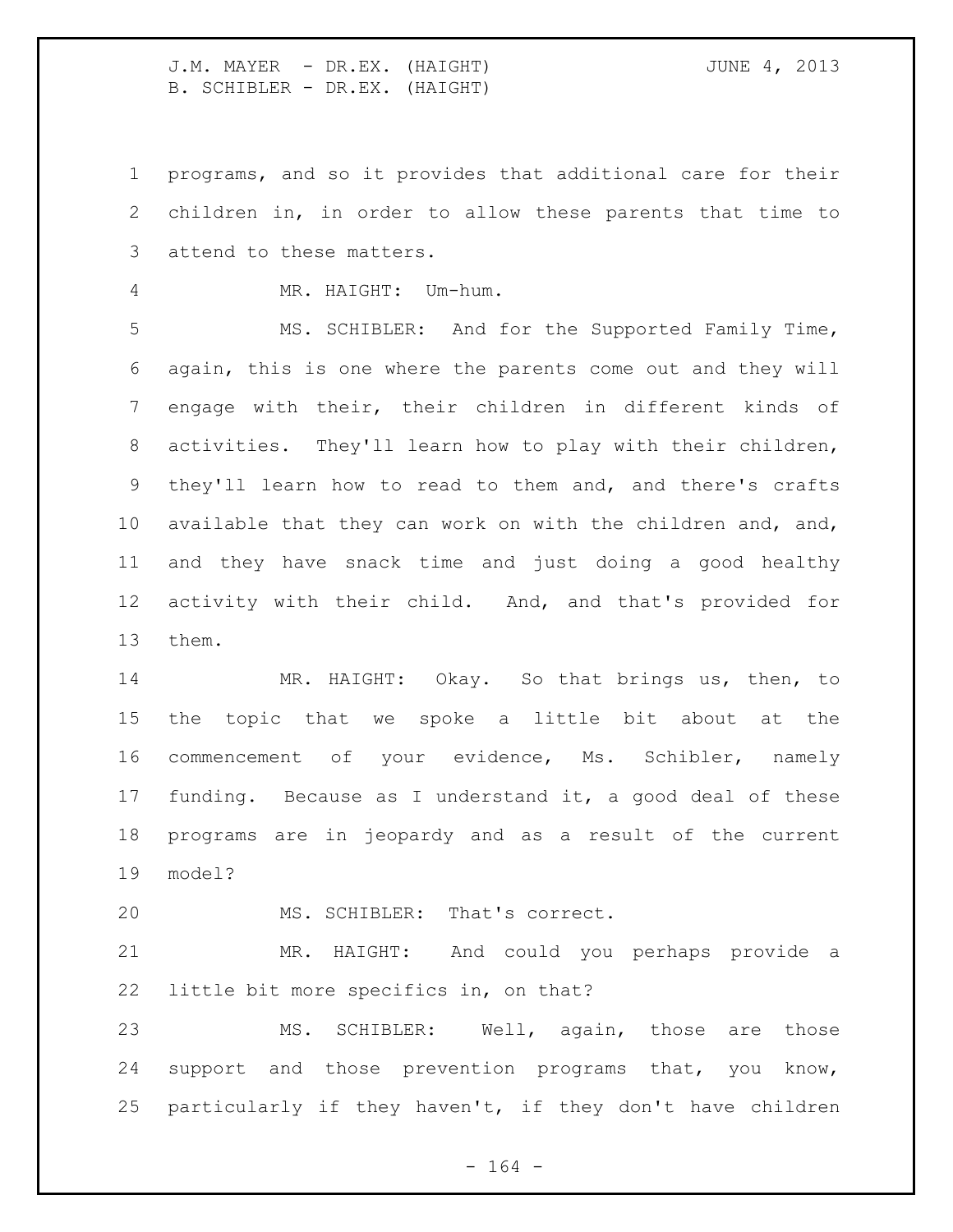programs, and so it provides that additional care for their children in, in order to allow these parents that time to attend to these matters.

MR. HAIGHT: Um-hum.

MS. SCHIBLER: And for the Supported Family Time, again, this is one where the parents come out and they will engage with their, their children in different kinds of activities. They'll learn how to play with their children, they'll learn how to read to them and, and there's crafts available that they can work on with the children and, and, and they have snack time and just doing a good healthy activity with their child. And, and that's provided for them.

MR. HAIGHT: Okay. So that brings us, then, to the topic that we spoke a little bit about at the commencement of your evidence, Ms. Schibler, namely funding. Because as I understand it, a good deal of these programs are in jeopardy and as a result of the current model?

MS. SCHIBLER: That's correct.

MR. HAIGHT: And could you perhaps provide a little bit more specifics in, on that?

MS. SCHIBLER: Well, again, those are those support and those prevention programs that, you know, particularly if they haven't, if they don't have children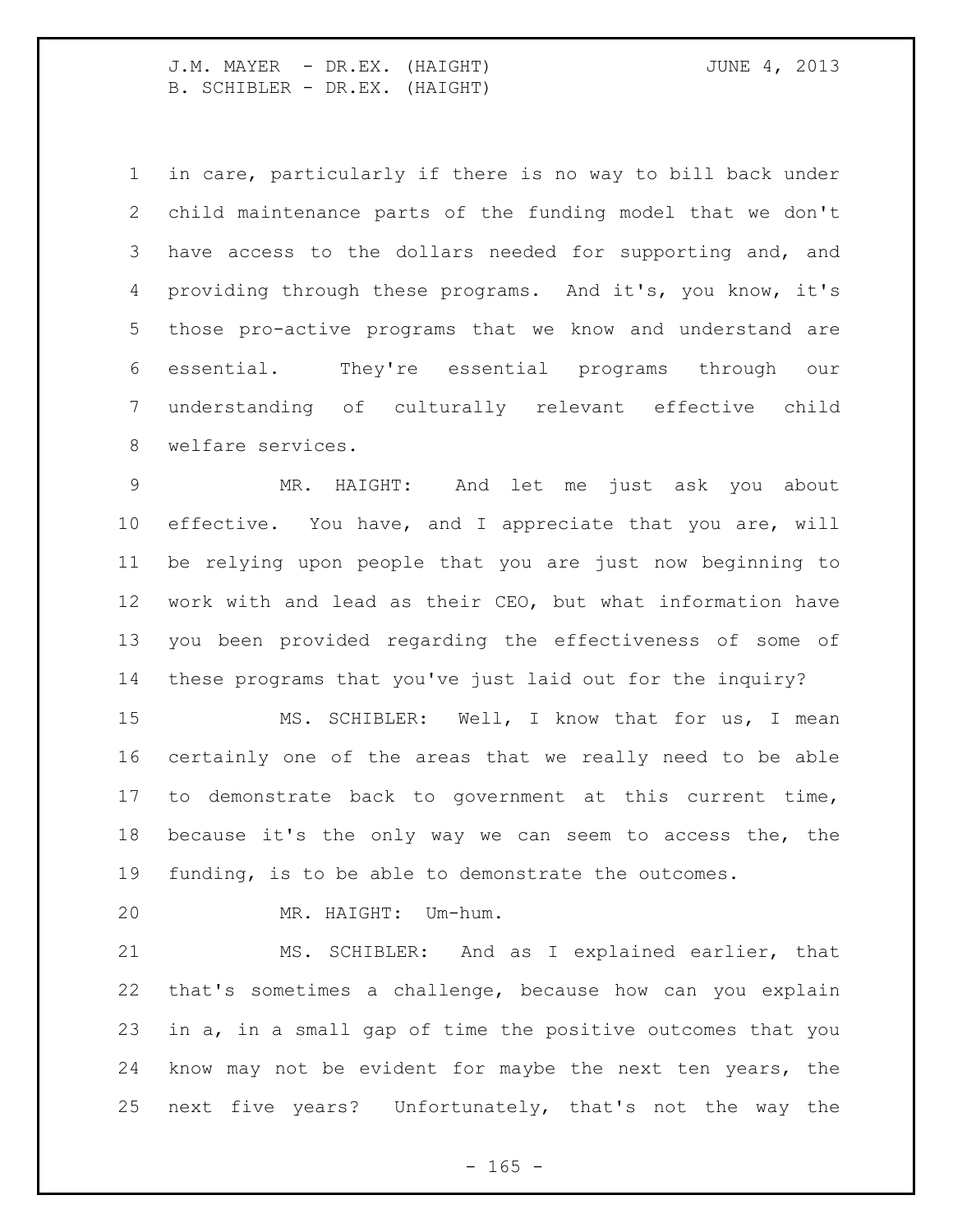in care, particularly if there is no way to bill back under child maintenance parts of the funding model that we don't have access to the dollars needed for supporting and, and providing through these programs. And it's, you know, it's those pro-active programs that we know and understand are essential. They're essential programs through our understanding of culturally relevant effective child welfare services.

MR. HAIGHT: And let me just ask you about effective. You have, and I appreciate that you are, will be relying upon people that you are just now beginning to work with and lead as their CEO, but what information have you been provided regarding the effectiveness of some of these programs that you've just laid out for the inquiry?

MS. SCHIBLER: Well, I know that for us, I mean certainly one of the areas that we really need to be able to demonstrate back to government at this current time, because it's the only way we can seem to access the, the funding, is to be able to demonstrate the outcomes.

MR. HAIGHT: Um-hum.

MS. SCHIBLER: And as I explained earlier, that that's sometimes a challenge, because how can you explain in a, in a small gap of time the positive outcomes that you know may not be evident for maybe the next ten years, the next five years? Unfortunately, that's not the way the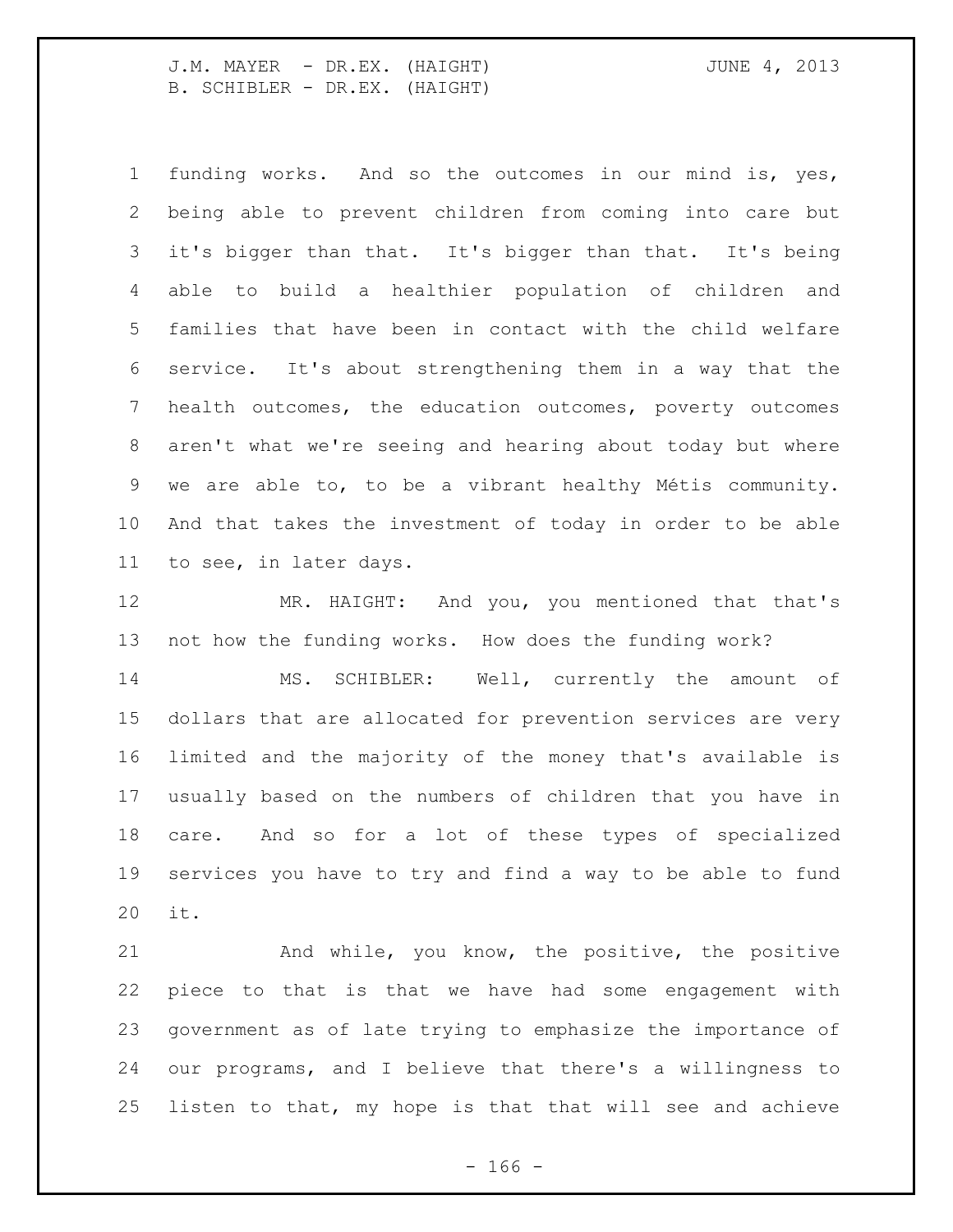funding works. And so the outcomes in our mind is, yes, being able to prevent children from coming into care but it's bigger than that. It's bigger than that. It's being able to build a healthier population of children and families that have been in contact with the child welfare service. It's about strengthening them in a way that the health outcomes, the education outcomes, poverty outcomes aren't what we're seeing and hearing about today but where we are able to, to be a vibrant healthy Métis community. And that takes the investment of today in order to be able to see, in later days.

MR. HAIGHT: And you, you mentioned that that's not how the funding works. How does the funding work?

MS. SCHIBLER: Well, currently the amount of dollars that are allocated for prevention services are very limited and the majority of the money that's available is usually based on the numbers of children that you have in care. And so for a lot of these types of specialized services you have to try and find a way to be able to fund it.

And while, you know, the positive, the positive piece to that is that we have had some engagement with government as of late trying to emphasize the importance of our programs, and I believe that there's a willingness to listen to that, my hope is that that will see and achieve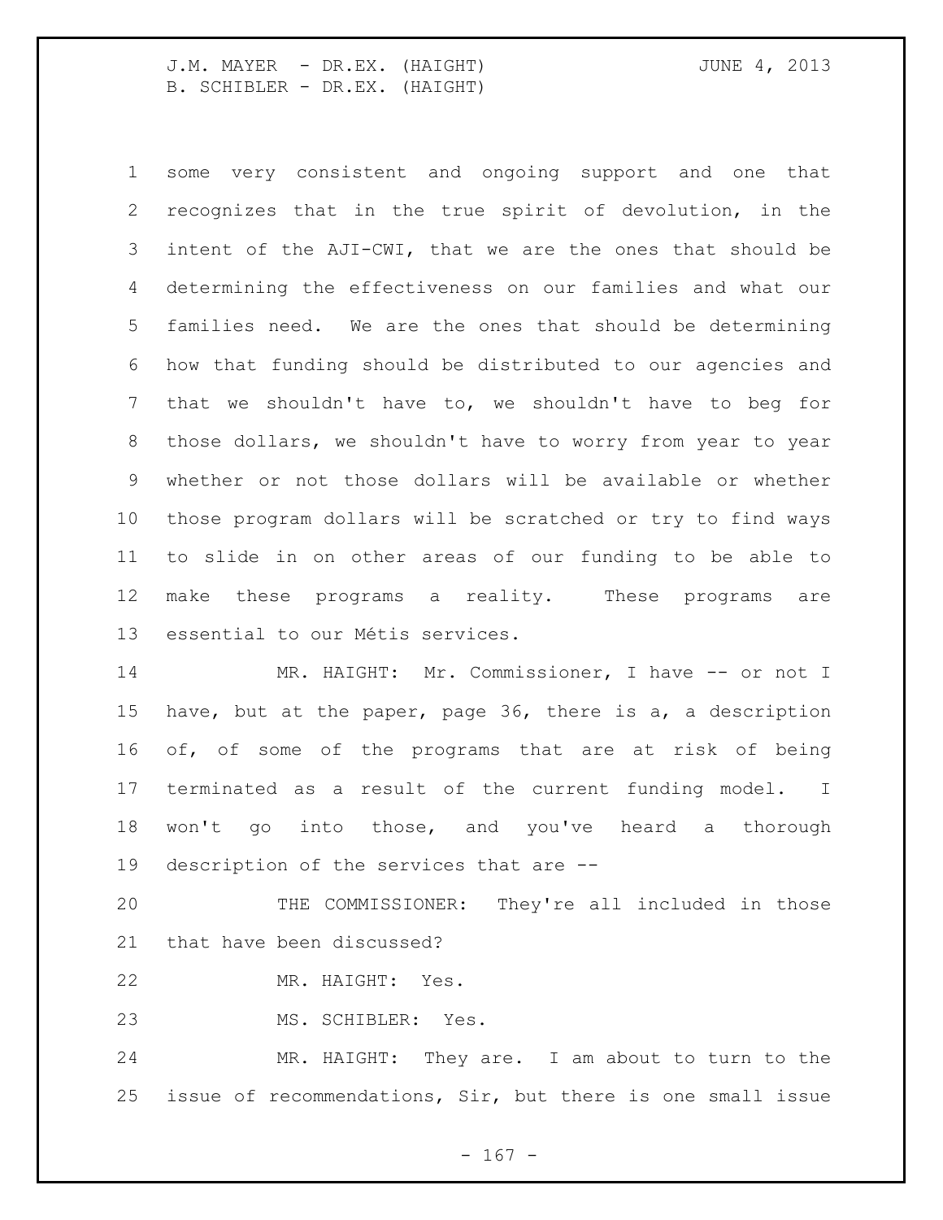some very consistent and ongoing support and one that recognizes that in the true spirit of devolution, in the intent of the AJI-CWI, that we are the ones that should be determining the effectiveness on our families and what our families need. We are the ones that should be determining how that funding should be distributed to our agencies and that we shouldn't have to, we shouldn't have to beg for those dollars, we shouldn't have to worry from year to year whether or not those dollars will be available or whether those program dollars will be scratched or try to find ways to slide in on other areas of our funding to be able to make these programs a reality. These programs are essential to our Métis services.

MR. HAIGHT: Mr. Commissioner, I have -- or not I have, but at the paper, page 36, there is a, a description of, of some of the programs that are at risk of being terminated as a result of the current funding model. I won't go into those, and you've heard a thorough description of the services that are --

THE COMMISSIONER: They're all included in those that have been discussed?

MR. HAIGHT: Yes.

MS. SCHIBLER: Yes.

MR. HAIGHT: They are. I am about to turn to the issue of recommendations, Sir, but there is one small issue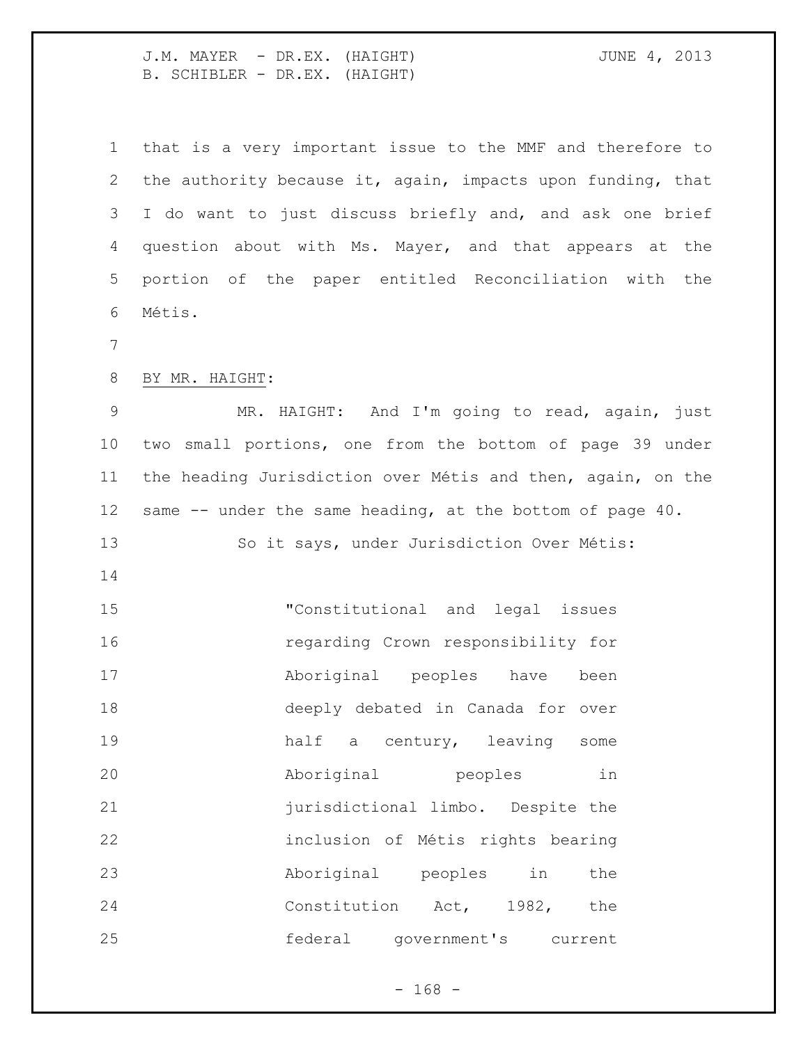that is a very important issue to the MMF and therefore to the authority because it, again, impacts upon funding, that I do want to just discuss briefly and, and ask one brief question about with Ms. Mayer, and that appears at the portion of the paper entitled Reconciliation with the Métis.

BY MR. HAIGHT:

MR. HAIGHT: And I'm going to read, again, just two small portions, one from the bottom of page 39 under the heading Jurisdiction over Métis and then, again, on the same -- under the same heading, at the bottom of page 40.

So it says, under Jurisdiction Over Métis:

> "Constitutional and legal issues regarding Crown responsibility for Aboriginal peoples have been deeply debated in Canada for over half a century, leaving some Aboriginal peoples in jurisdictional limbo. Despite the inclusion of Métis rights bearing Aboriginal peoples in the Constitution Act, 1982, the federal government's current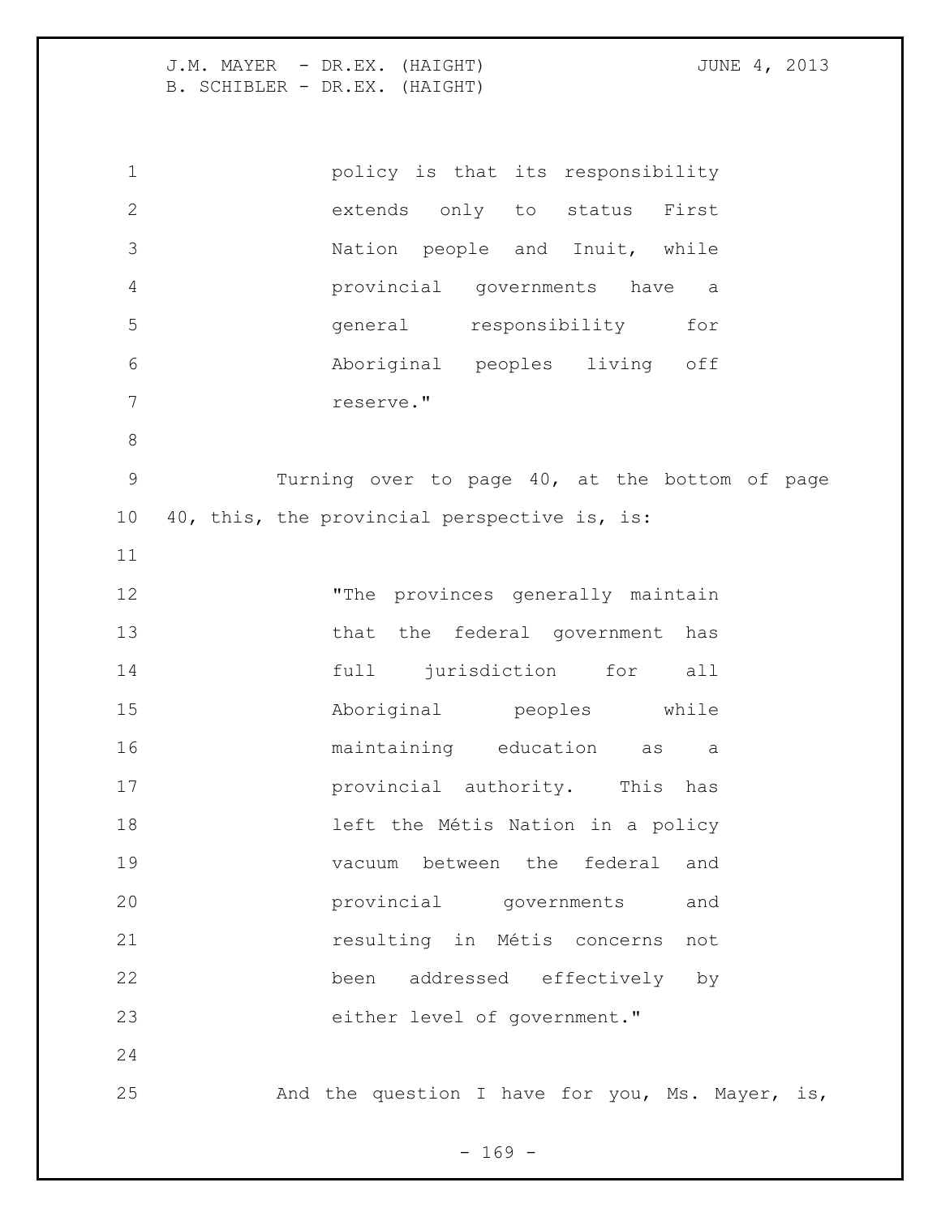policy is that its responsibility extends only to status First Nation people and Inuit, while provincial governments have a general responsibility for Aboriginal peoples living off reserve."

Turning over to page 40, at the bottom of page 40, this, the provincial perspective is, is:

"The provinces generally maintain that the federal government has full jurisdiction for all Aboriginal peoples while maintaining education as a provincial authority. This has left the Métis Nation in a policy vacuum between the federal and provincial governments and resulting in Métis concerns not been addressed effectively by either level of government."

And the question I have for you, Ms. Mayer, is,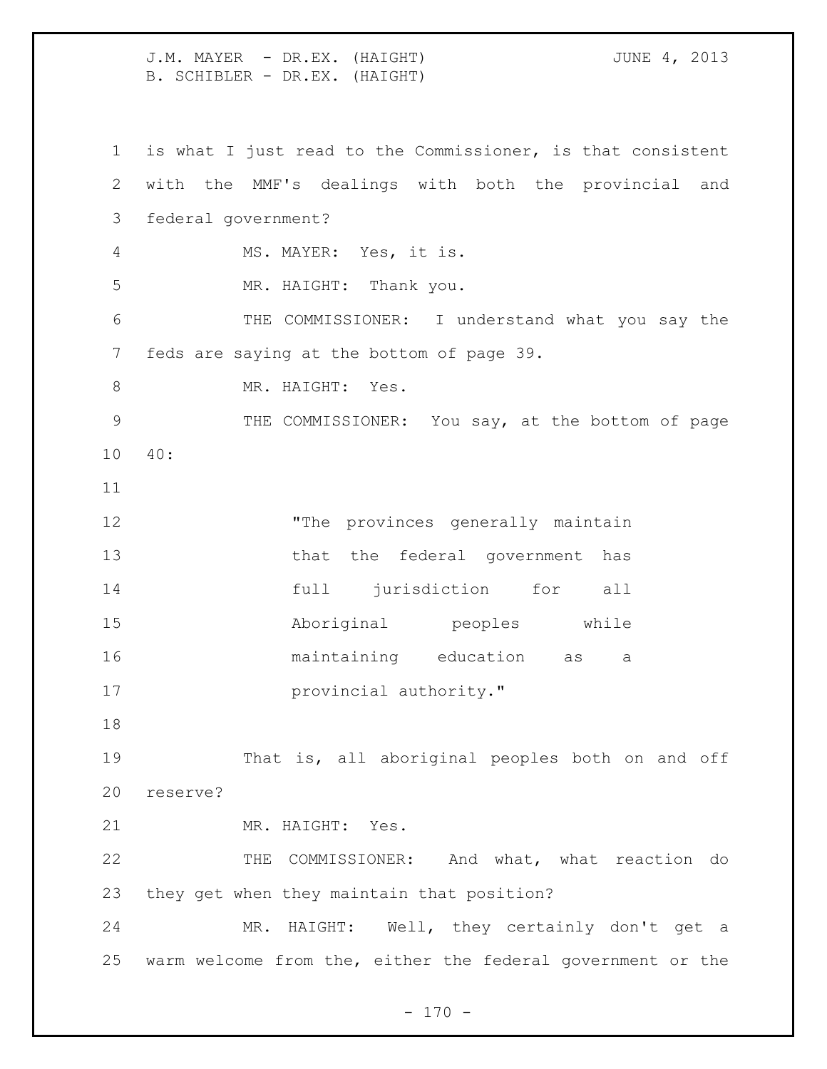is what I just read to the Commissioner, is that consistent with the MMF's dealings with both the provincial and federal government?

MS. MAYER: Yes, it is.

MR. HAIGHT: Thank you.

THE COMMISSIONER: I understand what you say the feds are saying at the bottom of page 39.

MR. HAIGHT: Yes.

THE COMMISSIONER: You say, at the bottom of page 40:

> "The provinces generally maintain that the federal government has full jurisdiction for all Aboriginal peoples while maintaining education as a provincial authority."

That is, all aboriginal peoples both on and off reserve?

MR. HAIGHT: Yes.

THE COMMISSIONER: And what, what reaction do they get when they maintain that position?

MR. HAIGHT: Well, they certainly don't get a warm welcome from the, either the federal government or the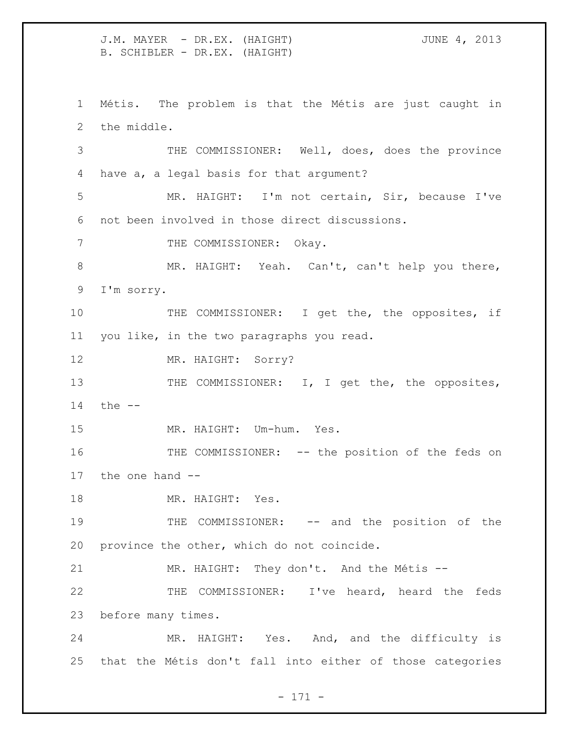Métis. The problem is that the Métis are just caught in the middle.

THE COMMISSIONER: Well, does, does the province have a, a legal basis for that argument?

MR. HAIGHT: I'm not certain, Sir, because I've not been involved in those direct discussions.

THE COMMISSIONER: Okay.

MR. HAIGHT: Yeah. Can't, can't help you there, I'm sorry.

THE COMMISSIONER: I get the, the opposites, if you like, in the two paragraphs you read.

MR. HAIGHT: Sorry?

THE COMMISSIONER: I, I get the, the opposites, the --

MR. HAIGHT: Um-hum. Yes.

THE COMMISSIONER: -- the position of the feds on the one hand --

MR. HAIGHT: Yes.

THE COMMISSIONER: -- and the position of the province the other, which do not coincide.

MR. HAIGHT: They don't. And the Métis --

THE COMMISSIONER: I've heard, heard the feds before many times.

MR. HAIGHT: Yes. And, and the difficulty is that the Métis don't fall into either of those categories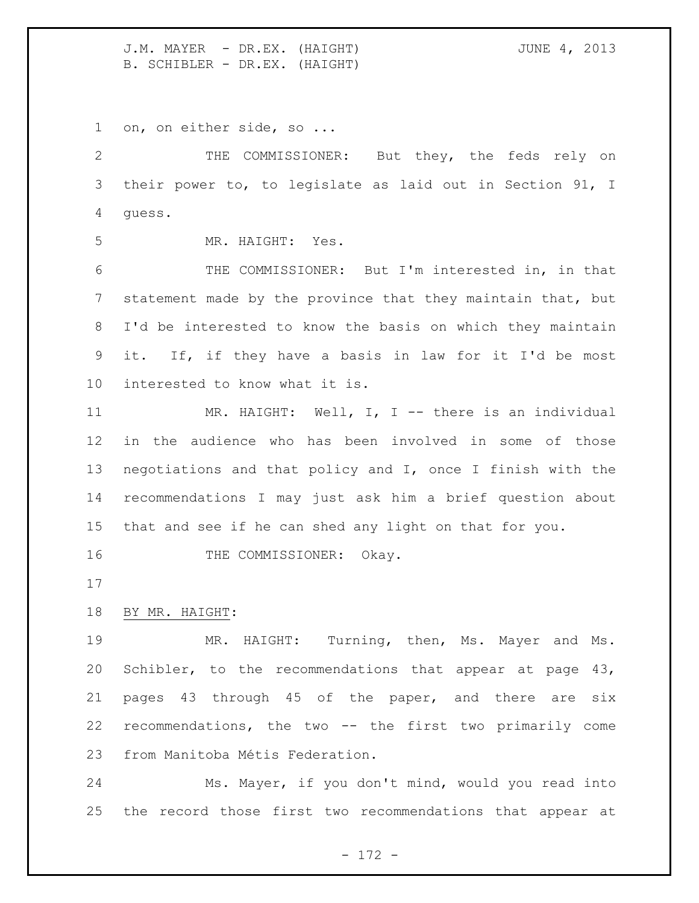on, on either side, so ...

THE COMMISSIONER: But they, the feds rely on their power to, to legislate as laid out in Section 91, I guess.

MR. HAIGHT: Yes.

THE COMMISSIONER: But I'm interested in, in that statement made by the province that they maintain that, but I'd be interested to know the basis on which they maintain it. If, if they have a basis in law for it I'd be most interested to know what it is.

MR. HAIGHT: Well, I, I -- there is an individual in the audience who has been involved in some of those negotiations and that policy and I, once I finish with the recommendations I may just ask him a brief question about that and see if he can shed any light on that for you.

THE COMMISSIONER: Okay.

BY MR. HAIGHT:

MR. HAIGHT: Turning, then, Ms. Mayer and Ms. Schibler, to the recommendations that appear at page 43, pages 43 through 45 of the paper, and there are six recommendations, the two -- the first two primarily come from Manitoba Métis Federation.

Ms. Mayer, if you don't mind, would you read into the record those first two recommendations that appear at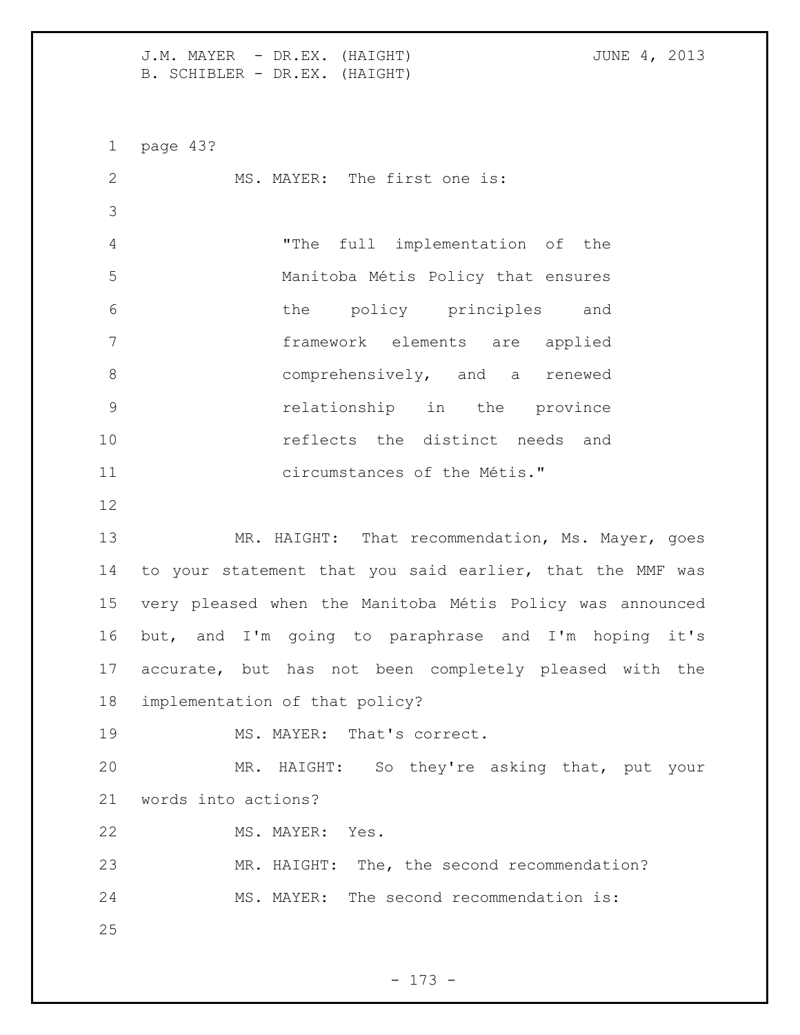page 43?

MS. MAYER: The first one is:

> "The full implementation of the Manitoba Métis Policy that ensures the policy principles and framework elements are applied comprehensively, and a renewed relationship in the province reflects the distinct needs and circumstances of the Métis."

MR. HAIGHT: That recommendation, Ms. Mayer, goes to your statement that you said earlier, that the MMF was very pleased when the Manitoba Métis Policy was announced but, and I'm going to paraphrase and I'm hoping it's accurate, but has not been completely pleased with the implementation of that policy?

MS. MAYER: That's correct.

MR. HAIGHT: So they're asking that, put your words into actions?

MS. MAYER: Yes.

MR. HAIGHT: The, the second recommendation?

MS. MAYER: The second recommendation is: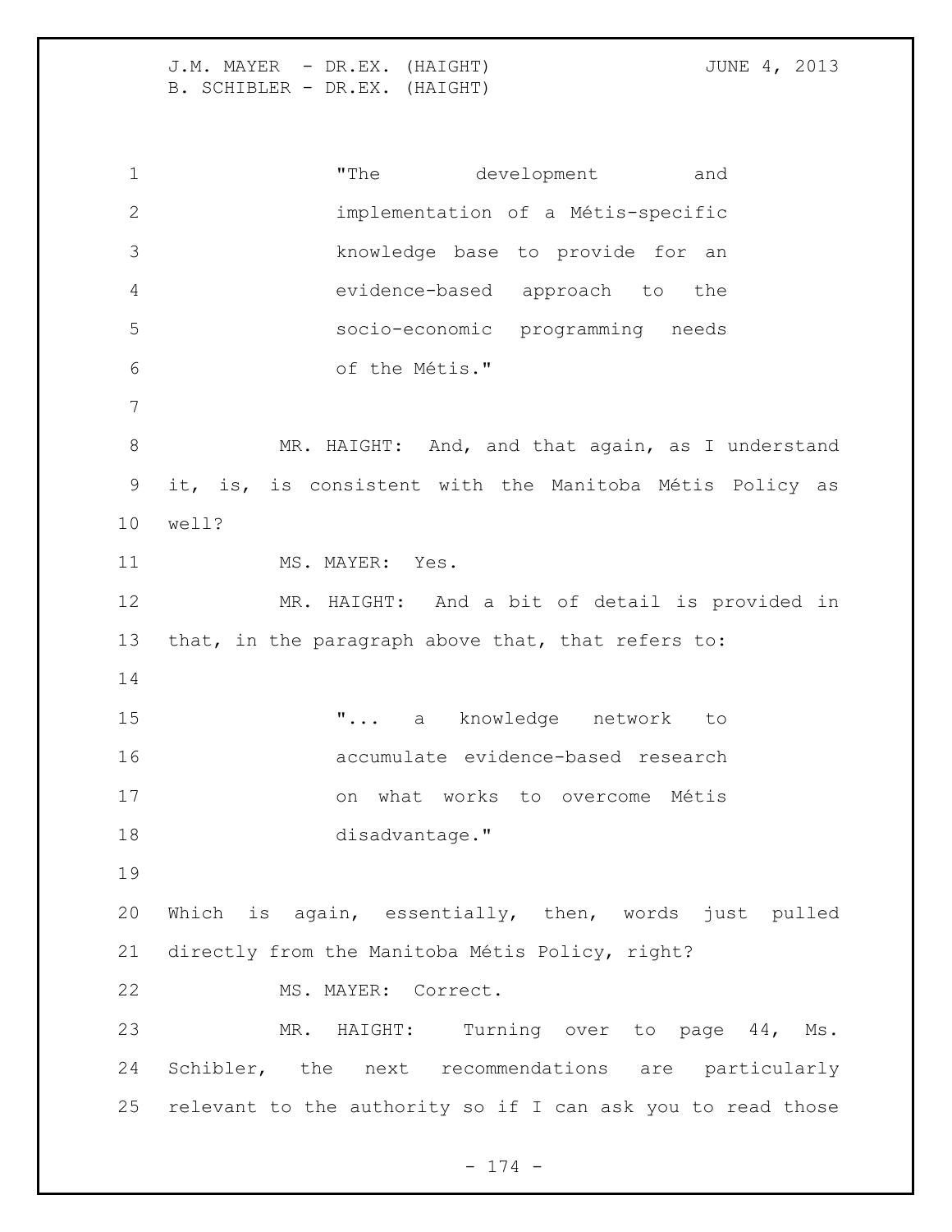> "The development and implementation of a Métis-specific knowledge base to provide for an evidence-based approach to the socio-economic programming needs of the Métis."

MR. HAIGHT: And, and that again, as I understand it, is, is consistent with the Manitoba Métis Policy as well?

MS. MAYER: Yes.

MR. HAIGHT: And a bit of detail is provided in that, in the paragraph above that, that refers to:

> "... a knowledge network to accumulate evidence-based research on what works to overcome Métis disadvantage."

Which is again, essentially, then, words just pulled directly from the Manitoba Métis Policy, right?

MS. MAYER: Correct.

MR. HAIGHT: Turning over to page 44, Ms. Schibler, the next recommendations are particularly relevant to the authority so if I can ask you to read those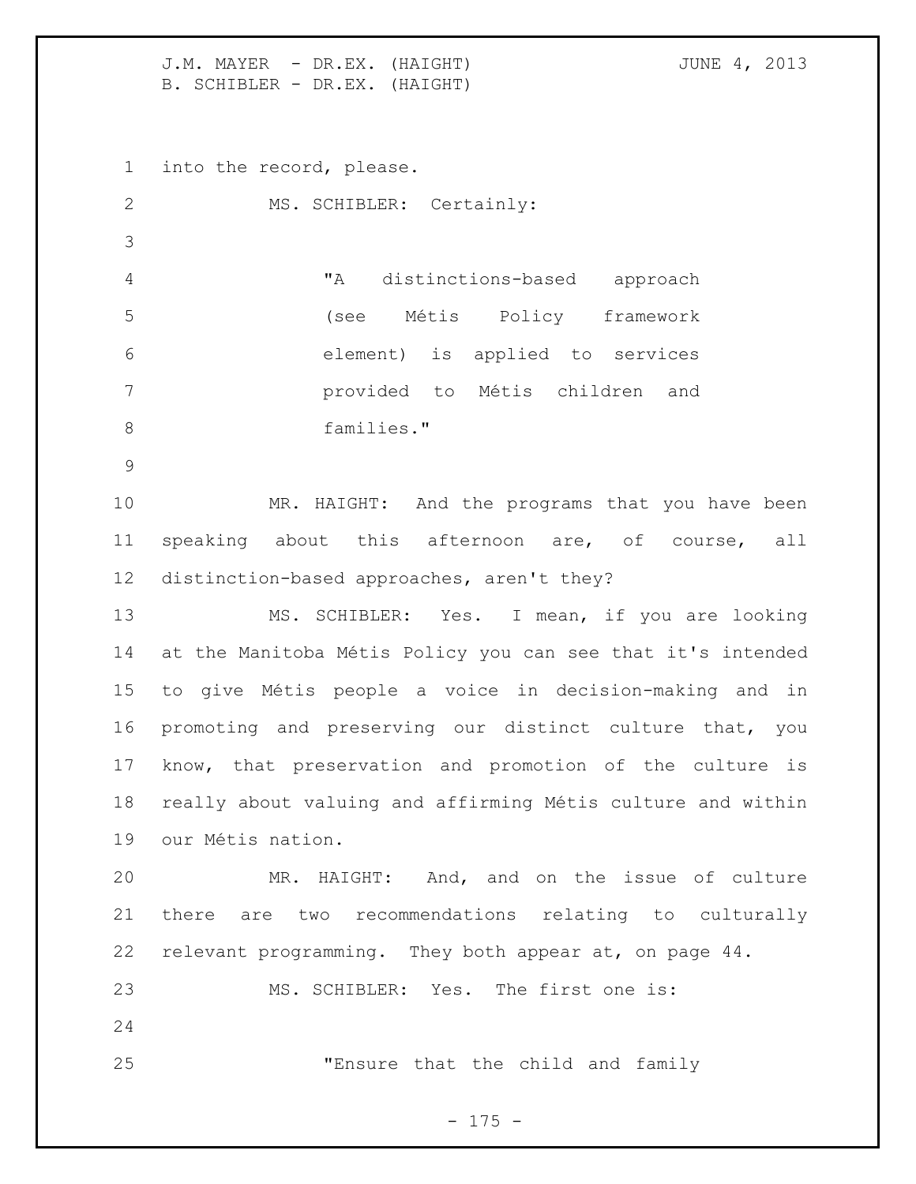into the record, please.

MS. SCHIBLER: Certainly:

> "A distinctions-based approach (see Métis Policy framework element) is applied to services provided to Métis children and families."

MR. HAIGHT: And the programs that you have been speaking about this afternoon are, of course, all distinction-based approaches, aren't they?

MS. SCHIBLER: Yes. I mean, if you are looking at the Manitoba Métis Policy you can see that it's intended to give Métis people a voice in decision-making and in promoting and preserving our distinct culture that, you know, that preservation and promotion of the culture is really about valuing and affirming Métis culture and within our Métis nation.

MR. HAIGHT: And, and on the issue of culture there are two recommendations relating to culturally relevant programming. They both appear at, on page 44.

MS. SCHIBLER: Yes. The first one is:

> "Ensure that the child and family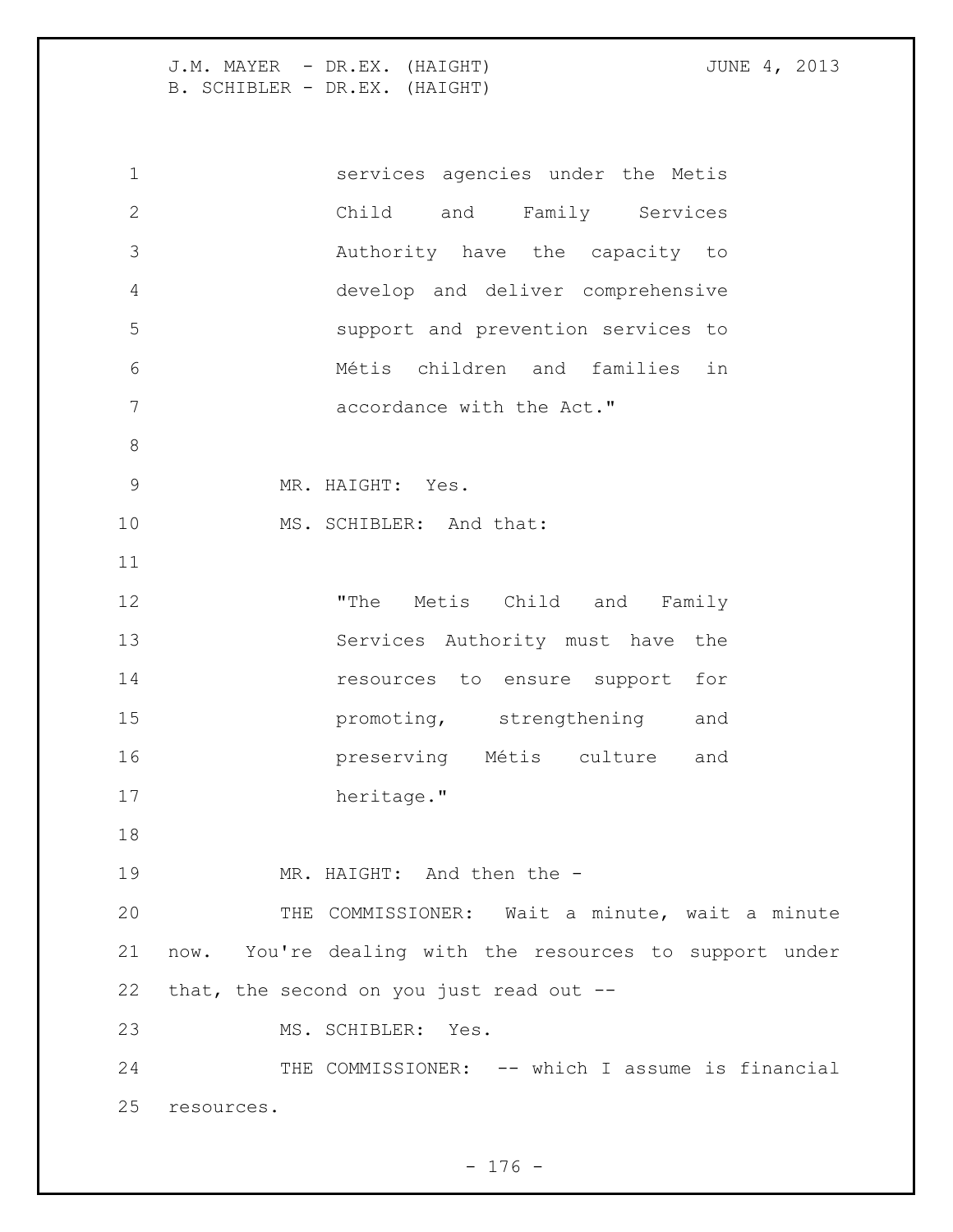services agencies under the Metis Child and Family Services Authority have the capacity to develop and deliver comprehensive support and prevention services to Métis children and families in accordance with the Act."

MR. HAIGHT: Yes.

MS. SCHIBLER: And that:

"The Metis Child and Family Services Authority must have the resources to ensure support for promoting, strengthening and preserving Métis culture and heritage."

MR. HAIGHT: And then the -

THE COMMISSIONER: Wait a minute, wait a minute now. You're dealing with the resources to support under that, the second on you just read out --

MS. SCHIBLER: Yes.

THE COMMISSIONER: -- which I assume is financial resources.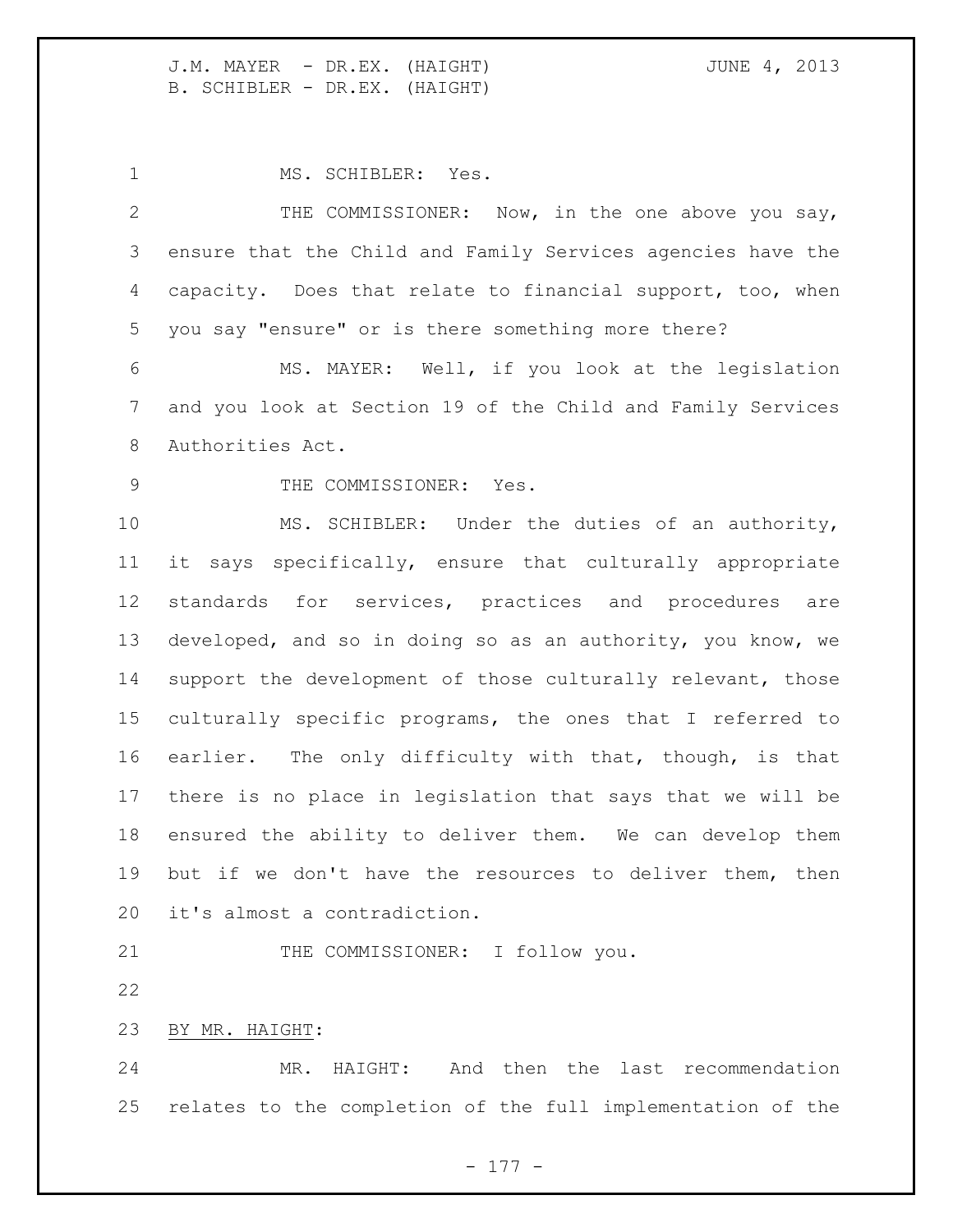MS. SCHIBLER: Yes.

THE COMMISSIONER: Now, in the one above you say, ensure that the Child and Family Services agencies have the capacity. Does that relate to financial support, too, when you say "ensure" or is there something more there?

MS. MAYER: Well, if you look at the legislation and you look at Section 19 of the Child and Family Services Authorities Act.

THE COMMISSIONER: Yes.

MS. SCHIBLER: Under the duties of an authority, it says specifically, ensure that culturally appropriate standards for services, practices and procedures are developed, and so in doing so as an authority, you know, we support the development of those culturally relevant, those culturally specific programs, the ones that I referred to earlier. The only difficulty with that, though, is that there is no place in legislation that says that we will be ensured the ability to deliver them. We can develop them but if we don't have the resources to deliver them, then it's almost a contradiction.

THE COMMISSIONER: I follow you.

BY MR. HAIGHT:

MR. HAIGHT: And then the last recommendation relates to the completion of the full implementation of the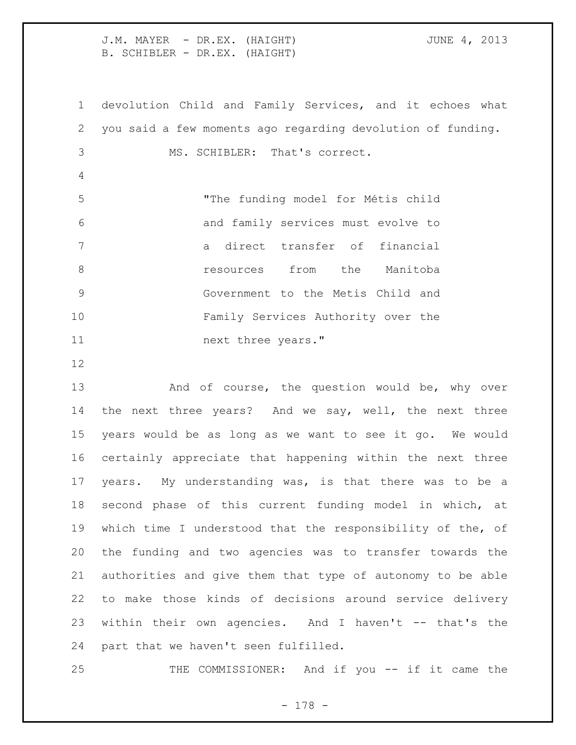devolution Child and Family Services, and it echoes what you said a few moments ago regarding devolution of funding.

MS. SCHIBLER: That's correct.

> "The funding model for Métis child and family services must evolve to a direct transfer of financial resources from the Manitoba Government to the Metis Child and Family Services Authority over the next three years."

And of course, the question would be, why over the next three years? And we say, well, the next three years would be as long as we want to see it go. We would certainly appreciate that happening within the next three years. My understanding was, is that there was to be a second phase of this current funding model in which, at which time I understood that the responsibility of the, of the funding and two agencies was to transfer towards the authorities and give them that type of autonomy to be able to make those kinds of decisions around service delivery within their own agencies. And I haven't -- that's the part that we haven't seen fulfilled.

THE COMMISSIONER: And if you -- if it came the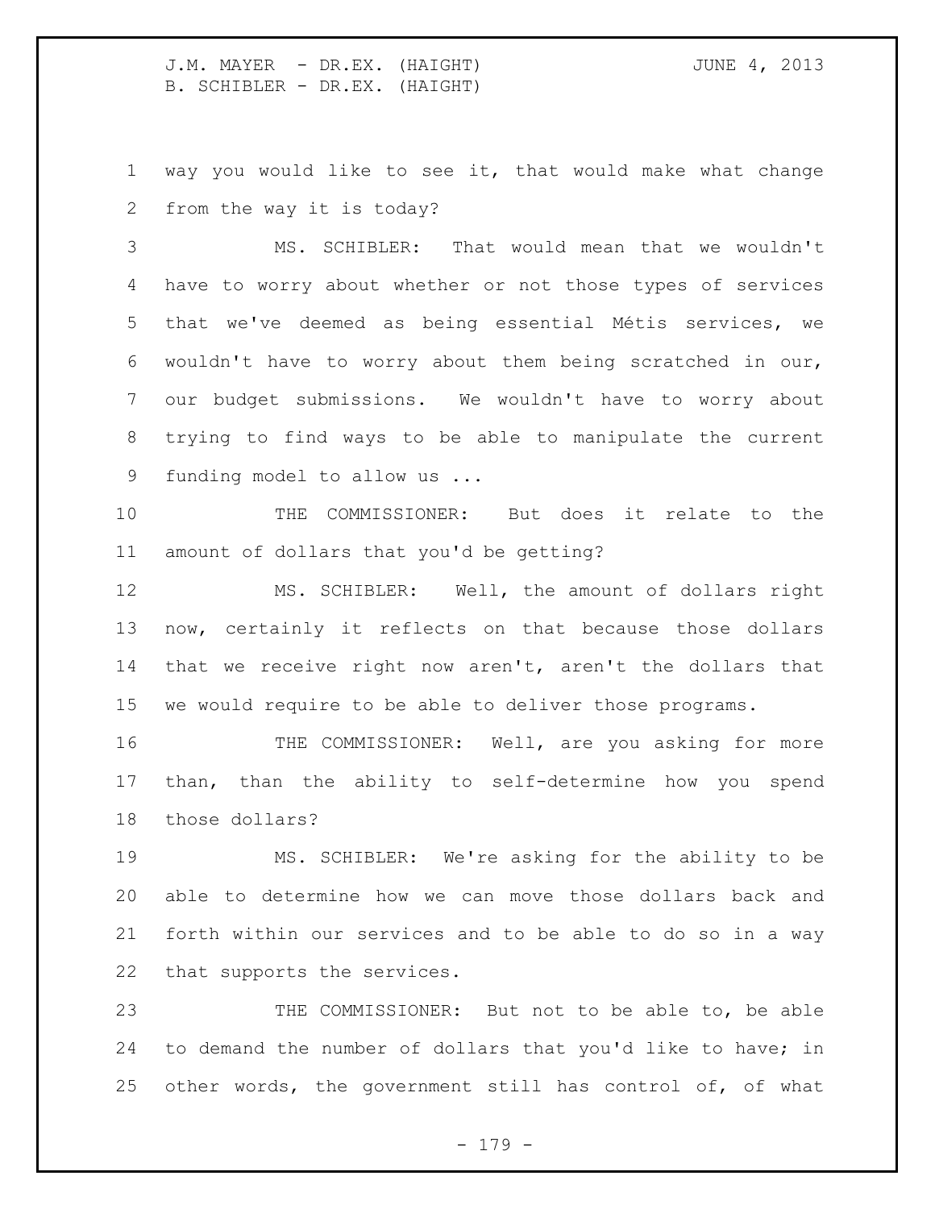way you would like to see it, that would make what change from the way it is today?

MS. SCHIBLER: That would mean that we wouldn't have to worry about whether or not those types of services that we've deemed as being essential Métis services, we wouldn't have to worry about them being scratched in our, our budget submissions. We wouldn't have to worry about trying to find ways to be able to manipulate the current funding model to allow us ...

THE COMMISSIONER: But does it relate to the amount of dollars that you'd be getting?

MS. SCHIBLER: Well, the amount of dollars right now, certainly it reflects on that because those dollars that we receive right now aren't, aren't the dollars that we would require to be able to deliver those programs.

THE COMMISSIONER: Well, are you asking for more than, than the ability to self-determine how you spend those dollars?

MS. SCHIBLER: We're asking for the ability to be able to determine how we can move those dollars back and forth within our services and to be able to do so in a way that supports the services.

THE COMMISSIONER: But not to be able to, be able to demand the number of dollars that you'd like to have; in other words, the government still has control of, of what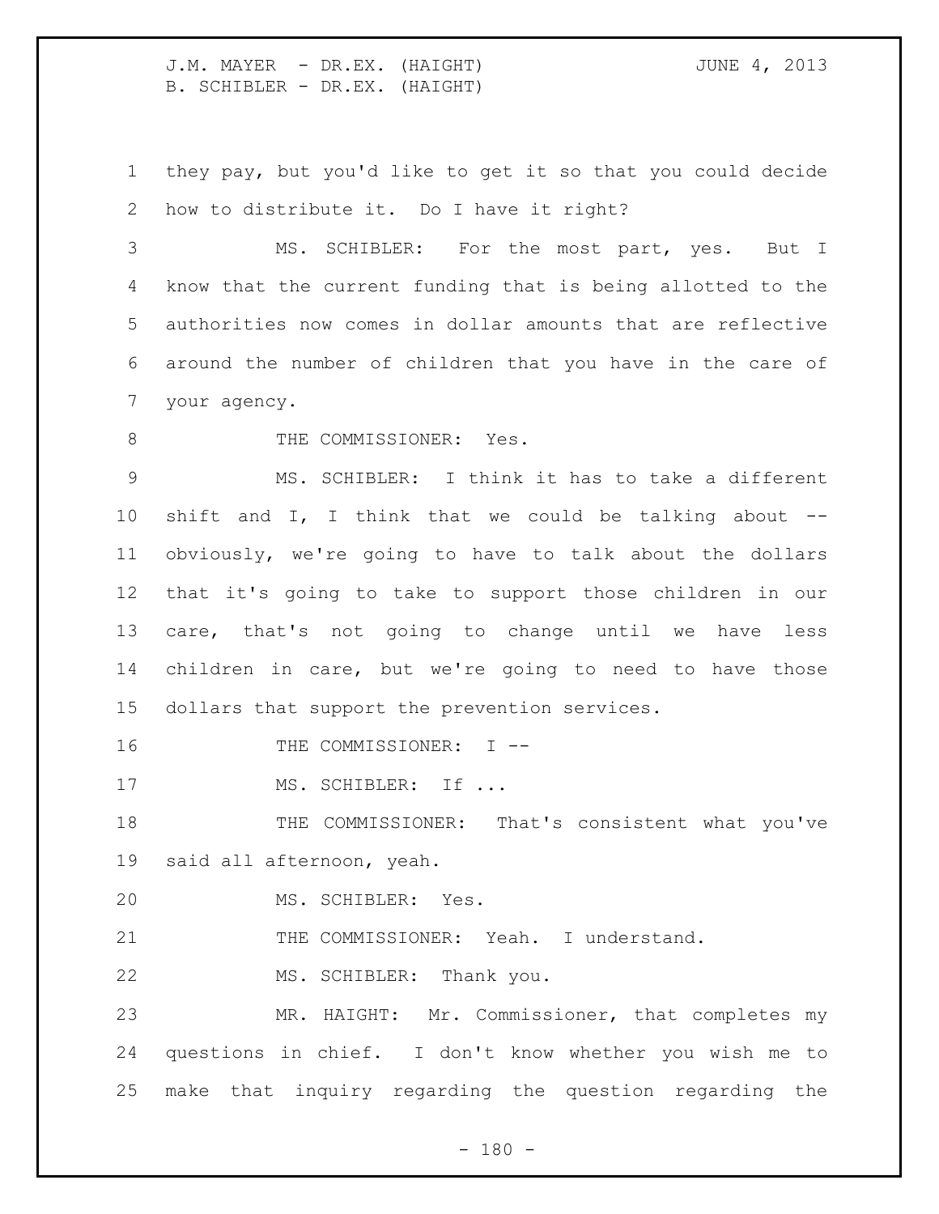they pay, but you'd like to get it so that you could decide how to distribute it. Do I have it right?

MS. SCHIBLER: For the most part, yes. But I know that the current funding that is being allotted to the authorities now comes in dollar amounts that are reflective around the number of children that you have in the care of your agency.

THE COMMISSIONER: Yes.

MS. SCHIBLER: I think it has to take a different shift and I, I think that we could be talking about -- obviously, we're going to have to talk about the dollars that it's going to take to support those children in our care, that's not going to change until we have less children in care, but we're going to need to have those dollars that support the prevention services.

THE COMMISSIONER: I --

MS. SCHIBLER: If ...

THE COMMISSIONER: That's consistent what you've said all afternoon, yeah.

MS. SCHIBLER: Yes.

THE COMMISSIONER: Yeah. I understand.

MS. SCHIBLER: Thank you.

MR. HAIGHT: Mr. Commissioner, that completes my questions in chief. I don't know whether you wish me to make that inquiry regarding the question regarding the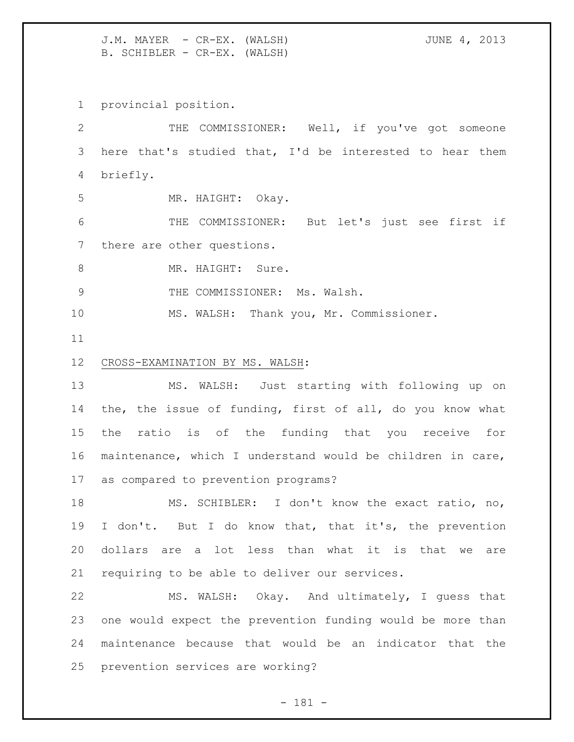provincial position.

THE COMMISSIONER: Well, if you've got someone here that's studied that, I'd be interested to hear them briefly.

MR. HAIGHT: Okay.

THE COMMISSIONER: But let's just see first if there are other questions.

MR. HAIGHT: Sure.

THE COMMISSIONER: Ms. Walsh.

MS. WALSH: Thank you, Mr. Commissioner.

CROSS-EXAMINATION BY MS. WALSH:

MS. WALSH: Just starting with following up on the, the issue of funding, first of all, do you know what the ratio is of the funding that you receive for maintenance, which I understand would be children in care, as compared to prevention programs?

MS. SCHIBLER: I don't know the exact ratio, no, I don't. But I do know that, that it's, the prevention dollars are a lot less than what it is that we are requiring to be able to deliver our services.

MS. WALSH: Okay. And ultimately, I guess that one would expect the prevention funding would be more than maintenance because that would be an indicator that the prevention services are working?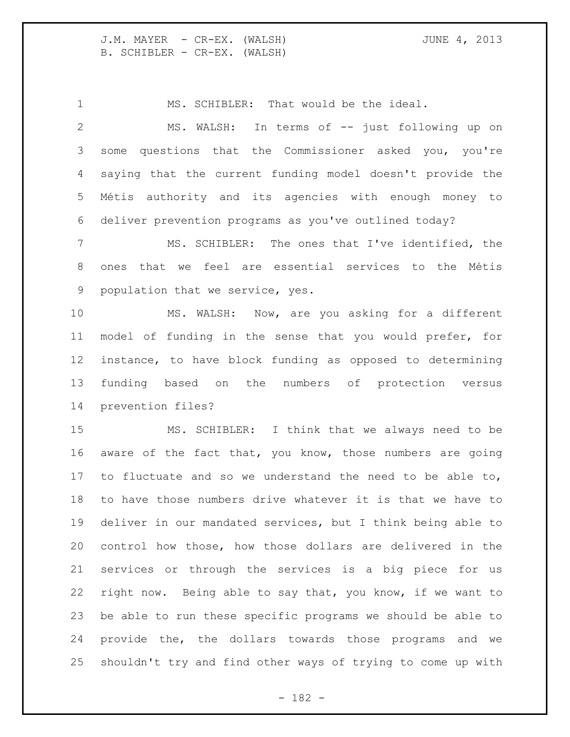MS. SCHIBLER: That would be the ideal.

MS. WALSH: In terms of -- just following up on some questions that the Commissioner asked you, you're saying that the current funding model doesn't provide the Métis authority and its agencies with enough money to deliver prevention programs as you've outlined today?

MS. SCHIBLER: The ones that I've identified, the ones that we feel are essential services to the Métis population that we service, yes.

MS. WALSH: Now, are you asking for a different model of funding in the sense that you would prefer, for instance, to have block funding as opposed to determining funding based on the numbers of protection versus prevention files?

MS. SCHIBLER: I think that we always need to be aware of the fact that, you know, those numbers are going to fluctuate and so we understand the need to be able to, to have those numbers drive whatever it is that we have to deliver in our mandated services, but I think being able to control how those, how those dollars are delivered in the services or through the services is a big piece for us right now. Being able to say that, you know, if we want to be able to run these specific programs we should be able to provide the, the dollars towards those programs and we shouldn't try and find other ways of trying to come up with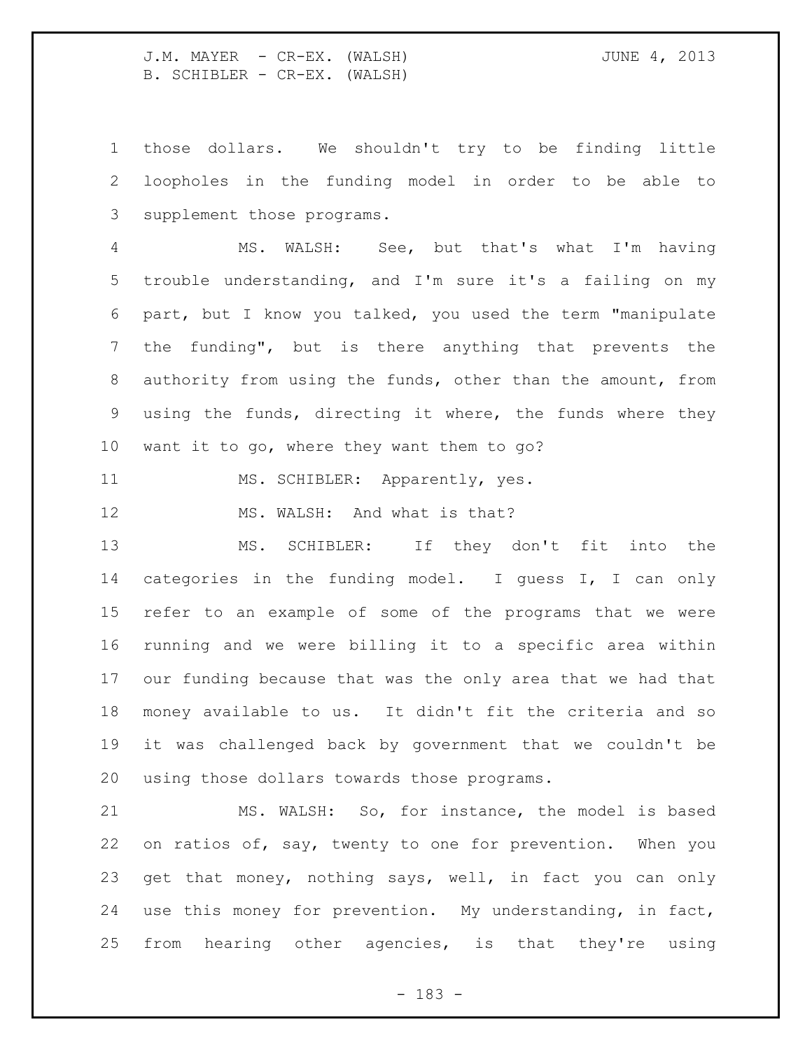those dollars. We shouldn't try to be finding little loopholes in the funding model in order to be able to supplement those programs.

MS. WALSH: See, but that's what I'm having trouble understanding, and I'm sure it's a failing on my part, but I know you talked, you used the term "manipulate the funding", but is there anything that prevents the authority from using the funds, other than the amount, from using the funds, directing it where, the funds where they want it to go, where they want them to go?

MS. SCHIBLER: Apparently, yes.

MS. WALSH: And what is that?

MS. SCHIBLER: If they don't fit into the categories in the funding model. I guess I, I can only refer to an example of some of the programs that we were running and we were billing it to a specific area within our funding because that was the only area that we had that money available to us. It didn't fit the criteria and so it was challenged back by government that we couldn't be using those dollars towards those programs.

MS. WALSH: So, for instance, the model is based on ratios of, say, twenty to one for prevention. When you get that money, nothing says, well, in fact you can only use this money for prevention. My understanding, in fact, from hearing other agencies, is that they're using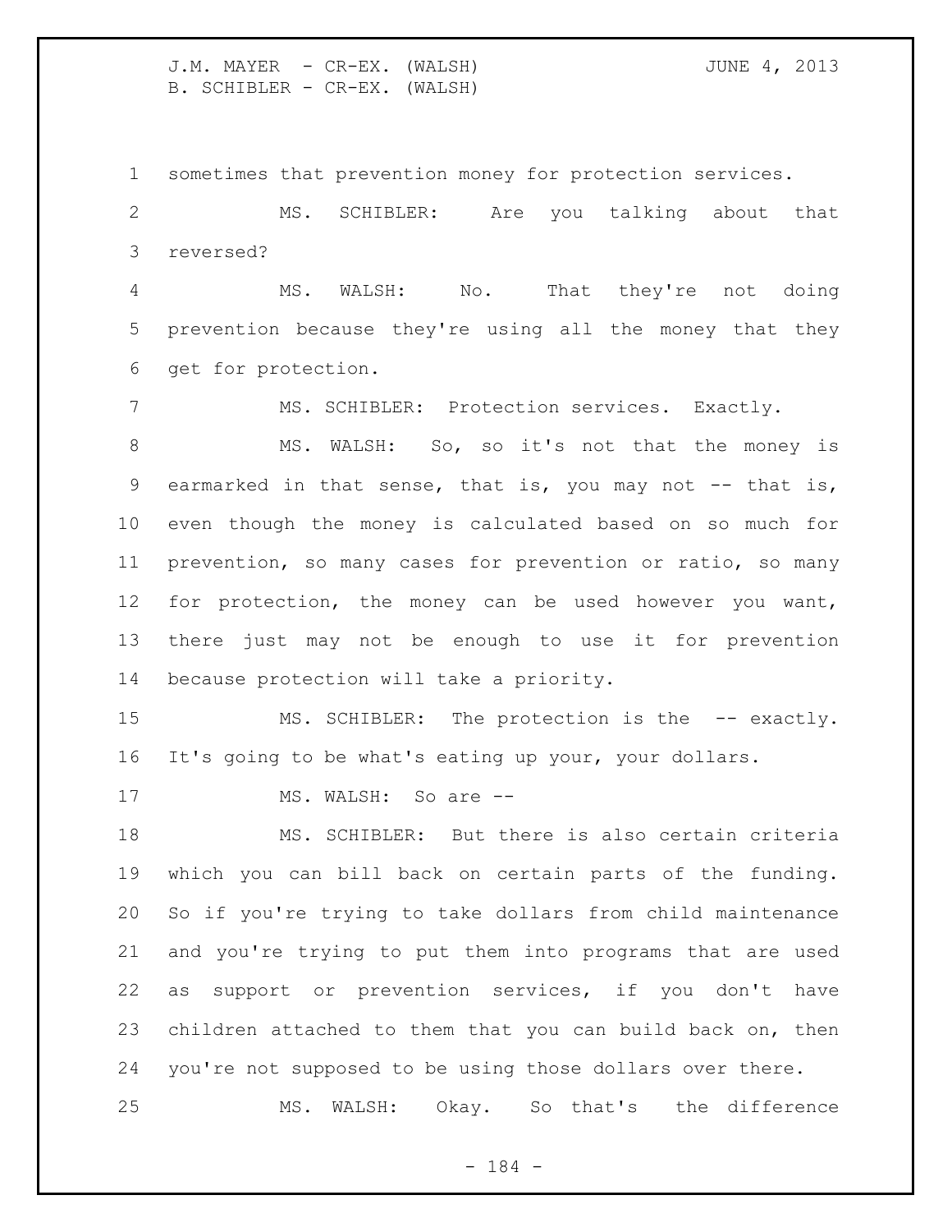sometimes that prevention money for protection services.

MS. SCHIBLER: Are you talking about that reversed?

MS. WALSH: No. That they're not doing prevention because they're using all the money that they get for protection.

MS. SCHIBLER: Protection services. Exactly.

MS. WALSH: So, so it's not that the money is earmarked in that sense, that is, you may not -- that is, even though the money is calculated based on so much for prevention, so many cases for prevention or ratio, so many for protection, the money can be used however you want, there just may not be enough to use it for prevention because protection will take a priority.

MS. SCHIBLER: The protection is the -- exactly. It's going to be what's eating up your, your dollars.

MS. WALSH: So are --

MS. SCHIBLER: But there is also certain criteria which you can bill back on certain parts of the funding. So if you're trying to take dollars from child maintenance and you're trying to put them into programs that are used as support or prevention services, if you don't have children attached to them that you can build back on, then you're not supposed to be using those dollars over there.

MS. WALSH: Okay. So that's the difference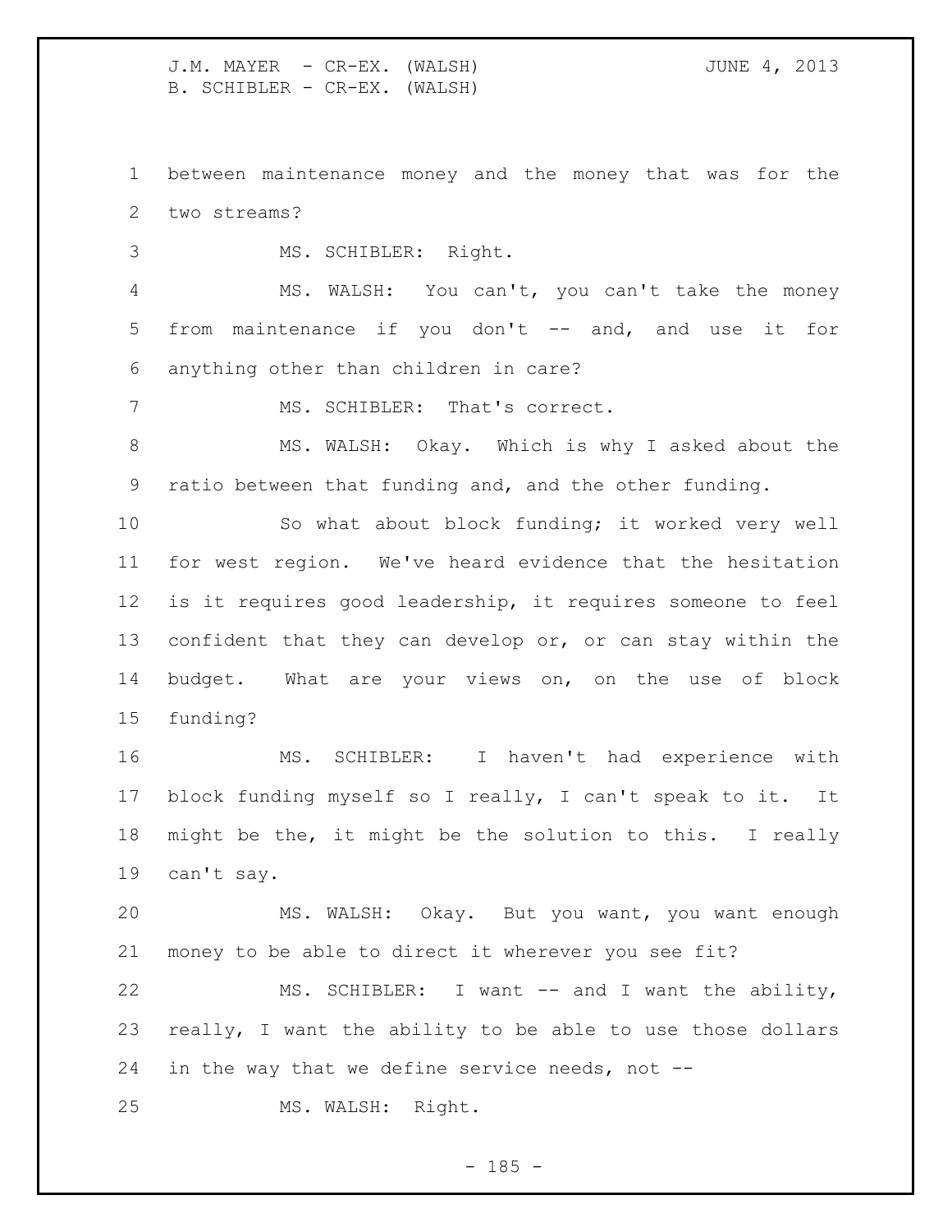between maintenance money and the money that was for the two streams?

MS. SCHIBLER: Right.

MS. WALSH: You can't, you can't take the money from maintenance if you don't -- and, and use it for anything other than children in care?

MS. SCHIBLER: That's correct.

MS. WALSH: Okay. Which is why I asked about the ratio between that funding and, and the other funding.

So what about block funding; it worked very well for west region. We've heard evidence that the hesitation is it requires good leadership, it requires someone to feel confident that they can develop or, or can stay within the budget. What are your views on, on the use of block funding?

MS. SCHIBLER: I haven't had experience with block funding myself so I really, I can't speak to it. It might be the, it might be the solution to this. I really can't say.

MS. WALSH: Okay. But you want, you want enough money to be able to direct it wherever you see fit?

MS. SCHIBLER: I want -- and I want the ability, really, I want the ability to be able to use those dollars in the way that we define service needs, not --

MS. WALSH: Right.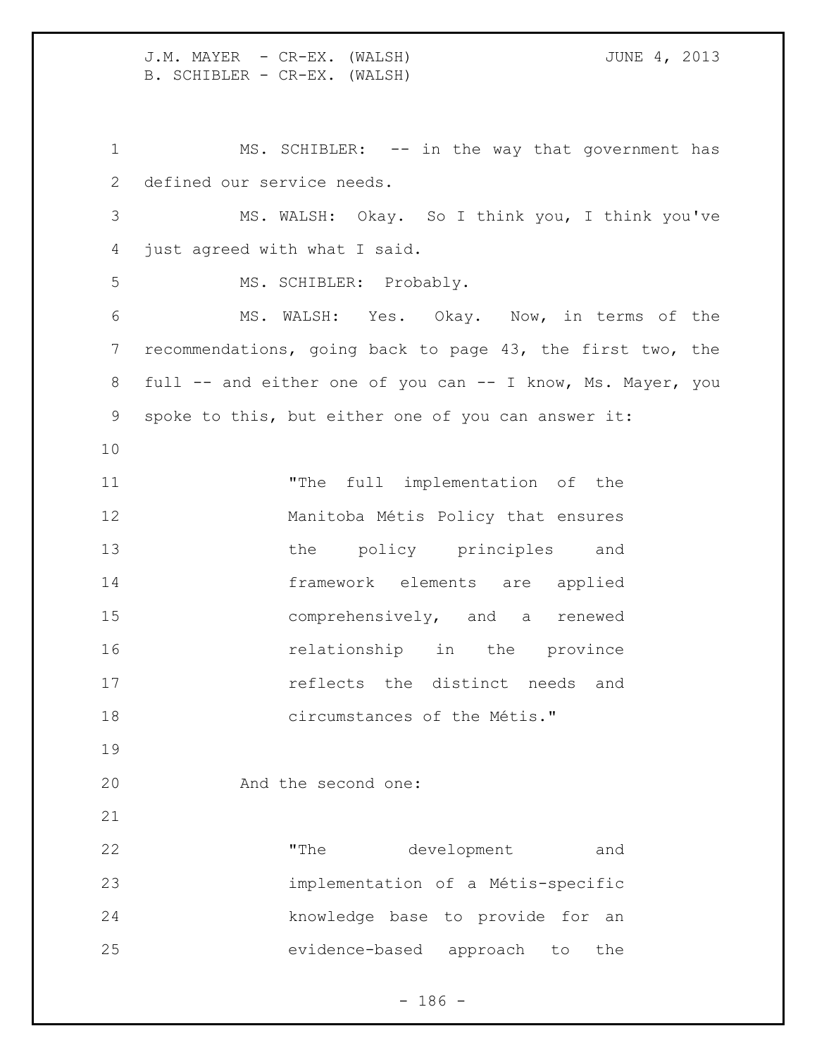MS. SCHIBLER: -- in the way that government has defined our service needs.

MS. WALSH: Okay. So I think you, I think you've just agreed with what I said.

MS. SCHIBLER: Probably.

MS. WALSH: Yes. Okay. Now, in terms of the recommendations, going back to page 43, the first two, the full -- and either one of you can -- I know, Ms. Mayer, you spoke to this, but either one of you can answer it:

> "The full implementation of the Manitoba Métis Policy that ensures the policy principles and framework elements are applied comprehensively, and a renewed relationship in the province reflects the distinct needs and circumstances of the Métis."

And the second one:

> "The development and implementation of a Métis-specific knowledge base to provide for an evidence-based approach to the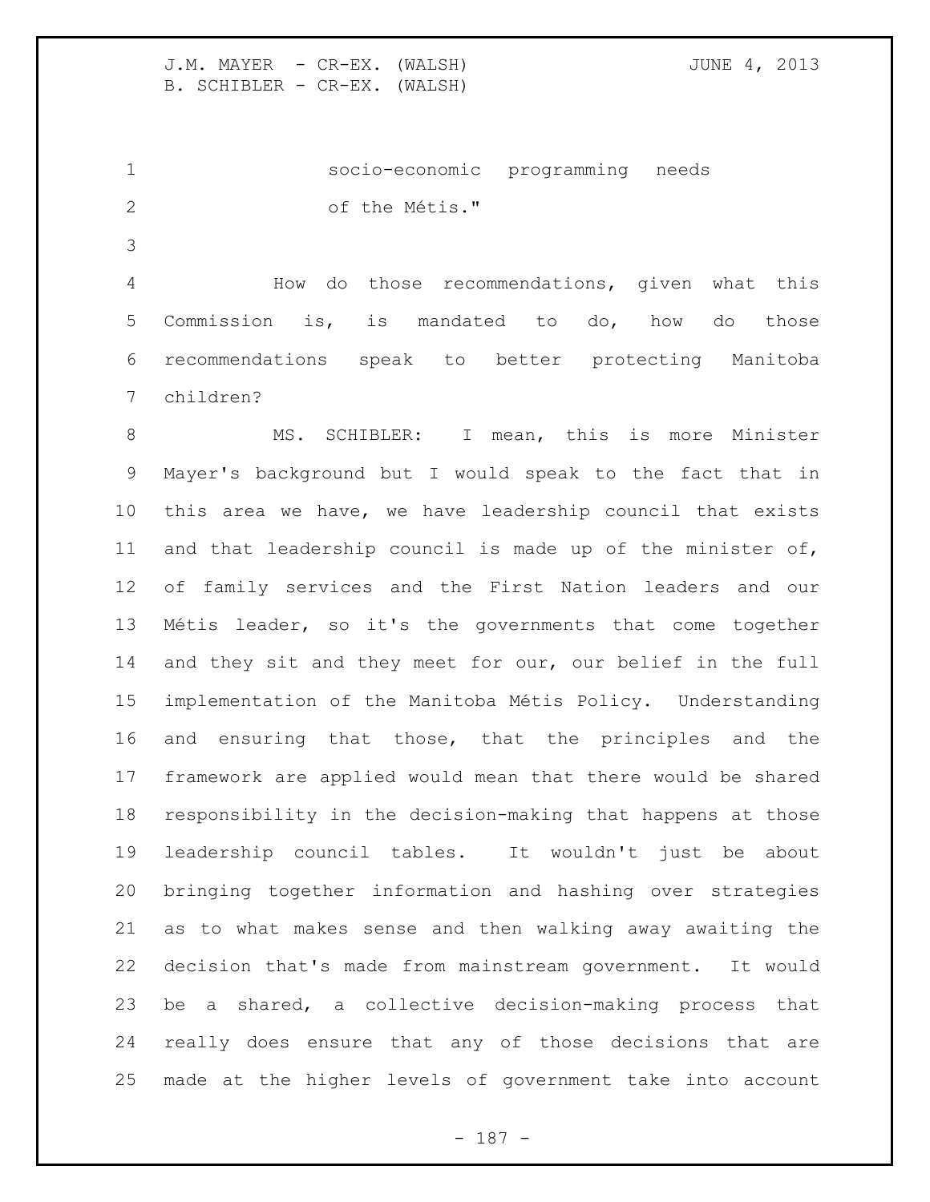socio-economic programming needs of the Métis."

How do those recommendations, given what this Commission is, is mandated to do, how do those recommendations speak to better protecting Manitoba children?

MS. SCHIBLER: I mean, this is more Minister Mayer's background but I would speak to the fact that in this area we have, we have leadership council that exists and that leadership council is made up of the minister of, of family services and the First Nation leaders and our Métis leader, so it's the governments that come together and they sit and they meet for our, our belief in the full implementation of the Manitoba Métis Policy. Understanding and ensuring that those, that the principles and the framework are applied would mean that there would be shared responsibility in the decision-making that happens at those leadership council tables. It wouldn't just be about bringing together information and hashing over strategies as to what makes sense and then walking away awaiting the decision that's made from mainstream government. It would be a shared, a collective decision-making process that really does ensure that any of those decisions that are made at the higher levels of government take into account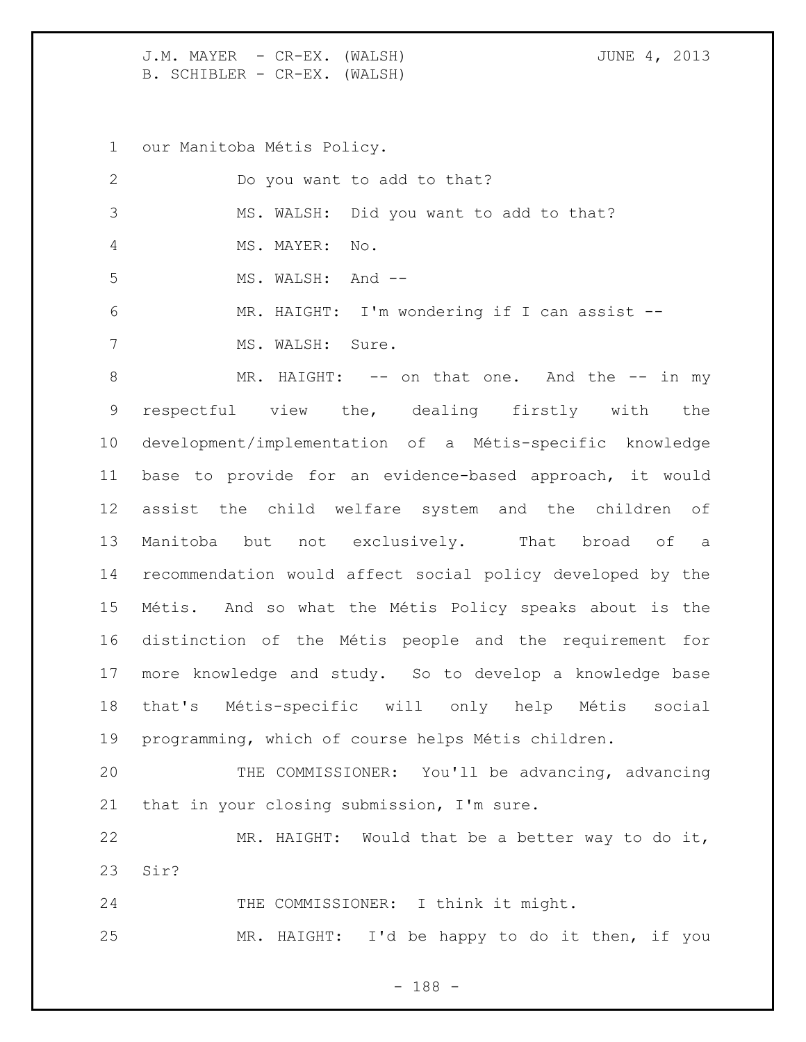our Manitoba Métis Policy.

Do you want to add to that?

MS. WALSH: Did you want to add to that?

MS. MAYER: No.

MS. WALSH: And --

MR. HAIGHT: I'm wondering if I can assist --

MS. WALSH: Sure.

MR. HAIGHT: -- on that one. And the -- in my respectful view the, dealing firstly with the development/implementation of a Métis-specific knowledge base to provide for an evidence-based approach, it would assist the child welfare system and the children of Manitoba but not exclusively. That broad of a recommendation would affect social policy developed by the Métis. And so what the Métis Policy speaks about is the distinction of the Métis people and the requirement for more knowledge and study. So to develop a knowledge base that's Métis-specific will only help Métis social programming, which of course helps Métis children.

THE COMMISSIONER: You'll be advancing, advancing that in your closing submission, I'm sure.

MR. HAIGHT: Would that be a better way to do it, Sir?

THE COMMISSIONER: I think it might.

MR. HAIGHT: I'd be happy to do it then, if you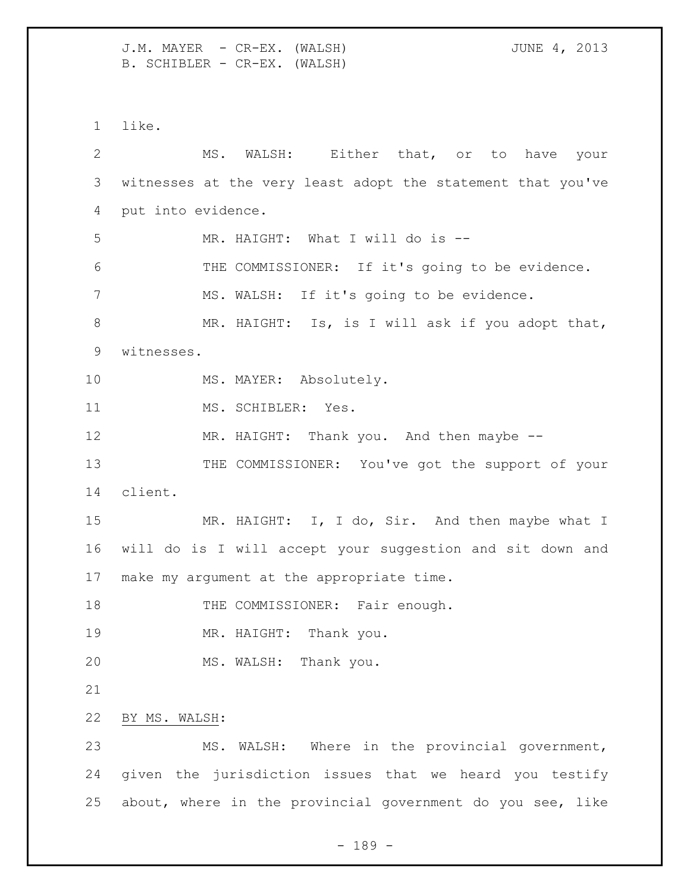like.

MS. WALSH: Either that, or to have your witnesses at the very least adopt the statement that you've put into evidence.

MR. HAIGHT: What I will do is --

THE COMMISSIONER: If it's going to be evidence.

MS. WALSH: If it's going to be evidence.

MR. HAIGHT: Is, is I will ask if you adopt that, witnesses.

MS. MAYER: Absolutely.

MS. SCHIBLER: Yes.

MR. HAIGHT: Thank you. And then maybe --

THE COMMISSIONER: You've got the support of your client.

MR. HAIGHT: I, I do, Sir. And then maybe what I will do is I will accept your suggestion and sit down and make my argument at the appropriate time.

THE COMMISSIONER: Fair enough.

MR. HAIGHT: Thank you.

MS. WALSH: Thank you.

BY MS. WALSH:

MS. WALSH: Where in the provincial government, given the jurisdiction issues that we heard you testify about, where in the provincial government do you see, like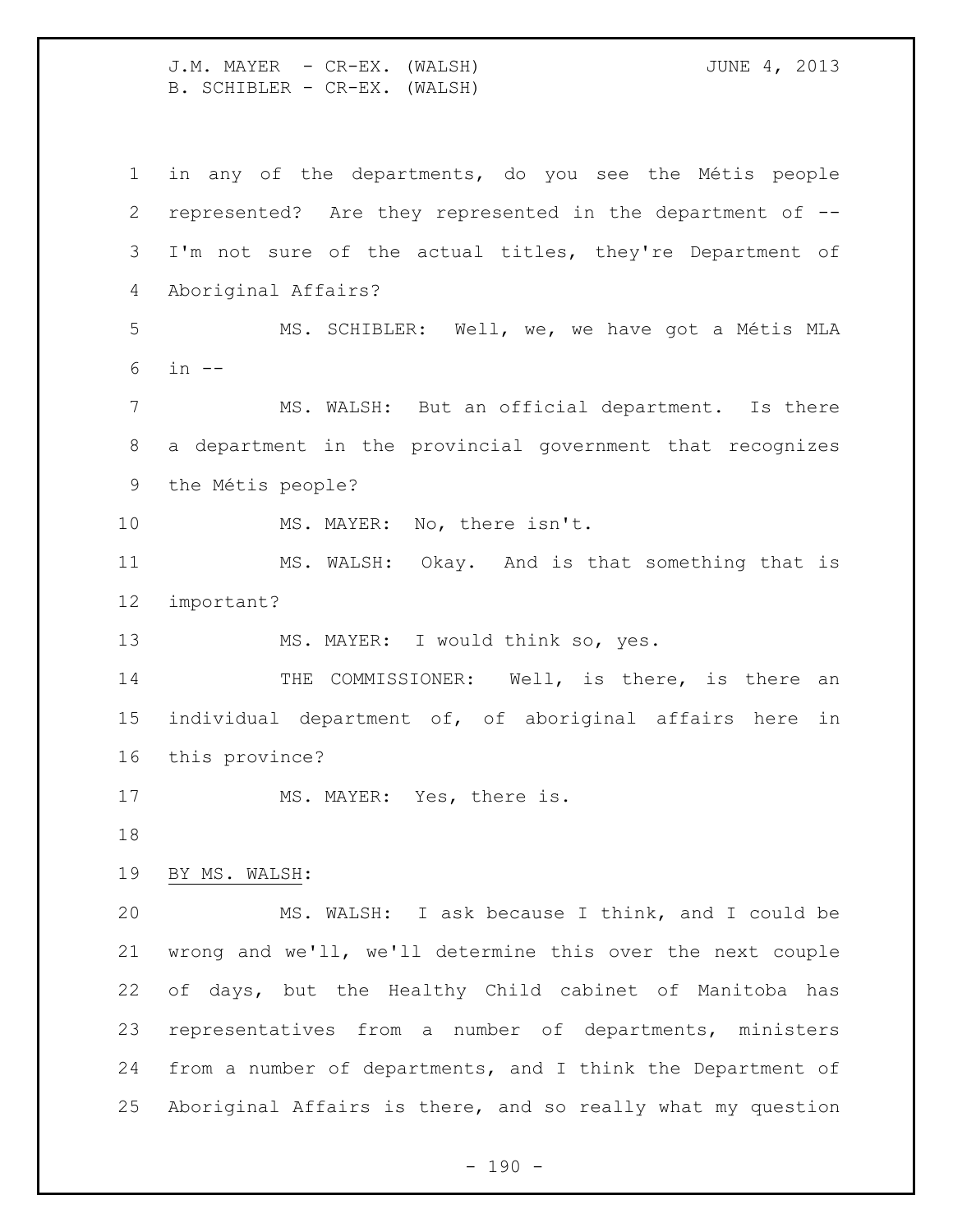in any of the departments, do you see the Métis people represented? Are they represented in the department of -- I'm not sure of the actual titles, they're Department of Aboriginal Affairs?

MS. SCHIBLER: Well, we, we have got a Métis MLA in --

MS. WALSH: But an official department. Is there a department in the provincial government that recognizes the Métis people?

MS. MAYER: No, there isn't.

MS. WALSH: Okay. And is that something that is important?

MS. MAYER: I would think so, yes.

THE COMMISSIONER: Well, is there, is there an individual department of, of aboriginal affairs here in this province?

MS. MAYER: Yes, there is.

BY MS. WALSH:

MS. WALSH: I ask because I think, and I could be wrong and we'll, we'll determine this over the next couple of days, but the Healthy Child cabinet of Manitoba has representatives from a number of departments, ministers from a number of departments, and I think the Department of Aboriginal Affairs is there, and so really what my question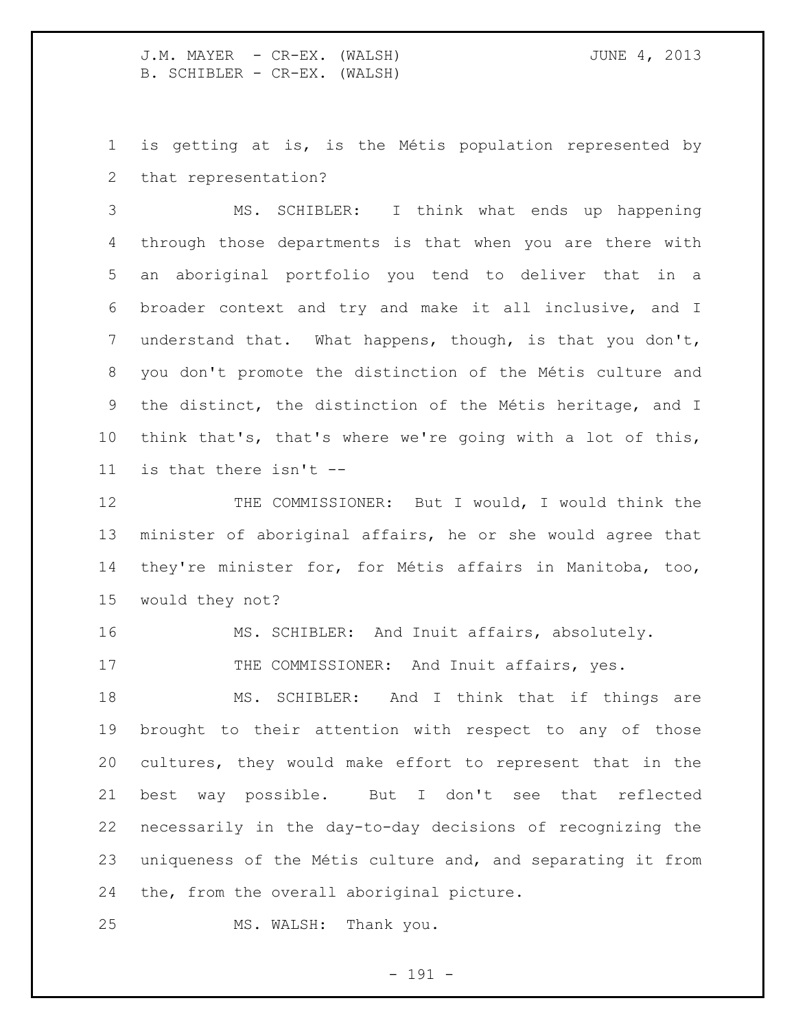is getting at is, is the Métis population represented by that representation?

MS. SCHIBLER: I think what ends up happening through those departments is that when you are there with an aboriginal portfolio you tend to deliver that in a broader context and try and make it all inclusive, and I understand that. What happens, though, is that you don't, you don't promote the distinction of the Métis culture and the distinct, the distinction of the Métis heritage, and I think that's, that's where we're going with a lot of this, is that there isn't --

THE COMMISSIONER: But I would, I would think the minister of aboriginal affairs, he or she would agree that they're minister for, for Métis affairs in Manitoba, too, would they not?

MS. SCHIBLER: And Inuit affairs, absolutely.

THE COMMISSIONER: And Inuit affairs, yes.

MS. SCHIBLER: And I think that if things are brought to their attention with respect to any of those cultures, they would make effort to represent that in the best way possible. But I don't see that reflected necessarily in the day-to-day decisions of recognizing the uniqueness of the Métis culture and, and separating it from the, from the overall aboriginal picture.

MS. WALSH: Thank you.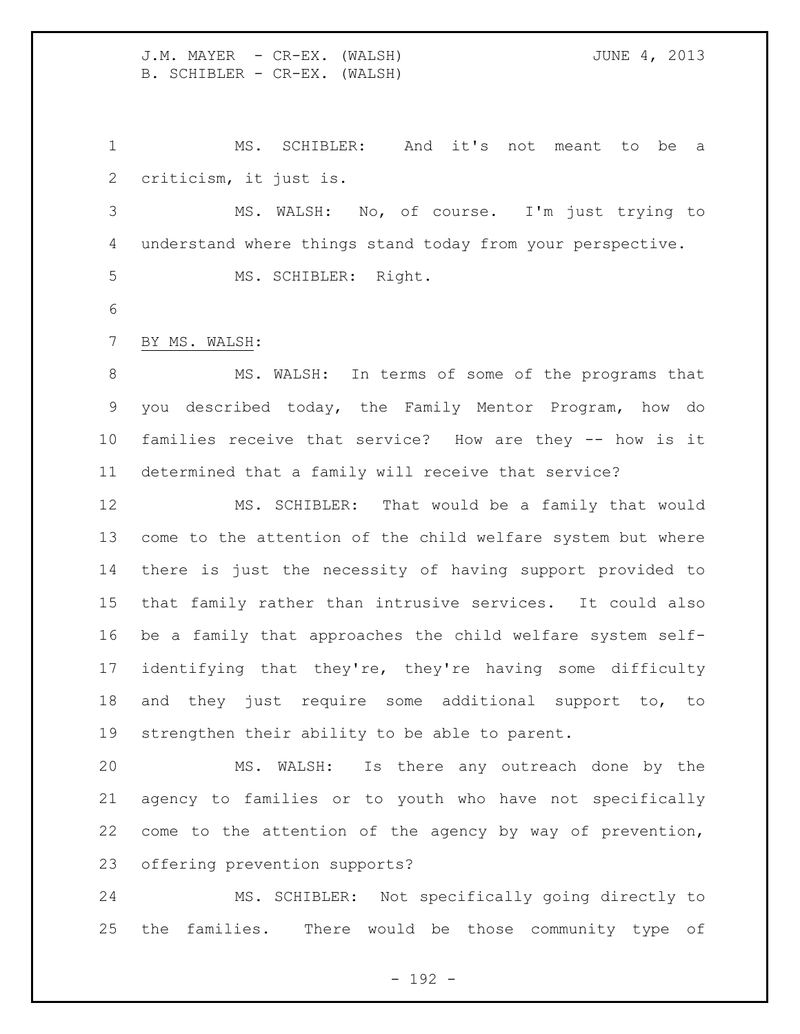MS. SCHIBLER: And it's not meant to be a criticism, it just is.

MS. WALSH: No, of course. I'm just trying to understand where things stand today from your perspective.

MS. SCHIBLER: Right.

BY MS. WALSH:

MS. WALSH: In terms of some of the programs that you described today, the Family Mentor Program, how do families receive that service? How are they -- how is it determined that a family will receive that service?

MS. SCHIBLER: That would be a family that would come to the attention of the child welfare system but where there is just the necessity of having support provided to that family rather than intrusive services. It could also be a family that approaches the child welfare system self-identifying that they're, they're having some difficulty and they just require some additional support to, to strengthen their ability to be able to parent.

MS. WALSH: Is there any outreach done by the agency to families or to youth who have not specifically come to the attention of the agency by way of prevention, offering prevention supports?

MS. SCHIBLER: Not specifically going directly to the families. There would be those community type of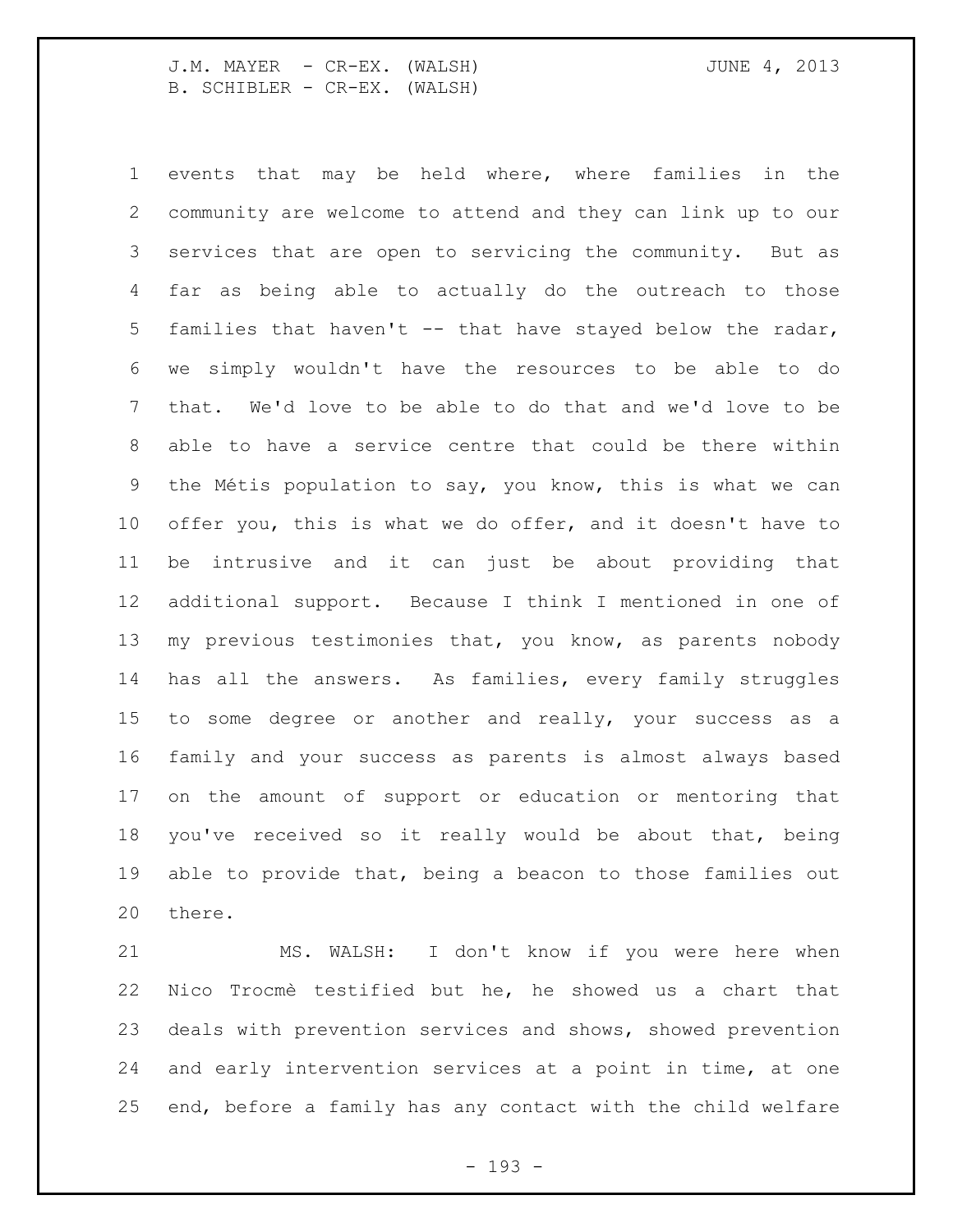events that may be held where, where families in the community are welcome to attend and they can link up to our services that are open to servicing the community. But as far as being able to actually do the outreach to those families that haven't -- that have stayed below the radar, we simply wouldn't have the resources to be able to do that. We'd love to be able to do that and we'd love to be able to have a service centre that could be there within the Métis population to say, you know, this is what we can offer you, this is what we do offer, and it doesn't have to be intrusive and it can just be about providing that additional support. Because I think I mentioned in one of my previous testimonies that, you know, as parents nobody has all the answers. As families, every family struggles to some degree or another and really, your success as a family and your success as parents is almost always based on the amount of support or education or mentoring that you've received so it really would be about that, being able to provide that, being a beacon to those families out there.

MS. WALSH: I don't know if you were here when Nico Trocmè testified but he, he showed us a chart that deals with prevention services and shows, showed prevention and early intervention services at a point in time, at one end, before a family has any contact with the child welfare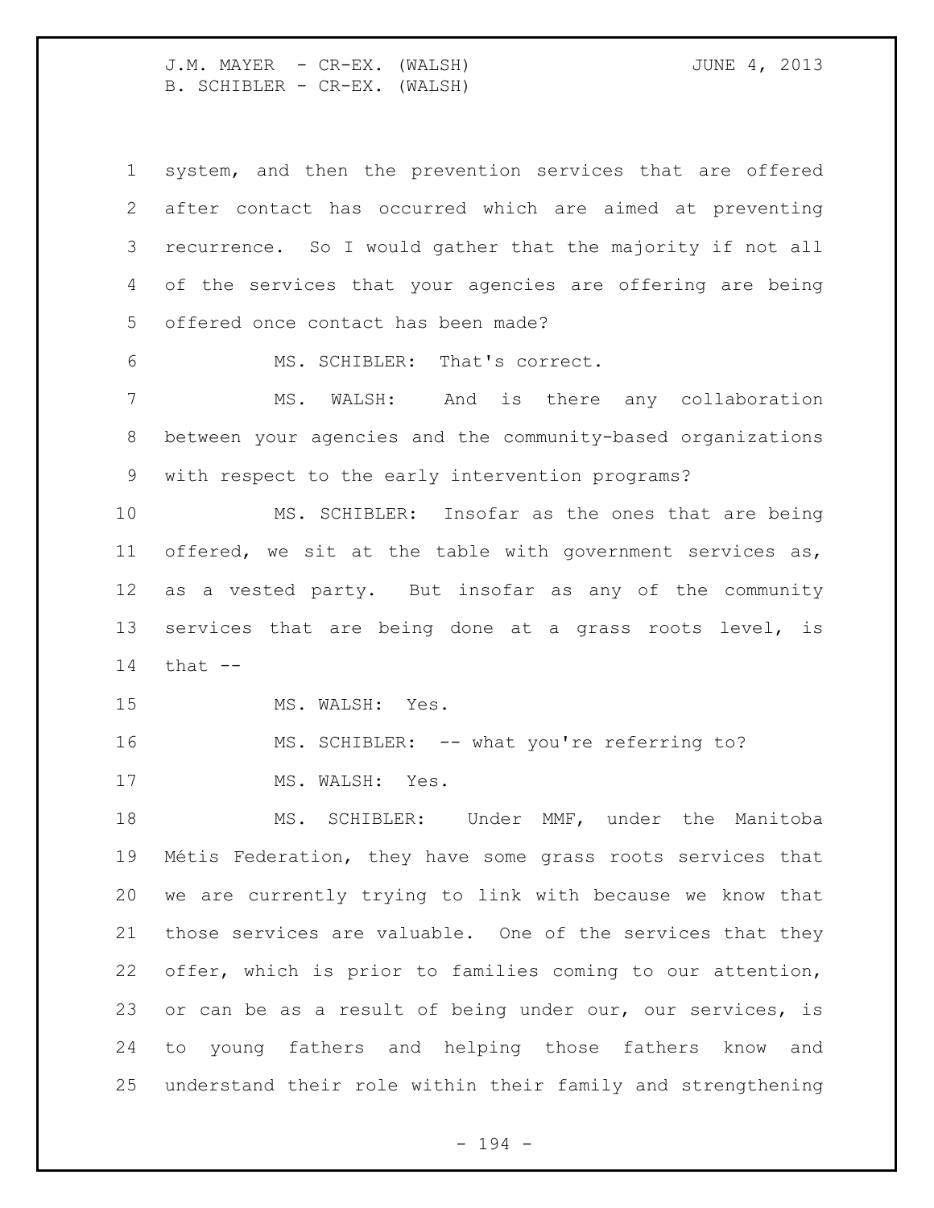system, and then the prevention services that are offered after contact has occurred which are aimed at preventing recurrence. So I would gather that the majority if not all of the services that your agencies are offering are being offered once contact has been made?

MS. SCHIBLER: That's correct.

MS. WALSH: And is there any collaboration between your agencies and the community-based organizations with respect to the early intervention programs?

MS. SCHIBLER: Insofar as the ones that are being offered, we sit at the table with government services as, as a vested party. But insofar as any of the community services that are being done at a grass roots level, is that --

MS. WALSH: Yes.

MS. SCHIBLER: -- what you're referring to?

MS. WALSH: Yes.

MS. SCHIBLER: Under MMF, under the Manitoba Métis Federation, they have some grass roots services that we are currently trying to link with because we know that those services are valuable. One of the services that they offer, which is prior to families coming to our attention, or can be as a result of being under our, our services, is to young fathers and helping those fathers know and understand their role within their family and strengthening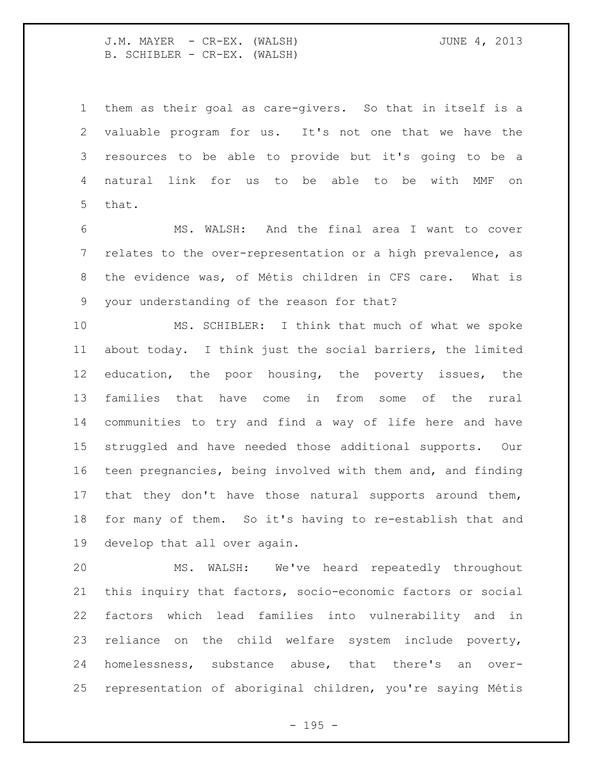them as their goal as care-givers. So that in itself is a valuable program for us. It's not one that we have the resources to be able to provide but it's going to be a natural link for us to be able to be with MMF on that.

MS. WALSH: And the final area I want to cover relates to the over-representation or a high prevalence, as the evidence was, of Métis children in CFS care. What is your understanding of the reason for that?

MS. SCHIBLER: I think that much of what we spoke about today. I think just the social barriers, the limited education, the poor housing, the poverty issues, the families that have come in from some of the rural communities to try and find a way of life here and have struggled and have needed those additional supports. Our teen pregnancies, being involved with them and, and finding that they don't have those natural supports around them, for many of them. So it's having to re-establish that and develop that all over again.

MS. WALSH: We've heard repeatedly throughout this inquiry that factors, socio-economic factors or social factors which lead families into vulnerability and in reliance on the child welfare system include poverty, homelessness, substance abuse, that there's an over-representation of aboriginal children, you're saying Métis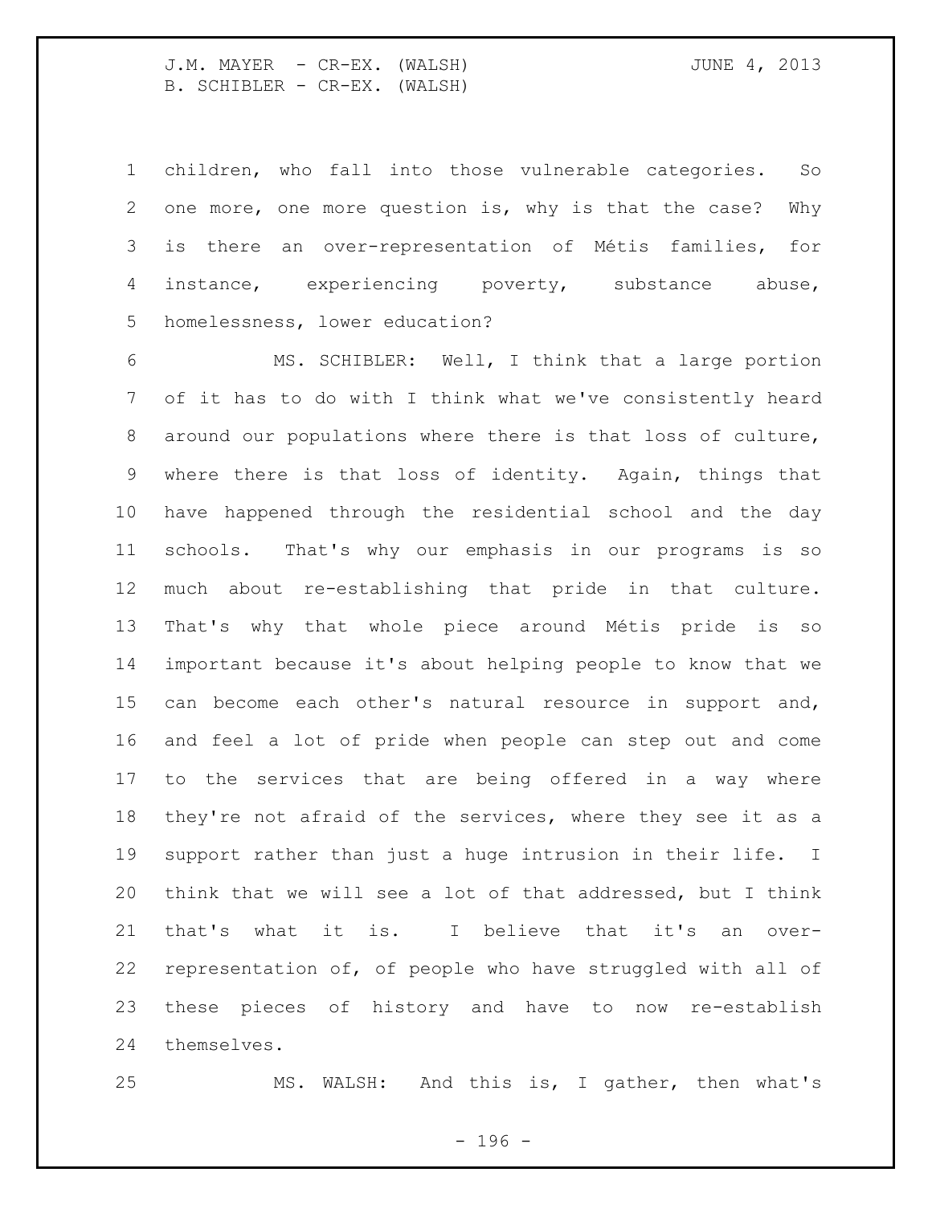children, who fall into those vulnerable categories. So one more, one more question is, why is that the case? Why is there an over-representation of Métis families, for instance, experiencing poverty, substance abuse, homelessness, lower education?

MS. SCHIBLER: Well, I think that a large portion of it has to do with I think what we've consistently heard around our populations where there is that loss of culture, where there is that loss of identity. Again, things that have happened through the residential school and the day schools. That's why our emphasis in our programs is so much about re-establishing that pride in that culture. That's why that whole piece around Métis pride is so important because it's about helping people to know that we can become each other's natural resource in support and, and feel a lot of pride when people can step out and come to the services that are being offered in a way where they're not afraid of the services, where they see it as a support rather than just a huge intrusion in their life. I think that we will see a lot of that addressed, but I think that's what it is. I believe that it's an over-representation of, of people who have struggled with all of these pieces of history and have to now re-establish themselves.

MS. WALSH: And this is, I gather, then what's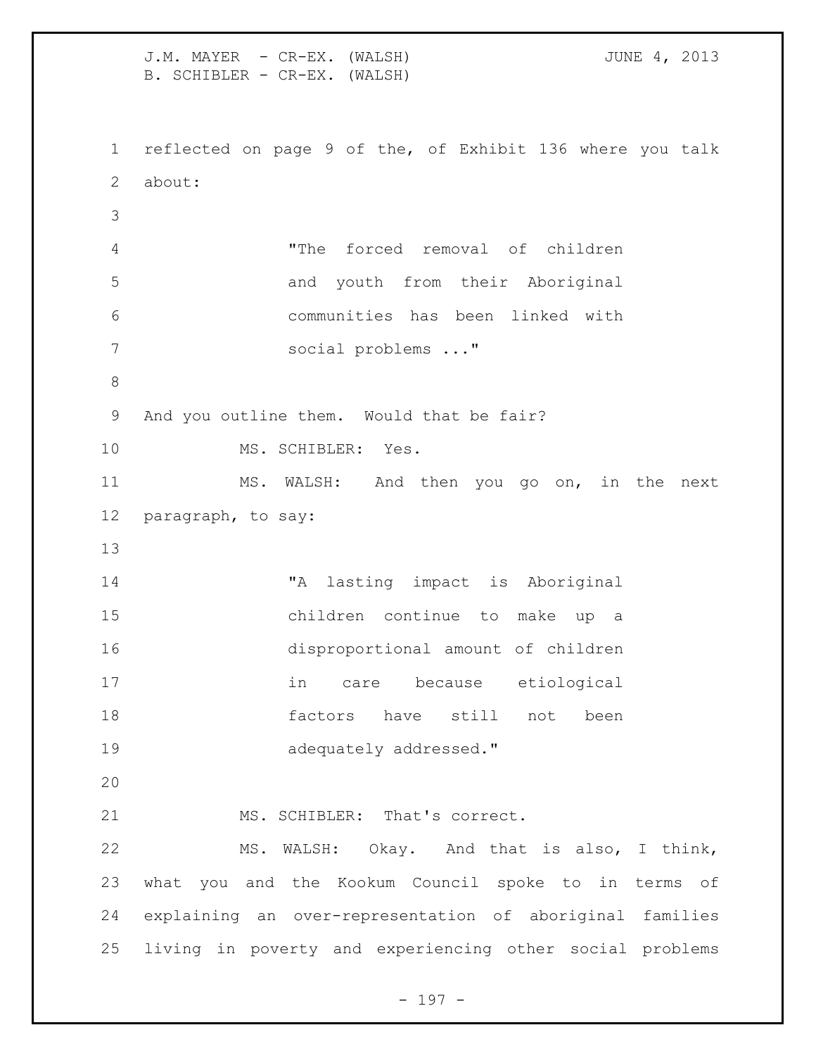reflected on page 9 of the, of Exhibit 136 where you talk about:

> "The forced removal of children and youth from their Aboriginal communities has been linked with social problems ..."

And you outline them. Would that be fair?

MS. SCHIBLER: Yes.

MS. WALSH: And then you go on, in the next paragraph, to say:

> "A lasting impact is Aboriginal children continue to make up a disproportional amount of children in care because etiological factors have still not been adequately addressed."

MS. SCHIBLER: That's correct.

MS. WALSH: Okay. And that is also, I think, what you and the Kookum Council spoke to in terms of explaining an over-representation of aboriginal families living in poverty and experiencing other social problems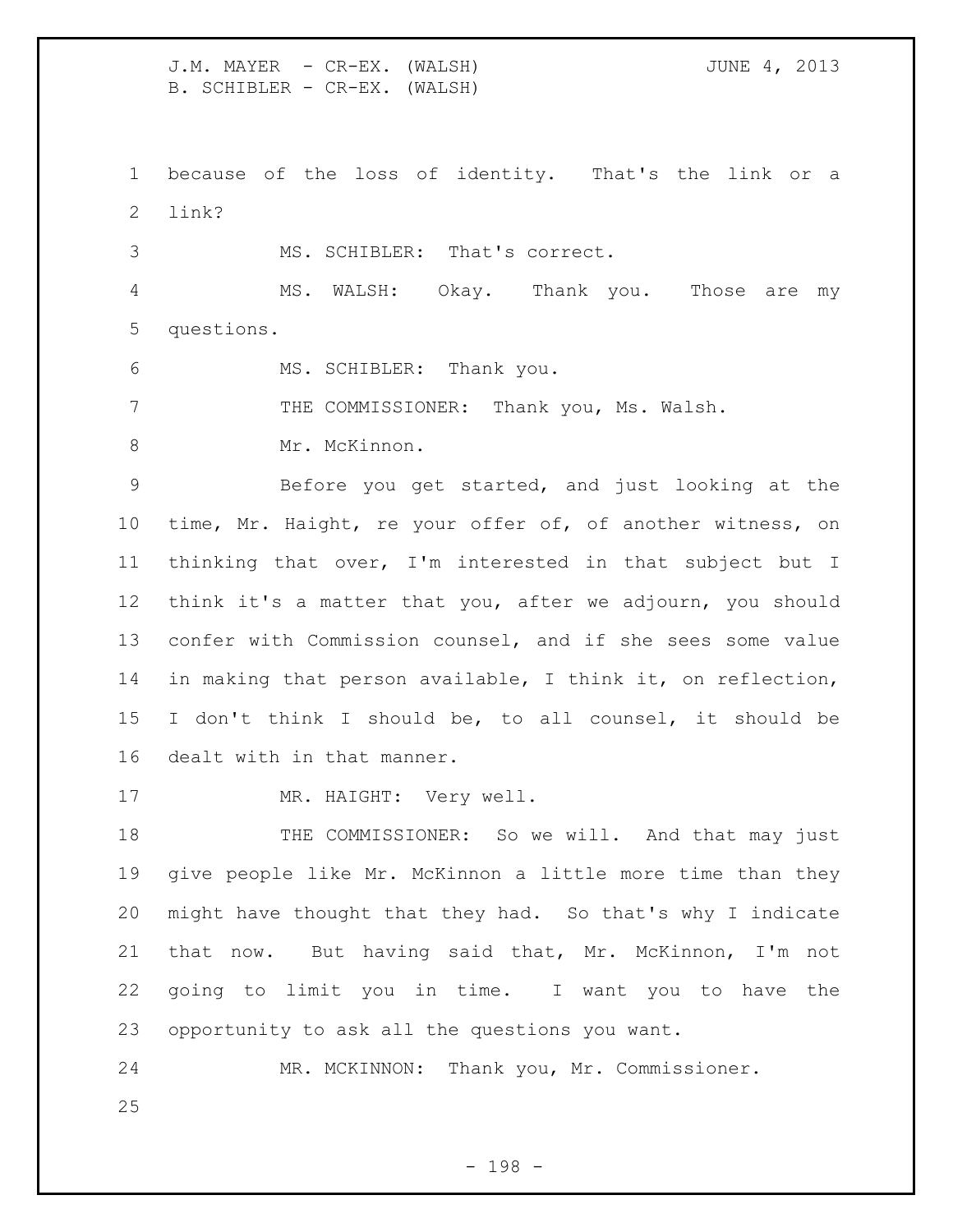because of the loss of identity. That's the link or a link?

MS. SCHIBLER: That's correct.

MS. WALSH: Okay. Thank you. Those are my questions.

MS. SCHIBLER: Thank you.

THE COMMISSIONER: Thank you, Ms. Walsh.

Mr. McKinnon.

Before you get started, and just looking at the time, Mr. Haight, re your offer of, of another witness, on thinking that over, I'm interested in that subject but I think it's a matter that you, after we adjourn, you should confer with Commission counsel, and if she sees some value in making that person available, I think it, on reflection, I don't think I should be, to all counsel, it should be dealt with in that manner.

MR. HAIGHT: Very well.

THE COMMISSIONER: So we will. And that may just give people like Mr. McKinnon a little more time than they might have thought that they had. So that's why I indicate that now. But having said that, Mr. McKinnon, I'm not going to limit you in time. I want you to have the opportunity to ask all the questions you want.

MR. MCKINNON: Thank you, Mr. Commissioner.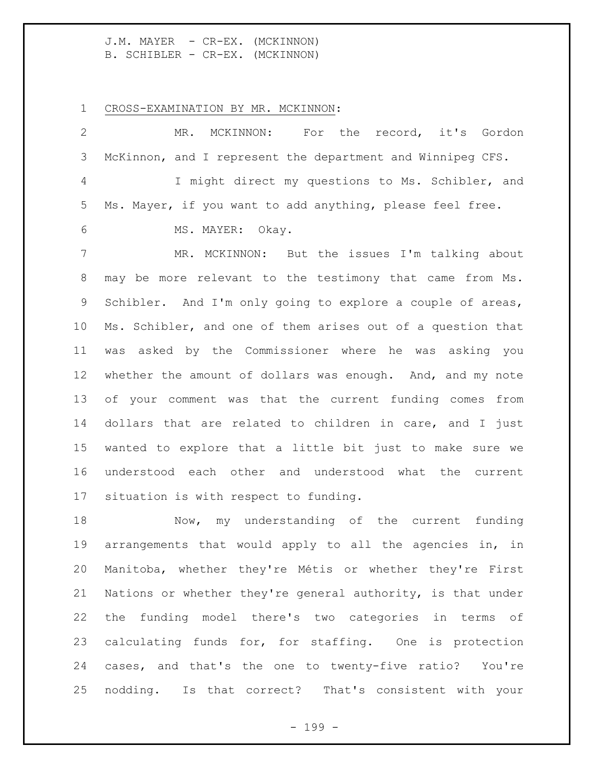CROSS-EXAMINATION BY MR. MCKINNON:

MR. MCKINNON: For the record, it's Gordon McKinnon, and I represent the department and Winnipeg CFS.

I might direct my questions to Ms. Schibler, and Ms. Mayer, if you want to add anything, please feel free.

MS. MAYER: Okay.

MR. MCKINNON: But the issues I'm talking about may be more relevant to the testimony that came from Ms. Schibler. And I'm only going to explore a couple of areas, Ms. Schibler, and one of them arises out of a question that was asked by the Commissioner where he was asking you whether the amount of dollars was enough. And, and my note of your comment was that the current funding comes from dollars that are related to children in care, and I just wanted to explore that a little bit just to make sure we understood each other and understood what the current situation is with respect to funding.

Now, my understanding of the current funding arrangements that would apply to all the agencies in, in Manitoba, whether they're Métis or whether they're First Nations or whether they're general authority, is that under the funding model there's two categories in terms of calculating funds for, for staffing. One is protection cases, and that's the one to twenty-five ratio? You're nodding. Is that correct? That's consistent with your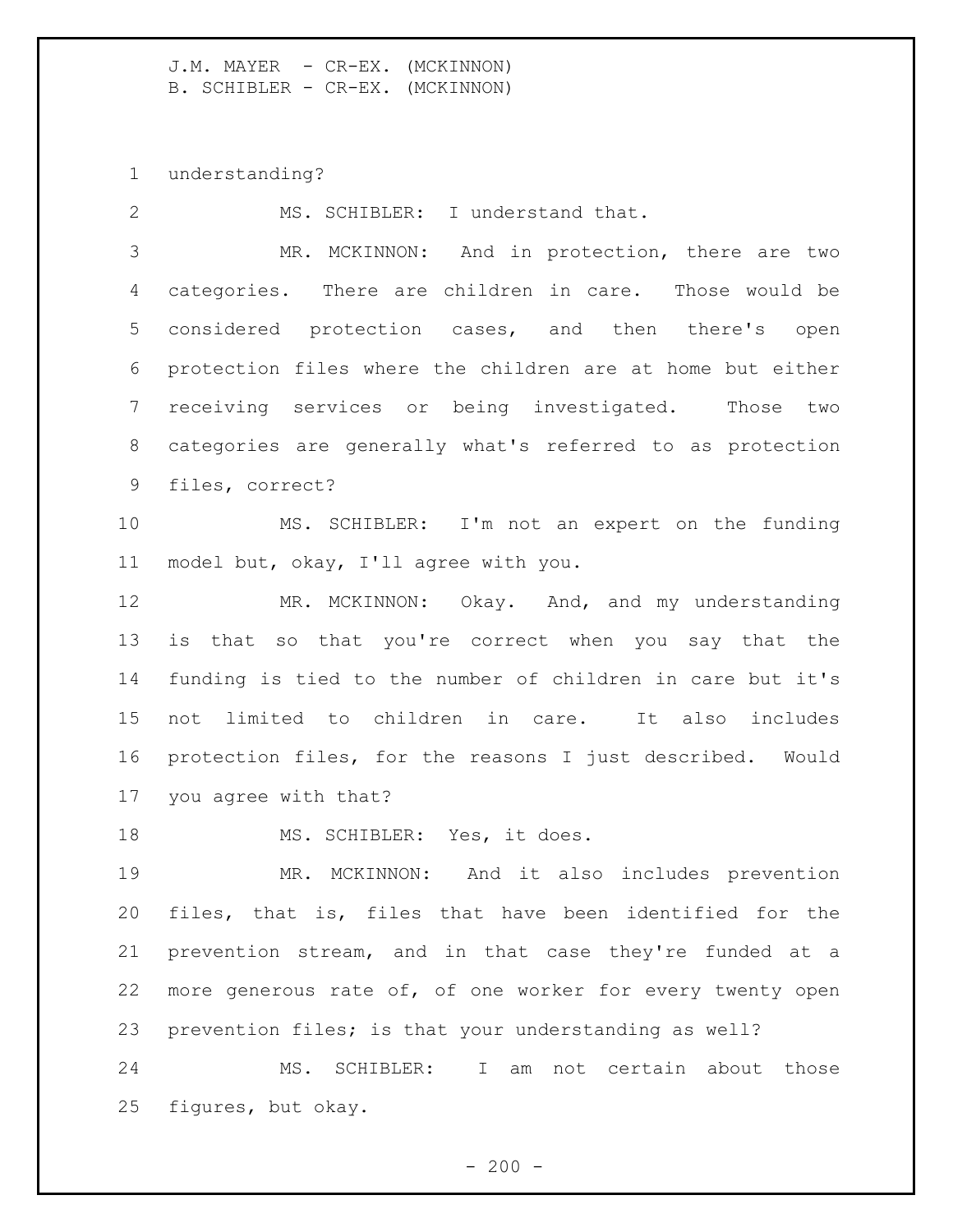understanding?

MS. SCHIBLER: I understand that.

MR. MCKINNON: And in protection, there are two categories. There are children in care. Those would be considered protection cases, and then there's open protection files where the children are at home but either receiving services or being investigated. Those two categories are generally what's referred to as protection files, correct?

MS. SCHIBLER: I'm not an expert on the funding model but, okay, I'll agree with you.

MR. MCKINNON: Okay. And, and my understanding is that so that you're correct when you say that the funding is tied to the number of children in care but it's not limited to children in care. It also includes protection files, for the reasons I just described. Would you agree with that?

MS. SCHIBLER: Yes, it does.

MR. MCKINNON: And it also includes prevention files, that is, files that have been identified for the prevention stream, and in that case they're funded at a more generous rate of, of one worker for every twenty open prevention files; is that your understanding as well?

MS. SCHIBLER: I am not certain about those figures, but okay.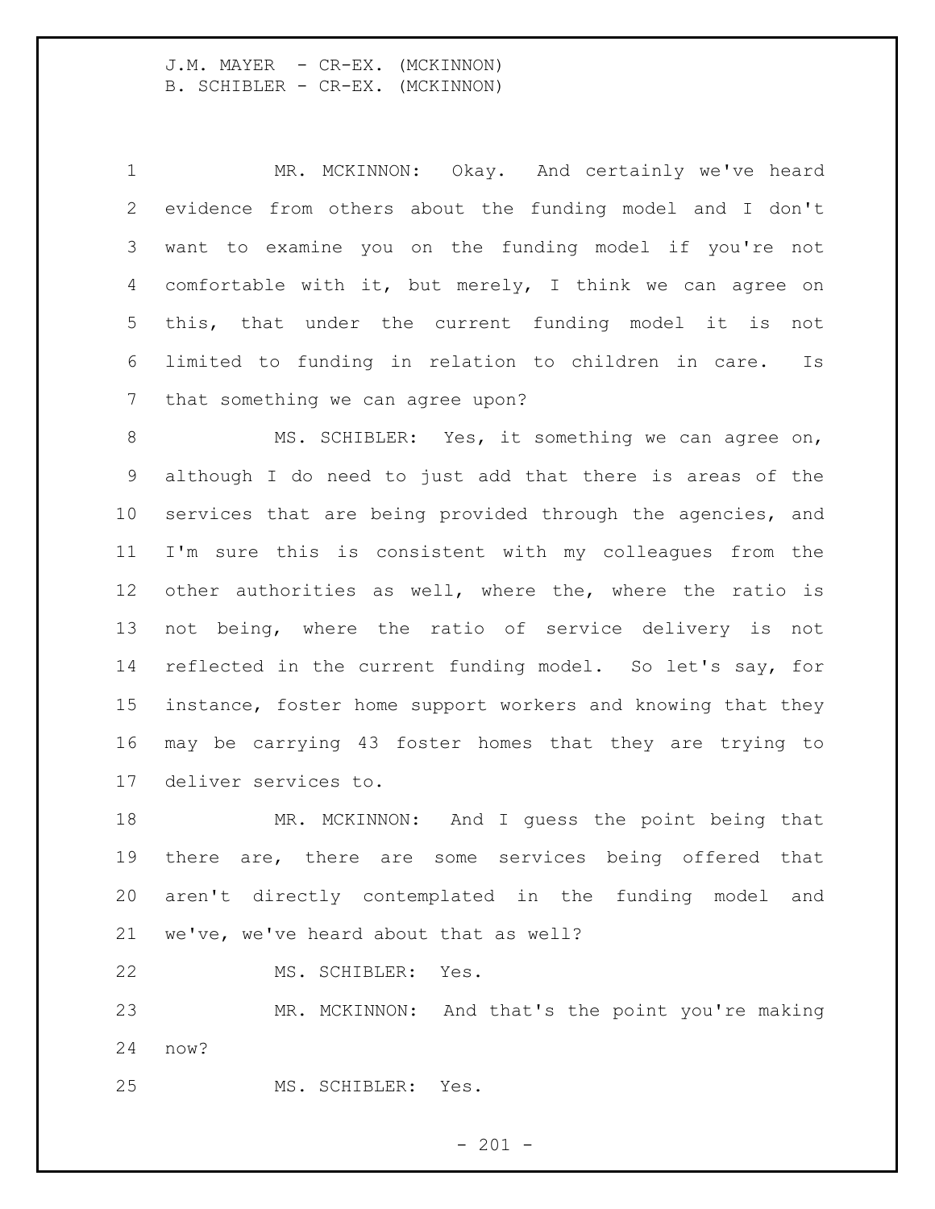MR. MCKINNON: Okay. And certainly we've heard evidence from others about the funding model and I don't want to examine you on the funding model if you're not comfortable with it, but merely, I think we can agree on this, that under the current funding model it is not limited to funding in relation to children in care. Is that something we can agree upon?

MS. SCHIBLER: Yes, it something we can agree on, although I do need to just add that there is areas of the services that are being provided through the agencies, and I'm sure this is consistent with my colleagues from the other authorities as well, where the, where the ratio is not being, where the ratio of service delivery is not reflected in the current funding model. So let's say, for instance, foster home support workers and knowing that they may be carrying 43 foster homes that they are trying to deliver services to.

MR. MCKINNON: And I guess the point being that there are, there are some services being offered that aren't directly contemplated in the funding model and we've, we've heard about that as well?

MS. SCHIBLER: Yes.

MR. MCKINNON: And that's the point you're making now?

MS. SCHIBLER: Yes.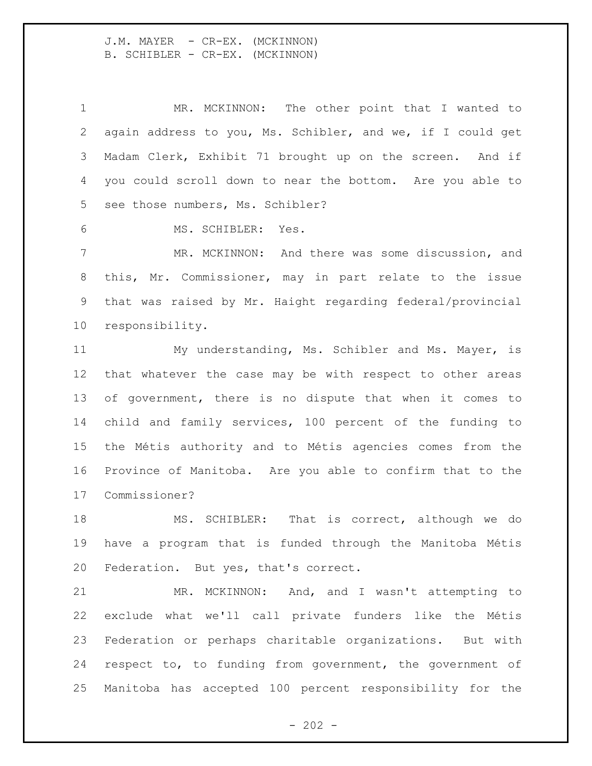MR. MCKINNON: The other point that I wanted to again address to you, Ms. Schibler, and we, if I could get Madam Clerk, Exhibit 71 brought up on the screen. And if you could scroll down to near the bottom. Are you able to see those numbers, Ms. Schibler?

MS. SCHIBLER: Yes.

MR. MCKINNON: And there was some discussion, and this, Mr. Commissioner, may in part relate to the issue that was raised by Mr. Haight regarding federal/provincial responsibility.

My understanding, Ms. Schibler and Ms. Mayer, is that whatever the case may be with respect to other areas of government, there is no dispute that when it comes to child and family services, 100 percent of the funding to the Métis authority and to Métis agencies comes from the Province of Manitoba. Are you able to confirm that to the Commissioner?

MS. SCHIBLER: That is correct, although we do have a program that is funded through the Manitoba Métis Federation. But yes, that's correct.

MR. MCKINNON: And, and I wasn't attempting to exclude what we'll call private funders like the Métis Federation or perhaps charitable organizations. But with respect to, to funding from government, the government of Manitoba has accepted 100 percent responsibility for the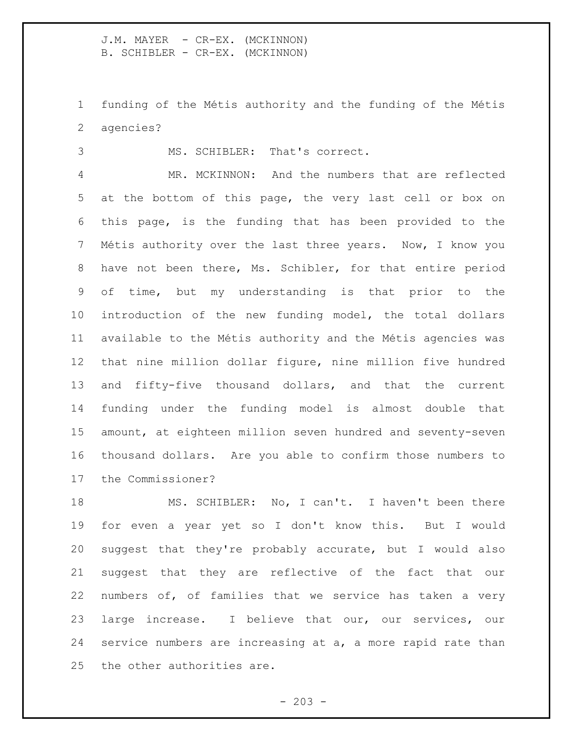funding of the Métis authority and the funding of the Métis agencies?

MS. SCHIBLER: That's correct.

MR. MCKINNON: And the numbers that are reflected at the bottom of this page, the very last cell or box on this page, is the funding that has been provided to the Métis authority over the last three years. Now, I know you have not been there, Ms. Schibler, for that entire period of time, but my understanding is that prior to the introduction of the new funding model, the total dollars available to the Métis authority and the Métis agencies was that nine million dollar figure, nine million five hundred and fifty-five thousand dollars, and that the current funding under the funding model is almost double that amount, at eighteen million seven hundred and seventy-seven thousand dollars. Are you able to confirm those numbers to the Commissioner?

MS. SCHIBLER: No, I can't. I haven't been there for even a year yet so I don't know this. But I would suggest that they're probably accurate, but I would also suggest that they are reflective of the fact that our numbers of, of families that we service has taken a very large increase. I believe that our, our services, our service numbers are increasing at a, a more rapid rate than the other authorities are.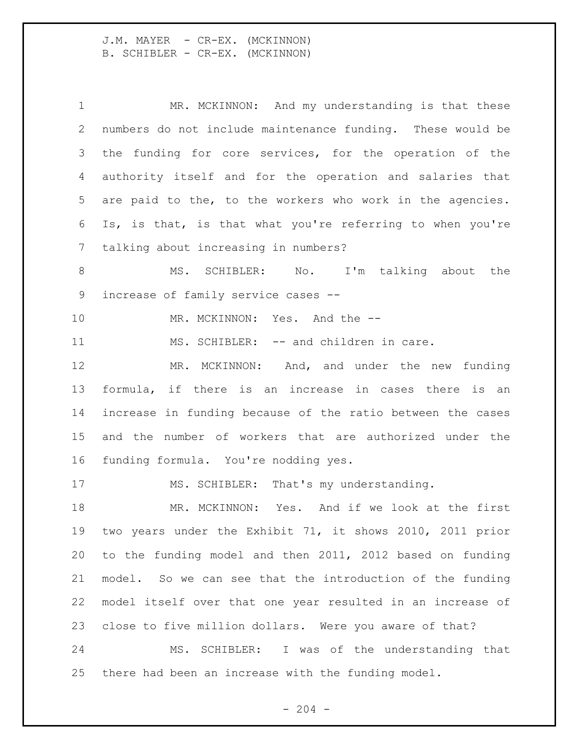MR. MCKINNON: And my understanding is that these numbers do not include maintenance funding. These would be the funding for core services, for the operation of the authority itself and for the operation and salaries that are paid to the, to the workers who work in the agencies. Is, is that, is that what you're referring to when you're talking about increasing in numbers?

MS. SCHIBLER: No. I'm talking about the increase of family service cases --

MR. MCKINNON: Yes. And the --

MS. SCHIBLER: -- and children in care.

MR. MCKINNON: And, and under the new funding formula, if there is an increase in cases there is an increase in funding because of the ratio between the cases and the number of workers that are authorized under the funding formula. You're nodding yes.

MS. SCHIBLER: That's my understanding.

MR. MCKINNON: Yes. And if we look at the first two years under the Exhibit 71, it shows 2010, 2011 prior to the funding model and then 2011, 2012 based on funding model. So we can see that the introduction of the funding model itself over that one year resulted in an increase of close to five million dollars. Were you aware of that?

MS. SCHIBLER: I was of the understanding that there had been an increase with the funding model.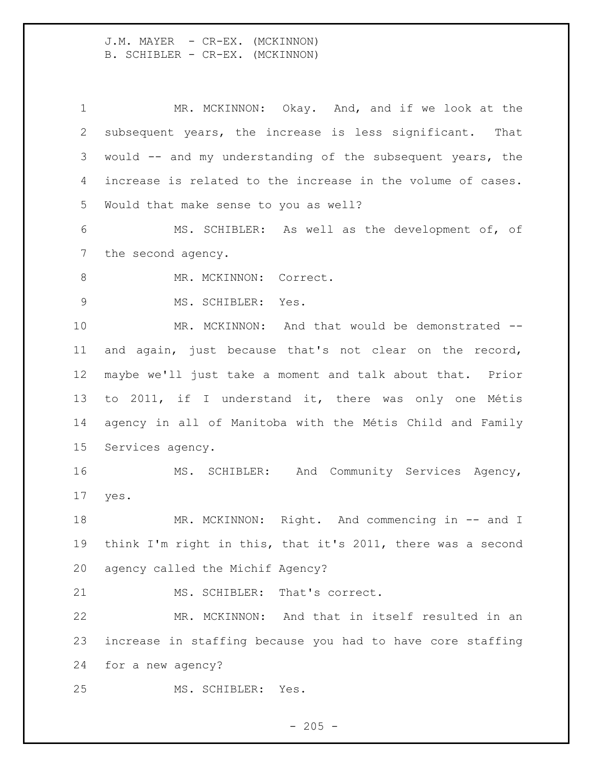MR. MCKINNON: Okay. And, and if we look at the subsequent years, the increase is less significant. That would -- and my understanding of the subsequent years, the increase is related to the increase in the volume of cases. Would that make sense to you as well?

MS. SCHIBLER: As well as the development of, of the second agency.

MR. MCKINNON: Correct.

MS. SCHIBLER: Yes.

MR. MCKINNON: And that would be demonstrated -- and again, just because that's not clear on the record, maybe we'll just take a moment and talk about that. Prior to 2011, if I understand it, there was only one Métis agency in all of Manitoba with the Métis Child and Family Services agency.

MS. SCHIBLER: And Community Services Agency, yes.

MR. MCKINNON: Right. And commencing in -- and I think I'm right in this, that it's 2011, there was a second agency called the Michif Agency?

MS. SCHIBLER: That's correct.

MR. MCKINNON: And that in itself resulted in an increase in staffing because you had to have core staffing for a new agency?

MS. SCHIBLER: Yes.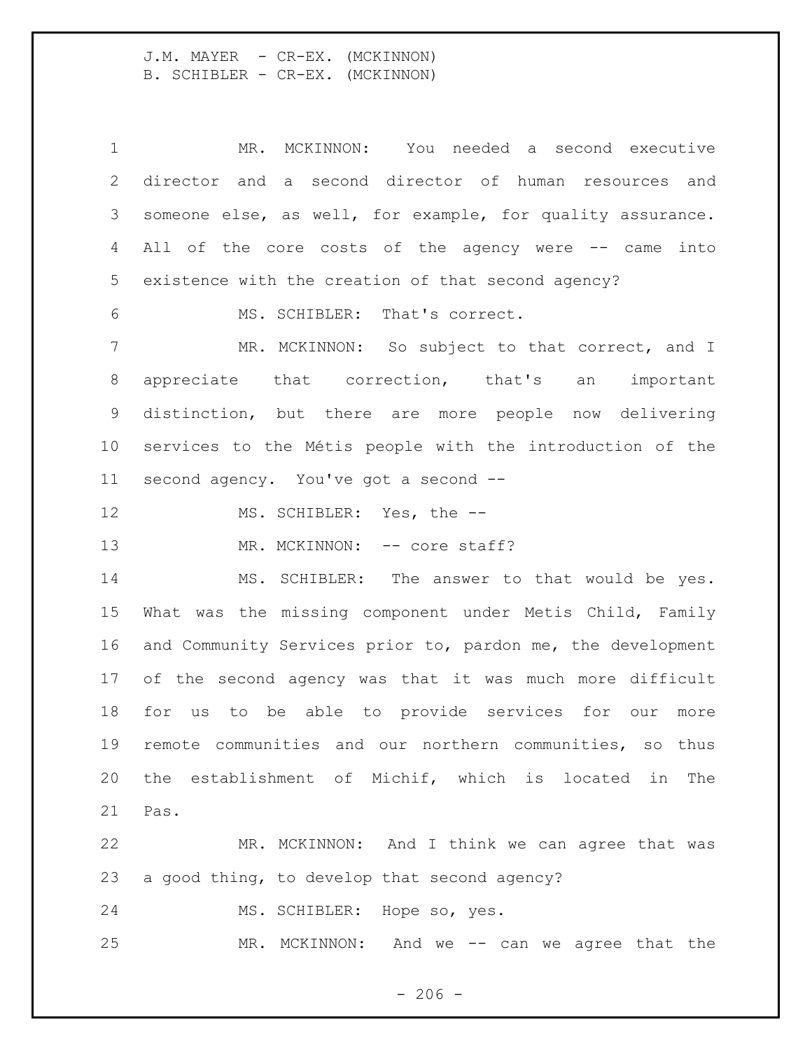MR. MCKINNON: You needed a second executive director and a second director of human resources and someone else, as well, for example, for quality assurance. All of the core costs of the agency were -- came into existence with the creation of that second agency?

MS. SCHIBLER: That's correct.

MR. MCKINNON: So subject to that correct, and I appreciate that correction, that's an important distinction, but there are more people now delivering services to the Métis people with the introduction of the second agency. You've got a second --

MS. SCHIBLER: Yes, the --

MR. MCKINNON: -- core staff?

MS. SCHIBLER: The answer to that would be yes. What was the missing component under Metis Child, Family and Community Services prior to, pardon me, the development of the second agency was that it was much more difficult for us to be able to provide services for our more remote communities and our northern communities, so thus the establishment of Michif, which is located in The Pas.

MR. MCKINNON: And I think we can agree that was a good thing, to develop that second agency?

MS. SCHIBLER: Hope so, yes.

MR. MCKINNON: And we -- can we agree that the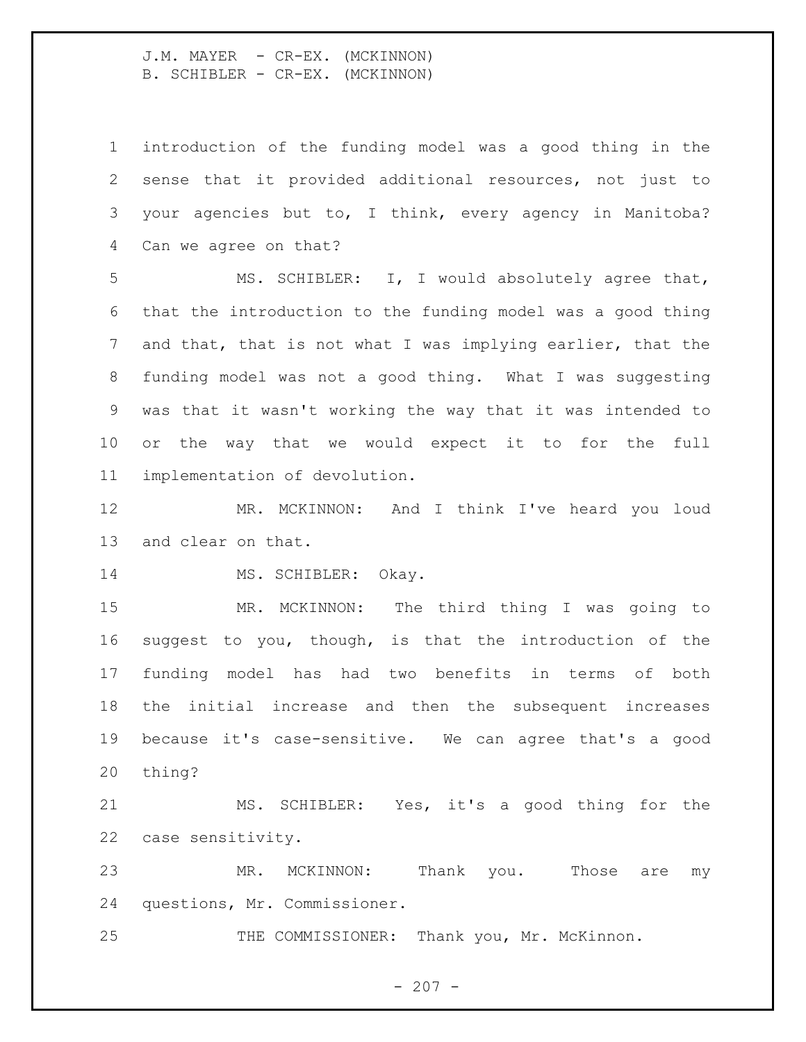introduction of the funding model was a good thing in the sense that it provided additional resources, not just to your agencies but to, I think, every agency in Manitoba? Can we agree on that?

MS. SCHIBLER: I, I would absolutely agree that, that the introduction to the funding model was a good thing and that, that is not what I was implying earlier, that the funding model was not a good thing. What I was suggesting was that it wasn't working the way that it was intended to or the way that we would expect it to for the full implementation of devolution.

MR. MCKINNON: And I think I've heard you loud and clear on that.

MS. SCHIBLER: Okay.

MR. MCKINNON: The third thing I was going to suggest to you, though, is that the introduction of the funding model has had two benefits in terms of both the initial increase and then the subsequent increases because it's case-sensitive. We can agree that's a good thing?

MS. SCHIBLER: Yes, it's a good thing for the case sensitivity.

MR. MCKINNON: Thank you. Those are my questions, Mr. Commissioner.

THE COMMISSIONER: Thank you, Mr. McKinnon.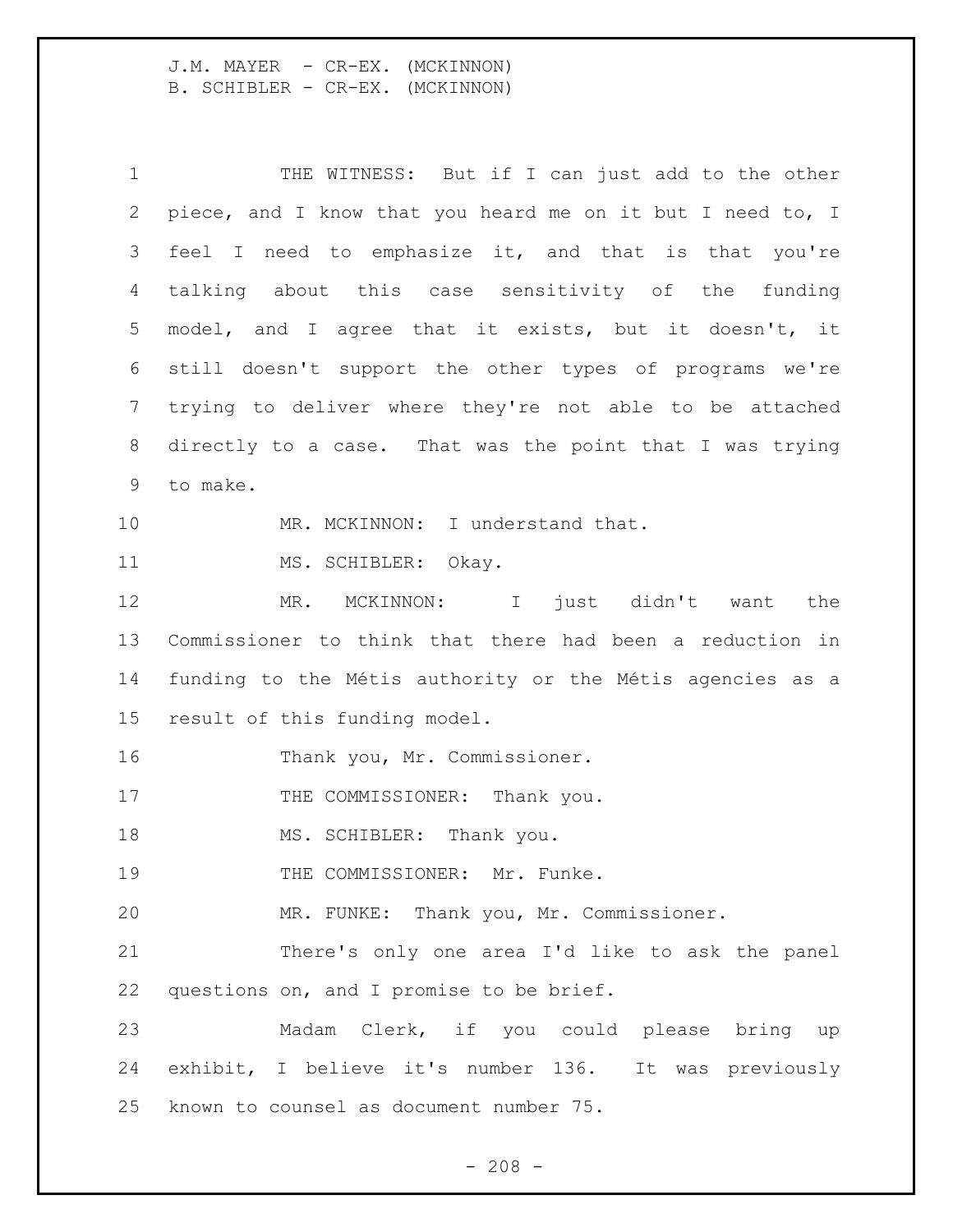THE WITNESS: But if I can just add to the other piece, and I know that you heard me on it but I need to, I feel I need to emphasize it, and that is that you're talking about this case sensitivity of the funding model, and I agree that it exists, but it doesn't, it still doesn't support the other types of programs we're trying to deliver where they're not able to be attached directly to a case. That was the point that I was trying to make.

MR. MCKINNON: I understand that.

MS. SCHIBLER: Okay.

MR. MCKINNON: I just didn't want the Commissioner to think that there had been a reduction in funding to the Métis authority or the Métis agencies as a result of this funding model.

Thank you, Mr. Commissioner.

THE COMMISSIONER: Thank you.

MS. SCHIBLER: Thank you.

THE COMMISSIONER: Mr. Funke.

MR. FUNKE: Thank you, Mr. Commissioner.

There's only one area I'd like to ask the panel questions on, and I promise to be brief.

Madam Clerk, if you could please bring up exhibit, I believe it's number 136. It was previously known to counsel as document number 75.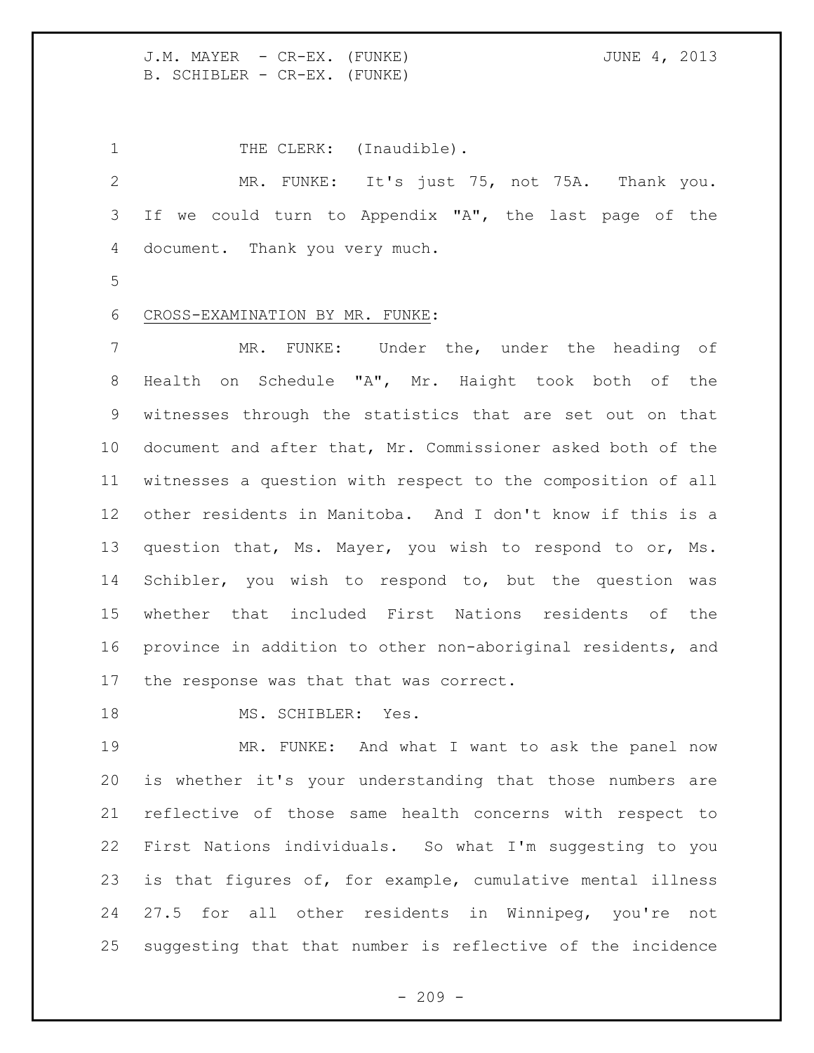THE CLERK: (Inaudible).

MR. FUNKE: It's just 75, not 75A. Thank you. If we could turn to Appendix "A", the last page of the document. Thank you very much.

CROSS-EXAMINATION BY MR. FUNKE:

MR. FUNKE: Under the, under the heading of Health on Schedule "A", Mr. Haight took both of the witnesses through the statistics that are set out on that document and after that, Mr. Commissioner asked both of the witnesses a question with respect to the composition of all other residents in Manitoba. And I don't know if this is a question that, Ms. Mayer, you wish to respond to or, Ms. Schibler, you wish to respond to, but the question was whether that included First Nations residents of the province in addition to other non-aboriginal residents, and the response was that that was correct.

MS. SCHIBLER: Yes.

MR. FUNKE: And what I want to ask the panel now is whether it's your understanding that those numbers are reflective of those same health concerns with respect to First Nations individuals. So what I'm suggesting to you is that figures of, for example, cumulative mental illness 27.5 for all other residents in Winnipeg, you're not suggesting that that number is reflective of the incidence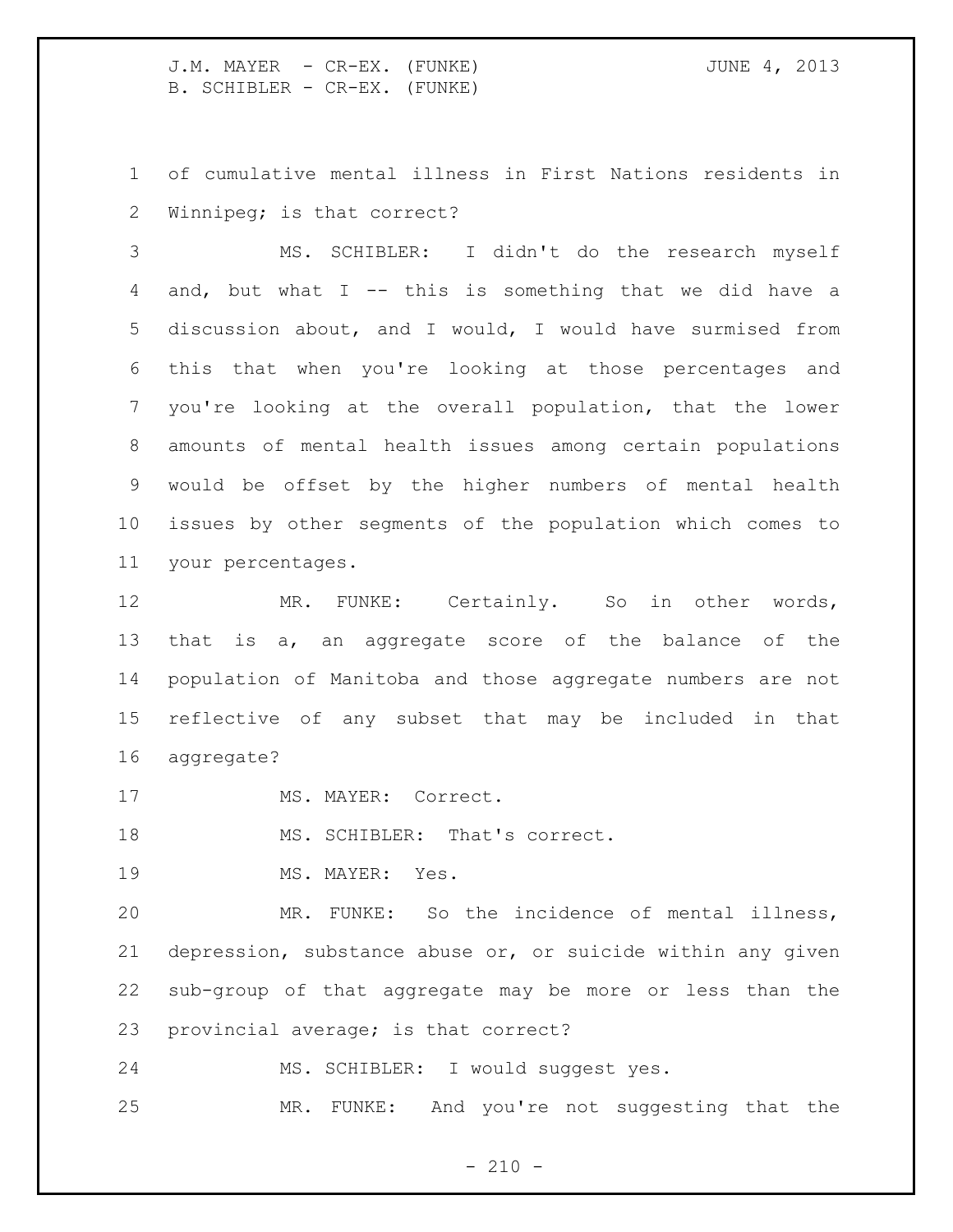of cumulative mental illness in First Nations residents in Winnipeg; is that correct?

MS. SCHIBLER: I didn't do the research myself and, but what I -- this is something that we did have a discussion about, and I would, I would have surmised from this that when you're looking at those percentages and you're looking at the overall population, that the lower amounts of mental health issues among certain populations would be offset by the higher numbers of mental health issues by other segments of the population which comes to your percentages.

MR. FUNKE: Certainly. So in other words, that is a, an aggregate score of the balance of the population of Manitoba and those aggregate numbers are not reflective of any subset that may be included in that aggregate?

MS. MAYER: Correct.

MS. SCHIBLER: That's correct.

MS. MAYER: Yes.

MR. FUNKE: So the incidence of mental illness, depression, substance abuse or, or suicide within any given sub-group of that aggregate may be more or less than the provincial average; is that correct?

MS. SCHIBLER: I would suggest yes.

MR. FUNKE: And you're not suggesting that the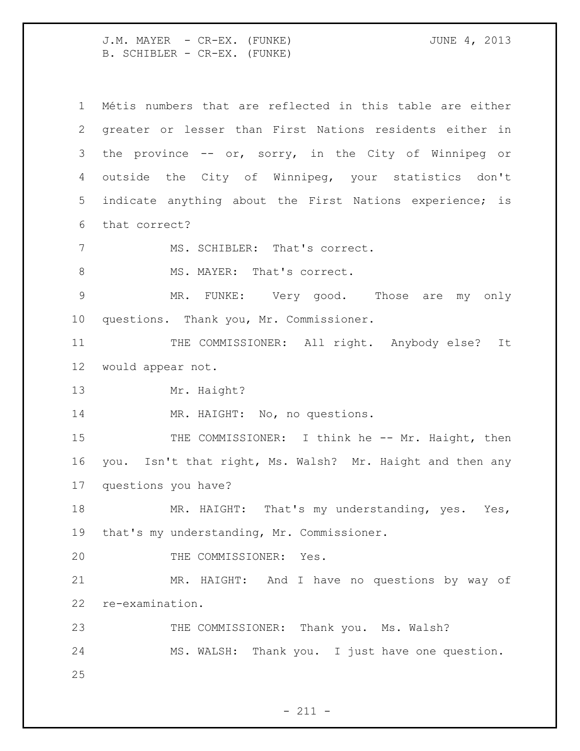Métis numbers that are reflected in this table are either greater or lesser than First Nations residents either in the province -- or, sorry, in the City of Winnipeg or outside the City of Winnipeg, your statistics don't indicate anything about the First Nations experience; is that correct?

MS. SCHIBLER: That's correct.

MS. MAYER: That's correct.

MR. FUNKE: Very good. Those are my only questions. Thank you, Mr. Commissioner.

THE COMMISSIONER: All right. Anybody else? It would appear not.

Mr. Haight?

MR. HAIGHT: No, no questions.

THE COMMISSIONER: I think he -- Mr. Haight, then you. Isn't that right, Ms. Walsh? Mr. Haight and then any questions you have?

MR. HAIGHT: That's my understanding, yes. Yes, that's my understanding, Mr. Commissioner.

THE COMMISSIONER: Yes.

MR. HAIGHT: And I have no questions by way of re-examination.

THE COMMISSIONER: Thank you. Ms. Walsh?

MS. WALSH: Thank you. I just have one question.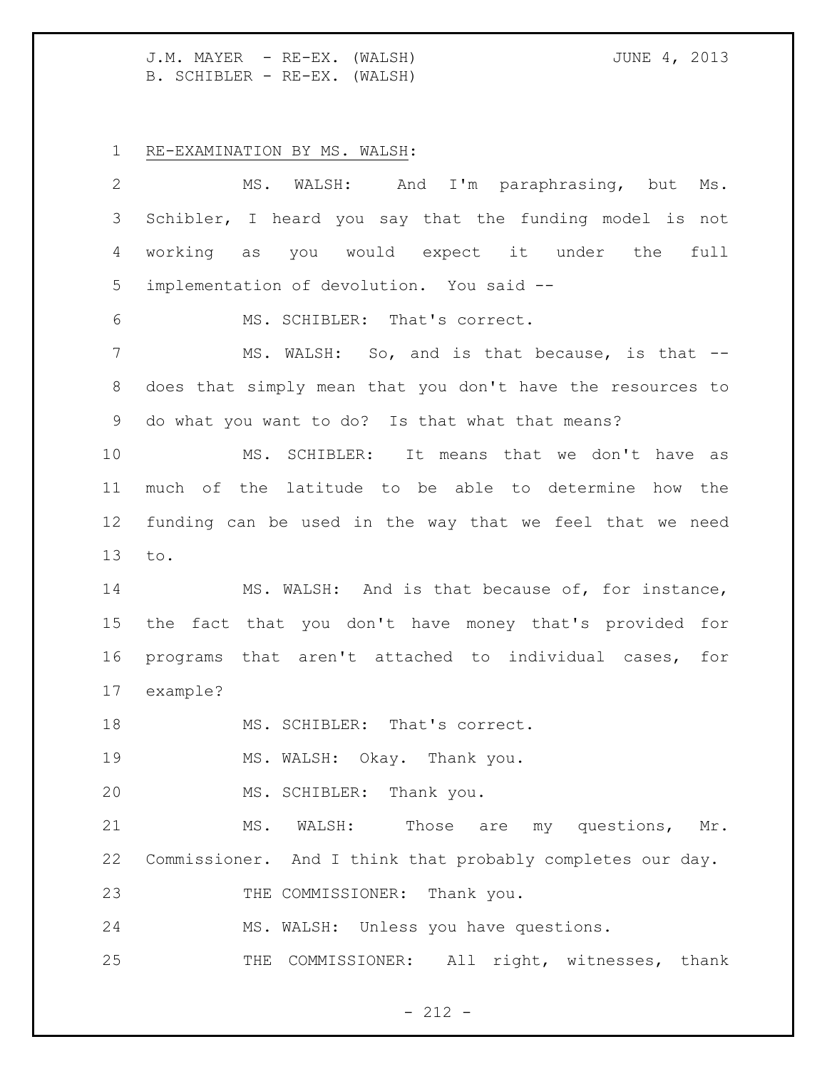RE-EXAMINATION BY MS. WALSH:

MS. WALSH: And I'm paraphrasing, but Ms. Schibler, I heard you say that the funding model is not working as you would expect it under the full implementation of devolution. You said --

MS. SCHIBLER: That's correct.

MS. WALSH: So, and is that because, is that -- does that simply mean that you don't have the resources to do what you want to do? Is that what that means?

MS. SCHIBLER: It means that we don't have as much of the latitude to be able to determine how the funding can be used in the way that we feel that we need to.

MS. WALSH: And is that because of, for instance, the fact that you don't have money that's provided for programs that aren't attached to individual cases, for example?

MS. SCHIBLER: That's correct.

MS. WALSH: Okay. Thank you.

MS. SCHIBLER: Thank you.

MS. WALSH: Those are my questions, Mr. Commissioner. And I think that probably completes our day.

THE COMMISSIONER: Thank you.

MS. WALSH: Unless you have questions.

THE COMMISSIONER: All right, witnesses, thank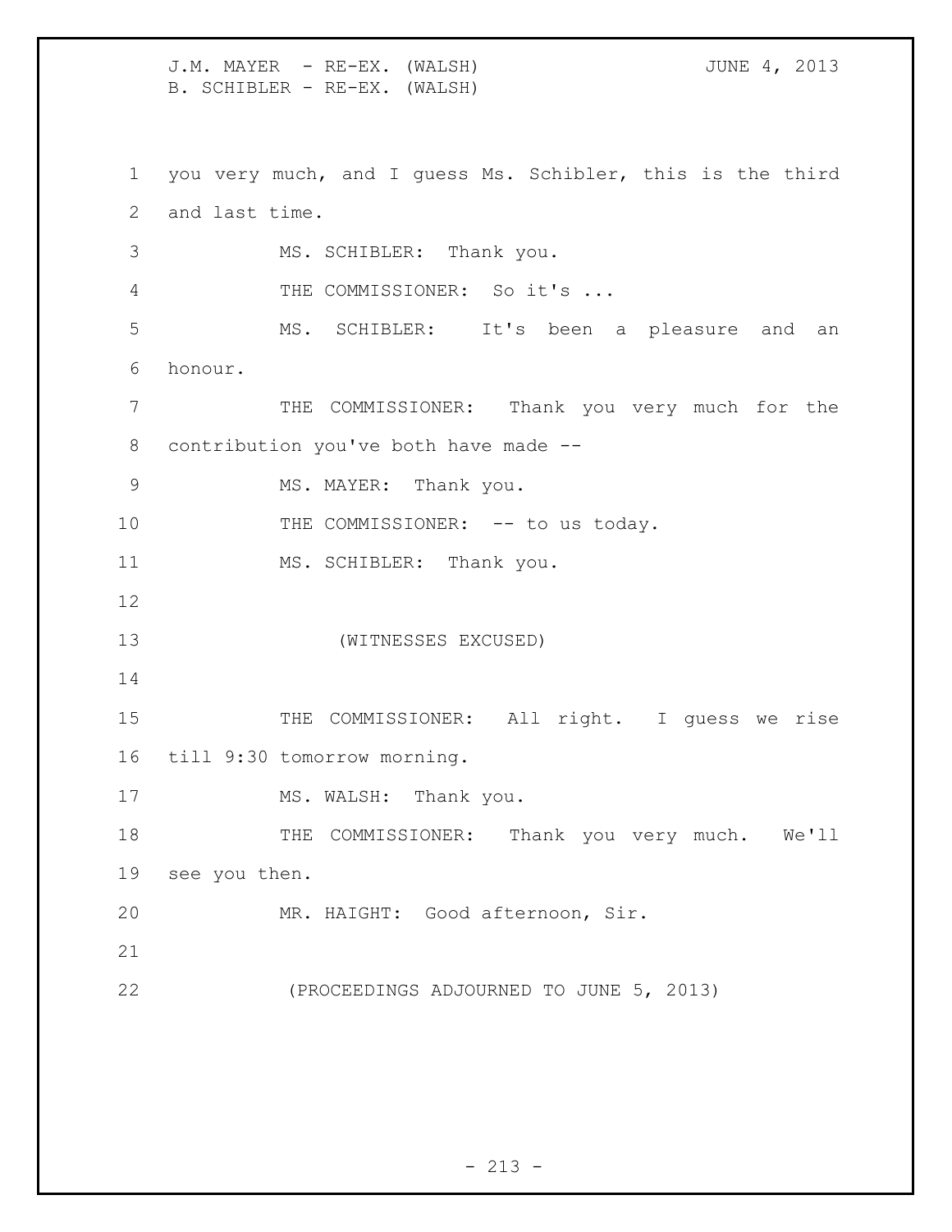you very much, and I guess Ms. Schibler, this is the third and last time.

MS. SCHIBLER: Thank you.

THE COMMISSIONER: So it's ...

MS. SCHIBLER: It's been a pleasure and an honour.

THE COMMISSIONER: Thank you very much for the contribution you've both have made --

MS. MAYER: Thank you.

THE COMMISSIONER: -- to us today.

MS. SCHIBLER: Thank you.

(WITNESSES EXCUSED)

THE COMMISSIONER: All right. I guess we rise till 9:30 tomorrow morning.

MS. WALSH: Thank you.

THE COMMISSIONER: Thank you very much. We'll see you then.

MR. HAIGHT: Good afternoon, Sir.

(PROCEEDINGS ADJOURNED TO JUNE 5, 2013)